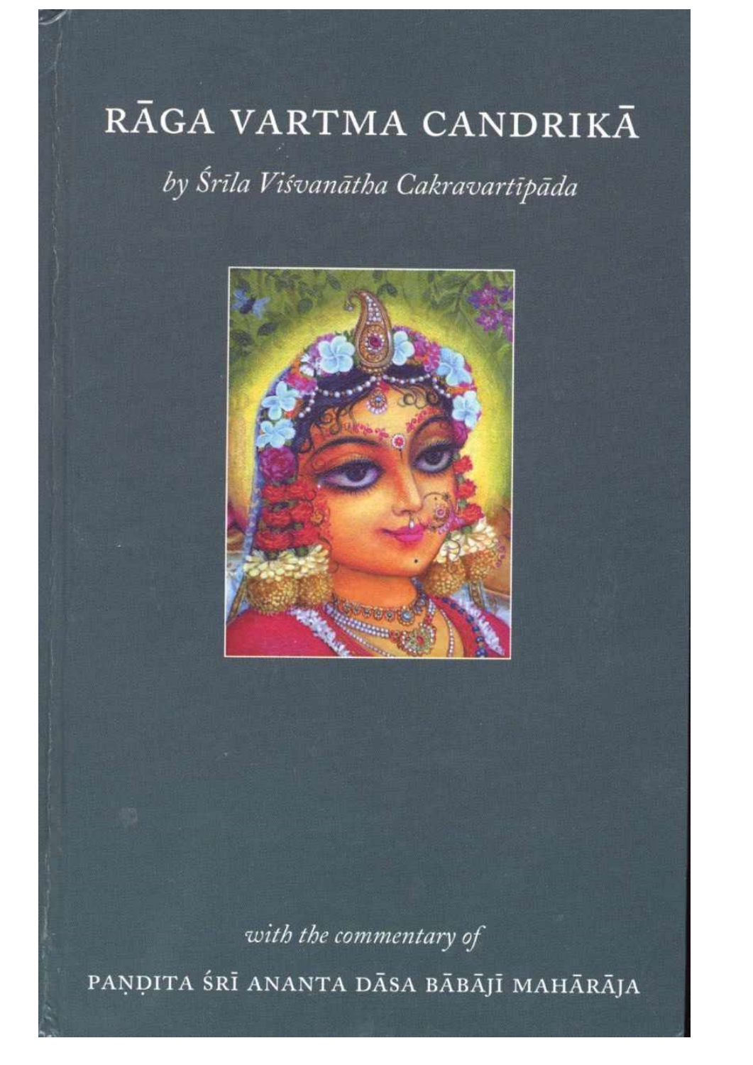# RĀGA VARTMA CANDRIKĀ

*by Śrīla Viśvanātha Cakravartīpāda*

*with the commentary of*

PAṆḌITA ŚRĪ ANANTA DĀSA BĀBĀJĪ MAHĀRĀJA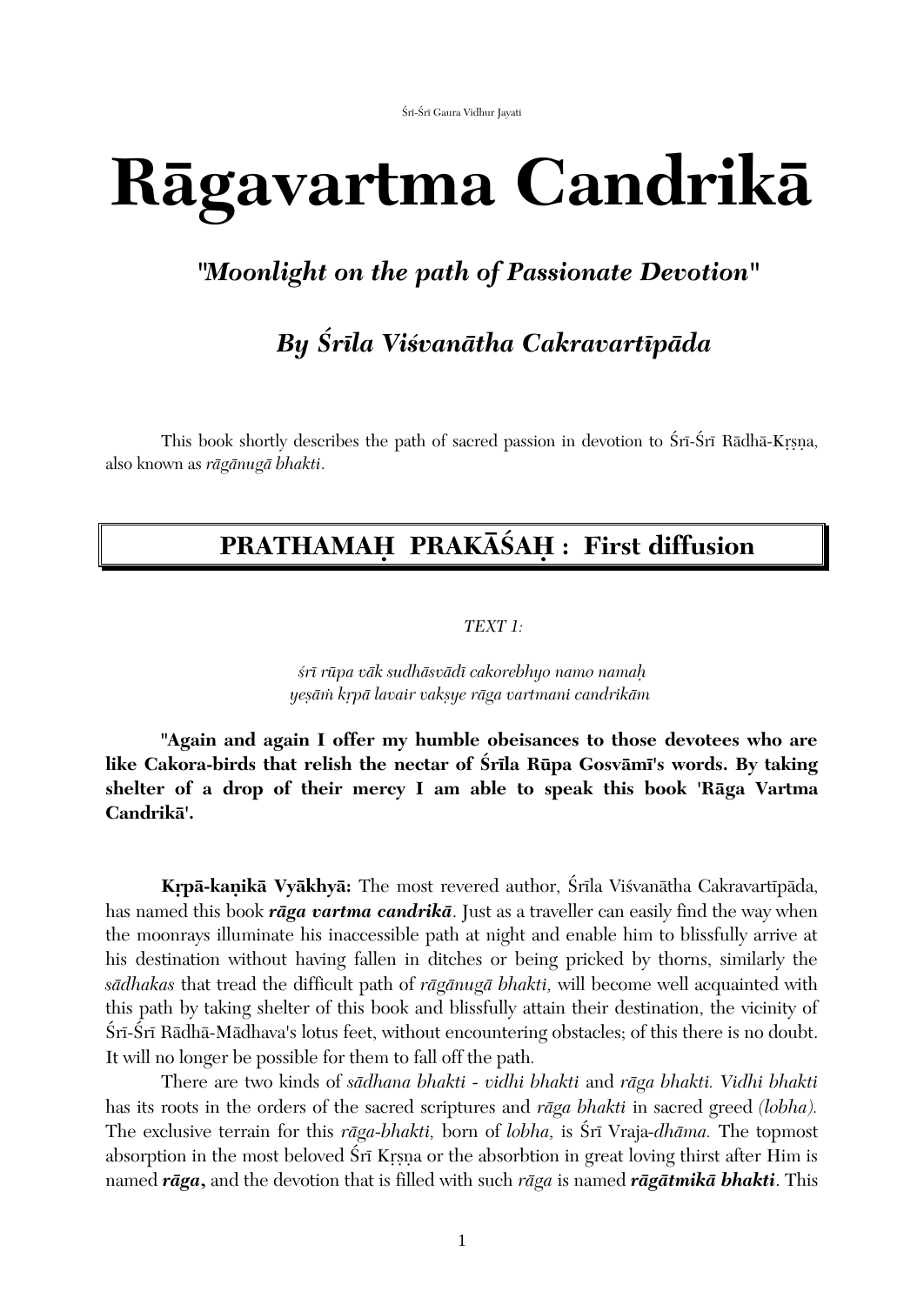Śrī-Śrī Gaura Vidhur Jayati

# Rāgavartma Candrikā

## *"Moonlight on the path of Passionate Devotion"*

### *By Śrīla Viśvanātha Cakravartīpāda*

This book shortly describes the path of sacred passion in devotion to Śrī-Śrī Rādhā-Kṛṣṇa, also known as *rāgānugā bhakti*.

## PRATHAMAḤ PRAKĀŚAḤ : First diffusion

*TEXT 1:*

*śrī rūpa vāk sudhāsvādī cakorebhyo namo namaḥ*
*yeṣāṁ kṛpā lavair vakṣye rāga vartmani candrikām*

**"Again and again I offer my humble obeisances to those devotees who are like Cakora-birds that relish the nectar of Śrīla Rūpa Gosvāmī's words. By taking shelter of a drop of their mercy I am able to speak this book 'Rāga Vartma Candrikā'.**

**Kṛpā-kaṇikā Vyākhyā:** The most revered author, Śrīla Viśvanātha Cakravartīpāda, has named this book ***rāga vartma candrikā***. Just as a traveller can easily find the way when the moonrays illuminate his inaccessible path at night and enable him to blissfully arrive at his destination without having fallen in ditches or being pricked by thorns, similarly the *sādhakas* that tread the difficult path of *rāgānugā bhakti,* will become well acquainted with this path by taking shelter of this book and blissfully attain their destination, the vicinity of Śrī-Śrī Rādhā-Mādhava's lotus feet, without encountering obstacles; of this there is no doubt. It will no longer be possible for them to fall off the path.

There are two kinds of *sādhana bhakti* - *vidhi bhakti* and *rāga bhakti. Vidhi bhakti* has its roots in the orders of the sacred scriptures and *rāga bhakti* in sacred greed *(lobha).* The exclusive terrain for this *rāga-bhakti,* born of *lobha,* is Śrī Vraja-*dhāma.* The topmost absorption in the most beloved Śrī Kṛṣṇa or the absorbtion in great loving thirst after Him is named ***rāga*,** and the devotion that is filled with such *rāga* is named ***rāgātmikā bhakti***. This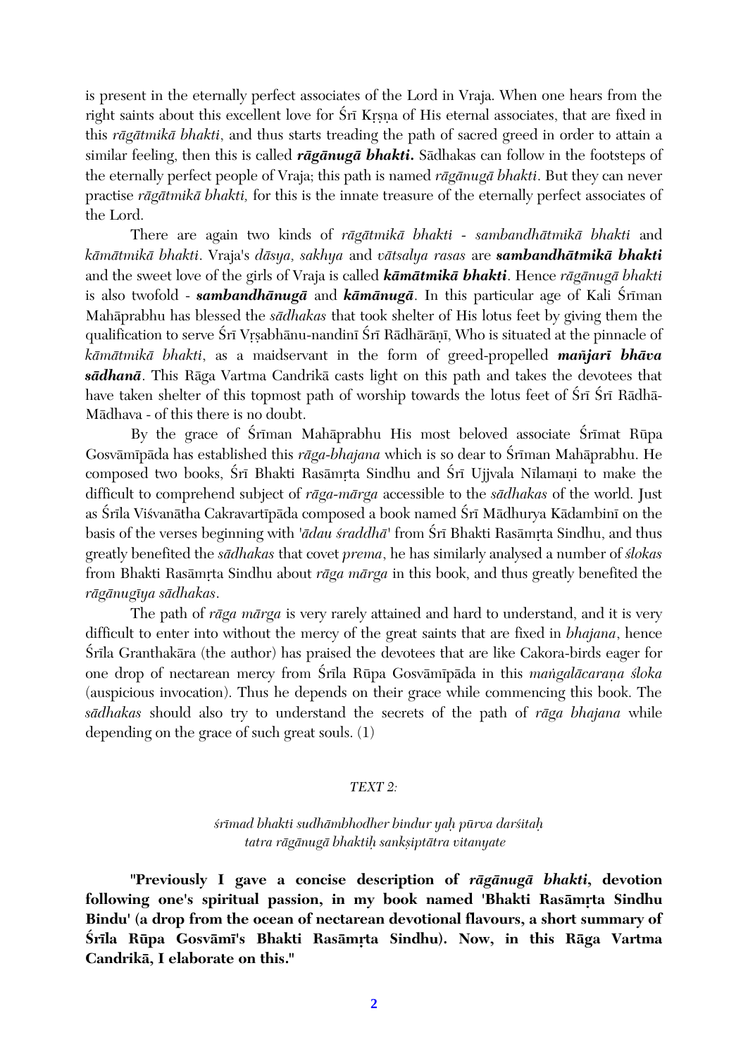is present in the eternally perfect associates of the Lord in Vraja. When one hears from the right saints about this excellent love for Śrī Kṛṣṇa of His eternal associates, that are fixed in this *rāgātmikā bhakti*, and thus starts treading the path of sacred greed in order to attain a similar feeling, then this is called ***rāgānugā bhakti***. Sādhakas can follow in the footsteps of the eternally perfect people of Vraja; this path is named *rāgānugā bhakti*. But they can never practise *rāgātmikā bhakti,* for this is the innate treasure of the eternally perfect associates of the Lord.

There are again two kinds of *rāgātmikā bhakti* - *sambandhātmikā bhakti* and *kāmātmikā bhakti*. Vraja's *dāsya, sakhya* and *vātsalya rasas* are ***sambandhātmikā bhakti*** and the sweet love of the girls of Vraja is called ***kāmātmikā bhakti***. Hence *rāgānugā bhakti* is also twofold - ***sambandhānugā*** and ***kāmānugā***. In this particular age of Kali Śrīman Mahāprabhu has blessed the *sādhakas* that took shelter of His lotus feet by giving them the qualification to serve Śrī Vṛṣabhānu-nandinī Śrī Rādhārāṇī, Who is situated at the pinnacle of *kāmātmikā bhakti*, as a maidservant in the form of greed-propelled ***mañjarī bhāva sādhanā***. This Rāga Vartma Candrikā casts light on this path and takes the devotees that have taken shelter of this topmost path of worship towards the lotus feet of Śrī Śrī Rādhā-Mādhava - of this there is no doubt.

By the grace of Śrīman Mahāprabhu His most beloved associate Śrīmat Rūpa Gosvāmīpāda has established this *rāga-bhajana* which is so dear to Śrīman Mahāprabhu. He composed two books, Śrī Bhakti Rasāmṛta Sindhu and Śrī Ujjvala Nīlamaṇi to make the difficult to comprehend subject of *rāga-mārga* accessible to the *sādhakas* of the world. Just as Śrīla Viśvanātha Cakravartīpāda composed a book named Śrī Mādhurya Kādambinī on the basis of the verses beginning with '*ādau śraddhā*' from Śrī Bhakti Rasāmṛta Sindhu, and thus greatly benefited the *sādhakas* that covet *prema*, he has similarly analysed a number of *ślokas* from Bhakti Rasāmṛta Sindhu about *rāga mārga* in this book, and thus greatly benefited the *rāgānugīya sādhakas*.

The path of *rāga mārga* is very rarely attained and hard to understand, and it is very difficult to enter into without the mercy of the great saints that are fixed in *bhajana*, hence Śrīla Granthakāra (the author) has praised the devotees that are like Cakora-birds eager for one drop of nectarean mercy from Śrīla Rūpa Gosvāmīpāda in this *maṅgalācaraṇa śloka* (auspicious invocation). Thus he depends on their grace while commencing this book. The *sādhakas* should also try to understand the secrets of the path of *rāga bhajana* while depending on the grace of such great souls. (1)

*TEXT 2:*

*śrīmad bhakti sudhāmbhodher bindur yaḥ pūrva darśitaḥ*
*tatra rāgānugā bhaktiḥ saṅkṣiptātra vitanyate*

**"Previously I gave a concise description of *rāgānugā bhakti*, devotion following one's spiritual passion, in my book named 'Bhakti Rasāmṛta Sindhu Bindu' (a drop from the ocean of nectarean devotional flavours, a short summary of Śrīla Rūpa Gosvāmī's Bhakti Rasāmṛta Sindhu). Now, in this Rāga Vartma Candrikā, I elaborate on this."**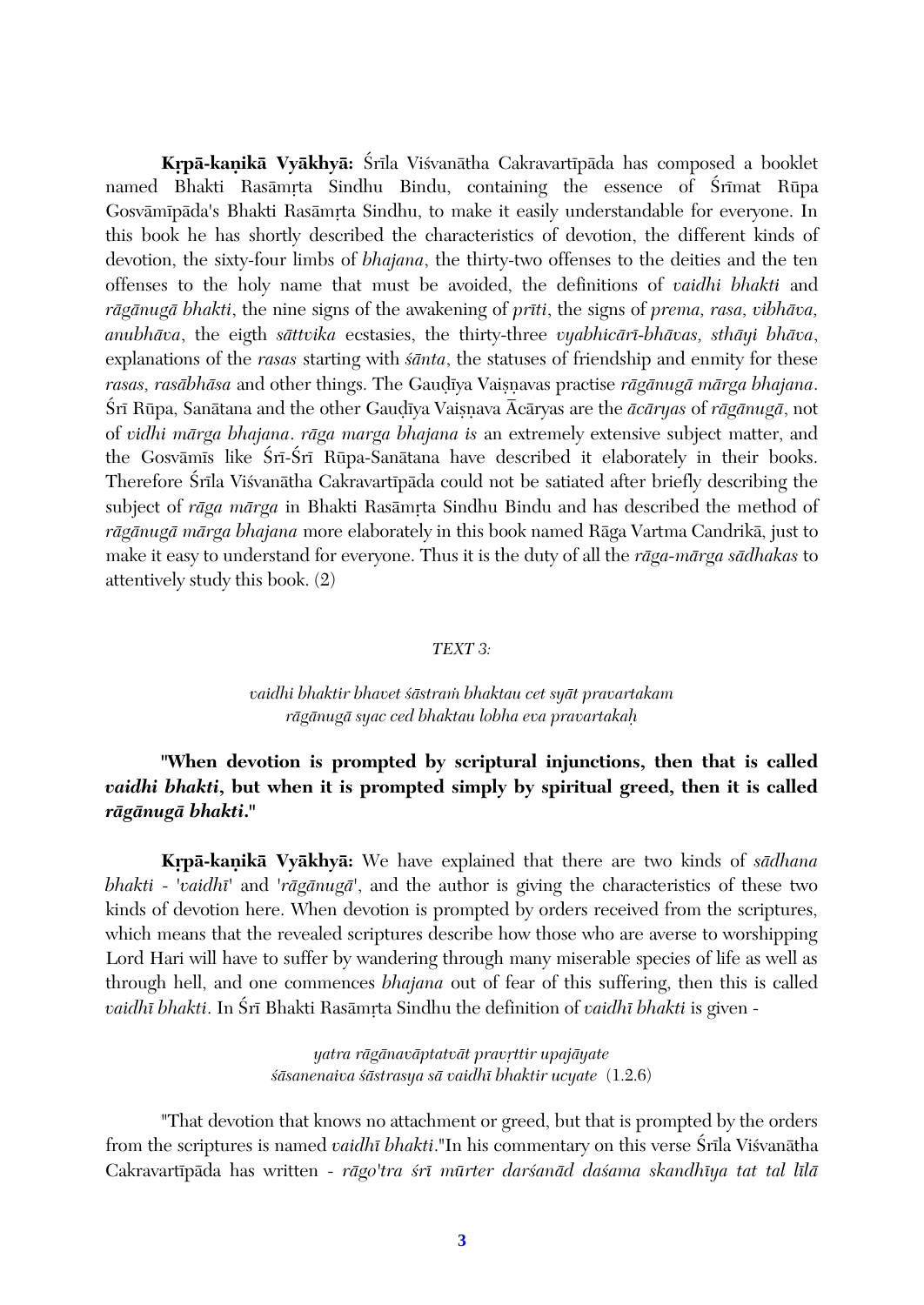**Kṛpā-kaṇikā Vyākhyā:** Śrīla Viśvanātha Cakravartīpāda has composed a booklet named Bhakti Rasāmṛta Sindhu Bindu, containing the essence of Śrīmat Rūpa Gosvāmīpāda's Bhakti Rasāmṛta Sindhu, to make it easily understandable for everyone. In this book he has shortly described the characteristics of devotion, the different kinds of devotion, the sixty-four limbs of *bhajana*, the thirty-two offenses to the deities and the ten offenses to the holy name that must be avoided, the definitions of *vaidhi bhakti* and *rāgānugā bhakti*, the nine signs of the awakening of *prīti*, the signs of *prema, rasa, vibhāva, anubhāva*, the eigth *sāttvika* ecstasies, the thirty-three *vyabhicārī-bhāvas, sthāyi bhāva*, explanations of the *rasas* starting with *śānta*, the statuses of friendship and enmity for these *rasas, rasābhāsa* and other things. The Gauḍīya Vaiṣṇavas practise *rāgānugā mārga bhajana*. Śrī Rūpa, Sanātana and the other Gauḍīya Vaiṣṇava Ācāryas are the *ācāryas* of *rāgānugā*, not of *vidhi mārga bhajana*. *rāga marga bhajana is* an extremely extensive subject matter, and the Gosvāmīs like Śrī-Śrī Rūpa-Sanātana have described it elaborately in their books. Therefore Śrīla Viśvanātha Cakravartīpāda could not be satiated after briefly describing the subject of *rāga mārga* in Bhakti Rasāmṛta Sindhu Bindu and has described the method of *rāgānugā mārga bhajana* more elaborately in this book named Rāga Vartma Candrikā, just to make it easy to understand for everyone. Thus it is the duty of all the *rāga-mārga sādhakas* to attentively study this book. (2)

*TEXT 3:*

*vaidhi bhaktir bhavet śāstraṁ bhaktau cet syāt pravartakam*
*rāgānugā syac ced bhaktau lobha eva pravartakaḥ*

**"When devotion is prompted by scriptural injunctions, then that is called *vaidhi bhakti*, but when it is prompted simply by spiritual greed, then it is called *rāgānugā bhakti*."**

**Kṛpā-kaṇikā Vyākhyā:** We have explained that there are two kinds of *sādhana bhakti* - '*vaidhī*' and '*rāgānugā*', and the author is giving the characteristics of these two kinds of devotion here. When devotion is prompted by orders received from the scriptures, which means that the revealed scriptures describe how those who are averse to worshipping Lord Hari will have to suffer by wandering through many miserable species of life as well as through hell, and one commences *bhajana* out of fear of this suffering, then this is called *vaidhī bhakti*. In Śrī Bhakti Rasāmṛta Sindhu the definition of *vaidhī bhakti* is given -

*yatra rāgānavāptatvāt pravṛttir upajāyate*
*śāsanenaiva śāstrasya sā vaidhī bhaktir ucyate* (1.2.6)

"That devotion that knows no attachment or greed, but that is prompted by the orders from the scriptures is named *vaidhī bhakti*."In his commentary on this verse Śrīla Viśvanātha Cakravartīpāda has written - *rāgo'tra śrī mūrter darśanād daśama skandhīya tat tal līlā*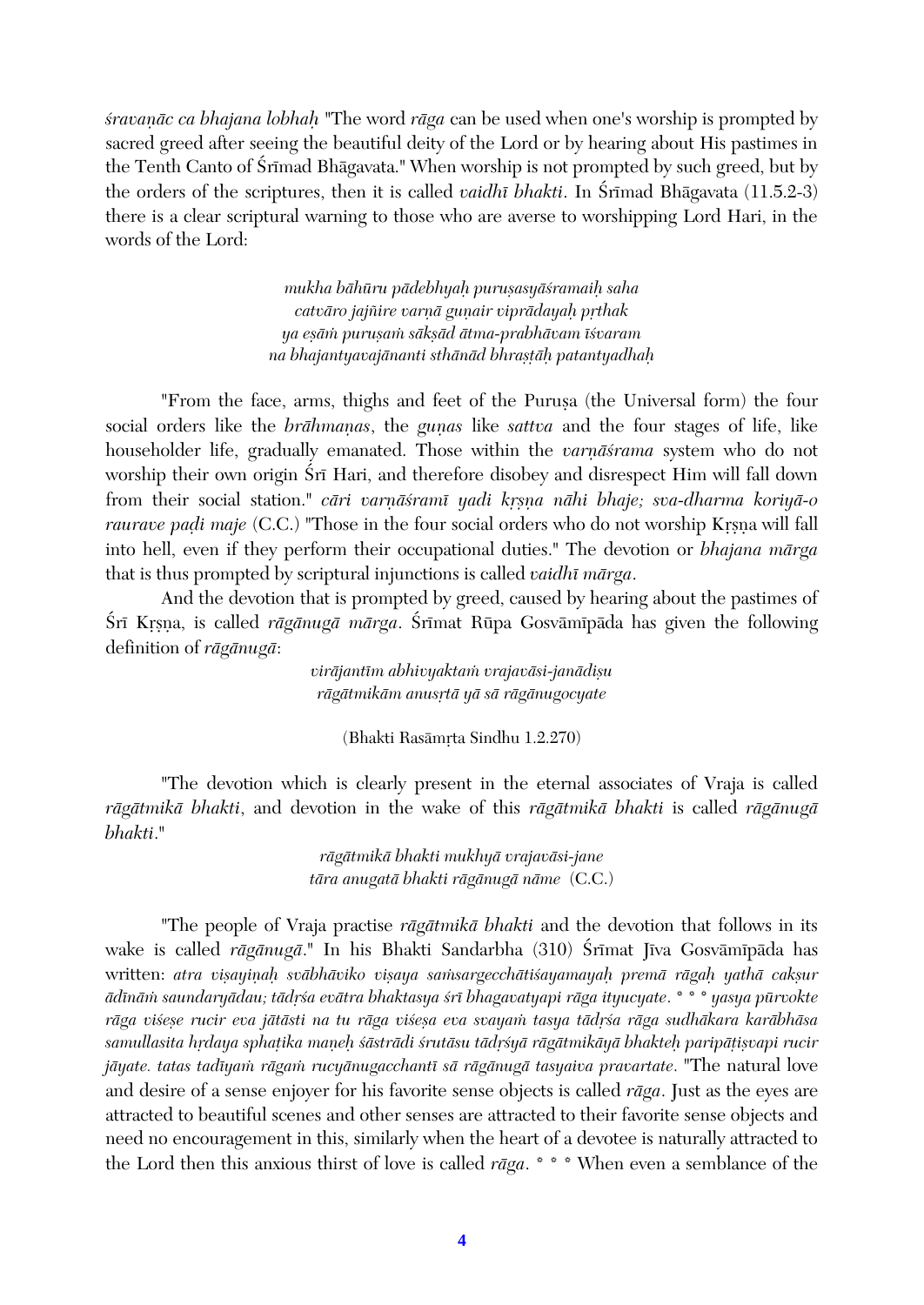*śravaṇāc ca bhajana lobhaḥ* "The word *rāga* can be used when one's worship is prompted by sacred greed after seeing the beautiful deity of the Lord or by hearing about His pastimes in the Tenth Canto of Śrīmad Bhāgavata." When worship is not prompted by such greed, but by the orders of the scriptures, then it is called *vaidhī bhakti*. In Śrīmad Bhāgavata (11.5.2-3) there is a clear scriptural warning to those who are averse to worshipping Lord Hari, in the words of the Lord:

*mukha bāhūru pādebhyaḥ puruṣasyāśramaiḥ saha*
*catvāro jajñire varṇā guṇair viprādayaḥ pṛthak*
*ya eṣāṁ puruṣaṁ sākṣād ātma-prabhāvam īśvaram*
*na bhajantyavajānanti sthānād bhraṣṭāḥ patantyadhaḥ*

"From the face, arms, thighs and feet of the Puruṣa (the Universal form) the four social orders like the *brāhmaṇas*, the *guṇas* like *sattva* and the four stages of life, like householder life, gradually emanated. Those within the *varṇāśrama* system who do not worship their own origin Śrī Hari, and therefore disobey and disrespect Him will fall down from their social station." *cāri varṇāśramī yadi kṛṣṇa nāhi bhaje; sva-dharma koriyā-o raurave paḍi maje* (C.C.) "Those in the four social orders who do not worship Kṛṣṇa will fall into hell, even if they perform their occupational duties." The devotion or *bhajana mārga* that is thus prompted by scriptural injunctions is called *vaidhī mārga*.

And the devotion that is prompted by greed, caused by hearing about the pastimes of Śrī Kṛṣṇa, is called *rāgānugā mārga*. Śrīmat Rūpa Gosvāmīpāda has given the following definition of *rāgānugā*:

*virājantīm abhivyaktaṁ vrajavāsi-janādiṣu*
*rāgātmikām anusṛtā yā sā rāgānugocyate*

(Bhakti Rasāmṛta Sindhu 1.2.270)

"The devotion which is clearly present in the eternal associates of Vraja is called *rāgātmikā bhakti*, and devotion in the wake of this *rāgātmikā bhakti* is called *rāgānugā bhakti*."

*rāgātmikā bhakti mukhyā vrajavāsi-jane*
*tāra anugatā bhakti rāgānugā nāme* (C.C.)

"The people of Vraja practise *rāgātmikā bhakti* and the devotion that follows in its wake is called *rāgānugā*." In his Bhakti Sandarbha (310) Śrīmat Jīva Gosvāmīpāda has written: *atra viṣayiṇaḥ svābhāviko viṣaya saṁsargecchātiśayamayaḥ premā rāgaḥ yathā cakṣur ādīnāṁ saundaryādau; tādṛśa evātra bhaktasya śrī bhagavatyapi rāga ityucyate. * * * yasya pūrvokte rāga viśeṣe rucir eva jātāsti na tu rāga viśeṣa eva svayaṁ tasya tādṛśa rāga sudhākara karābhāsa samullasita hṛdaya sphaṭika maṇeḥ śāstrādi śrutāsu tādṛśyā rāgātmikāyā bhakteḥ paripāṭiṣvapi rucir jāyate. tatas tadīyaṁ rāgaṁ rucyānugacchantī sā rāgānugā tasyaiva pravartate.* "The natural love and desire of a sense enjoyer for his favorite sense objects is called *rāga*. Just as the eyes are attracted to beautiful scenes and other senses are attracted to their favorite sense objects and need no encouragement in this, similarly when the heart of a devotee is naturally attracted to the Lord then this anxious thirst of love is called *rāga*. * * * When even a semblance of the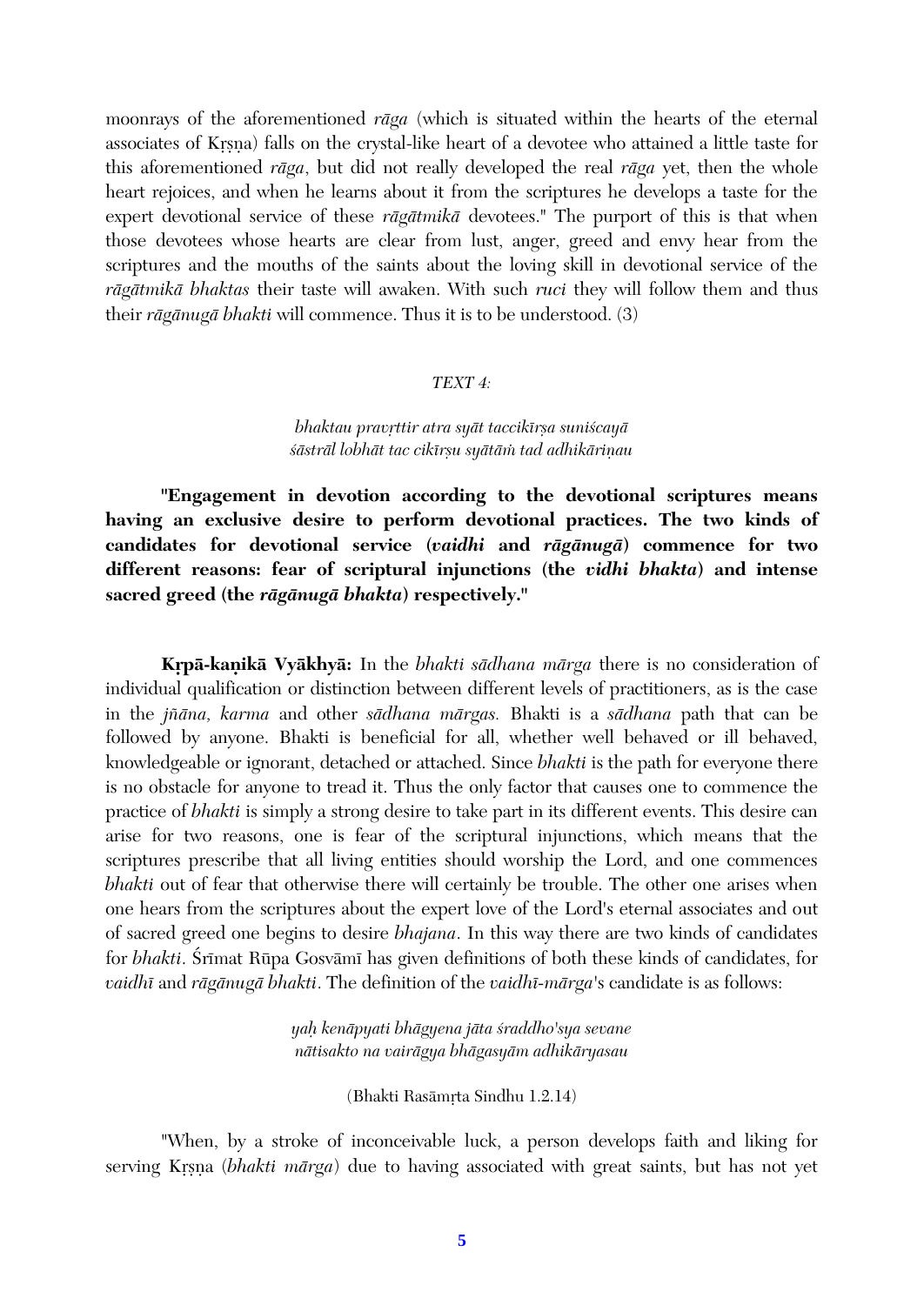moonrays of the aforementioned *rāga* (which is situated within the hearts of the eternal associates of Kṛṣṇa) falls on the crystal-like heart of a devotee who attained a little taste for this aforementioned *rāga*, but did not really developed the real *rāga* yet, then the whole heart rejoices, and when he learns about it from the scriptures he develops a taste for the expert devotional service of these *rāgātmikā* devotees." The purport of this is that when those devotees whose hearts are clear from lust, anger, greed and envy hear from the scriptures and the mouths of the saints about the loving skill in devotional service of the *rāgātmikā bhaktas* their taste will awaken. With such *ruci* they will follow them and thus their *rāgānugā bhakti* will commence. Thus it is to be understood. (3)

*TEXT 4:*

*bhaktau pravṛttir atra syāt taccikīrṣa suniścayā*
*śāstrāl lobhāt tac cikīrṣu syātāṁ tad adhikāriṇau*

**"Engagement in devotion according to the devotional scriptures means having an exclusive desire to perform devotional practices. The two kinds of candidates for devotional service (*vaidhi* and *rāgānugā*) commence for two different reasons: fear of scriptural injunctions (the *vidhi bhakta*) and intense sacred greed (the *rāgānugā bhakta*) respectively."**

**Kṛpā-kaṇikā Vyākhyā:** In the *bhakti sādhana mārga* there is no consideration of individual qualification or distinction between different levels of practitioners, as is the case in the *jñāna, karma* and other *sādhana mārgas.* Bhakti is a *sādhana* path that can be followed by anyone. Bhakti is beneficial for all, whether well behaved or ill behaved, knowledgeable or ignorant, detached or attached. Since *bhakti* is the path for everyone there is no obstacle for anyone to tread it. Thus the only factor that causes one to commence the practice of *bhakti* is simply a strong desire to take part in its different events. This desire can arise for two reasons, one is fear of the scriptural injunctions, which means that the scriptures prescribe that all living entities should worship the Lord, and one commences *bhakti* out of fear that otherwise there will certainly be trouble. The other one arises when one hears from the scriptures about the expert love of the Lord's eternal associates and out of sacred greed one begins to desire *bhajana*. In this way there are two kinds of candidates for *bhakti*. Śrīmat Rūpa Gosvāmī has given definitions of both these kinds of candidates, for *vaidhī* and *rāgānugā bhakti*. The definition of the *vaidhī-mārga*'s candidate is as follows:

*yaḥ kenāpyati bhāgyena jāta śraddho'sya sevane*
*nātisakto na vairāgya bhāgasyām adhikāryasau*

(Bhakti Rasāmṛta Sindhu 1.2.14)

"When, by a stroke of inconceivable luck, a person develops faith and liking for serving Kṛṣṇa (*bhakti mārga*) due to having associated with great saints, but has not yet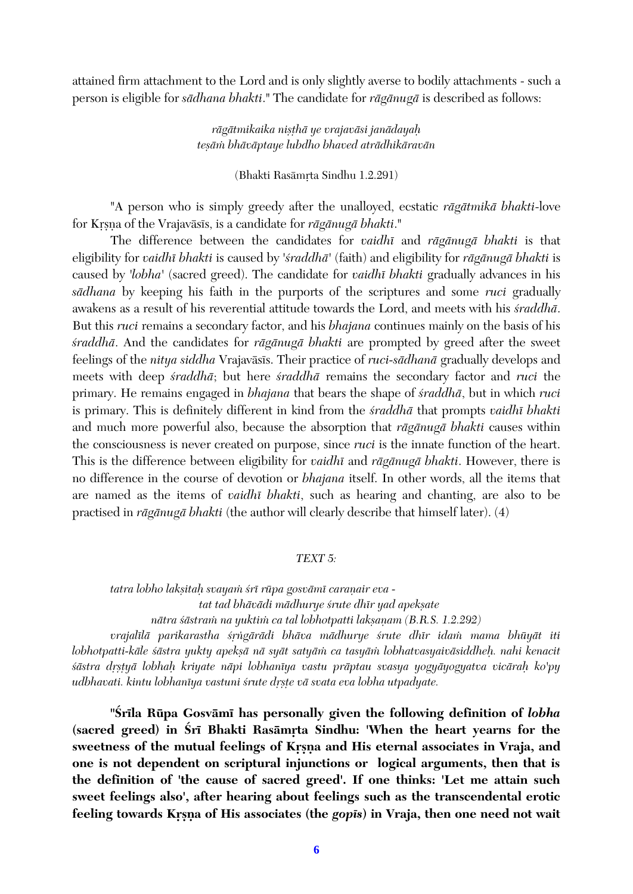attained firm attachment to the Lord and is only slightly averse to bodily attachments - such a person is eligible for *sādhana bhakti*." The candidate for *rāgānugā* is described as follows:

*rāgātmikaika niṣṭhā ye vrajavāsi janādayaḥ*
*teṣāṁ bhāvāptaye lubdho bhaved atrādhikāravān*

(Bhakti Rasāmṛta Sindhu 1.2.291)

"A person who is simply greedy after the unalloyed, ecstatic *rāgātmikā bhakti*-love for Kṛṣṇa of the Vrajavāsīs, is a candidate for *rāgānugā bhakti*."

The difference between the candidates for *vaidhī* and *rāgānugā bhakti* is that eligibility for *vaidhī bhakti* is caused by '*śraddhā*' (faith) and eligibility for *rāgānugā bhakti* is caused by '*lobha*' (sacred greed). The candidate for *vaidhī bhakti* gradually advances in his *sādhana* by keeping his faith in the purports of the scriptures and some *ruci* gradually awakens as a result of his reverential attitude towards the Lord, and meets with his *śraddhā*. But this *ruci* remains a secondary factor, and his *bhajana* continues mainly on the basis of his *śraddhā*. And the candidates for *rāgānugā bhakti* are prompted by greed after the sweet feelings of the *nitya siddha* Vrajavāsīs. Their practice of *ruci*-*sādhanā* gradually develops and meets with deep *śraddhā*; but here *śraddhā* remains the secondary factor and *ruci* the primary. He remains engaged in *bhajana* that bears the shape of *śraddhā*, but in which *ruci* is primary. This is definitely different in kind from the *śraddhā* that prompts *vaidhī bhakti* and much more powerful also, because the absorption that *rāgānugā bhakti* causes within the consciousness is never created on purpose, since *ruci* is the innate function of the heart. This is the difference between eligibility for *vaidhī* and *rāgānugā bhakti*. However, there is no difference in the course of devotion or *bhajana* itself. In other words, all the items that are named as the items of *vaidhī bhakti*, such as hearing and chanting, are also to be practised in *rāgānugā bhakti* (the author will clearly describe that himself later). (4)

### TEXT 5:

*tatra lobho lakṣitaḥ svayaṁ śrī rūpa gosvāmī caraṇair eva -*
*tat tad bhāvādi mādhurye śrute dhīr yad apekṣate*
*nātra śāstraṁ na yuktiṁ ca tal lobhotpatti lakṣaṇam (B.R.S. 1.2.292)*

*vrajalīlā parikarastha śṛṅgārādi bhāva mādhurye śrute dhīr idaṁ mama bhūyāt iti lobhotpatti-kāle śāstra yukty apekṣā nā syāt satyāṁ ca tasyāṁ lobhatvasyaivāsiddheḥ. nahi kenacit śāstra dṛṣṭyā lobhaḥ kriyate nāpi lobhanīya vastu prāptau svasya yogyāyogyatva vicāraḥ ko'py udbhavati. kintu lobhanīya vastuni śrute dṛṣṭe vā svata eva lobha utpadyate.*

**"Śrīla Rūpa Gosvāmī has personally given the following definition of *lobha* (sacred greed) in Śrī Bhakti Rasāmṛta Sindhu: 'When the heart yearns for the sweetness of the mutual feelings of Kṛṣṇa and His eternal associates in Vraja, and one is not dependent on scriptural injunctions or logical arguments, then that is the definition of 'the cause of sacred greed'. If one thinks: 'Let me attain such sweet feelings also', after hearing about feelings such as the transcendental erotic feeling towards Kṛṣṇa of His associates (the *gopīs*) in Vraja, then one need not wait**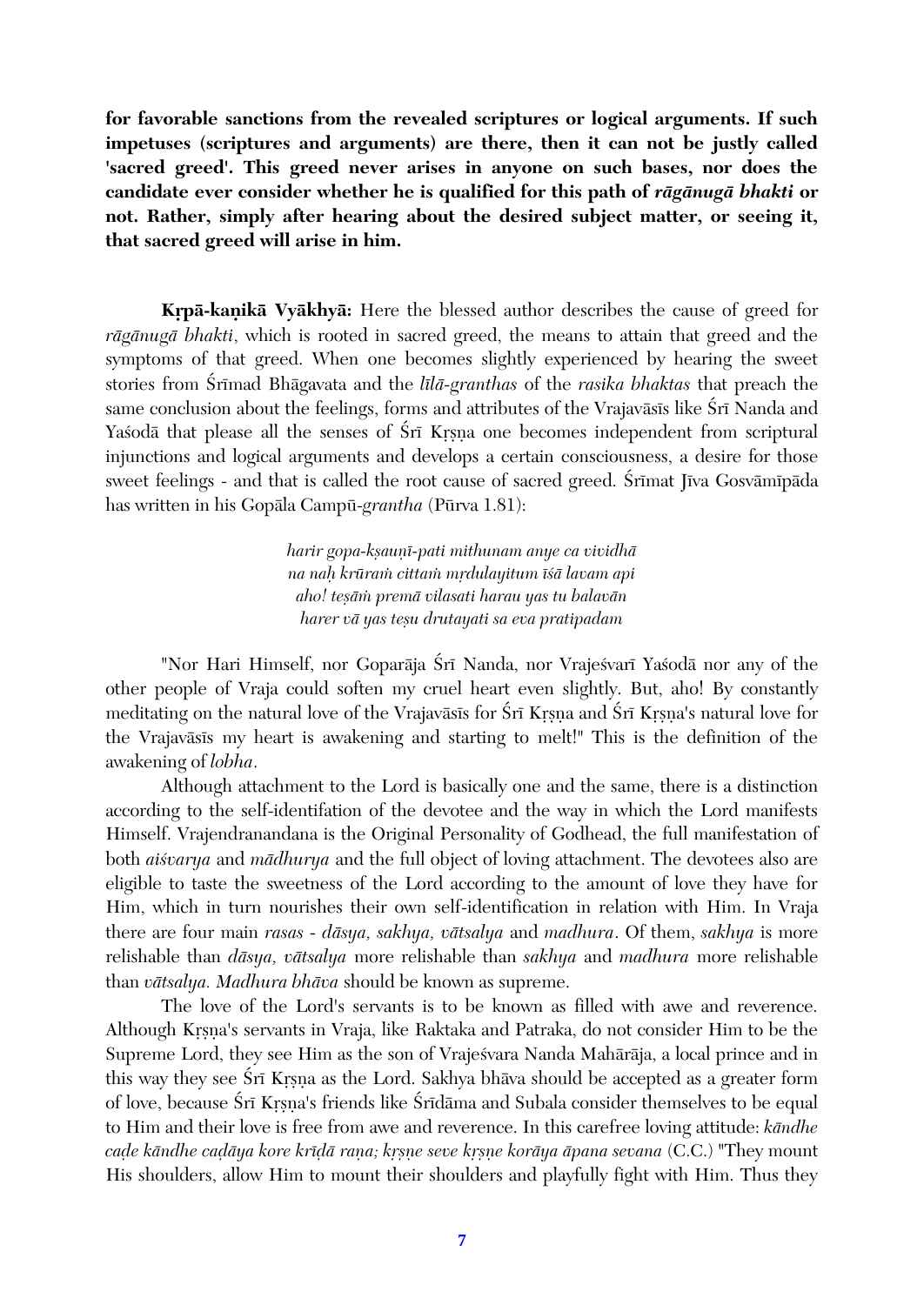**for favorable sanctions from the revealed scriptures or logical arguments. If such impetuses (scriptures and arguments) are there, then it can not be justly called 'sacred greed'. This greed never arises in anyone on such bases, nor does the candidate ever consider whether he is qualified for this path of *rāgānugā bhakti* or not. Rather, simply after hearing about the desired subject matter, or seeing it, that sacred greed will arise in him.**

**Kṛpā-kaṇikā Vyākhyā:** Here the blessed author describes the cause of greed for *rāgānugā bhakti*, which is rooted in sacred greed, the means to attain that greed and the symptoms of that greed. When one becomes slightly experienced by hearing the sweet stories from Śrīmad Bhāgavata and the *līlā-granthas* of the *rasika bhaktas* that preach the same conclusion about the feelings, forms and attributes of the Vrajavāsīs like Śrī Nanda and Yaśodā that please all the senses of Śrī Kṛṣṇa one becomes independent from scriptural injunctions and logical arguments and develops a certain consciousness, a desire for those sweet feelings - and that is called the root cause of sacred greed. Śrīmat Jīva Gosvāmīpāda has written in his Gopāla Campū-*grantha* (Pūrva 1.81):

*harir gopa-kṣauṇī-pati mithunam anye ca vividhā*
*na naḥ krūraṁ cittaṁ mṛdulayitum īśā lavam api*
*aho! teṣāṁ premā vilasati harau yas tu balavān*
*harer vā yas teṣu drutayati sa eva pratipadam*

"Nor Hari Himself, nor Goparāja Śrī Nanda, nor Vrajeśvarī Yaśodā nor any of the other people of Vraja could soften my cruel heart even slightly. But, aho! By constantly meditating on the natural love of the Vrajavāsīs for Śrī Kṛṣṇa and Śrī Kṛṣṇa's natural love for the Vrajavāsīs my heart is awakening and starting to melt!" This is the definition of the awakening of *lobha*.

Although attachment to the Lord is basically one and the same, there is a distinction according to the self-identifation of the devotee and the way in which the Lord manifests Himself. Vrajendranandana is the Original Personality of Godhead, the full manifestation of both *aiśvarya* and *mādhurya* and the full object of loving attachment. The devotees also are eligible to taste the sweetness of the Lord according to the amount of love they have for Him, which in turn nourishes their own self-identification in relation with Him. In Vraja there are four main *rasas* - *dāsya, sakhya, vātsalya* and *madhura*. Of them, *sakhya* is more relishable than *dāsya, vātsalya* more relishable than *sakhya* and *madhura* more relishable than *vātsalya. Madhura bhāva* should be known as supreme.

The love of the Lord's servants is to be known as filled with awe and reverence. Although Kṛṣṇa's servants in Vraja, like Raktaka and Patraka, do not consider Him to be the Supreme Lord, they see Him as the son of Vrajeśvara Nanda Mahārāja, a local prince and in this way they see Śrī Kṛṣṇa as the Lord. Sakhya bhāva should be accepted as a greater form of love, because Śrī Kṛṣṇa's friends like Śrīdāma and Subala consider themselves to be equal to Him and their love is free from awe and reverence. In this carefree loving attitude: *kāndhe caḍe kāndhe caḍāya kore krīḍā raṇa; kṛṣṇe seve kṛṣṇe korāya āpana sevana* (C.C.) "They mount His shoulders, allow Him to mount their shoulders and playfully fight with Him. Thus they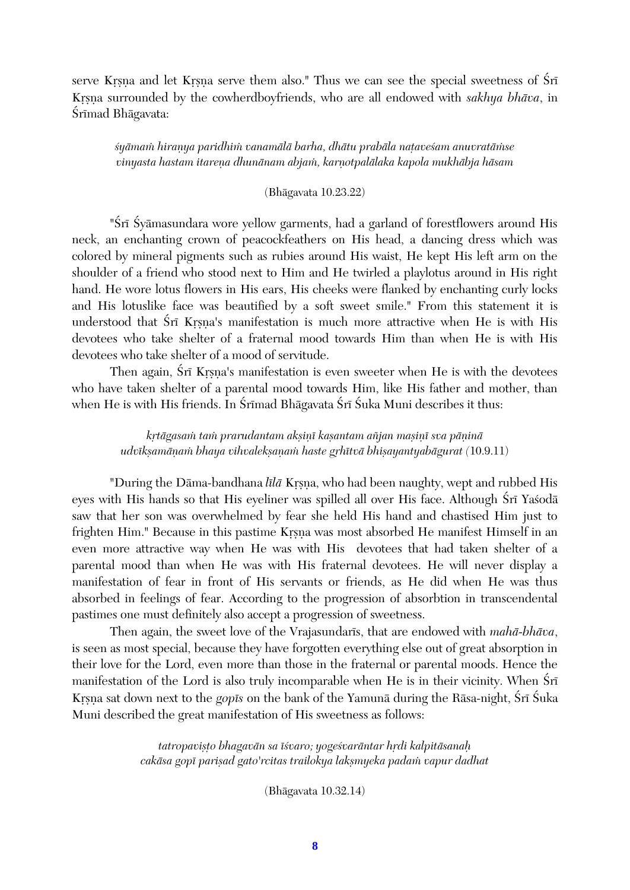serve Kṛṣṇa and let Kṛṣṇa serve them also." Thus we can see the special sweetness of Śrī Kṛṣṇa surrounded by the cowherdboyfriends, who are all endowed with *sakhya bhāva*, in Śrīmad Bhāgavata:

> *śyāmaṁ hiraṇya paridhiṁ vanamālā barha, dhātu prabāla naṭaveśam anuvratāṁse*
> *vinyasta hastam itareṇa dhunānam abjaṁ, karṇotpalālaka kapola mukhābja hāsam*
>
> (Bhāgavata 10.23.22)

"Śrī Śyāmasundara wore yellow garments, had a garland of forestflowers around His neck, an enchanting crown of peacockfeathers on His head, a dancing dress which was colored by mineral pigments such as rubies around His waist, He kept His left arm on the shoulder of a friend who stood next to Him and He twirled a playlotus around in His right hand. He wore lotus flowers in His ears, His cheeks were flanked by enchanting curly locks and His lotuslike face was beautified by a soft sweet smile." From this statement it is understood that Śrī Kṛṣṇa's manifestation is much more attractive when He is with His devotees who take shelter of a fraternal mood towards Him than when He is with His devotees who take shelter of a mood of servitude.

Then again, Śrī Kṛṣṇa's manifestation is even sweeter when He is with the devotees who have taken shelter of a parental mood towards Him, like His father and mother, than when He is with His friends. In Śrīmad Bhāgavata Śrī Śuka Muni describes it thus:

> *kṛtāgasaṁ taṁ prarudantam akṣiṇī kaṣantam añjan maṣiṇī sva pāṇinā*
> *udvīkṣamāṇaṁ bhaya vihvalekṣaṇaṁ haste gṛhītvā bhiṣayantyabāgurat* (10.9.11)

"During the Dāma-bandhana *līlā* Kṛṣṇa, who had been naughty, wept and rubbed His eyes with His hands so that His eyeliner was spilled all over His face. Although Śrī Yaśodā saw that her son was overwhelmed by fear she held His hand and chastised Him just to frighten Him." Because in this pastime Kṛṣṇa was most absorbed He manifest Himself in an even more attractive way when He was with His devotees that had taken shelter of a parental mood than when He was with His fraternal devotees. He will never display a manifestation of fear in front of His servants or friends, as He did when He was thus absorbed in feelings of fear. According to the progression of absorbtion in transcendental pastimes one must definitely also accept a progression of sweetness.

Then again, the sweet love of the Vrajasundarīs, that are endowed with *mahā-bhāva*, is seen as most special, because they have forgotten everything else out of great absorption in their love for the Lord, even more than those in the fraternal or parental moods. Hence the manifestation of the Lord is also truly incomparable when He is in their vicinity. When Śrī Kṛṣṇa sat down next to the *gopīs* on the bank of the Yamunā during the Rāsa-night, Śrī Śuka Muni described the great manifestation of His sweetness as follows:

> *tatropaviṣṭo bhagavān sa īśvaro; yogeśvarāntar hṛdi kalpitāsanaḥ*
> *cakāsa gopī pariṣad gato'rcitas trailokya lakṣmyeka padaṁ vapur dadhat*
>
> (Bhāgavata 10.32.14)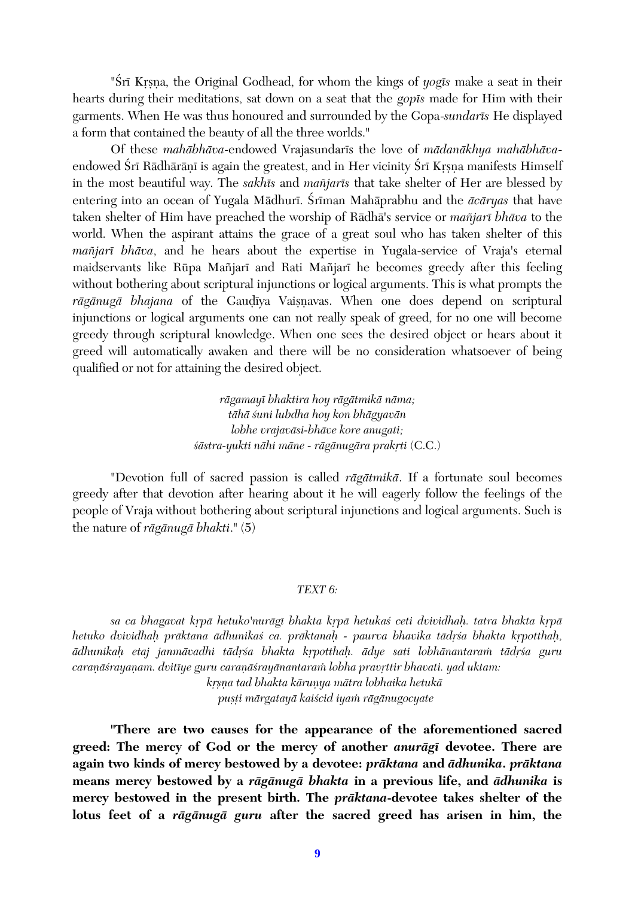"Śrī Kṛṣṇa, the Original Godhead, for whom the kings of *yogīs* make a seat in their hearts during their meditations, sat down on a seat that the *gopīs* made for Him with their garments. When He was thus honoured and surrounded by the Gopa-*sundarīs* He displayed a form that contained the beauty of all the three worlds."

Of these *mahābhāva*-endowed Vrajasundarīs the love of *mādanākhya mahābhāva*-endowed Śrī Rādhārāṇī is again the greatest, and in Her vicinity Śrī Kṛṣṇa manifests Himself in the most beautiful way. The *sakhīs* and *mañjarīs* that take shelter of Her are blessed by entering into an ocean of Yugala Mādhurī. Śrīman Mahāprabhu and the *ācāryas* that have taken shelter of Him have preached the worship of Rādhā's service or *mañjarī bhāva* to the world. When the aspirant attains the grace of a great soul who has taken shelter of this *mañjarī bhāva*, and he hears about the expertise in Yugala-service of Vraja's eternal maidservants like Rūpa Mañjarī and Rati Mañjarī he becomes greedy after this feeling without bothering about scriptural injunctions or logical arguments. This is what prompts the *rāgānugā bhajana* of the Gauḍīya Vaiṣṇavas. When one does depend on scriptural injunctions or logical arguments one can not really speak of greed, for no one will become greedy through scriptural knowledge. When one sees the desired object or hears about it greed will automatically awaken and there will be no consideration whatsoever of being qualified or not for attaining the desired object.

*rāgamayī bhaktira hoy rāgātmikā nāma;*
*tāhā śuni lubdha hoy kon bhāgyavān*
*lobhe vrajavāsi-bhāve kore anugati;*
*śāstra-yukti nāhi māne - rāgānugāra prakṛti* (C.C.)

"Devotion full of sacred passion is called *rāgātmikā*. If a fortunate soul becomes greedy after that devotion after hearing about it he will eagerly follow the feelings of the people of Vraja without bothering about scriptural injunctions and logical arguments. Such is the nature of *rāgānugā bhakti*." (5)

*TEXT 6:*

*sa ca bhagavat kṛpā hetuko'nurāgī bhakta kṛpā hetukaś ceti dvividhaḥ. tatra bhakta kṛpā hetuko dvividhaḥ prāktana ādhunikaś ca. prāktanaḥ - paurva bhavika tādṛśa bhakta kṛpotthaḥ, ādhunikaḥ etaj janmāvadhi tādṛśa bhakta kṛpotthaḥ. ādye sati lobhānantaraṁ tādṛśa guru caraṇāśrayaṇam. dvitīye guru caraṇāśrayānantaraṁ lobha pravṛttir bhavati. yad uktam:*

*kṛṣṇa tad bhakta kāruṇya mātra lobhaika hetukā*
*puṣṭi mārgatayā kaiścid iyaṁ rāgānugocyate*

**"There are two causes for the appearance of the aforementioned sacred greed: The mercy of God or the mercy of another *anurāgī* devotee. There are again two kinds of mercy bestowed by a devotee: *prāktana* and *ādhunika*. *prāktana* means mercy bestowed by a *rāgānugā bhakta* in a previous life, and *ādhunika* is mercy bestowed in the present birth. The *prāktana*-devotee takes shelter of the lotus feet of a *rāgānugā guru* after the sacred greed has arisen in him, the**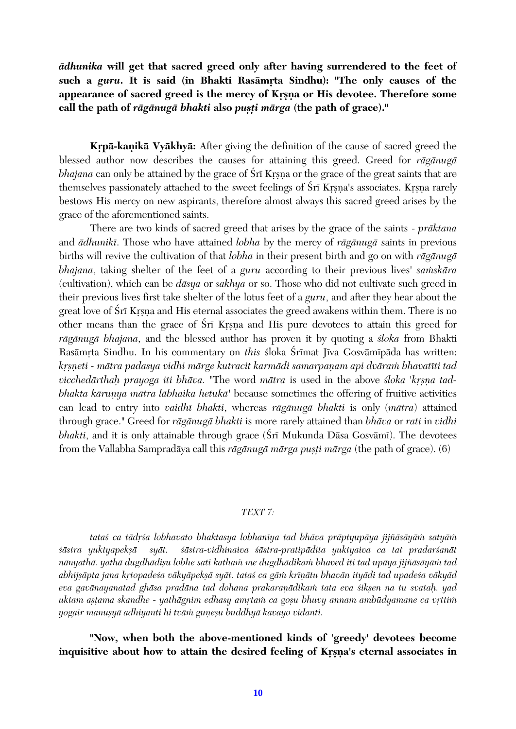**ādhunika will get that sacred greed only after having surrendered to the feet of such a *guru*. It is said (in Bhakti Rasāmṛta Sindhu): "The only causes of the appearance of sacred greed is the mercy of Kṛṣṇa or His devotee. Therefore some call the path of *rāgānugā bhakti* also *puṣṭi mārga* (the path of grace)."**

**Kṛpā-kaṇikā Vyākhyā:** After giving the definition of the cause of sacred greed the blessed author now describes the causes for attaining this greed. Greed for *rāgānugā bhajana* can only be attained by the grace of Śrī Kṛṣṇa or the grace of the great saints that are themselves passionately attached to the sweet feelings of Śrī Kṛṣṇa's associates. Kṛṣṇa rarely bestows His mercy on new aspirants, therefore almost always this sacred greed arises by the grace of the aforementioned saints.

There are two kinds of sacred greed that arises by the grace of the saints - *prāktana* and *ādhunikī*. Those who have attained *lobha* by the mercy of *rāgānugā* saints in previous births will revive the cultivation of that *lobha* in their present birth and go on with *rāgānugā bhajana*, taking shelter of the feet of a *guru* according to their previous lives' *saṁskāra* (cultivation), which can be *dāsya* or *sakhya* or so. Those who did not cultivate such greed in their previous lives first take shelter of the lotus feet of a *guru*, and after they hear about the great love of Śrī Kṛṣṇa and His eternal associates the greed awakens within them. There is no other means than the grace of Śrī Kṛṣṇa and His pure devotees to attain this greed for *rāgānugā bhajana*, and the blessed author has proven it by quoting a *śloka* from Bhakti Rasāmṛta Sindhu. In his commentary on *this* śloka Śrīmat Jīva Gosvāmīpāda has written: *kṛṣṇeti - mātra padasya vidhi mārge kutracit karmādi samarpaṇam api dvāraṁ bhavatīti tad vicchedārthaḥ prayoga iti bhāva.* "The word *mātra* is used in the above *śloka* '*kṛṣṇa tad-bhakta kāruṇya mātra lābhaika hetukā*' because sometimes the offering of fruitive activities can lead to entry into *vaidhī bhakti*, whereas *rāgānugā bhakti* is only (*mātra*) attained through grace." Greed for *rāgānugā bhakti* is more rarely attained than *bhāva* or *rati* in *vidhi bhakti*, and it is only attainable through grace (Śrī Mukunda Dāsa Gosvāmī). The devotees from the Vallabha Sampradāya call this *rāgānugā mārga puṣṭi mārga* (the path of grace). (6)

*TEXT 7:*

*tataś ca tādṛśa lobhavato bhaktasya lobhanīya tad bhāva prāptyupāya jijñāsāyāṁ satyāṁ śāstra yuktyapekṣā syāt. śāstra-vidhinaiva śāstra-pratipādita yuktyaiva ca tat pradarśanāt nānyathā. yathā dugdhādiṣu lobhe sati kathaṁ me dugdhādikaṁ bhaved iti tad upāya jijñāsāyāṁ tad abhijṣāpta jana kṛtopadeśa vākyāpekṣā syāt. tataś ca gāṁ krīṇātu bhavān ityādi tad upadeśa vākyād eva gavānayanatad ghāsa pradāna tad dohana prakaraṇādikaṁ tata eva śikṣen na tu svataḥ. yad uktam aṣṭama skandhe - yathāgnim edhasy amṛtaṁ ca goṣu bhuvy annam ambūdyamane ca vṛttiṁ yogair manuṣyā adhiyanti hi tvāṁ guṇeṣu buddhyā kavayo vidanti.*

**"Now, when both the above-mentioned kinds of 'greedy' devotees become inquisitive about how to attain the desired feeling of Kṛṣṇa's eternal associates in**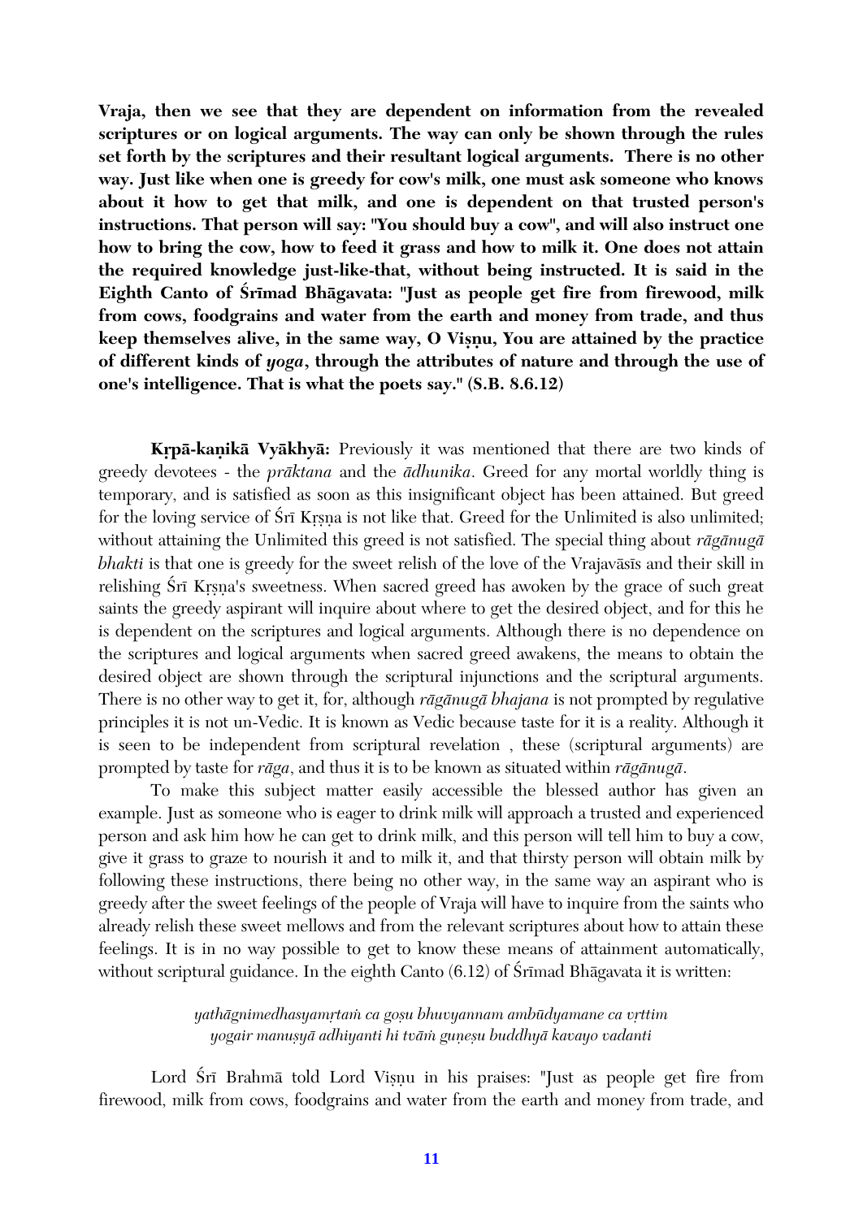**Vraja, then we see that they are dependent on information from the revealed scriptures or on logical arguments. The way can only be shown through the rules set forth by the scriptures and their resultant logical arguments. There is no other way. Just like when one is greedy for cow's milk, one must ask someone who knows about it how to get that milk, and one is dependent on that trusted person's instructions. That person will say: "You should buy a cow", and will also instruct one how to bring the cow, how to feed it grass and how to milk it. One does not attain the required knowledge just-like-that, without being instructed. It is said in the Eighth Canto of Śrīmad Bhāgavata: "Just as people get fire from firewood, milk from cows, foodgrains and water from the earth and money from trade, and thus keep themselves alive, in the same way, O Viṣṇu, You are attained by the practice of different kinds of *yoga*, through the attributes of nature and through the use of one's intelligence. That is what the poets say." (S.B. 8.6.12)**

**Kṛpā-kaṇikā Vyākhyā:** Previously it was mentioned that there are two kinds of greedy devotees - the *prāktana* and the *ādhunika*. Greed for any mortal worldly thing is temporary, and is satisfied as soon as this insignificant object has been attained. But greed for the loving service of Śrī Kṛṣṇa is not like that. Greed for the Unlimited is also unlimited; without attaining the Unlimited this greed is not satisfied. The special thing about *rāgānugā bhakti* is that one is greedy for the sweet relish of the love of the Vrajavāsīs and their skill in relishing Śrī Kṛṣṇa's sweetness. When sacred greed has awoken by the grace of such great saints the greedy aspirant will inquire about where to get the desired object, and for this he is dependent on the scriptures and logical arguments. Although there is no dependence on the scriptures and logical arguments when sacred greed awakens, the means to obtain the desired object are shown through the scriptural injunctions and the scriptural arguments. There is no other way to get it, for, although *rāgānugā bhajana* is not prompted by regulative principles it is not un-Vedic. It is known as Vedic because taste for it is a reality. Although it is seen to be independent from scriptural revelation , these (scriptural arguments) are prompted by taste for *rāga*, and thus it is to be known as situated within *rāgānugā*.

To make this subject matter easily accessible the blessed author has given an example. Just as someone who is eager to drink milk will approach a trusted and experienced person and ask him how he can get to drink milk, and this person will tell him to buy a cow, give it grass to graze to nourish it and to milk it, and that thirsty person will obtain milk by following these instructions, there being no other way, in the same way an aspirant who is greedy after the sweet feelings of the people of Vraja will have to inquire from the saints who already relish these sweet mellows and from the relevant scriptures about how to attain these feelings. It is in no way possible to get to know these means of attainment automatically, without scriptural guidance. In the eighth Canto (6.12) of Śrīmad Bhāgavata it is written:

*yathāgnimedhasyamṛtaṁ ca goṣu bhuvyannam ambūdyamane ca vṛttim*
*yogair manuṣyā adhiyanti hi tvāṁ guṇeṣu buddhyā kavayo vadanti*

Lord Śrī Brahmā told Lord Viṣṇu in his praises: "Just as people get fire from firewood, milk from cows, foodgrains and water from the earth and money from trade, and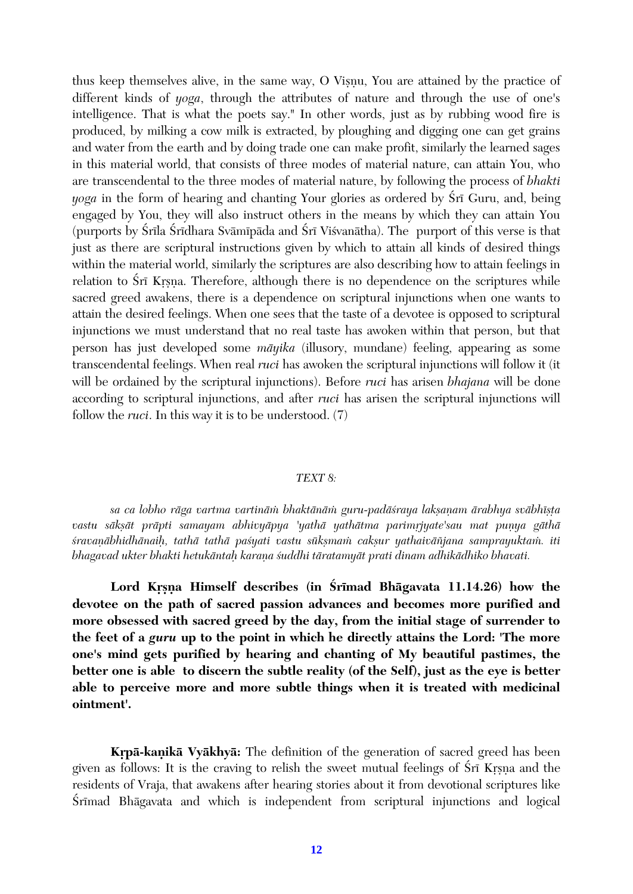thus keep themselves alive, in the same way, O Viṣṇu, You are attained by the practice of different kinds of *yoga*, through the attributes of nature and through the use of one's intelligence. That is what the poets say." In other words, just as by rubbing wood fire is produced, by milking a cow milk is extracted, by ploughing and digging one can get grains and water from the earth and by doing trade one can make profit, similarly the learned sages in this material world, that consists of three modes of material nature, can attain You, who are transcendental to the three modes of material nature, by following the process of *bhakti yoga* in the form of hearing and chanting Your glories as ordered by Śrī Guru, and, being engaged by You, they will also instruct others in the means by which they can attain You (purports by Śrīla Śrīdhara Svāmīpāda and Śrī Viśvanātha). The purport of this verse is that just as there are scriptural instructions given by which to attain all kinds of desired things within the material world, similarly the scriptures are also describing how to attain feelings in relation to Śrī Kṛṣṇa. Therefore, although there is no dependence on the scriptures while sacred greed awakens, there is a dependence on scriptural injunctions when one wants to attain the desired feelings. When one sees that the taste of a devotee is opposed to scriptural injunctions we must understand that no real taste has awoken within that person, but that person has just developed some *māyika* (illusory, mundane) feeling, appearing as some transcendental feelings. When real *ruci* has awoken the scriptural injunctions will follow it (it will be ordained by the scriptural injunctions). Before *ruci* has arisen *bhajana* will be done according to scriptural injunctions, and after *ruci* has arisen the scriptural injunctions will follow the *ruci*. In this way it is to be understood. (7)

*TEXT 8:*

*sa ca lobho rāga vartma vartināṁ bhaktānāṁ guru-padāśraya lakṣaṇam ārabhya svābhīṣṭa vastu sākṣāt prāpti samayam abhivyāpya 'yathā yathātma parimṛjyate'sau mat puṇya gāthā śravaṇābhidhānaiḥ, tathā tathā paśyati vastu sūkṣmaṁ cakṣur yathaivāñjana samprayuktaṁ. iti bhagavad ukter bhakti hetukāntaḥ karaṇa śuddhi tāratamyāt prati dinam adhikādhiko bhavati.*

**Lord Kṛṣṇa Himself describes (in Śrīmad Bhāgavata 11.14.26) how the devotee on the path of sacred passion advances and becomes more purified and more obsessed with sacred greed by the day, from the initial stage of surrender to the feet of a *guru* up to the point in which he directly attains the Lord: 'The more one's mind gets purified by hearing and chanting of My beautiful pastimes, the better one is able to discern the subtle reality (of the Self), just as the eye is better able to perceive more and more subtle things when it is treated with medicinal ointment'.**

**Kṛpā-kaṇikā Vyākhyā:** The definition of the generation of sacred greed has been given as follows: It is the craving to relish the sweet mutual feelings of Śrī Kṛṣṇa and the residents of Vraja, that awakens after hearing stories about it from devotional scriptures like Śrīmad Bhāgavata and which is independent from scriptural injunctions and logical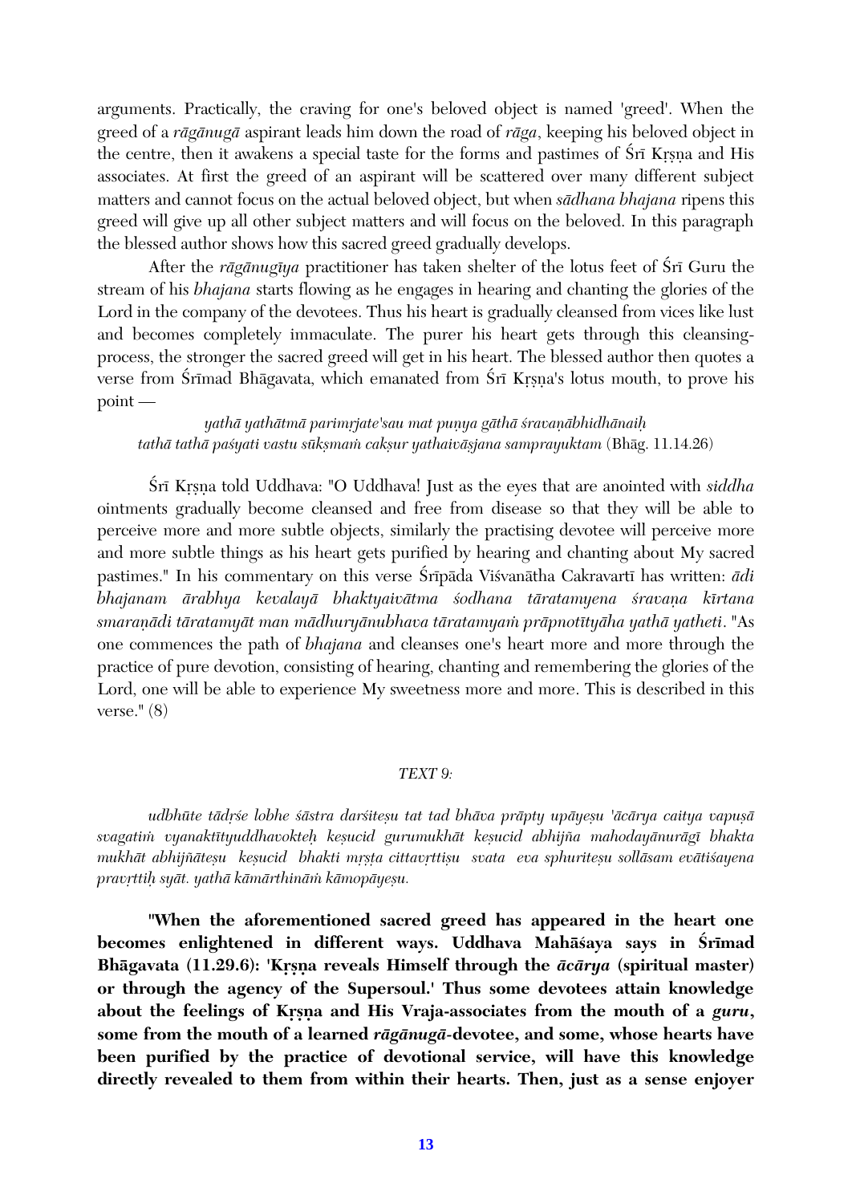arguments. Practically, the craving for one's beloved object is named 'greed'. When the greed of a *rāgānugā* aspirant leads him down the road of *rāga*, keeping his beloved object in the centre, then it awakens a special taste for the forms and pastimes of Śrī Kṛṣṇa and His associates. At first the greed of an aspirant will be scattered over many different subject matters and cannot focus on the actual beloved object, but when *sādhana bhajana* ripens this greed will give up all other subject matters and will focus on the beloved. In this paragraph the blessed author shows how this sacred greed gradually develops.

After the *rāgānugīya* practitioner has taken shelter of the lotus feet of Śrī Guru the stream of his *bhajana* starts flowing as he engages in hearing and chanting the glories of the Lord in the company of the devotees. Thus his heart is gradually cleansed from vices like lust and becomes completely immaculate. The purer his heart gets through this cleansing-process, the stronger the sacred greed will get in his heart. The blessed author then quotes a verse from Śrīmad Bhāgavata, which emanated from Śrī Kṛṣṇa's lotus mouth, to prove his point —

*yathā yathātmā parimṛjate'sau mat puṇya gāthā śravaṇābhidhānaiḥ*
*tathā tathā paśyati vastu sūkṣmaṁ cakṣur yathaivāṣjana samprayuktam* (Bhāg. 11.14.26)

Śrī Kṛṣṇa told Uddhava: "O Uddhava! Just as the eyes that are anointed with *siddha* ointments gradually become cleansed and free from disease so that they will be able to perceive more and more subtle objects, similarly the practising devotee will perceive more and more subtle things as his heart gets purified by hearing and chanting about My sacred pastimes." In his commentary on this verse Śrīpāda Viśvanātha Cakravartī has written: *ādi bhajanam ārabhya kevalayā bhaktyaivātma śodhana tāratamyena śravaṇa kīrtana smaraṇādi tāratamyāt man mādhuryānubhava tāratamyaṁ prāpnotītyāha yathā yatheti*. "As one commences the path of *bhajana* and cleanses one's heart more and more through the practice of pure devotion, consisting of hearing, chanting and remembering the glories of the Lord, one will be able to experience My sweetness more and more. This is described in this verse." (8)

#### *TEXT 9:*

*udbhūte tādṛśe lobhe śāstra darśiteṣu tat tad bhāva prāpty upāyeṣu 'ācārya caitya vapuṣā svagatiṁ vyanaktītyuddhavokteḥ keṣucid gurumukhāt keṣucid abhijña mahodayānurāgī bhakta mukhāt abhijñāteṣu keṣucid bhakti mṛṣṭa cittavṛttiṣu svata eva sphuriteṣu sollāsam evātiśayena pravṛttiḥ syāt. yathā kāmārthināṁ kāmopāyeṣu.*

**"When the aforementioned sacred greed has appeared in the heart one becomes enlightened in different ways. Uddhava Mahāśaya says in Śrīmad Bhāgavata (11.29.6): 'Kṛṣṇa reveals Himself through the *ācārya* (spiritual master) or through the agency of the Supersoul.' Thus some devotees attain knowledge about the feelings of Kṛṣṇa and His Vraja-associates from the mouth of a *guru*, some from the mouth of a learned *rāgānugā*-devotee, and some, whose hearts have been purified by the practice of devotional service, will have this knowledge directly revealed to them from within their hearts. Then, just as a sense enjoyer**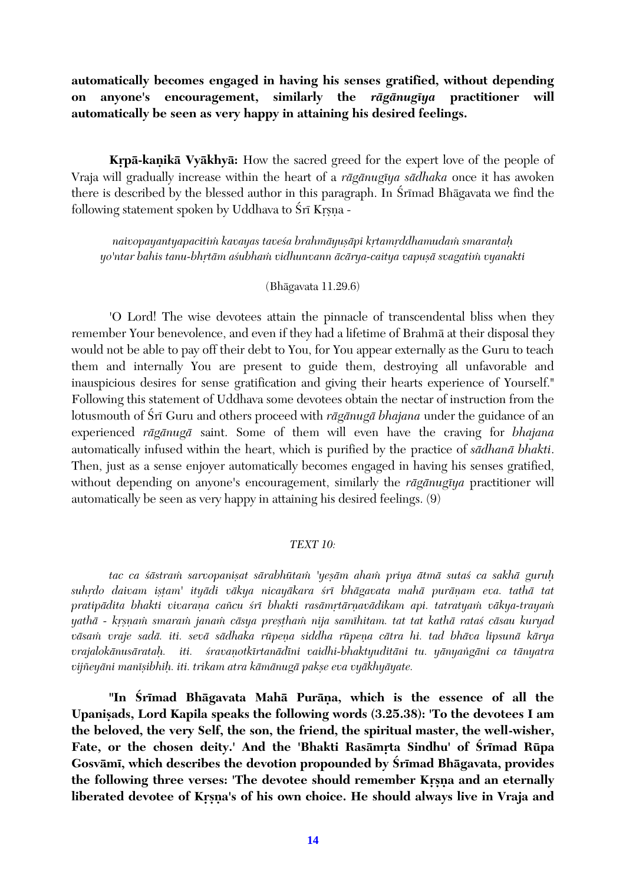**automatically becomes engaged in having his senses gratified, without depending on anyone's encouragement, similarly the *rāgānugīya* practitioner will automatically be seen as very happy in attaining his desired feelings.**

**Kṛpā-kaṇikā Vyākhyā:** How the sacred greed for the expert love of the people of Vraja will gradually increase within the heart of a *rāgānugīya sādhaka* once it has awoken there is described by the blessed author in this paragraph. In Śrīmad Bhāgavata we find the following statement spoken by Uddhava to Śrī Kṛṣṇa -

*naivopayantyapacitiṁ kavayas taveśa brahmāyuṣāpi kṛtamṛddhamudaṁ smarantaḥ*
*yo'ntar bahis tanu-bhṛtām aśubhaṁ vidhunvann ācārya-caitya vapuṣā svagatiṁ vyanakti*

(Bhāgavata 11.29.6)

'O Lord! The wise devotees attain the pinnacle of transcendental bliss when they remember Your benevolence, and even if they had a lifetime of Brahmā at their disposal they would not be able to pay off their debt to You, for You appear externally as the Guru to teach them and internally You are present to guide them, destroying all unfavorable and inauspicious desires for sense gratification and giving their hearts experience of Yourself." Following this statement of Uddhava some devotees obtain the nectar of instruction from the lotusmouth of Śrī Guru and others proceed with *rāgānugā bhajana* under the guidance of an experienced *rāgānugā* saint. Some of them will even have the craving for *bhajana* automatically infused within the heart, which is purified by the practice of *sādhanā bhakti*. Then, just as a sense enjoyer automatically becomes engaged in having his senses gratified, without depending on anyone's encouragement, similarly the *rāgānugīya* practitioner will automatically be seen as very happy in attaining his desired feelings. (9)

*TEXT 10:*

*tac ca śāstraṁ sarvopaniṣat sārabhūtaṁ 'yeṣām ahaṁ priya ātmā sutaś ca sakhā guruḥ suhṛdo daivam iṣṭam' ityādi vākya nicayākara śrī bhāgavata mahā purāṇam eva. tathā tat pratipādita bhakti vivaraṇa cañcu śrī bhakti rasāmṛtārṇavādikam api. tatratyaṁ vākya-trayaṁ yathā - kṛṣṇaṁ smaraṁ janaṁ cāsya preṣṭhaṁ nija samīhitam. tat tat kathā rataś cāsau kuryad vāsaṁ vraje sadā. iti. sevā sādhaka rūpeṇa siddha rūpeṇa cātra hi. tad bhāva lipsunā kārya vrajalokānusārataḥ. iti. śravaṇotkīrtanādīni vaidhi-bhaktyuditāni tu. yānyaṅgāni ca tānyatra vijñeyāni manīṣibhiḥ. iti. trikam atra kāmānugā pakṣe eva vyākhyāyate.*

**"In Śrīmad Bhāgavata Mahā Purāṇa, which is the essence of all the Upaniṣads, Lord Kapila speaks the following words (3.25.38): 'To the devotees I am the beloved, the very Self, the son, the friend, the spiritual master, the well-wisher, Fate, or the chosen deity.' And the 'Bhakti Rasāmṛta Sindhu' of Śrīmad Rūpa Gosvāmī, which describes the devotion propounded by Śrīmad Bhāgavata, provides the following three verses: 'The devotee should remember Kṛṣṇa and an eternally liberated devotee of Kṛṣṇa's of his own choice. He should always live in Vraja and**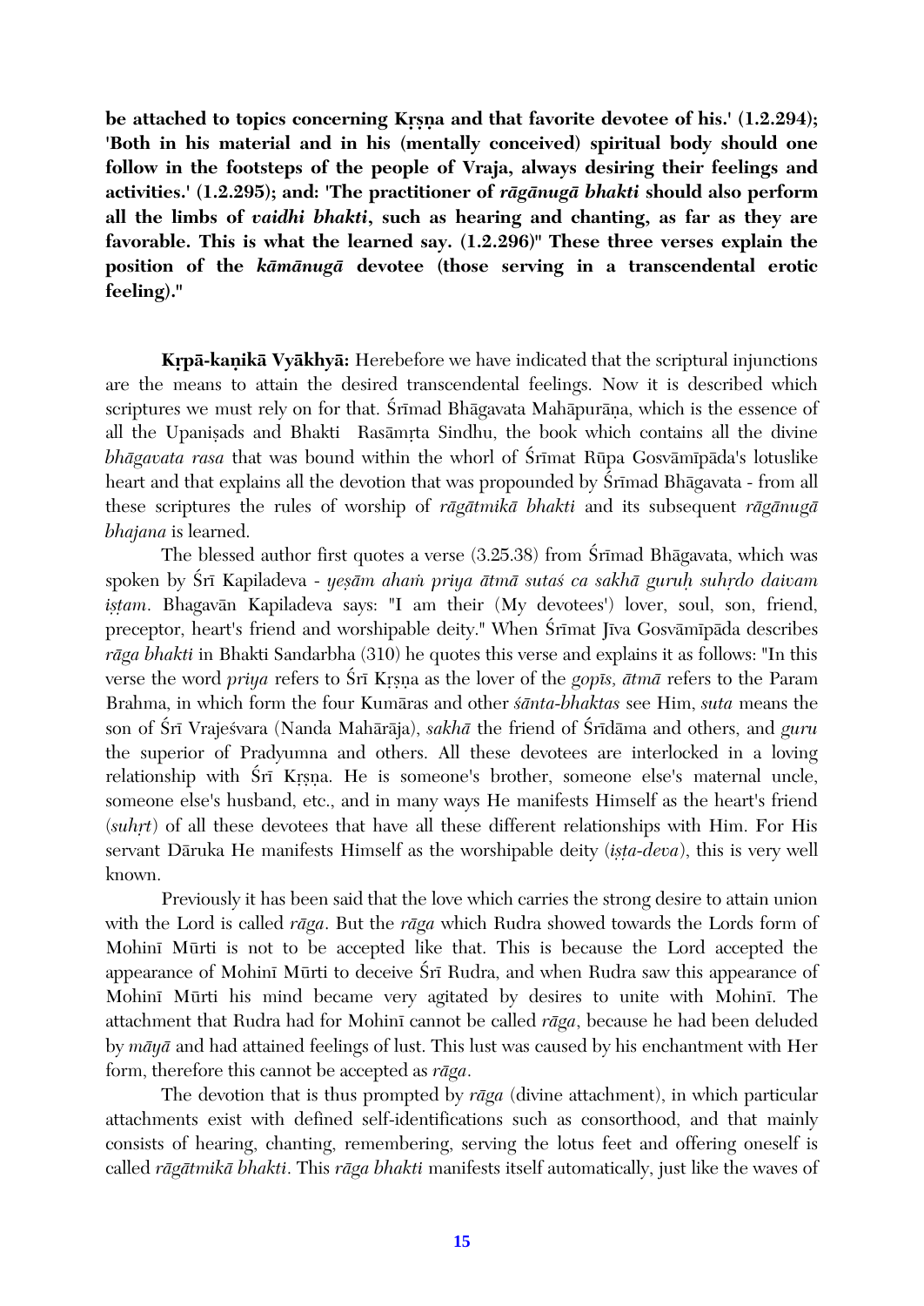**be attached to topics concerning Kṛṣṇa and that favorite devotee of his.' (1.2.294); 'Both in his material and in his (mentally conceived) spiritual body should one follow in the footsteps of the people of Vraja, always desiring their feelings and activities.' (1.2.295); and: 'The practitioner of *rāgānugā bhakti* should also perform all the limbs of *vaidhi bhakti*, such as hearing and chanting, as far as they are favorable. This is what the learned say. (1.2.296)" These three verses explain the position of the *kāmānugā* devotee (those serving in a transcendental erotic feeling)."**

**Kṛpā-kaṇikā Vyākhyā:** Herebefore we have indicated that the scriptural injunctions are the means to attain the desired transcendental feelings. Now it is described which scriptures we must rely on for that. Śrīmad Bhāgavata Mahāpurāṇa, which is the essence of all the Upaniṣads and Bhakti Rasāmṛta Sindhu, the book which contains all the divine *bhāgavata rasa* that was bound within the whorl of Śrīmat Rūpa Gosvāmīpāda's lotuslike heart and that explains all the devotion that was propounded by Śrīmad Bhāgavata - from all these scriptures the rules of worship of *rāgātmikā bhakti* and its subsequent *rāgānugā bhajana* is learned.

The blessed author first quotes a verse (3.25.38) from Śrīmad Bhāgavata, which was spoken by Śrī Kapiladeva - *yeṣām ahaṁ priya ātmā sutaś ca sakhā guruḥ suhṛdo daivam iṣṭam*. Bhagavān Kapiladeva says: "I am their (My devotees') lover, soul, son, friend, preceptor, heart's friend and worshipable deity." When Śrīmat Jīva Gosvāmīpāda describes *rāga bhakti* in Bhakti Sandarbha (310) he quotes this verse and explains it as follows: "In this verse the word *priya* refers to Śrī Kṛṣṇa as the lover of the *gopīs, ātmā* refers to the Param Brahma, in which form the four Kumāras and other *śānta-bhaktas* see Him, *suta* means the son of Śrī Vrajeśvara (Nanda Mahārāja), *sakhā* the friend of Śrīdāma and others, and *guru* the superior of Pradyumna and others. All these devotees are interlocked in a loving relationship with Śrī Kṛṣṇa. He is someone's brother, someone else's maternal uncle, someone else's husband, etc., and in many ways He manifests Himself as the heart's friend (*suhṛt*) of all these devotees that have all these different relationships with Him. For His servant Dāruka He manifests Himself as the worshipable deity (*iṣṭa-deva*), this is very well known.

Previously it has been said that the love which carries the strong desire to attain union with the Lord is called *rāga*. But the *rāga* which Rudra showed towards the Lords form of Mohinī Mūrti is not to be accepted like that. This is because the Lord accepted the appearance of Mohinī Mūrti to deceive Śrī Rudra, and when Rudra saw this appearance of Mohinī Mūrti his mind became very agitated by desires to unite with Mohinī. The attachment that Rudra had for Mohinī cannot be called *rāga*, because he had been deluded by *māyā* and had attained feelings of lust. This lust was caused by his enchantment with Her form, therefore this cannot be accepted as *rāga*.

The devotion that is thus prompted by *rāga* (divine attachment), in which particular attachments exist with defined self-identifications such as consorthood, and that mainly consists of hearing, chanting, remembering, serving the lotus feet and offering oneself is called *rāgātmikā bhakti*. This *rāga bhakti* manifests itself automatically, just like the waves of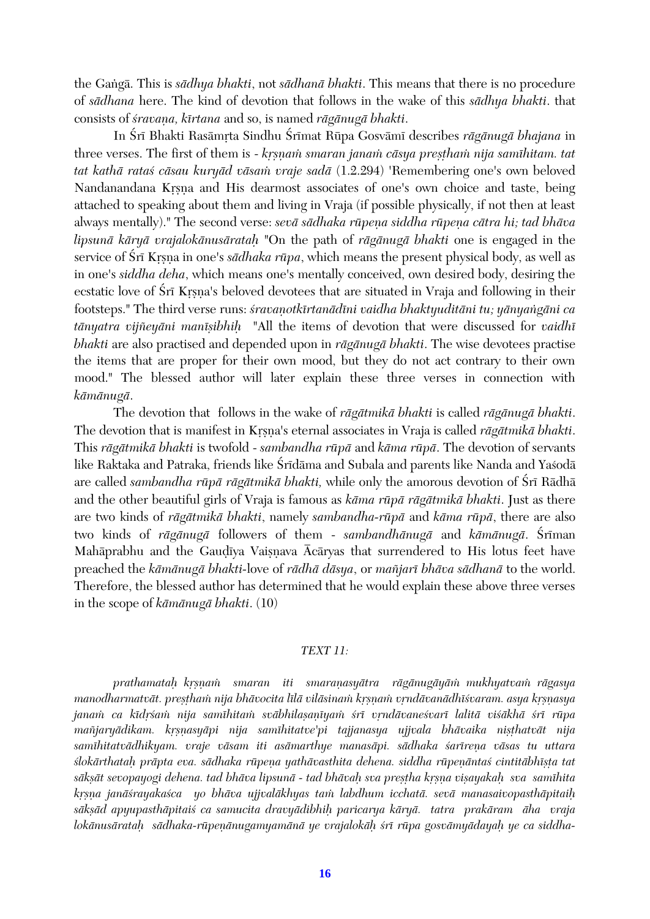the Gaṅgā. This is *sādhya bhakti*, not *sādhanā bhakti*. This means that there is no procedure of *sādhana* here. The kind of devotion that follows in the wake of this *sādhya bhakti*. that consists of *śravaṇa, kīrtana* and so, is named *rāgānugā bhakti*.

In Śrī Bhakti Rasāmṛta Sindhu Śrīmat Rūpa Gosvāmī describes *rāgānugā bhajana* in three verses. The first of them is - *kṛṣṇaṁ smaran janaṁ cāsya preṣṭhaṁ nija samīhitam. tat tat kathā rataś cāsau kuryād vāsaṁ vraje sadā* (1.2.294) 'Remembering one's own beloved Nandanandana Kṛṣṇa and His dearmost associates of one's own choice and taste, being attached to speaking about them and living in Vraja (if possible physically, if not then at least always mentally)." The second verse: *sevā sādhaka rūpeṇa siddha rūpeṇa cātra hi; tad bhāva lipsunā kāryā vrajalokānusārataḥ* "On the path of *rāgānugā bhakti* one is engaged in the service of Śrī Kṛṣṇa in one's *sādhaka rūpa*, which means the present physical body, as well as in one's *siddha deha*, which means one's mentally conceived, own desired body, desiring the ecstatic love of Śrī Kṛṣṇa's beloved devotees that are situated in Vraja and following in their footsteps." The third verse runs: *śravaṇotkīrtanādīni vaidha bhaktyuditāni tu; yānyaṅgāni ca tānyatra vijñeyāni manīṣibhiḥ* "All the items of devotion that were discussed for *vaidhī bhakti* are also practised and depended upon in *rāgānugā bhakti*. The wise devotees practise the items that are proper for their own mood, but they do not act contrary to their own mood." The blessed author will later explain these three verses in connection with *kāmānugā*.

The devotion that follows in the wake of *rāgātmikā bhakti* is called *rāgānugā bhakti*. The devotion that is manifest in Kṛṣṇa's eternal associates in Vraja is called *rāgātmikā bhakti*. This *rāgātmikā bhakti* is twofold - *sambandha rūpā* and *kāma rūpā*. The devotion of servants like Raktaka and Patraka, friends like Śrīdāma and Subala and parents like Nanda and Yaśodā are called *sambandha rūpā rāgātmikā bhakti,* while only the amorous devotion of Śrī Rādhā and the other beautiful girls of Vraja is famous as *kāma rūpā rāgātmikā bhakti*. Just as there are two kinds of *rāgātmikā bhakti*, namely *sambandha-rūpā* and *kāma rūpā*, there are also two kinds of *rāgānugā* followers of them - *sambandhānugā* and *kāmānugā*. Śrīman Mahāprabhu and the Gauḍīya Vaiṣṇava Ācāryas that surrendered to His lotus feet have preached the *kāmānugā bhakti*-love of *rādhā dāsya*, or *mañjarī bhāva sādhanā* to the world. Therefore, the blessed author has determined that he would explain these above three verses in the scope of *kāmānugā bhakti*. (10)

*TEXT 11:*

*prathamataḥ kṛṣṇaṁ smaran iti smaraṇasyātra rāgānugāyāṁ mukhyatvaṁ rāgasya manodharmatvāt. preṣṭhaṁ nija bhāvocita līlā vilāsinaṁ kṛṣṇaṁ vṛndāvanādhīśvaram. asya kṛṣṇasya janaṁ ca kīdṛśaṁ nija samīhitaṁ svābhilaṣaṇīyaṁ śrī vṛndāvaneśvarī lalitā viśākhā śrī rūpa mañjaryādikam. kṛṣṇasyāpi nija samīhitatve'pi tajjanasya ujjvala bhāvaika niṣṭhatvāt nija samīhitatvādhikyam. vraje vāsam iti asāmarthye manasāpi. sādhaka śarīreṇa vāsas tu uttara ślokārthataḥ prāpta eva. sādhaka rūpeṇa yathāvasthita dehena. siddha rūpeṇāntaś cintitābhīṣṭa tat sākṣāt sevopayogi dehena. tad bhāva lipsunā - tad bhāvaḥ sva preṣṭha kṛṣṇa viṣayakaḥ sva samīhita kṛṣṇa janāśrayakaśca yo bhāva ujjvalākhyas taṁ labdhum icchatā. sevā manasaivopasthāpitaiḥ sākṣād apyupasthāpitaiś ca samucita dravyādibhiḥ paricarya kāryā. tatra prakāram āha vraja lokānusārataḥ sādhaka-rūpeṇānugamyamānā ye vrajalokāḥ śrī rūpa gosvāmyādayaḥ ye ca siddha-*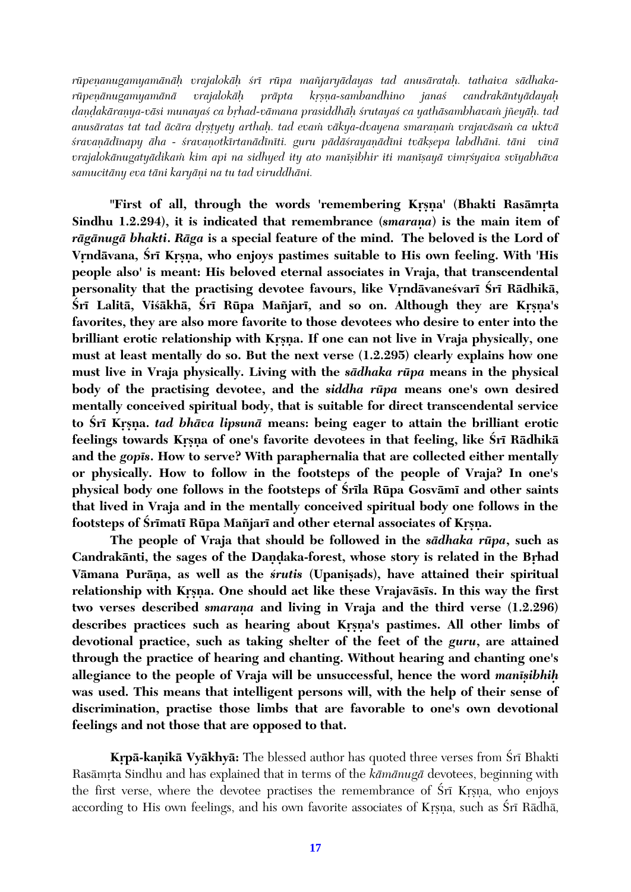*rūpeṇanugamyamānāḥ vrajalokāḥ śrī rūpa mañjaryādayas tad anusārataḥ. tathaiva sādhaka-rūpeṇānugamyamānā vrajalokāḥ prāpta kṛṣṇa-sambandhino janaś candrakāntyādayaḥ daṇḍakāraṇya-vāsi munayaś ca bṛhad-vāmana prasiddhāḥ śrutayaś ca yathāsambhavaṁ jñeyāḥ. tad anusāratas tat tad ācāra dṛṣṭyety arthaḥ. tad evaṁ vākya-dvayena smaraṇaṁ vrajavāsaṁ ca uktvā śravaṇādīnapy āha - śravaṇotkīrtanādīnīti. guru pādāśrayaṇādīni tvākṣepa labdhāni. tāni vinā vrajalokānugatyādikaṁ kim api na sidhyed ity ato manīṣibhir iti manīṣayā vimṛśyaiva svīyabhāva samucitāny eva tāni karyāṇi na tu tad viruddhāni.*

**"First of all, through the words 'remembering Kṛṣṇa' (Bhakti Rasāmṛta Sindhu 1.2.294), it is indicated that remembrance (*smaraṇa*) is the main item of *rāgānugā bhakti*. *Rāga* is a special feature of the mind. The beloved is the Lord of Vṛndāvana, Śrī Kṛṣṇa, who enjoys pastimes suitable to His own feeling. With 'His people also' is meant: His beloved eternal associates in Vraja, that transcendental personality that the practising devotee favours, like Vṛndāvaneśvarī Śrī Rādhikā, Śrī Lalitā, Viśākhā, Śrī Rūpa Mañjarī, and so on. Although they are Kṛṣṇa's favorites, they are also more favorite to those devotees who desire to enter into the brilliant erotic relationship with Kṛṣṇa. If one can not live in Vraja physically, one must at least mentally do so. But the next verse (1.2.295) clearly explains how one must live in Vraja physically. Living with the *sādhaka rūpa* means in the physical body of the practising devotee, and the *siddha rūpa* means one's own desired mentally conceived spiritual body, that is suitable for direct transcendental service to Śrī Kṛṣṇa. *tad bhāva lipsunā* means: being eager to attain the brilliant erotic feelings towards Kṛṣṇa of one's favorite devotees in that feeling, like Śrī Rādhikā and the *gopīs*. How to serve? With paraphernalia that are collected either mentally or physically. How to follow in the footsteps of the people of Vraja? In one's physical body one follows in the footsteps of Śrīla Rūpa Gosvāmī and other saints that lived in Vraja and in the mentally conceived spiritual body one follows in the footsteps of Śrīmatī Rūpa Mañjarī and other eternal associates of Kṛṣṇa.**

**The people of Vraja that should be followed in the *sādhaka rūpa*, such as Candrakānti, the sages of the Daṇḍaka-forest, whose story is related in the Bṛhad Vāmana Purāṇa, as well as the *śrutis* (Upaniṣads), have attained their spiritual relationship with Kṛṣṇa. One should act like these Vrajavāsīs. In this way the first two verses described *smaraṇa* and living in Vraja and the third verse (1.2.296) describes practices such as hearing about Kṛṣṇa's pastimes. All other limbs of devotional practice, such as taking shelter of the feet of the *guru*, are attained through the practice of hearing and chanting. Without hearing and chanting one's allegiance to the people of Vraja will be unsuccessful, hence the word *manīṣibhiḥ* was used. This means that intelligent persons will, with the help of their sense of discrimination, practise those limbs that are favorable to one's own devotional feelings and not those that are opposed to that.**

**Kṛpā-kaṇikā Vyākhyā:** The blessed author has quoted three verses from Śrī Bhakti Rasāmṛta Sindhu and has explained that in terms of the *kāmānugā* devotees, beginning with the first verse, where the devotee practises the remembrance of Śrī Kṛṣṇa, who enjoys according to His own feelings, and his own favorite associates of Kṛṣṇa, such as Śrī Rādhā,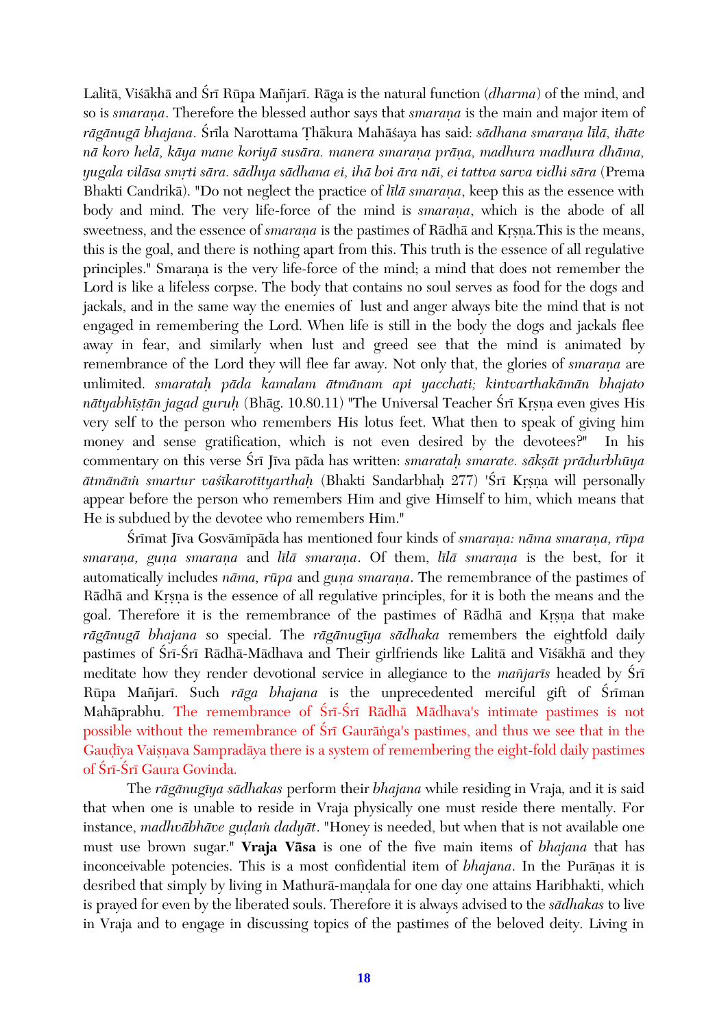Lalitā, Viśākhā and Śrī Rūpa Mañjarī. Rāga is the natural function (*dharma*) of the mind, and so is *smaraṇa*. Therefore the blessed author says that *smaraṇa* is the main and major item of *rāgānugā bhajana*. Śrīla Narottama Ṭhākura Mahāśaya has said: *sādhana smaraṇa līlā, ihāte nā koro helā, kāya mane koriyā susāra. manera smaraṇa prāṇa, madhura madhura dhāma, yugala vilāsa smṛti sāra. sādhya sādhana ei, ihā boi āra nāi, ei tattva sarva vidhi sāra* (Prema Bhakti Candrikā). "Do not neglect the practice of *līlā smaraṇa*, keep this as the essence with body and mind. The very life-force of the mind is *smaraṇa*, which is the abode of all sweetness, and the essence of *smaraṇa* is the pastimes of Rādhā and Kṛṣṇa.This is the means, this is the goal, and there is nothing apart from this. This truth is the essence of all regulative principles." Smaraṇa is the very life-force of the mind; a mind that does not remember the Lord is like a lifeless corpse. The body that contains no soul serves as food for the dogs and jackals, and in the same way the enemies of lust and anger always bite the mind that is not engaged in remembering the Lord. When life is still in the body the dogs and jackals flee away in fear, and similarly when lust and greed see that the mind is animated by remembrance of the Lord they will flee far away. Not only that, the glories of *smaraṇa* are unlimited. *smarataḥ pāda kamalam ātmānam api yacchati; kintvarthakāmān bhajato nātyabhīṣṭān jagad guruḥ* (Bhāg. 10.80.11) "The Universal Teacher Śrī Kṛṣṇa even gives His very self to the person who remembers His lotus feet. What then to speak of giving him money and sense gratification, which is not even desired by the devotees?" In his commentary on this verse Śrī Jīva pāda has written: *smarataḥ smarate. sākṣāt prādurbhūya ātmānāṁ smartur vaśīkarotītyarthaḥ* (Bhakti Sandarbhaḥ 277) 'Śrī Kṛṣṇa will personally appear before the person who remembers Him and give Himself to him, which means that He is subdued by the devotee who remembers Him."

Śrīmat Jīva Gosvāmīpāda has mentioned four kinds of *smaraṇa: nāma smaraṇa, rūpa smaraṇa, guṇa smaraṇa* and *līlā smaraṇa*. Of them, *līlā smaraṇa* is the best, for it automatically includes *nāma, rūpa* and *guṇa smaraṇa*. The remembrance of the pastimes of Rādhā and Kṛṣṇa is the essence of all regulative principles, for it is both the means and the goal. Therefore it is the remembrance of the pastimes of Rādhā and Kṛṣṇa that make *rāgānugā bhajana* so special. The *rāgānugīya sādhaka* remembers the eightfold daily pastimes of Śrī-Śrī Rādhā-Mādhava and Their girlfriends like Lalitā and Viśākhā and they meditate how they render devotional service in allegiance to the *mañjarīs* headed by Śrī Rūpa Mañjarī. Such *rāga bhajana* is the unprecedented merciful gift of Śrīman Mahāprabhu. The remembrance of Śrī-Śrī Rādhā Mādhava's intimate pastimes is not possible without the remembrance of Śrī Gaurāṅga's pastimes, and thus we see that in the Gauḍīya Vaiṣṇava Sampradāya there is a system of remembering the eight-fold daily pastimes of Śrī-Śrī Gaura Govinda.

The *rāgānugīya sādhakas* perform their *bhajana* while residing in Vraja, and it is said that when one is unable to reside in Vraja physically one must reside there mentally. For instance, *madhvābhāve guḍaṁ dadyāt*. "Honey is needed, but when that is not available one must use brown sugar." **Vraja Vāsa** is one of the five main items of *bhajana* that has inconceivable potencies. This is a most confidential item of *bhajana*. In the Purāṇas it is desribed that simply by living in Mathurā-maṇḍala for one day one attains Haribhakti, which is prayed for even by the liberated souls. Therefore it is always advised to the *sādhakas* to live in Vraja and to engage in discussing topics of the pastimes of the beloved deity. Living in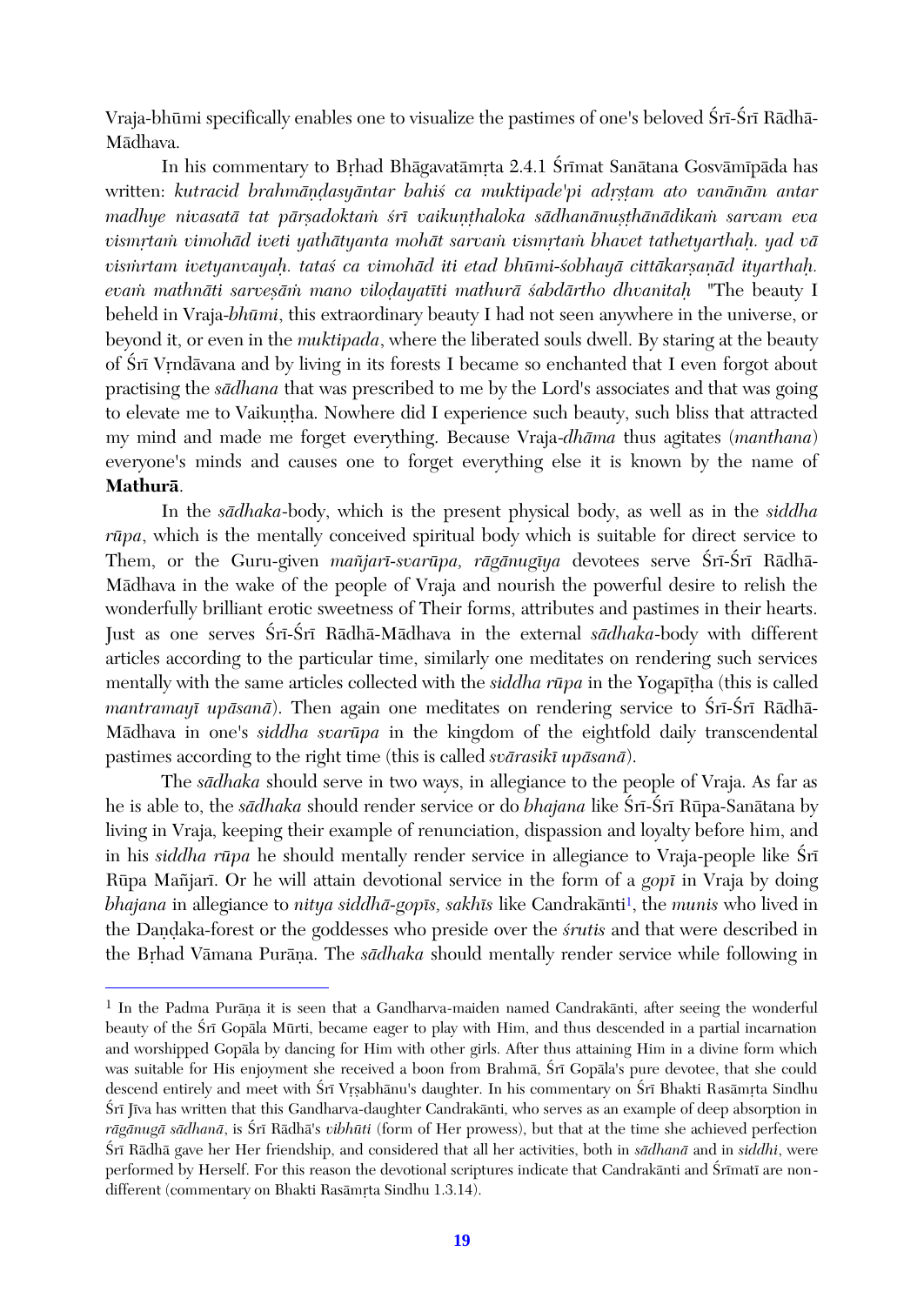Vraja-bhūmi specifically enables one to visualize the pastimes of one's beloved Śrī-Śrī Rādhā-Mādhava.

In his commentary to Bṛhad Bhāgavatāmṛta 2.4.1 Śrīmat Sanātana Gosvāmīpāda has written: *kutracid brahmāṇḍasyāntar bahiś ca muktipade'pi adṛṣṭam ato vanānām antar madhye nivasatā tat pārṣadoktaṁ śrī vaikuṇṭhaloka sādhanānuṣṭhānādikaṁ sarvam eva vismṛtaṁ vimohād iveti yathātyanta mohāt sarvaṁ vismṛtaṁ bhavet tathetyarthaḥ. yad vā vismṛtam ivetyanvayaḥ. tataś ca vimohād iti etad bhūmi-śobhayā cittākarṣaṇād ityarthaḥ. evaṁ mathnāti sarveṣāṁ mano viloḍayatīti mathurā śabdārtho dhvanitaḥ* "The beauty I beheld in Vraja-*bhūmi*, this extraordinary beauty I had not seen anywhere in the universe, or beyond it, or even in the *muktipada*, where the liberated souls dwell. By staring at the beauty of Śrī Vṛndāvana and by living in its forests I became so enchanted that I even forgot about practising the *sādhana* that was prescribed to me by the Lord's associates and that was going to elevate me to Vaikuṇṭha. Nowhere did I experience such beauty, such bliss that attracted my mind and made me forget everything. Because Vraja-*dhāma* thus agitates (*manthana*) everyone's minds and causes one to forget everything else it is known by the name of **Mathurā**.

In the *sādhaka*-body, which is the present physical body, as well as in the *siddha rūpa*, which is the mentally conceived spiritual body which is suitable for direct service to Them, or the Guru-given *mañjarī-svarūpa, rāgānugīya* devotees serve Śrī-Śrī Rādhā-Mādhava in the wake of the people of Vraja and nourish the powerful desire to relish the wonderfully brilliant erotic sweetness of Their forms, attributes and pastimes in their hearts. Just as one serves Śrī-Śrī Rādhā-Mādhava in the external *sādhaka*-body with different articles according to the particular time, similarly one meditates on rendering such services mentally with the same articles collected with the *siddha rūpa* in the Yogapīṭha (this is called *mantramayī upāsanā*). Then again one meditates on rendering service to Śrī-Śrī Rādhā-Mādhava in one's *siddha svarūpa* in the kingdom of the eightfold daily transcendental pastimes according to the right time (this is called *svārasikī upāsanā*).

The *sādhaka* should serve in two ways, in allegiance to the people of Vraja. As far as he is able to, the *sādhaka* should render service or do *bhajana* like Śrī-Śrī Rūpa-Sanātana by living in Vraja, keeping their example of renunciation, dispassion and loyalty before him, and in his *siddha rūpa* he should mentally render service in allegiance to Vraja-people like Śrī Rūpa Mañjarī. Or he will attain devotional service in the form of a *gopī* in Vraja by doing *bhajana* in allegiance to *nitya siddhā-gopīs, sakhīs* like Candrakānti[1], the *munis* who lived in the Daṇḍaka-forest or the goddesses who preside over the *śrutis* and that were described in the Bṛhad Vāmana Purāṇa. The *sādhaka* should mentally render service while following in

---

[1] In the Padma Purāṇa it is seen that a Gandharva-maiden named Candrakānti, after seeing the wonderful beauty of the Śrī Gopāla Mūrti, became eager to play with Him, and thus descended in a partial incarnation and worshipped Gopāla by dancing for Him with other girls. After thus attaining Him in a divine form which was suitable for His enjoyment she received a boon from Brahmā, Śrī Gopāla's pure devotee, that she could descend entirely and meet with Śrī Vṛṣabhānu's daughter. In his commentary on Śrī Bhakti Rasāmṛta Sindhu Śrī Jīva has written that this Gandharva-daughter Candrakānti, who serves as an example of deep absorption in *rāgānugā sādhanā*, is Śrī Rādhā's *vibhūti* (form of Her prowess), but that at the time she achieved perfection Śrī Rādhā gave her Her friendship, and considered that all her activities, both in *sādhanā* and in *siddhi*, were performed by Herself. For this reason the devotional scriptures indicate that Candrakānti and Śrīmatī are non-different (commentary on Bhakti Rasāmṛta Sindhu 1.3.14).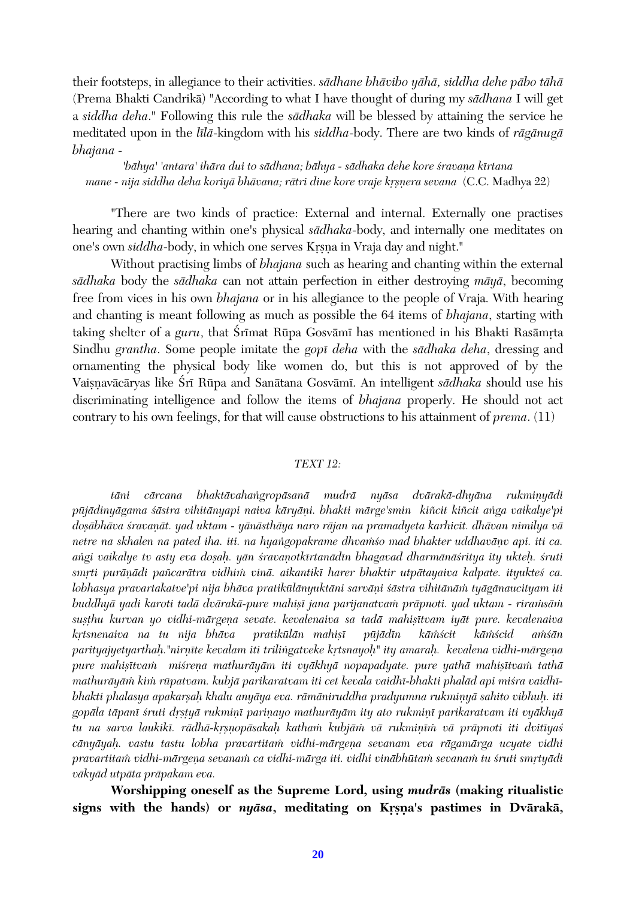their footsteps, in allegiance to their activities. *sādhane bhāvibo yāhā, siddha dehe pābo tāhā* (Prema Bhakti Candrikā) "According to what I have thought of during my *sādhana* I will get a *siddha deha*." Following this rule the *sādhaka* will be blessed by attaining the service he meditated upon in the *līlā*-kingdom with his *siddha*-body. There are two kinds of *rāgānugā bhajana* -

*'bāhya' 'antara' ihāra dui to sādhana; bāhya - sādhaka dehe kore śravaṇa kīrtana*
*mane - nija siddha deha koriyā bhāvana; rātri dine kore vraje kṛṣṇera sevana* (C.C. Madhya 22)

"There are two kinds of practice: External and internal. Externally one practises hearing and chanting within one's physical *sādhaka*-body, and internally one meditates on one's own *siddha*-body, in which one serves Kṛṣṇa in Vraja day and night."

Without practising limbs of *bhajana* such as hearing and chanting within the external *sādhaka* body the *sādhaka* can not attain perfection in either destroying *māyā*, becoming free from vices in his own *bhajana* or in his allegiance to the people of Vraja. With hearing and chanting is meant following as much as possible the 64 items of *bhajana*, starting with taking shelter of a *guru*, that Śrīmat Rūpa Gosvāmī has mentioned in his Bhakti Rasāmṛta Sindhu *grantha*. Some people imitate the *gopī deha* with the *sādhaka deha*, dressing and ornamenting the physical body like women do, but this is not approved of by the Vaiṣṇavācāryas like Śrī Rūpa and Sanātana Gosvāmī. An intelligent *sādhaka* should use his discriminating intelligence and follow the items of *bhajana* properly. He should not act contrary to his own feelings, for that will cause obstructions to his attainment of *prema*. (11)

### *TEXT 12:*

*tāni cārcana bhaktāvahaṅgropāsanā mudrā nyāsa dvārakā-dhyāna rukmiṇyādi pūjādinyāgama śāstra vihitānyapi naiva kāryāṇi. bhakti mārge'smin kiñcit kiñcit aṅga vaikalye'pi doṣābhāva śravaṇāt. yad uktam - yānāsthāya naro rājan na pramadyeta karhicit. dhāvan nimilya vā netre na skhalen na pated iha. iti. na hyaṅgopakrame dhvaṁso mad bhakter uddhavāṇv api. iti ca. aṅgi vaikalye tv asty eva doṣaḥ. yān śravaṇotkīrtanādīn bhagavad dharmānāśritya ity ukteḥ. śruti smṛti purāṇādi pañcarātra vidhiṁ vinā. aikantikī harer bhaktir utpātayaiva kalpate. ityukteś ca. lobhasya pravartakatve'pi nija bhāva pratikūlānyuktāni sarvāṇi śāstra vihitānāṁ tyāgānaucityam iti buddhyā yadi karoti tadā dvārakā-pure mahiṣī jana parijanatvaṁ prāpnoti. yad uktam - riraṁsāṁ suṣṭhu kurvan yo vidhi-mārgeṇa sevate. kevalenaiva sa tadā mahiṣītvam iyāt pure. kevalenaiva kṛtsnenaiva na tu nija bhāva pratikūlān mahiṣī pūjādīn kāṁścit kāṁścid aṁśān parityajjyetyarthaḥ."nirṇīte kevalam iti triliṅgatveke kṛtsnayoḥ" ity amaraḥ. kevalena vidhi-mārgeṇa pure mahiṣītvaṁ miśreṇa mathurāyām iti vyākhyā nopapadyate. pure yathā mahiṣītvaṁ tathā mathurāyāṁ kiṁ rūpatvam. kubjā parikaratvam iti cet kevala vaidhī-bhakti phalād api miśra vaidhī-bhakti phalasya apakarṣaḥ khalu anyāya eva. rāmāniruddha pradyumna rukmiṇyā sahito vibhuḥ. iti gopāla tāpanī śruti dṛṣṭyā rukmiṇī pariṇayo mathurāyām ity ato rukmiṇī parikaratvam iti vyākhyā tu na sarva laukikī. rādhā-kṛṣṇopāsakaḥ kathaṁ kubjāṁ vā rukmiṇīṁ vā prāpnoti iti dvitīyaś cānyāyaḥ. vastu tastu lobha pravartitaṁ vidhi-mārgeṇa sevanam eva rāgamārga ucyate vidhi pravartitaṁ vidhi-mārgeṇa sevanaṁ ca vidhi-mārga iti. vidhi vinābhūtaṁ sevanaṁ tu śruti smṛtyādi vākyād utpāta prāpakam eva.*

**Worshipping oneself as the Supreme Lord, using *mudrās* (making ritualistic signs with the hands) or *nyāsa*, meditating on Kṛṣṇa's pastimes in Dvārakā,**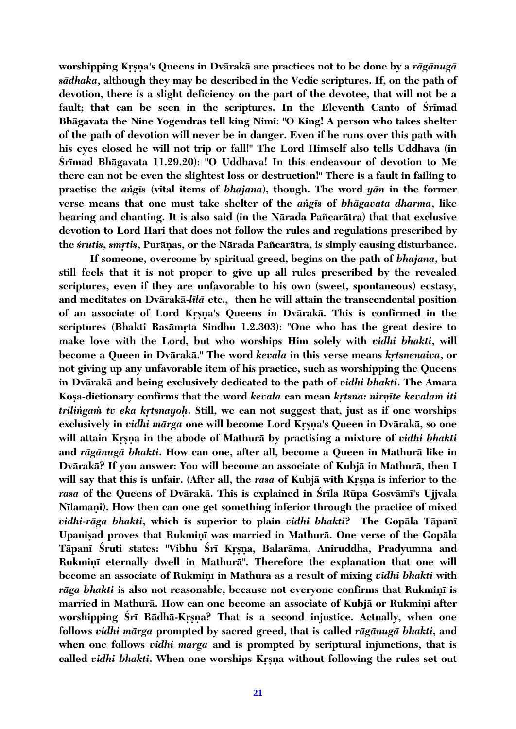**worshipping Kṛṣṇa's Queens in Dvārakā are practices not to be done by a *rāgānugā sādhaka*, although they may be described in the Vedic scriptures. If, on the path of devotion, there is a slight deficiency on the part of the devotee, that will not be a fault; that can be seen in the scriptures. In the Eleventh Canto of Śrīmad Bhāgavata the Nine Yogendras tell king Nimi: "O King! A person who takes shelter of the path of devotion will never be in danger. Even if he runs over this path with his eyes closed he will not trip or fall!" The Lord Himself also tells Uddhava (in Śrīmad Bhāgavata 11.29.20): "O Uddhava! In this endeavour of devotion to Me there can not be even the slightest loss or destruction!" There is a fault in failing to practise the *aṅgīs* (vital items of *bhajana*), though. The word *yān* in the former verse means that one must take shelter of the *aṅgīs* of *bhāgavata dharma*, like hearing and chanting. It is also said (in the Nārada Pañcarātra) that that exclusive devotion to Lord Hari that does not follow the rules and regulations prescribed by the *śrutis*, *smṛtis*, Purāṇas, or the Nārada Pañcarātra, is simply causing disturbance.**

**If someone, overcome by spiritual greed, begins on the path of *bhajana*, but still feels that it is not proper to give up all rules prescribed by the revealed scriptures, even if they are unfavorable to his own (sweet, spontaneous) ecstasy, and meditates on Dvārakā-*līlā* etc., then he will attain the transcendental position of an associate of Lord Kṛṣṇa's Queens in Dvārakā. This is confirmed in the scriptures (Bhakti Rasāmṛta Sindhu 1.2.303): "One who has the great desire to make love with the Lord, but who worships Him solely with *vidhi bhakti*, will become a Queen in Dvārakā." The word *kevala* in this verse means *kṛtsnenaiva*, or not giving up any unfavorable item of his practice, such as worshipping the Queens in Dvārakā and being exclusively dedicated to the path of *vidhi bhakti*. The Amara Koṣa-dictionary confirms that the word *kevala* can mean *kṛtsna: nirṇīte kevalam iti triliṅgaṁ tv eka kṛtsnayoḥ*. Still, we can not suggest that, just as if one worships exclusively in *vidhi mārga* one will become Lord Kṛṣṇa's Queen in Dvārakā, so one will attain Kṛṣṇa in the abode of Mathurā by practising a mixture of *vidhi bhakti* and *rāgānugā bhakti*. How can one, after all, become a Queen in Mathurā like in Dvārakā? If you answer: You will become an associate of Kubjā in Mathurā, then I will say that this is unfair. (After all, the *rasa* of Kubjā with Kṛṣṇa is inferior to the *rasa* of the Queens of Dvārakā. This is explained in Śrīla Rūpa Gosvāmī's Ujjvala Nīlamaṇi). How then can one get something inferior through the practice of mixed *vidhi-rāga bhakti*, which is superior to plain *vidhi bhakti*? The Gopāla Tāpanī Upaniṣad proves that Rukmiṇī was married in Mathurā. One verse of the Gopāla Tāpanī Śruti states: "Vibhu Śrī Kṛṣṇa, Balarāma, Aniruddha, Pradyumna and Rukmiṇī eternally dwell in Mathurā". Therefore the explanation that one will become an associate of Rukmiṇī in Mathurā as a result of mixing *vidhi bhakti* with *rāga bhakti* is also not reasonable, because not everyone confirms that Rukmiṇī is married in Mathurā. How can one become an associate of Kubjā or Rukmiṇī after worshipping Śrī Rādhā-Kṛṣṇa? That is a second injustice. Actually, when one follows *vidhi mārga* prompted by sacred greed, that is called *rāgānugā bhakti*, and when one follows *vidhi mārga* and is prompted by scriptural injunctions, that is called *vidhi bhakti*. When one worships Kṛṣṇa without following the rules set out**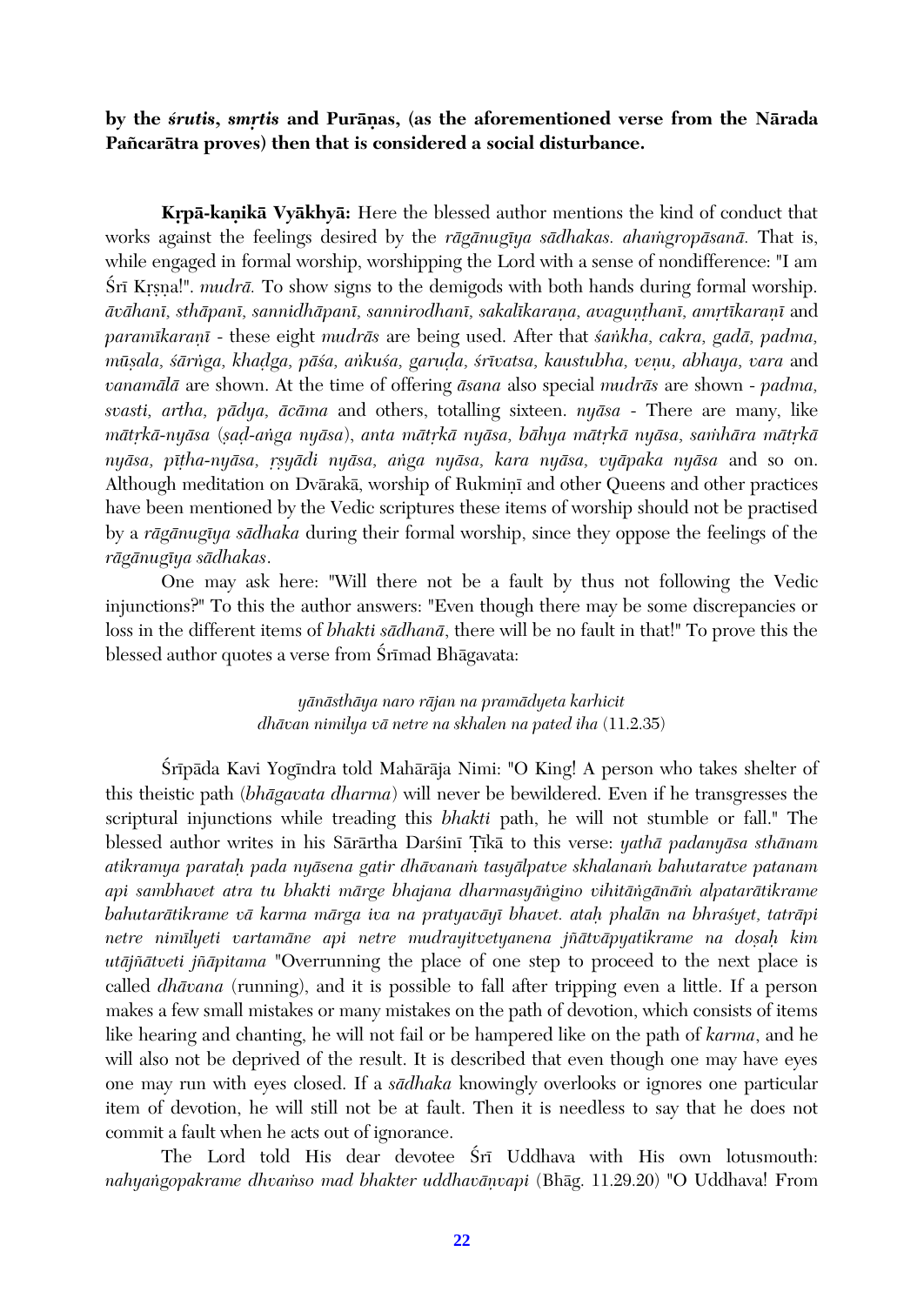**by the *śrutis*, *smṛtis* and Purāṇas, (as the aforementioned verse from the Nārada Pañcarātra proves) then that is considered a social disturbance.**

**Kṛpā-kaṇikā Vyākhyā:** Here the blessed author mentions the kind of conduct that works against the feelings desired by the *rāgānugīya sādhakas. ahaṁgropāsanā.* That is, while engaged in formal worship, worshipping the Lord with a sense of nondifference: "I am Śrī Kṛṣṇa!". *mudrā.* To show signs to the demigods with both hands during formal worship. *āvāhanī, sthāpanī, sannidhāpanī, sannirodhanī, sakalīkaraṇa, avaguṇṭhanī, amṛtīkaraṇī* and *paramīkaraṇī* - these eight *mudrās* are being used. After that *śaṅkha, cakra, gadā, padma, mūṣala, śārṅga, khaḍga, pāśa, aṅkuśa, garuḍa, śrīvatsa, kaustubha, veṇu, abhaya, vara* and *vanamālā* are shown. At the time of offering *āsana* also special *mudrās* are shown - *padma, svasti, artha, pādya, ācāma* and others, totalling sixteen. *nyāsa* - There are many, like *mātṛkā-nyāsa* (*ṣaḍ-aṅga nyāsa*), *anta mātṛkā nyāsa, bāhya mātṛkā nyāsa, saṁhāra mātṛkā nyāsa, pīṭha-nyāsa, ṛṣyādi nyāsa, aṅga nyāsa, kara nyāsa, vyāpaka nyāsa* and so on. Although meditation on Dvārakā, worship of Rukmiṇī and other Queens and other practices have been mentioned by the Vedic scriptures these items of worship should not be practised by a *rāgānugīya sādhaka* during their formal worship, since they oppose the feelings of the *rāgānugīya sādhakas*.

One may ask here: "Will there not be a fault by thus not following the Vedic injunctions?" To this the author answers: "Even though there may be some discrepancies or loss in the different items of *bhakti sādhanā*, there will be no fault in that!" To prove this the blessed author quotes a verse from Śrīmad Bhāgavata:

> *yānāsthāya naro rājan na pramādyeta karhicit*
> *dhāvan nimilya vā netre na skhalen na pated iha* (11.2.35)

Śrīpāda Kavi Yogīndra told Mahārāja Nimi: "O King! A person who takes shelter of this theistic path (*bhāgavata dharma*) will never be bewildered. Even if he transgresses the scriptural injunctions while treading this *bhakti* path, he will not stumble or fall." The blessed author writes in his Sārārtha Darśinī Ṭīkā to this verse: *yathā padanyāsa sthānam atikramya parataḥ pada nyāsena gatir dhāvanaṁ tasyālpatve skhalanaṁ bahutaratve patanam api sambhavet atra tu bhakti mārge bhajana dharmasyāṅgino vihitāṅgānāṁ alpatarātikrame bahutarātikrame vā karma mārga iva na pratyavāyī bhavet. ataḥ phalān na bhraśyet, tatrāpi netre nimīlyeti vartamāne api netre mudrayitvetyanena jñātvāpyatikrame na doṣaḥ kim utājñātveti jñāpitama* "Overrunning the place of one step to proceed to the next place is called *dhāvana* (running), and it is possible to fall after tripping even a little. If a person makes a few small mistakes or many mistakes on the path of devotion, which consists of items like hearing and chanting, he will not fail or be hampered like on the path of *karma*, and he will also not be deprived of the result. It is described that even though one may have eyes one may run with eyes closed. If a *sādhaka* knowingly overlooks or ignores one particular item of devotion, he will still not be at fault. Then it is needless to say that he does not commit a fault when he acts out of ignorance.

The Lord told His dear devotee Śrī Uddhava with His own lotusmouth: *nahyaṅgopakrame dhvaṁso mad bhakter uddhavāṇvapi* (Bhāg. 11.29.20) "O Uddhava! From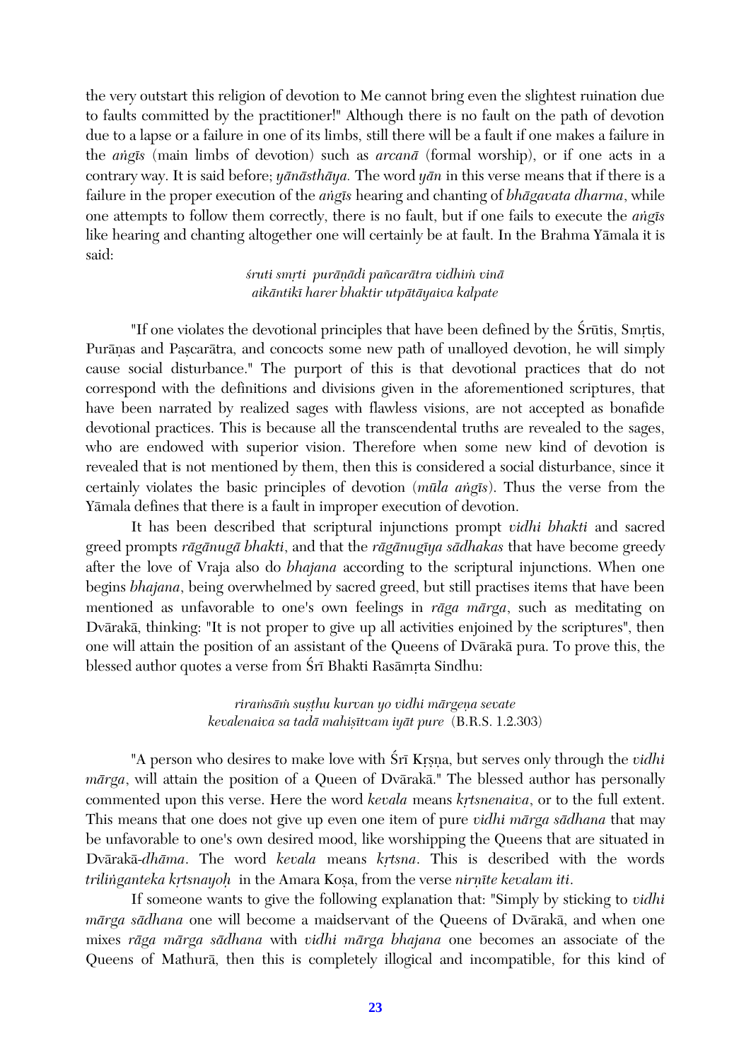the very outstart this religion of devotion to Me cannot bring even the slightest ruination due to faults committed by the practitioner!" Although there is no fault on the path of devotion due to a lapse or a failure in one of its limbs, still there will be a fault if one makes a failure in the *aṅgīs* (main limbs of devotion) such as *arcanā* (formal worship), or if one acts in a contrary way. It is said before; *yānāsthāya.* The word *yān* in this verse means that if there is a failure in the proper execution of the *aṅgīs* hearing and chanting of *bhāgavata dharma*, while one attempts to follow them correctly, there is no fault, but if one fails to execute the *aṅgīs* like hearing and chanting altogether one will certainly be at fault. In the Brahma Yāmala it is said:

> *śruti smṛti purāṇādi pañcarātra vidhiṁ vinā*
> *aikāntikī harer bhaktir utpātāyaiva kalpate*

"If one violates the devotional principles that have been defined by the Śrūtis, Smṛtis, Purāṇas and Paṣcarātra, and concocts some new path of unalloyed devotion, he will simply cause social disturbance." The purport of this is that devotional practices that do not correspond with the definitions and divisions given in the aforementioned scriptures, that have been narrated by realized sages with flawless visions, are not accepted as bonafide devotional practices. This is because all the transcendental truths are revealed to the sages, who are endowed with superior vision. Therefore when some new kind of devotion is revealed that is not mentioned by them, then this is considered a social disturbance, since it certainly violates the basic principles of devotion (*mūla aṅgīs*). Thus the verse from the Yāmala defines that there is a fault in improper execution of devotion.

It has been described that scriptural injunctions prompt *vidhi bhakti* and sacred greed prompts *rāgānugā bhakti*, and that the *rāgānugīya sādhakas* that have become greedy after the love of Vraja also do *bhajana* according to the scriptural injunctions. When one begins *bhajana*, being overwhelmed by sacred greed, but still practises items that have been mentioned as unfavorable to one's own feelings in *rāga mārga*, such as meditating on Dvārakā, thinking: "It is not proper to give up all activities enjoined by the scriptures", then one will attain the position of an assistant of the Queens of Dvārakā pura. To prove this, the blessed author quotes a verse from Śrī Bhakti Rasāmṛta Sindhu:

> *riraṁsāṁ suṣṭhu kurvan yo vidhi mārgeṇa sevate*
> *kevalenaiva sa tadā mahiṣītvam iyāt pure* (B.R.S. 1.2.303)

"A person who desires to make love with Śrī Kṛṣṇa, but serves only through the *vidhi mārga*, will attain the position of a Queen of Dvārakā." The blessed author has personally commented upon this verse. Here the word *kevala* means *kṛtsnenaiva*, or to the full extent. This means that one does not give up even one item of pure *vidhi mārga sādhana* that may be unfavorable to one's own desired mood, like worshipping the Queens that are situated in Dvārakā-*dhāma*. The word *kevala* means *kṛtsna*. This is described with the words *triliṅganteka kṛtsnayoḥ* in the Amara Koṣa, from the verse *nirṇīte kevalam iti*.

If someone wants to give the following explanation that: "Simply by sticking to *vidhi mārga sādhana* one will become a maidservant of the Queens of Dvārakā, and when one mixes *rāga mārga sādhana* with *vidhi mārga bhajana* one becomes an associate of the Queens of Mathurā, then this is completely illogical and incompatible, for this kind of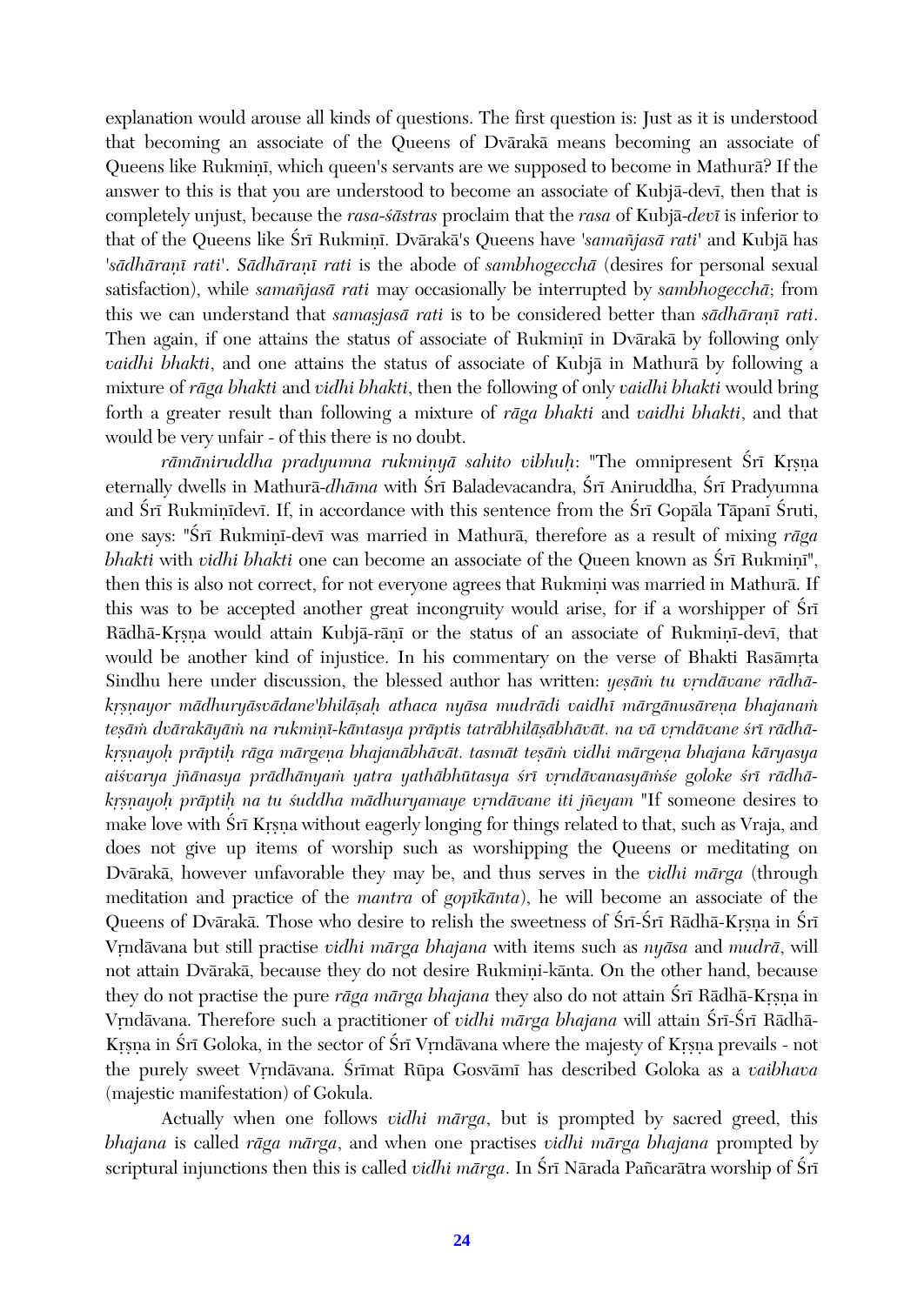explanation would arouse all kinds of questions. The first question is: Just as it is understood that becoming an associate of the Queens of Dvārakā means becoming an associate of Queens like Rukmiṇī, which queen's servants are we supposed to become in Mathurā? If the answer to this is that you are understood to become an associate of Kubjā-devī, then that is completely unjust, because the *rasa-śāstras* proclaim that the *rasa* of Kubjā-*devī* is inferior to that of the Queens like Śrī Rukmiṇī. Dvārakā's Queens have '*samañjasā rati*' and Kubjā has '*sādhāraṇī rati*'. *Sādhāraṇī rati* is the abode of *sambhogecchā* (desires for personal sexual satisfaction), while *samañjasā rati* may occasionally be interrupted by *sambhogecchā*; from this we can understand that *samaṣjasā rati* is to be considered better than *sādhāraṇī rati*. Then again, if one attains the status of associate of Rukmiṇī in Dvārakā by following only *vaidhi bhakti*, and one attains the status of associate of Kubjā in Mathurā by following a mixture of *rāga bhakti* and *vidhi bhakti*, then the following of only *vaidhi bhakti* would bring forth a greater result than following a mixture of *rāga bhakti* and *vaidhi bhakti*, and that would be very unfair - of this there is no doubt.

*rāmāniruddha pradyumna rukmiṇyā sahito vibhuḥ*: "The omnipresent Śrī Kṛṣṇa eternally dwells in Mathurā-*dhāma* with Śrī Baladevacandra, Śrī Aniruddha, Śrī Pradyumna and Śrī Rukmiṇīdevī. If, in accordance with this sentence from the Śrī Gopāla Tāpanī Śruti, one says: "Śrī Rukmiṇī-devī was married in Mathurā, therefore as a result of mixing *rāga bhakti* with *vidhi bhakti* one can become an associate of the Queen known as Śrī Rukmiṇī", then this is also not correct, for not everyone agrees that Rukmiṇi was married in Mathurā. If this was to be accepted another great incongruity would arise, for if a worshipper of Śrī Rādhā-Kṛṣṇa would attain Kubjā-rāṇī or the status of an associate of Rukmiṇī-devī, that would be another kind of injustice. In his commentary on the verse of Bhakti Rasāmṛta Sindhu here under discussion, the blessed author has written: *yeṣāṁ tu vṛndāvane rādhā-kṛṣṇayor mādhuryāsvādane'bhilāṣaḥ athaca nyāsa mudrādi vaidhī mārgānusāreṇa bhajanaṁ teṣāṁ dvārakāyāṁ na rukmiṇī-kāntasya prāptis tatrābhilāṣābhāvāt. na vā vṛndāvane śrī rādhā-kṛṣṇayoḥ prāptiḥ rāga mārgeṇa bhajanābhāvāt. tasmāt teṣāṁ vidhi mārgeṇa bhajana kāryasya aiśvarya jñānasya prādhānyaṁ yatra yathābhūtasya śrī vṛndāvanasyāṁśe goloke śrī rādhā-kṛṣṇayoḥ prāptiḥ na tu śuddha mādhuryamaye vṛndāvane iti jñeyam* "If someone desires to make love with Śrī Kṛṣṇa without eagerly longing for things related to that, such as Vraja, and does not give up items of worship such as worshipping the Queens or meditating on Dvārakā, however unfavorable they may be, and thus serves in the *vidhi mārga* (through meditation and practice of the *mantra* of *gopīkānta*), he will become an associate of the Queens of Dvārakā. Those who desire to relish the sweetness of Śrī-Śrī Rādhā-Kṛṣṇa in Śrī Vṛndāvana but still practise *vidhi mārga bhajana* with items such as *nyāsa* and *mudrā*, will not attain Dvārakā, because they do not desire Rukmiṇi-kānta. On the other hand, because they do not practise the pure *rāga mārga bhajana* they also do not attain Śrī Rādhā-Kṛṣṇa in Vṛndāvana. Therefore such a practitioner of *vidhi mārga bhajana* will attain Śrī-Śrī Rādhā-Kṛṣṇa in Śrī Goloka, in the sector of Śrī Vṛndāvana where the majesty of Kṛṣṇa prevails - not the purely sweet Vṛndāvana. Śrīmat Rūpa Gosvāmī has described Goloka as a *vaibhava* (majestic manifestation) of Gokula.

Actually when one follows *vidhi mārga*, but is prompted by sacred greed, this *bhajana* is called *rāga mārga*, and when one practises *vidhi mārga bhajana* prompted by scriptural injunctions then this is called *vidhi mārga*. In Śrī Nārada Pañcarātra worship of Śrī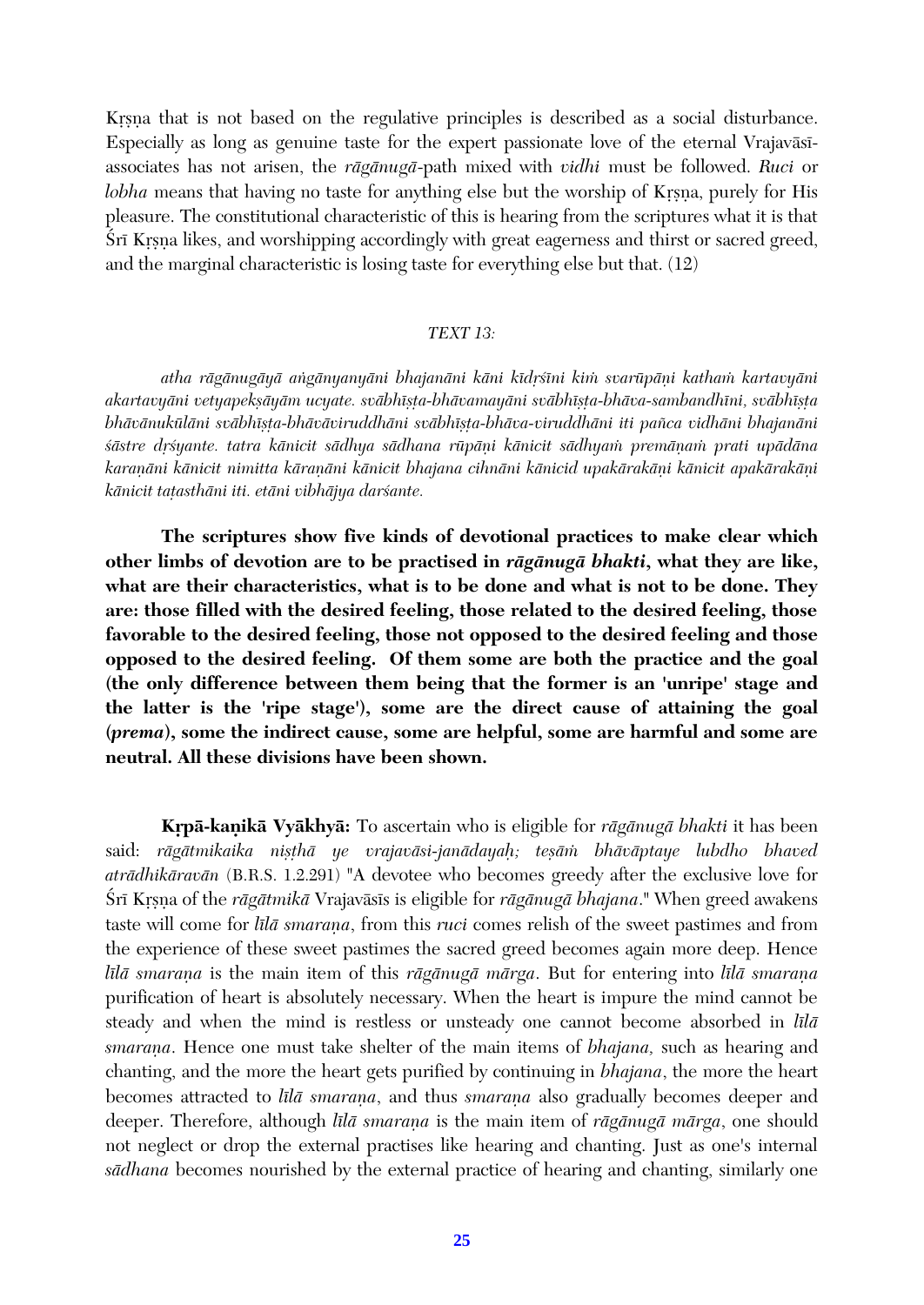Kṛṣṇa that is not based on the regulative principles is described as a social disturbance. Especially as long as genuine taste for the expert passionate love of the eternal Vrajavāsī-associates has not arisen, the *rāgānugā*-path mixed with *vidhi* must be followed. ***Ruci*** or *lobha* means that having no taste for anything else but the worship of Kṛṣṇa, purely for His pleasure. The constitutional characteristic of this is hearing from the scriptures what it is that Śrī Kṛṣṇa likes, and worshipping accordingly with great eagerness and thirst or sacred greed, and the marginal characteristic is losing taste for everything else but that. (12)

### *TEXT 13:*

*atha rāgānugāyā aṅgānyanyāni bhajanāni kāni kīdṛśīni kiṁ svarūpāṇi kathaṁ kartavyāni akartavyāni vetyapekṣāyām ucyate. svābhīṣṭa-bhāvamayāni svābhīṣṭa-bhāva-sambandhīni, svābhīṣṭa bhāvānukūlāni svābhīṣṭa-bhāvāviruddhāni svābhīṣṭa-bhāva-viruddhāni iti pañca vidhāni bhajanāni śāstre dṛśyante. tatra kānicit sādhya sādhana rūpāṇi kānicit sādhyaṁ premāṇaṁ prati upādāna karaṇāni kānicit nimitta kāraṇāni kānicit bhajana cihnāni kānicid upakārakāṇi kānicit apakārakāṇi kānicit taṭasthāni iti. etāni vibhājya darśante.*

**The scriptures show five kinds of devotional practices to make clear which other limbs of devotion are to be practised in *rāgānugā bhakti*, what they are like, what are their characteristics, what is to be done and what is not to be done. They are: those filled with the desired feeling, those related to the desired feeling, those favorable to the desired feeling, those not opposed to the desired feeling and those opposed to the desired feeling. Of them some are both the practice and the goal (the only difference between them being that the former is an 'unripe' stage and the latter is the 'ripe stage'), some are the direct cause of attaining the goal (*prema*), some the indirect cause, some are helpful, some are harmful and some are neutral. All these divisions have been shown.**

**Kṛpā-kaṇikā Vyākhyā:** To ascertain who is eligible for *rāgānugā bhakti* it has been said: *rāgātmikaika niṣṭhā ye vrajavāsi-janādayaḥ; teṣāṁ bhāvāptaye lubdho bhaved atrādhikāravān* (B.R.S. 1.2.291) "A devotee who becomes greedy after the exclusive love for Śrī Kṛṣṇa of the *rāgātmikā* Vrajavāsīs is eligible for *rāgānugā bhajana*." When greed awakens taste will come for *līlā smaraṇa*, from this *ruci* comes relish of the sweet pastimes and from the experience of these sweet pastimes the sacred greed becomes again more deep. Hence *līlā smaraṇa* is the main item of this *rāgānugā mārga*. But for entering into *līlā smaraṇa* purification of heart is absolutely necessary. When the heart is impure the mind cannot be steady and when the mind is restless or unsteady one cannot become absorbed in *līlā smaraṇa*. Hence one must take shelter of the main items of *bhajana,* such as hearing and chanting, and the more the heart gets purified by continuing in *bhajana*, the more the heart becomes attracted to *līlā smaraṇa*, and thus *smaraṇa* also gradually becomes deeper and deeper. Therefore, although *līlā smaraṇa* is the main item of *rāgānugā mārga*, one should not neglect or drop the external practises like hearing and chanting. Just as one's internal *sādhana* becomes nourished by the external practice of hearing and chanting, similarly one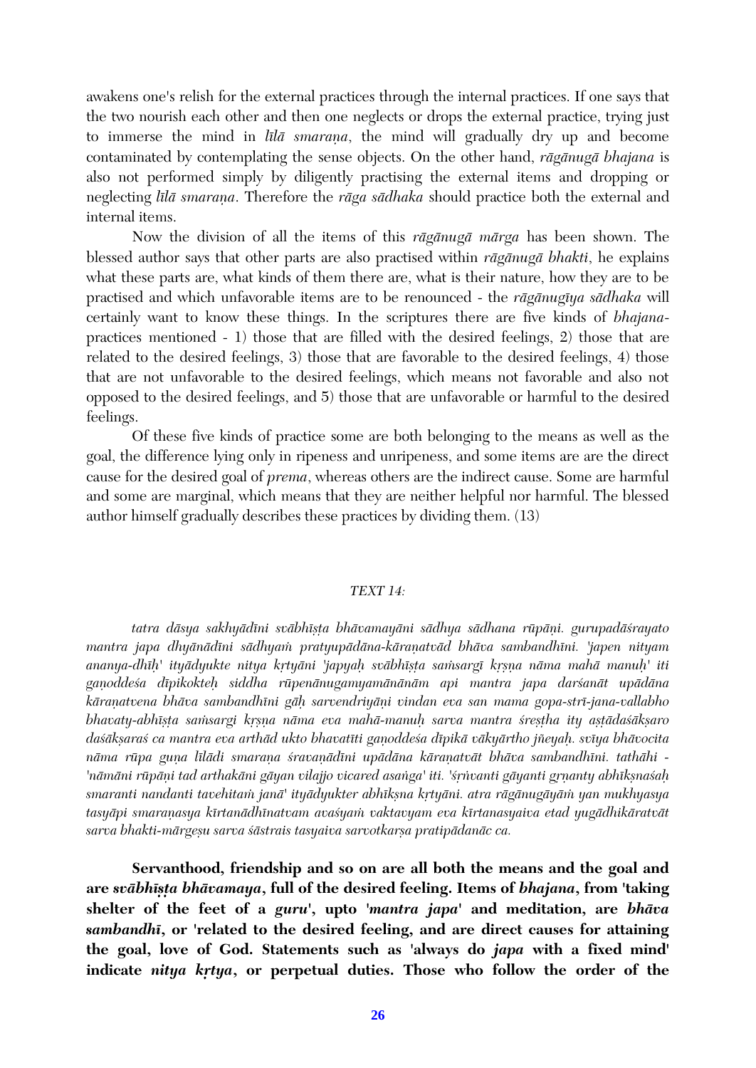awakens one's relish for the external practices through the internal practices. If one says that the two nourish each other and then one neglects or drops the external practice, trying just to immerse the mind in *līlā smaraṇa*, the mind will gradually dry up and become contaminated by contemplating the sense objects. On the other hand, *rāgānugā bhajana* is also not performed simply by diligently practising the external items and dropping or neglecting *līlā smaraṇa*. Therefore the *rāga sādhaka* should practice both the external and internal items.

Now the division of all the items of this *rāgānugā mārga* has been shown. The blessed author says that other parts are also practised within *rāgānugā bhakti*, he explains what these parts are, what kinds of them there are, what is their nature, how they are to be practised and which unfavorable items are to be renounced - the *rāgānugīya sādhaka* will certainly want to know these things. In the scriptures there are five kinds of *bhajana*-practices mentioned - 1) those that are filled with the desired feelings, 2) those that are related to the desired feelings, 3) those that are favorable to the desired feelings, 4) those that are not unfavorable to the desired feelings, which means not favorable and also not opposed to the desired feelings, and 5) those that are unfavorable or harmful to the desired feelings.

Of these five kinds of practice some are both belonging to the means as well as the goal, the difference lying only in ripeness and unripeness, and some items are are the direct cause for the desired goal of *prema*, whereas others are the indirect cause. Some are harmful and some are marginal, which means that they are neither helpful nor harmful. The blessed author himself gradually describes these practices by dividing them. (13)

*TEXT 14:*

*tatra dāsya sakhyādīni svābhīṣṭa bhāvamayāni sādhya sādhana rūpāṇi. gurupadāśrayato mantra japa dhyānādīni sādhyaṁ pratyupādāna-kāraṇatvād bhāva sambandhīni. 'japen nityam ananya-dhīḥ' ityādyukte nitya kṛtyāni 'japyaḥ svābhīṣṭa saṁsargī kṛṣṇa nāma mahā manuḥ' iti gaṇoddeśa dīpikokteḥ siddha rūpenānugamyamānānām api mantra japa darśanāt upādāna kāraṇatvena bhāva sambandhīni gāḥ sarvendriyāṇi vindan eva san mama gopa-strī-jana-vallabho bhavaty-abhīṣṭa saṁsargi kṛṣṇa nāma eva mahā-manuḥ sarva mantra śreṣṭha ity aṣṭādaśākṣaro daśākṣaraś ca mantra eva arthād ukto bhavatīti gaṇoddeśa dīpikā vākyārtho jñeyaḥ. svīya bhāvocita nāma rūpa guṇa līlādi smaraṇa śravaṇādīni upādāna kāraṇatvāt bhāva sambandhīni. tathāhi - 'nāmāni rūpāṇi tad arthakāni gāyan vilajjo vicared asaṅga' iti. 'śṛṅvanti gāyanti gṛṇanty abhīkṣnaśaḥ smaranti nandanti tavehitaṁ janā' ityādyukter abhīkṣna kṛtyāni. atra rāgānugāyāṁ yan mukhyasya tasyāpi smaraṇasya kīrtanādhīnatvam avaśyaṁ vaktavyam eva kīrtanasyaiva etad yugādhikāratvāt sarva bhakti-mārgeṣu sarva śāstrais tasyaiva sarvotkarṣa pratipādanāc ca.*

**Servanthood, friendship and so on are all both the means and the goal and are *svābhīṣṭa bhāvamaya*, full of the desired feeling. Items of *bhajana*, from 'taking shelter of the feet of a *guru*', upto '*mantra japa*' and meditation, are *bhāva sambandhī*, or 'related to the desired feeling, and are direct causes for attaining the goal, love of God. Statements such as 'always do *japa* with a fixed mind' indicate *nitya kṛtya*, or perpetual duties. Those who follow the order of the**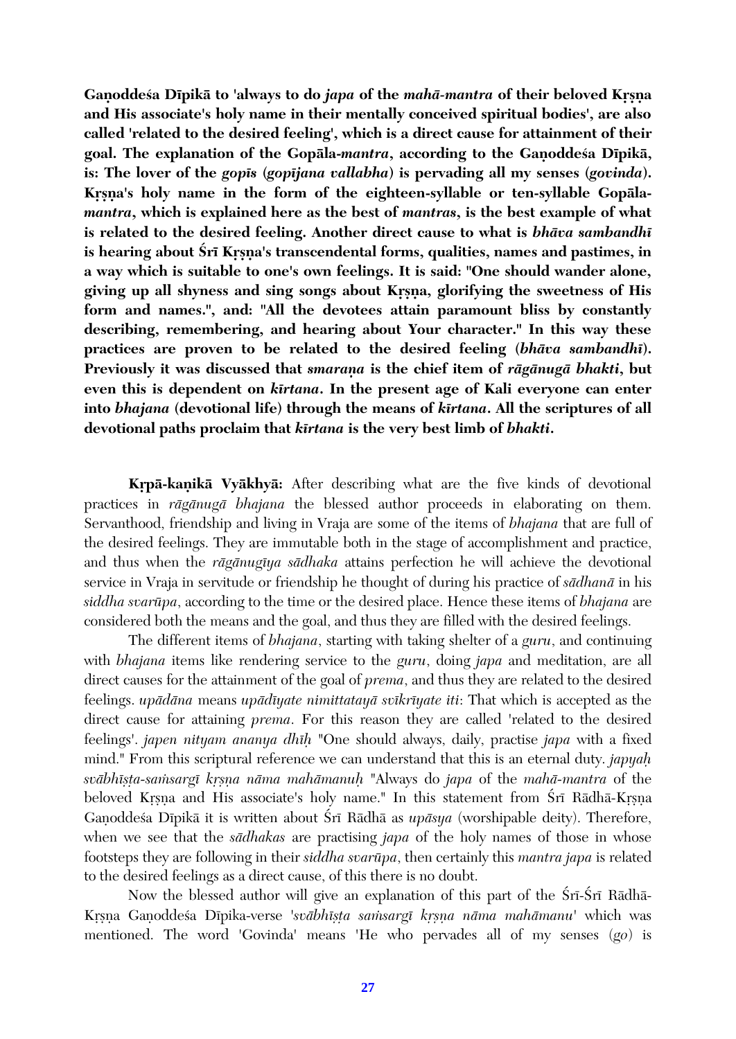**Gaṇoddeśa Dīpikā to 'always to do *japa* of the *mahā-mantra* of their beloved Kṛṣṇa and His associate's holy name in their mentally conceived spiritual bodies', are also called 'related to the desired feeling', which is a direct cause for attainment of their goal. The explanation of the Gopāla-*mantra*, according to the Gaṇoddeśa Dīpikā, is: The lover of the *gopīs* (*gopījana vallabha*) is pervading all my senses (*govinda*). Kṛṣṇa's holy name in the form of the eighteen-syllable or ten-syllable Gopāla-*mantra*, which is explained here as the best of *mantras*, is the best example of what is related to the desired feeling. Another direct cause to what is *bhāva sambandhī* is hearing about Śrī Kṛṣṇa's transcendental forms, qualities, names and pastimes, in a way which is suitable to one's own feelings. It is said: "One should wander alone, giving up all shyness and sing songs about Kṛṣṇa, glorifying the sweetness of His form and names.", and: "All the devotees attain paramount bliss by constantly describing, remembering, and hearing about Your character." In this way these practices are proven to be related to the desired feeling (*bhāva sambandhī*). Previously it was discussed that *smaraṇa* is the chief item of *rāgānugā bhakti*, but even this is dependent on *kīrtana*. In the present age of Kali everyone can enter into *bhajana* (devotional life) through the means of *kīrtana*. All the scriptures of all devotional paths proclaim that *kīrtana* is the very best limb of *bhakti*.**

**Kṛpā-kaṇikā Vyākhyā:** After describing what are the five kinds of devotional practices in *rāgānugā bhajana* the blessed author proceeds in elaborating on them. Servanthood, friendship and living in Vraja are some of the items of *bhajana* that are full of the desired feelings. They are immutable both in the stage of accomplishment and practice, and thus when the *rāgānugīya sādhaka* attains perfection he will achieve the devotional service in Vraja in servitude or friendship he thought of during his practice of *sādhanā* in his *siddha svarūpa*, according to the time or the desired place. Hence these items of *bhajana* are considered both the means and the goal, and thus they are filled with the desired feelings.

The different items of *bhajana*, starting with taking shelter of a *guru*, and continuing with *bhajana* items like rendering service to the *guru*, doing *japa* and meditation, are all direct causes for the attainment of the goal of *prema*, and thus they are related to the desired feelings. *upādāna* means *upādīyate nimittatayā svīkrīyate iti*: That which is accepted as the direct cause for attaining *prema*. For this reason they are called 'related to the desired feelings'. *japen nityam ananya dhīḥ* "One should always, daily, practise *japa* with a fixed mind." From this scriptural reference we can understand that this is an eternal duty. *japyaḥ svābhīṣṭa-saṁsargī kṛṣṇa nāma mahāmanuḥ* "Always do *japa* of the *mahā-mantra* of the beloved Kṛṣṇa and His associate's holy name." In this statement from Śrī Rādhā-Kṛṣṇa Gaṇoddeśa Dīpikā it is written about Śrī Rādhā as *upāsya* (worshipable deity). Therefore, when we see that the *sādhakas* are practising *japa* of the holy names of those in whose footsteps they are following in their *siddha svarūpa*, then certainly this *mantra japa* is related to the desired feelings as a direct cause, of this there is no doubt.

Now the blessed author will give an explanation of this part of the Śrī-Śrī Rādhā-Kṛṣṇa Gaṇoddeśa Dīpika-verse '*svābhīṣṭa saṁsargī kṛṣṇa nāma mahāmanu*' which was mentioned. The word 'Govinda' means 'He who pervades all of my senses (*go*) is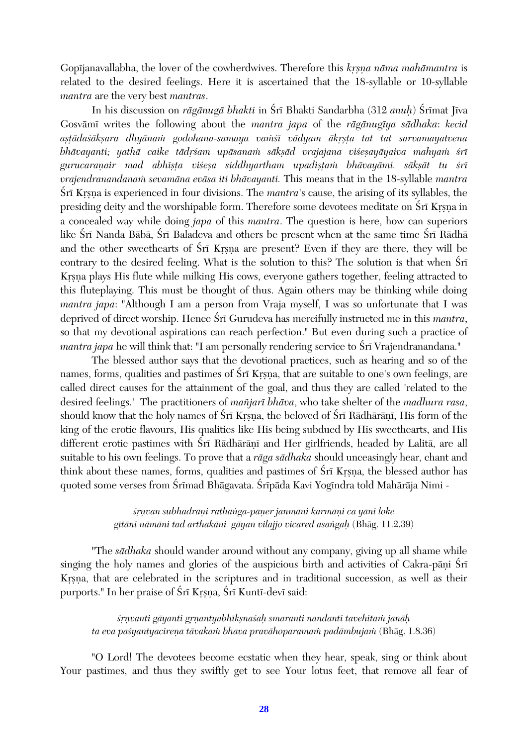Gopījanavallabha, the lover of the cowherdwives. Therefore this *kṛṣṇa nāma mahāmantra* is related to the desired feelings. Here it is ascertained that the 18-syllable or 10-syllable *mantra* are the very best *mantras*.

In his discussion on *rāgānugā bhakti* in Śrī Bhakti Sandarbha (312 *anuḥ*) Śrīmat Jīva Gosvāmī writes the following about the *mantra japa* of the *rāgānugīya sādhaka*: *kecid aṣṭādaśākṣara dhyānaṁ godohana-samaya vaṁśī vādyam ākṛṣṭa tat tat sarvamayatvena bhāvayanti; yathā caike tādṛśam upāsanaṁ sākṣād vrajajana viśeṣayāyaiva mahyaṁ śrī gurucaraṇair mad abhīṣṭa viśeṣa siddhyartham upadiṣṭaṁ bhāvayāmi. sākṣāt tu śrī vrajendranandanaṁ sevamāna evāsa iti bhāvayanti.* This means that in the 18-syllable *mantra* Śrī Kṛṣṇa is experienced in four divisions. The *mantra*'s cause, the arising of its syllables, the presiding deity and the worshipable form. Therefore some devotees meditate on Śrī Kṛṣṇa in a concealed way while doing *japa* of this *mantra*. The question is here, how can superiors like Śrī Nanda Bābā, Śrī Baladeva and others be present when at the same time Śrī Rādhā and the other sweethearts of Śrī Kṛṣṇa are present? Even if they are there, they will be contrary to the desired feeling. What is the solution to this? The solution is that when Śrī Kṛṣṇa plays His flute while milking His cows, everyone gathers together, feeling attracted to this fluteplaying. This must be thought of thus. Again others may be thinking while doing *mantra japa*: "Although I am a person from Vraja myself, I was so unfortunate that I was deprived of direct worship. Hence Śrī Gurudeva has mercifully instructed me in this *mantra*, so that my devotional aspirations can reach perfection." But even during such a practice of *mantra japa* he will think that: "I am personally rendering service to Śrī Vrajendranandana."

The blessed author says that the devotional practices, such as hearing and so of the names, forms, qualities and pastimes of Śrī Kṛṣṇa, that are suitable to one's own feelings, are called direct causes for the attainment of the goal, and thus they are called 'related to the desired feelings.' The practitioners of *mañjarī bhāva*, who take shelter of the *madhura rasa*, should know that the holy names of Śrī Kṛṣṇa, the beloved of Śrī Rādhārāṇī, His form of the king of the erotic flavours, His qualities like His being subdued by His sweethearts, and His different erotic pastimes with Śrī Rādhārāṇī and Her girlfriends, headed by Lalitā, are all suitable to his own feelings. To prove that a *rāga sādhaka* should unceasingly hear, chant and think about these names, forms, qualities and pastimes of Śrī Kṛṣṇa, the blessed author has quoted some verses from Śrīmad Bhāgavata. Śrīpāda Kavi Yogīndra told Mahārāja Nimi -

> *śṛṇvan subhadrāṇi rathāṅga-pāṇer janmāni karmāṇi ca yāni loke*
> *gītāni nāmāni tad arthakāni gāyan vilajjo vicared asaṅgaḥ* (Bhāg. 11.2.39)

"The *sādhaka* should wander around without any company, giving up all shame while singing the holy names and glories of the auspicious birth and activities of Cakra-pāṇi Śrī Kṛṣṇa, that are celebrated in the scriptures and in traditional succession, as well as their purports." In her praise of Śrī Kṛṣṇa, Śrī Kuntī-devī said:

> *śṛṇvanti gāyanti gṛṇantyabhīkṣnaśaḥ smaranti nandanti tavehitaṁ janāḥ*
> *ta eva paśyantyacireṇa tāvakaṁ bhava pravāhoparamaṁ padāmbujaṁ* (Bhāg. 1.8.36)

"O Lord! The devotees become ecstatic when they hear, speak, sing or think about Your pastimes, and thus they swiftly get to see Your lotus feet, that remove all fear of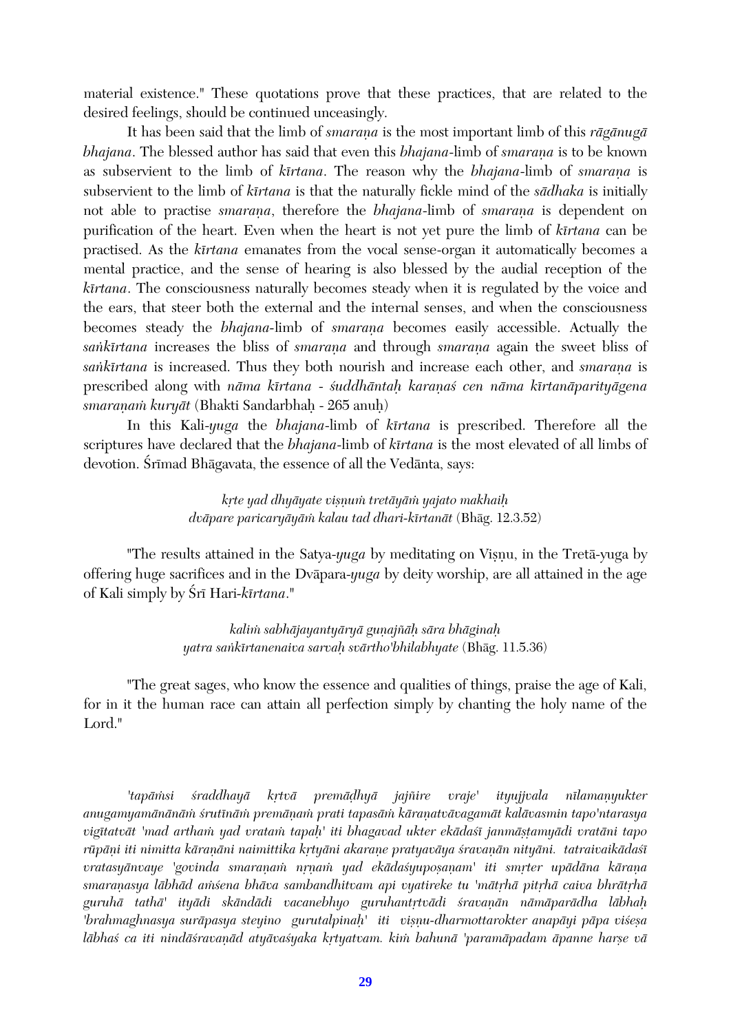material existence." These quotations prove that these practices, that are related to the desired feelings, should be continued unceasingly.

It has been said that the limb of *smaraṇa* is the most important limb of this *rāgānugā bhajana*. The blessed author has said that even this *bhajana*-limb of *smaraṇa* is to be known as subservient to the limb of *kīrtana*. The reason why the *bhajana*-limb of *smaraṇa* is subservient to the limb of *kīrtana* is that the naturally fickle mind of the *sādhaka* is initially not able to practise *smaraṇa*, therefore the *bhajana*-limb of *smaraṇa* is dependent on purification of the heart. Even when the heart is not yet pure the limb of *kīrtana* can be practised. As the *kīrtana* emanates from the vocal sense-organ it automatically becomes a mental practice, and the sense of hearing is also blessed by the audial reception of the *kīrtana*. The consciousness naturally becomes steady when it is regulated by the voice and the ears, that steer both the external and the internal senses, and when the consciousness becomes steady the *bhajana*-limb of *smaraṇa* becomes easily accessible. Actually the *saṅkīrtana* increases the bliss of *smaraṇa* and through *smaraṇa* again the sweet bliss of *saṅkīrtana* is increased. Thus they both nourish and increase each other, and *smaraṇa* is prescribed along with *nāma kīrtana* - *śuddhāntaḥ karaṇaś cen nāma kīrtanāparityāgena smaraṇaṁ kuryāt* (Bhakti Sandarbhaḥ - 265 anuḥ)

In this Kali-*yuga* the *bhajana*-limb of *kīrtana* is prescribed. Therefore all the scriptures have declared that the *bhajana*-limb of *kīrtana* is the most elevated of all limbs of devotion. Śrīmad Bhāgavata, the essence of all the Vedānta, says:

> *kṛte yad dhyāyate viṣṇuṁ tretāyāṁ yajato makhaiḥ*
> *dvāpare paricaryāyāṁ kalau tad dhari-kīrtanāt* (Bhāg. 12.3.52)

"The results attained in the Satya-*yuga* by meditating on Viṣṇu, in the Tretā-yuga by offering huge sacrifices and in the Dvāpara-*yuga* by deity worship, are all attained in the age of Kali simply by Śrī Hari-*kīrtana*."

> *kaliṁ sabhājayantyāryā guṇajñāḥ sāra bhāginaḥ*
> *yatra saṅkīrtanenaiva sarvaḥ svārtho'bhilabhyate* (Bhāg. 11.5.36)

"The great sages, who know the essence and qualities of things, praise the age of Kali, for in it the human race can attain all perfection simply by chanting the holy name of the Lord."

*'tapāṁsi śraddhayā kṛtvā premāḍhyā jajñire vraje' ityujjvala nīlamaṇyukter anugamyamānānāṁ śrutīnāṁ premāṇaṁ prati tapasāṁ kāraṇatvāvagamāt kalāvasmin tapo'ntarasya vigītatvāt 'mad arthaṁ yad vrataṁ tapaḥ' iti bhagavad ukter ekādaśī janmāṣṭamyādi vratāni tapo rūpāṇi iti nimitta kāraṇāni naimittika kṛtyāni akaraṇe pratyavāya śravaṇān nityāni. tatraivaikādaśī vratasyānvaye 'govinda smaraṇaṁ nṛṇaṁ yad ekādaśyupoṣaṇam' iti smṛter upādāna kāraṇa smaraṇasya lābhād aṁśena bhāva sambandhitvam api vyatireke tu 'mātṛhā pitṛhā caiva bhrātṛhā guruhā tathā' ityādi skāndādi vacanebhyo guruhantṛtvādi śravaṇān nāmāparādha lābhaḥ 'brahmaghnasya surāpasya steyino gurutalpinaḥ' iti viṣṇu-dharmottarokter anapāyi pāpa viśeṣa lābhaś ca iti nindāśravaṇād atyāvaśyaka kṛtyatvam. kiṁ bahunā 'paramāpadam āpanne harṣe vā*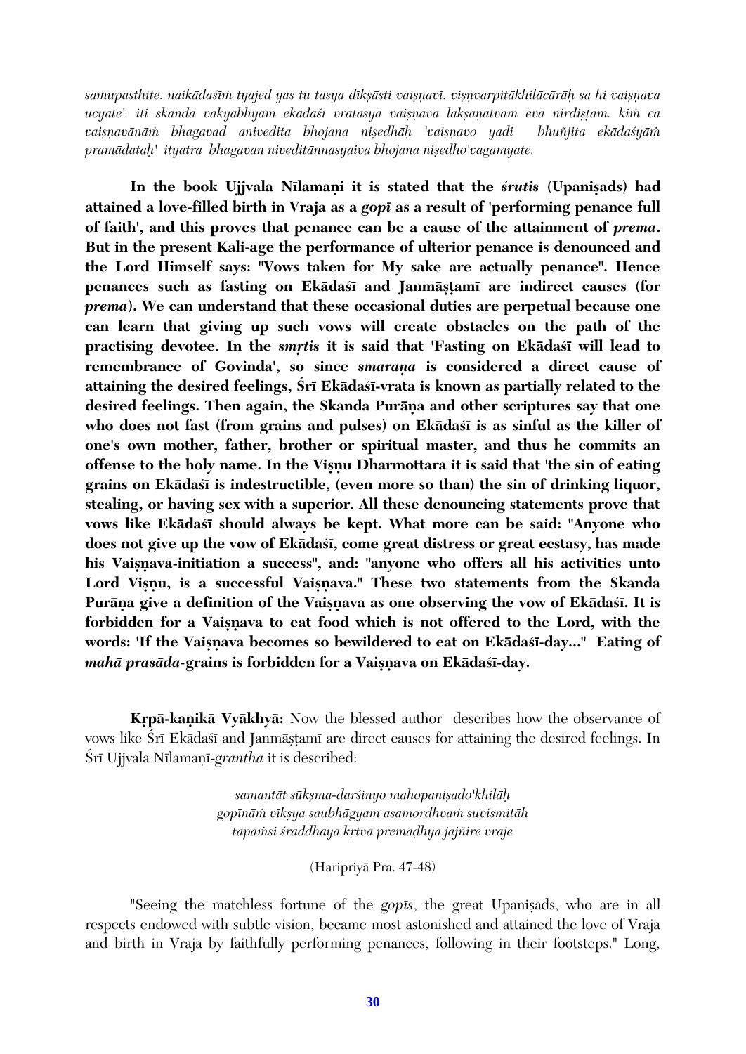*samupasthite. naikādaśīṁ tyajed yas tu tasya dīkṣāsti vaiṣṇavī. viṣṇvarpitākhilācārāḥ sa hi vaiṣṇava ucyate'. iti skānda vākyābhyām ekādaśī vratasya vaiṣṇava lakṣaṇatvam eva nirdiṣṭam. kiṁ ca vaiṣṇavānāṁ bhagavad anivedita bhojana niṣedhāḥ 'vaiṣṇavo yadi bhuñjita ekādaśyāṁ pramādataḥ' ityatra bhagavan niveditānnasyaiva bhojana niṣedho'vagamyate.*

**In the book Ujjvala Nīlamaṇi it is stated that the *śrutis* (Upaniṣads) had attained a love-filled birth in Vraja as a *gopī* as a result of 'performing penance full of faith', and this proves that penance can be a cause of the attainment of *prema*. But in the present Kali-age the performance of ulterior penance is denounced and the Lord Himself says: "Vows taken for My sake are actually penance". Hence penances such as fasting on Ekādaśī and Janmāṣṭamī are indirect causes (for *prema*). We can understand that these occasional duties are perpetual because one can learn that giving up such vows will create obstacles on the path of the practising devotee. In the *smṛtis* it is said that 'Fasting on Ekādaśī will lead to remembrance of Govinda', so since *smaraṇa* is considered a direct cause of attaining the desired feelings, Śrī Ekādaśī-vrata is known as partially related to the desired feelings. Then again, the Skanda Purāṇa and other scriptures say that one who does not fast (from grains and pulses) on Ekādaśī is as sinful as the killer of one's own mother, father, brother or spiritual master, and thus he commits an offense to the holy name. In the Viṣṇu Dharmottara it is said that 'the sin of eating grains on Ekādaśī is indestructible, (even more so than) the sin of drinking liquor, stealing, or having sex with a superior. All these denouncing statements prove that vows like Ekādaśī should always be kept. What more can be said: "Anyone who does not give up the vow of Ekādaśī, come great distress or great ecstasy, has made his Vaiṣṇava-initiation a success", and: "anyone who offers all his activities unto Lord Viṣṇu, is a successful Vaiṣṇava." These two statements from the Skanda Purāṇa give a definition of the Vaiṣṇava as one observing the vow of Ekādaśī. It is forbidden for a Vaiṣṇava to eat food which is not offered to the Lord, with the words: 'If the Vaiṣṇava becomes so bewildered to eat on Ekādaśī-day..." Eating of *mahā prasāda*-grains is forbidden for a Vaiṣṇava on Ekādaśī-day.**

**Kṛpā-kaṇikā Vyākhyā:** Now the blessed author describes how the observance of vows like Śrī Ekādaśī and Janmāṣṭamī are direct causes for attaining the desired feelings. In Śrī Ujjvala Nīlamaṇī-*grantha* it is described:

*samantāt sūkṣma-darśinyo mahopaniṣado'khilāḥ*
*gopīnāṁ vīkṣya saubhāgyam asamordhvaṁ suvismitāḥ*
*tapāṁsi śraddhayā kṛtvā premāḍhyā jajñire vraje*

(Haripriyā Pra. 47-48)

"Seeing the matchless fortune of the *gopīs*, the great Upaniṣads, who are in all respects endowed with subtle vision, became most astonished and attained the love of Vraja and birth in Vraja by faithfully performing penances, following in their footsteps." Long,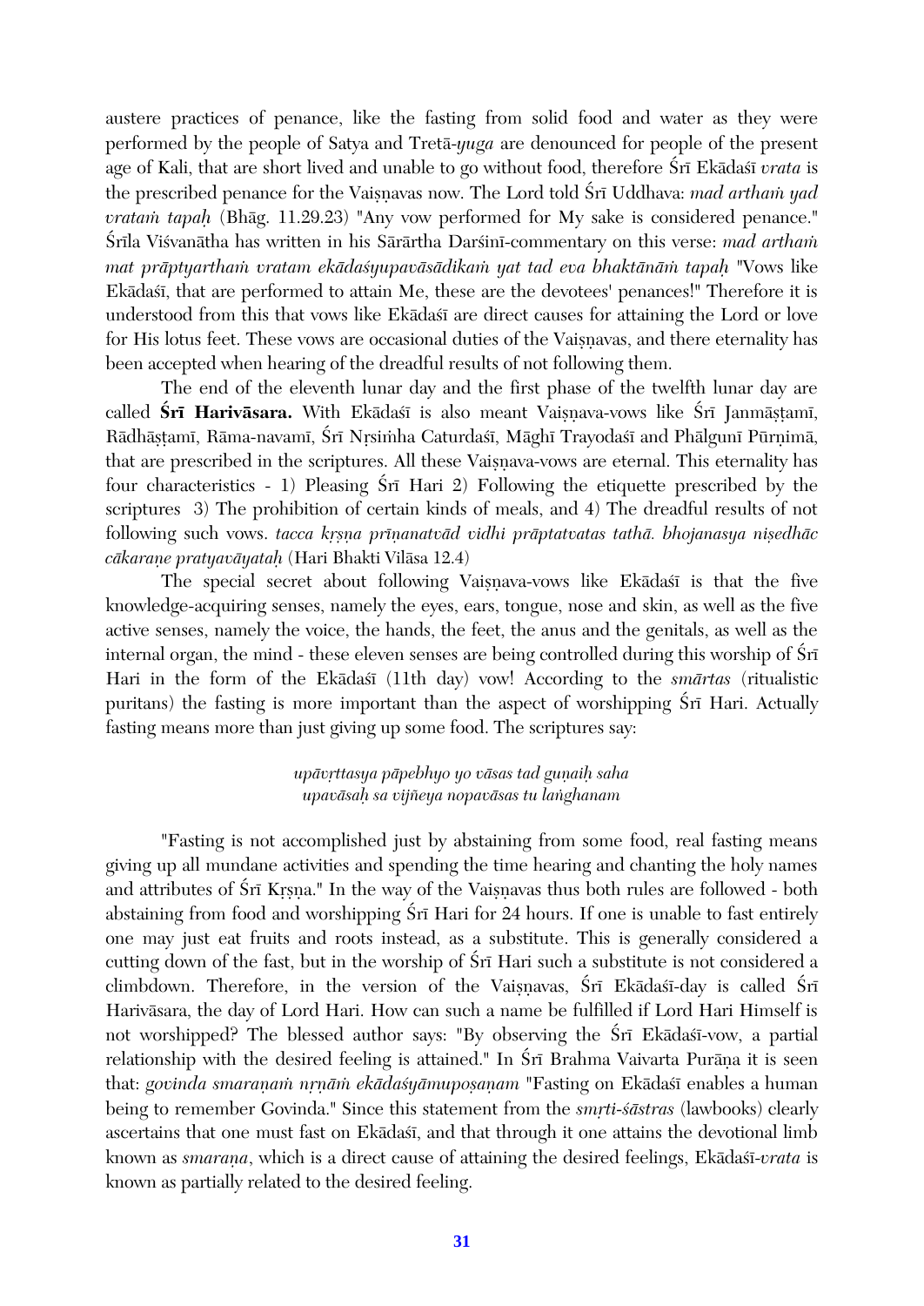austere practices of penance, like the fasting from solid food and water as they were performed by the people of Satya and Tretā-*yuga* are denounced for people of the present age of Kali, that are short lived and unable to go without food, therefore Śrī Ekādaśī *vrata* is the prescribed penance for the Vaiṣṇavas now. The Lord told Śrī Uddhava: *mad arthaṁ yad vrataṁ tapaḥ* (Bhāg. 11.29.23) "Any vow performed for My sake is considered penance." Śrīla Viśvanātha has written in his Sārārtha Darśinī-commentary on this verse: *mad arthaṁ mat prāptyarthaṁ vratam ekādaśyupavāsādikaṁ yat tad eva bhaktānāṁ tapaḥ* "Vows like Ekādaśī, that are performed to attain Me, these are the devotees' penances!" Therefore it is understood from this that vows like Ekādaśī are direct causes for attaining the Lord or love for His lotus feet. These vows are occasional duties of the Vaiṣṇavas, and there eternality has been accepted when hearing of the dreadful results of not following them.

The end of the eleventh lunar day and the first phase of the twelfth lunar day are called **Śrī Harivāsara.** With Ekādaśī is also meant Vaiṣṇava-vows like Śrī Janmāṣṭamī, Rādhāṣṭamī, Rāma-navamī, Śrī Nṛsiṁha Caturdaśī, Māghī Trayodaśī and Phālgunī Pūrṇimā, that are prescribed in the scriptures. All these Vaiṣṇava-vows are eternal. This eternality has four characteristics - 1) Pleasing Śrī Hari 2) Following the etiquette prescribed by the scriptures 3) The prohibition of certain kinds of meals, and 4) The dreadful results of not following such vows. *tacca kṛṣṇa prīṇanatvād vidhi prāptatvatas tathā. bhojanasya niṣedhāc cākaraṇe pratyavāyataḥ* (Hari Bhakti Vilāsa 12.4)

The special secret about following Vaiṣṇava-vows like Ekādaśī is that the five knowledge-acquiring senses, namely the eyes, ears, tongue, nose and skin, as well as the five active senses, namely the voice, the hands, the feet, the anus and the genitals, as well as the internal organ, the mind - these eleven senses are being controlled during this worship of Śrī Hari in the form of the Ekādaśī (11th day) vow! According to the *smārtas* (ritualistic puritans) the fasting is more important than the aspect of worshipping Śrī Hari. Actually fasting means more than just giving up some food. The scriptures say:

*upāvṛttasya pāpebhyo yo vāsas tad guṇaiḥ saha*
*upavāsaḥ sa vijñeya nopavāsas tu laṅghanam*

"Fasting is not accomplished just by abstaining from some food, real fasting means giving up all mundane activities and spending the time hearing and chanting the holy names and attributes of Śrī Kṛṣṇa." In the way of the Vaiṣṇavas thus both rules are followed - both abstaining from food and worshipping Śrī Hari for 24 hours. If one is unable to fast entirely one may just eat fruits and roots instead, as a substitute. This is generally considered a cutting down of the fast, but in the worship of Śrī Hari such a substitute is not considered a climbdown. Therefore, in the version of the Vaiṣṇavas, Śrī Ekādaśī-day is called Śrī Harivāsara, the day of Lord Hari. How can such a name be fulfilled if Lord Hari Himself is not worshipped? The blessed author says: "By observing the Śrī Ekādaśī-vow, a partial relationship with the desired feeling is attained." In Śrī Brahma Vaivarta Purāṇa it is seen that: *govinda smaraṇaṁ nṛṇāṁ ekādaśyāmupoṣaṇam* "Fasting on Ekādaśī enables a human being to remember Govinda." Since this statement from the *smṛti-śāstras* (lawbooks) clearly ascertains that one must fast on Ekādaśī, and that through it one attains the devotional limb known as *smaraṇa*, which is a direct cause of attaining the desired feelings, Ekādaśī-*vrata* is known as partially related to the desired feeling.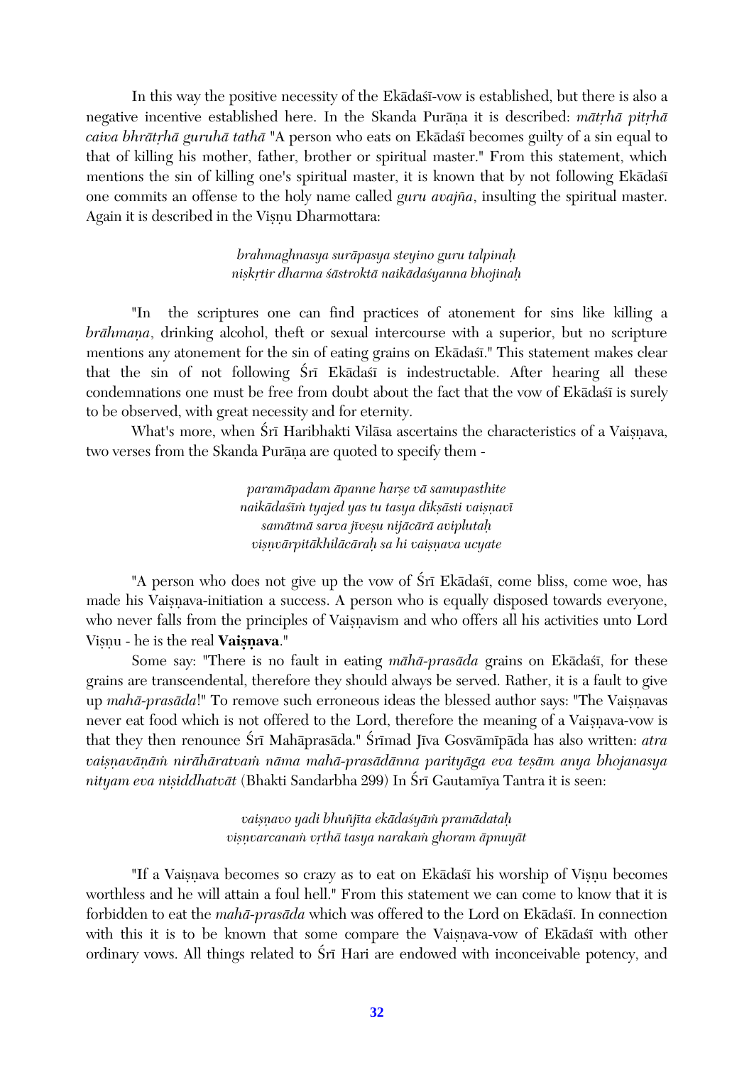In this way the positive necessity of the Ekādaśī-vow is established, but there is also a negative incentive established here. In the Skanda Purāṇa it is described: *mātṛhā pitṛhā caiva bhrātṛhā guruhā tathā* "A person who eats on Ekādaśī becomes guilty of a sin equal to that of killing his mother, father, brother or spiritual master." From this statement, which mentions the sin of killing one's spiritual master, it is known that by not following Ekādaśī one commits an offense to the holy name called *guru avajña*, insulting the spiritual master. Again it is described in the Viṣṇu Dharmottara:

> *brahmaghnasya surāpasya steyino guru talpinaḥ*
> *niṣkṛtir dharma śāstroktā naikādaśyanna bhojinaḥ*

"In the scriptures one can find practices of atonement for sins like killing a *brāhmaṇa*, drinking alcohol, theft or sexual intercourse with a superior, but no scripture mentions any atonement for the sin of eating grains on Ekādaśī." This statement makes clear that the sin of not following Śrī Ekādaśī is indestructable. After hearing all these condemnations one must be free from doubt about the fact that the vow of Ekādaśī is surely to be observed, with great necessity and for eternity.

What's more, when Śrī Haribhakti Vilāsa ascertains the characteristics of a Vaiṣṇava, two verses from the Skanda Purāṇa are quoted to specify them -

> *paramāpadam āpanne harṣe vā samupasthite*
> *naikādaśīṁ tyajed yas tu tasya dīkṣāsti vaiṣṇavī*
> *samātmā sarva jīveṣu nijācārā aviplutaḥ*
> *viṣṇvārpitākhilācāraḥ sa hi vaiṣṇava ucyate*

"A person who does not give up the vow of Śrī Ekādaśī, come bliss, come woe, has made his Vaiṣṇava-initiation a success. A person who is equally disposed towards everyone, who never falls from the principles of Vaiṣṇavism and who offers all his activities unto Lord Viṣṇu - he is the real **Vaiṣṇava**."

Some say: "There is no fault in eating *māhā-prasāda* grains on Ekādaśī, for these grains are transcendental, therefore they should always be served. Rather, it is a fault to give up *mahā-prasāda*!" To remove such erroneous ideas the blessed author says: "The Vaiṣṇavas never eat food which is not offered to the Lord, therefore the meaning of a Vaiṣṇava-vow is that they then renounce Śrī Mahāprasāda." Śrīmad Jīva Gosvāmīpāda has also written: *atra vaiṣṇavāṇāṁ nirāhāratvaṁ nāma mahā-prasādānna parityāga eva teṣām anya bhojanasya nityam eva niṣiddhatvāt* (Bhakti Sandarbha 299) In Śrī Gautamīya Tantra it is seen:

> *vaiṣṇavo yadi bhuñjīta ekādaśyāṁ pramādataḥ*
> *viṣṇvarcanaṁ vṛthā tasya narakaṁ ghoram āpnuyāt*

"If a Vaiṣṇava becomes so crazy as to eat on Ekādaśī his worship of Viṣṇu becomes worthless and he will attain a foul hell." From this statement we can come to know that it is forbidden to eat the *mahā-prasāda* which was offered to the Lord on Ekādaśī. In connection with this it is to be known that some compare the Vaiṣṇava-vow of Ekādaśī with other ordinary vows. All things related to Śrī Hari are endowed with inconceivable potency, and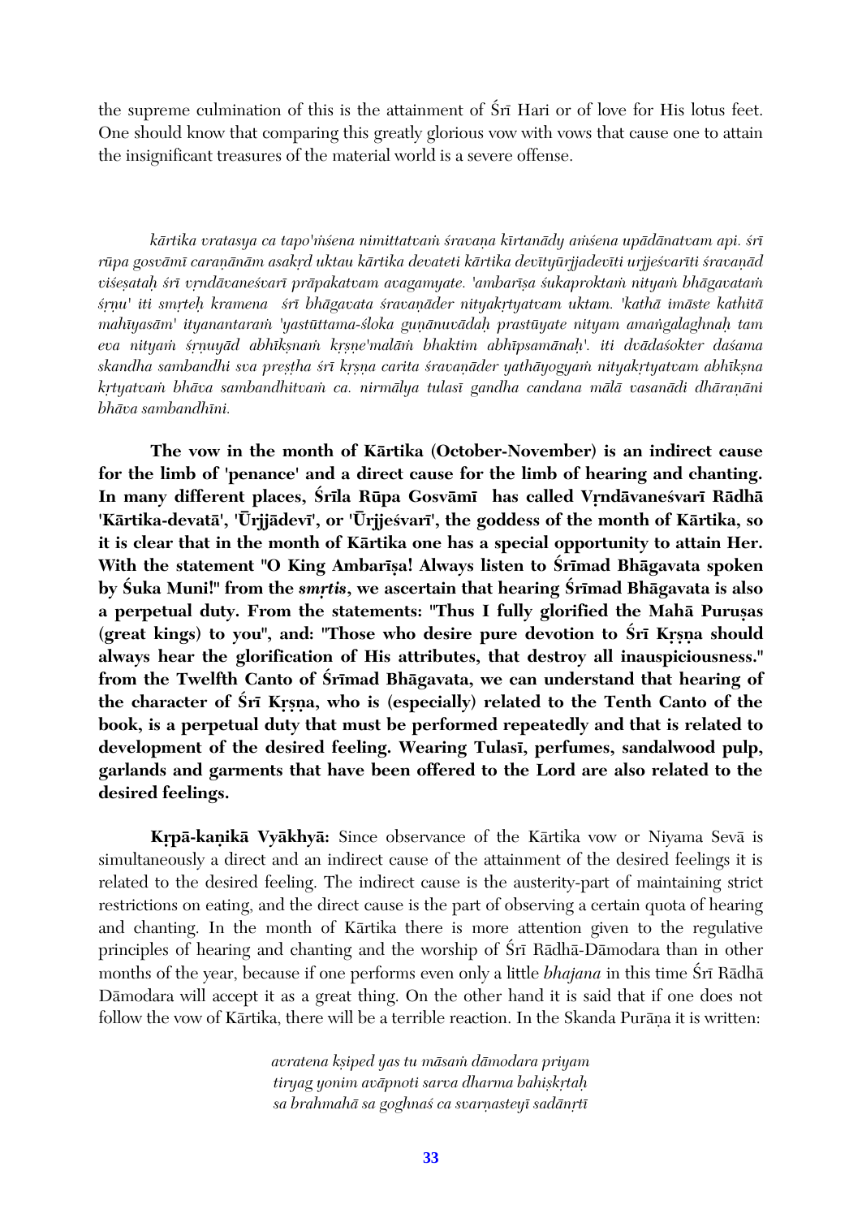the supreme culmination of this is the attainment of Śrī Hari or of love for His lotus feet. One should know that comparing this greatly glorious vow with vows that cause one to attain the insignificant treasures of the material world is a severe offense.

*kārtika vratasya ca tapo'ṁśena nimittatvaṁ śravaṇa kīrtanādy aṁśena upādānatvam api. śrī rūpa gosvāmī caraṇānām asakṛd uktau kārtika devateti kārtika devītyūrjjadevīti urjjeśvarīti śravaṇād viśeṣataḥ śrī vṛndāvaneśvarī prāpakatvam avagamyate. 'ambarīṣa śukaproktaṁ nityaṁ bhāgavataṁ śṛṇu' iti smṛteḥ kramena śrī bhāgavata śravaṇāder nityakṛtyatvam uktam. 'kathā imāste kathitā mahīyasām' ityanantaraṁ 'yastūttama-śloka guṇānuvādaḥ prastūyate nityam amaṅgalaghnaḥ tam eva nityaṁ śṛṇuyād abhīkṣnaṁ kṛṣṇe'malāṁ bhaktim abhīpsamānaḥ'. iti dvādaśokter daśama skandha sambandhi sva preṣtha śrī kṛṣna carita śravaṇāder yathāyogyaṁ nityakṛtyatvam abhīkṣna kṛtyatvaṁ bhāva sambandhitvaṁ ca. nirmālya tulasī gandha candana mālā vasanādi dhāraṇāni bhāva sambandhīni.*

**The vow in the month of Kārtika (October-November) is an indirect cause for the limb of 'penance' and a direct cause for the limb of hearing and chanting. In many different places, Śrīla Rūpa Gosvāmī has called Vṛndāvaneśvarī Rādhā 'Kārtika-devatā', 'Ūrjjādevī', or 'Ūrjjeśvarī', the goddess of the month of Kārtika, so it is clear that in the month of Kārtika one has a special opportunity to attain Her. With the statement "O King Ambarīṣa! Always listen to Śrīmad Bhāgavata spoken by Śuka Muni!" from the *smṛtis*, we ascertain that hearing Śrīmad Bhāgavata is also a perpetual duty. From the statements: "Thus I fully glorified the Mahā Puruṣas (great kings) to you", and: "Those who desire pure devotion to Śrī Kṛṣṇa should always hear the glorification of His attributes, that destroy all inauspiciousness." from the Twelfth Canto of Śrīmad Bhāgavata, we can understand that hearing of the character of Śrī Kṛṣṇa, who is (especially) related to the Tenth Canto of the book, is a perpetual duty that must be performed repeatedly and that is related to development of the desired feeling. Wearing Tulasī, perfumes, sandalwood pulp, garlands and garments that have been offered to the Lord are also related to the desired feelings.**

**Kṛpā-kaṇikā Vyākhyā:** Since observance of the Kārtika vow or Niyama Sevā is simultaneously a direct and an indirect cause of the attainment of the desired feelings it is related to the desired feeling. The indirect cause is the austerity-part of maintaining strict restrictions on eating, and the direct cause is the part of observing a certain quota of hearing and chanting. In the month of Kārtika there is more attention given to the regulative principles of hearing and chanting and the worship of Śrī Rādhā-Dāmodara than in other months of the year, because if one performs even only a little *bhajana* in this time Śrī Rādhā Dāmodara will accept it as a great thing. On the other hand it is said that if one does not follow the vow of Kārtika, there will be a terrible reaction. In the Skanda Purāṇa it is written:

*avratena kṣiped yas tu māsaṁ dāmodara priyam*
*tiryag yonim avāpnoti sarva dharma bahiṣkṛtaḥ*
*sa brahmahā sa goghnaś ca svarṇasteyī sadānṛtī*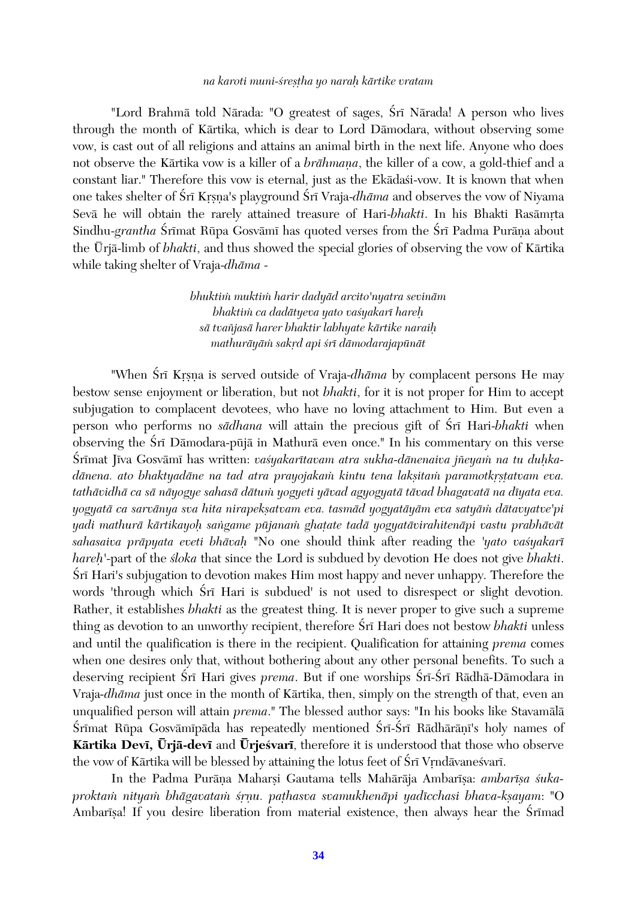*na karoti muni-śreṣṭha yo naraḥ kārtike vratam*

"Lord Brahmā told Nārada: "O greatest of sages, Śrī Nārada! A person who lives through the month of Kārtika, which is dear to Lord Dāmodara, without observing some vow, is cast out of all religions and attains an animal birth in the next life. Anyone who does not observe the Kārtika vow is a killer of a *brāhmaṇa*, the killer of a cow, a gold-thief and a constant liar." Therefore this vow is eternal, just as the Ekādaśi-vow. It is known that when one takes shelter of Śrī Kṛṣṇa's playground Śrī Vraja-*dhāma* and observes the vow of Niyama Sevā he will obtain the rarely attained treasure of Hari-*bhakti*. In his Bhakti Rasāmṛta Sindhu-*grantha* Śrīmat Rūpa Gosvāmī has quoted verses from the Śrī Padma Purāṇa about the Ūrjā-limb of *bhakti*, and thus showed the special glories of observing the vow of Kārtika while taking shelter of Vraja-*dhāma* -

*bhuktiṁ muktiṁ harir dadyād arcito'nyatra sevināṁ*
*bhaktiṁ ca dadātyeva yato vaśyakarī hareḥ*
*sā tvañjasā harer bhaktir labhyate kārtike naraiḥ*
*mathurāyāṁ sakṛd api śrī dāmodarajapūnāt*

"When Śrī Kṛṣṇa is served outside of Vraja-*dhāma* by complacent persons He may bestow sense enjoyment or liberation, but not *bhakti*, for it is not proper for Him to accept subjugation to complacent devotees, who have no loving attachment to Him. But even a person who performs no *sādhana* will attain the precious gift of Śrī Hari-*bhakti* when observing the Śrī Dāmodara-pūjā in Mathurā even once." In his commentary on this verse Śrīmat Jīva Gosvāmī has written: *vaśyakarītavam atra sukha-dānenaiva jñeyaṁ na tu duḥka-dānena. ato bhaktyadāne na tad atra prayojakaṁ kintu tena lakṣitaṁ paramotkṛṣṭatvam eva. tathāvidhā ca sā nāyogye sahasā dātuṁ yogyeti yāvad agyogyatā tāvad bhagavatā na dīyata eva. yogyatā ca sarvānya sva hita nirapekṣatvam eva. tasmād yogyatāyām eva satyāṁ dātavyatve'pi yadi mathurā kārtikayoḥ saṅgame pūjanaṁ ghaṭate tadā yogyatāvirahitenāpi vastu prabhāvāt sahasaiva prāpyata eveti bhāvaḥ* "No one should think after reading the '*yato vaśyakarī hareḥ*'-part of the *śloka* that since the Lord is subdued by devotion He does not give *bhakti*. Śrī Hari's subjugation to devotion makes Him most happy and never unhappy. Therefore the words 'through which Śrī Hari is subdued' is not used to disrespect or slight devotion. Rather, it establishes *bhakti* as the greatest thing. It is never proper to give such a supreme thing as devotion to an unworthy recipient, therefore Śrī Hari does not bestow *bhakti* unless and until the qualification is there in the recipient. Qualification for attaining *prema* comes when one desires only that, without bothering about any other personal benefits. To such a deserving recipient Śrī Hari gives *prema*. But if one worships Śrī-Śrī Rādhā-Dāmodara in Vraja-*dhāma* just once in the month of Kārtika, then, simply on the strength of that, even an unqualified person will attain *prema*." The blessed author says: "In his books like Stavamālā Śrīmat Rūpa Gosvāmīpāda has repeatedly mentioned Śrī-Śrī Rādhārāṇī's holy names of **Kārtika Devī, Ūrjā-devī** and **Ūrjeśvarī**, therefore it is understood that those who observe the vow of Kārtika will be blessed by attaining the lotus feet of Śrī Vṛndāvaneśvarī.

In the Padma Purāṇa Maharṣi Gautama tells Mahārāja Ambarīṣa: *ambarīṣa śuka-proktaṁ nityaṁ bhāgavataṁ śṛṇu. paṭhasva svamukhenāpi yadīcchasi bhava-kṣayam*: "O Ambarīṣa! If you desire liberation from material existence, then always hear the Śrīmad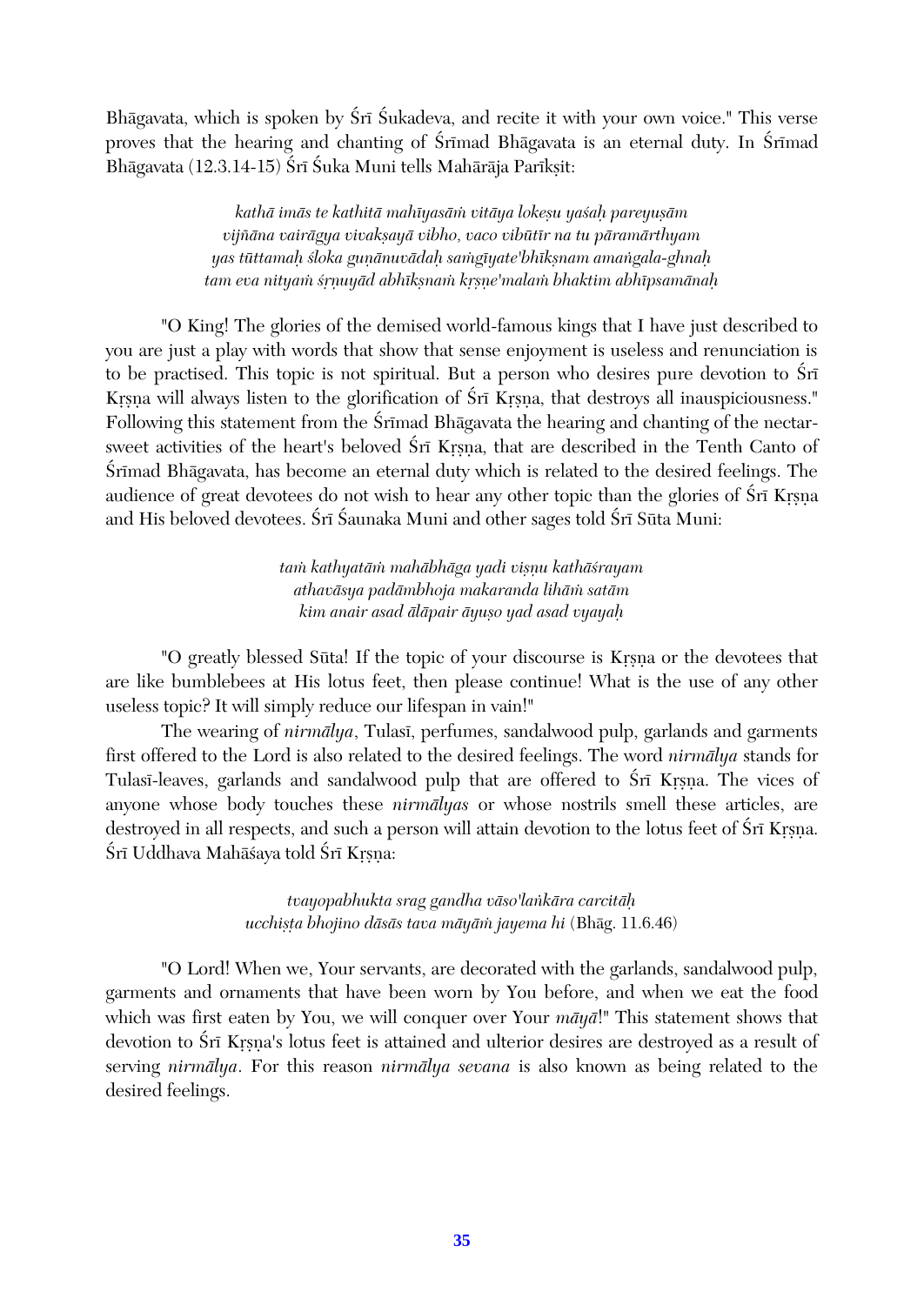Bhāgavata, which is spoken by Śrī Śukadeva, and recite it with your own voice." This verse proves that the hearing and chanting of Śrīmad Bhāgavata is an eternal duty. In Śrīmad Bhāgavata (12.3.14-15) Śrī Śuka Muni tells Mahārāja Parīkṣit:

> *kathā imās te kathitā mahīyasāṁ vitāya lokeṣu yaśaḥ pareyuṣām*
> *vijñāna vairāgya vivakṣayā vibho, vaco vibūtīr na tu pāramārthyam*
> *yas tūttamaḥ śloka guṇānuvādaḥ saṁgīyate'bhīkṣnam amaṅgala-ghnaḥ*
> *tam eva nityaṁ śṛṇuyād abhīkṣnaṁ kṛṣṇe'malaṁ bhaktim abhīpsamānaḥ*

"O King! The glories of the demised world-famous kings that I have just described to you are just a play with words that show that sense enjoyment is useless and renunciation is to be practised. This topic is not spiritual. But a person who desires pure devotion to Śrī Kṛṣṇa will always listen to the glorification of Śrī Kṛṣṇa, that destroys all inauspiciousness." Following this statement from the Śrīmad Bhāgavata the hearing and chanting of the nectar-sweet activities of the heart's beloved Śrī Kṛṣṇa, that are described in the Tenth Canto of Śrīmad Bhāgavata, has become an eternal duty which is related to the desired feelings. The audience of great devotees do not wish to hear any other topic than the glories of Śrī Kṛṣṇa and His beloved devotees. Śrī Śaunaka Muni and other sages told Śrī Sūta Muni:

> *taṁ kathyatāṁ mahābhāga yadi viṣṇu kathāśrayam*
> *athavāsya padāmbhoja makaranda lihāṁ satām*
> *kim anair asad ālāpair āyuṣo yad asad vyayaḥ*

"O greatly blessed Sūta! If the topic of your discourse is Kṛṣṇa or the devotees that are like bumblebees at His lotus feet, then please continue! What is the use of any other useless topic? It will simply reduce our lifespan in vain!"

The wearing of *nirmālya*, Tulasī, perfumes, sandalwood pulp, garlands and garments first offered to the Lord is also related to the desired feelings. The word *nirmālya* stands for Tulasī-leaves, garlands and sandalwood pulp that are offered to Śrī Kṛṣṇa. The vices of anyone whose body touches these *nirmālyas* or whose nostrils smell these articles, are destroyed in all respects, and such a person will attain devotion to the lotus feet of Śrī Kṛṣṇa. Śrī Uddhava Mahāśaya told Śrī Kṛṣṇa:

> *tvayopabhukta srag gandha vāso'laṅkāra carcitāḥ*
> *ucchiṣṭa bhojino dāsās tava māyāṁ jayema hi* (Bhāg. 11.6.46)

"O Lord! When we, Your servants, are decorated with the garlands, sandalwood pulp, garments and ornaments that have been worn by You before, and when we eat the food which was first eaten by You, we will conquer over Your *māyā*!" This statement shows that devotion to Śrī Kṛṣṇa's lotus feet is attained and ulterior desires are destroyed as a result of serving *nirmālya*. For this reason *nirmālya sevana* is also known as being related to the desired feelings.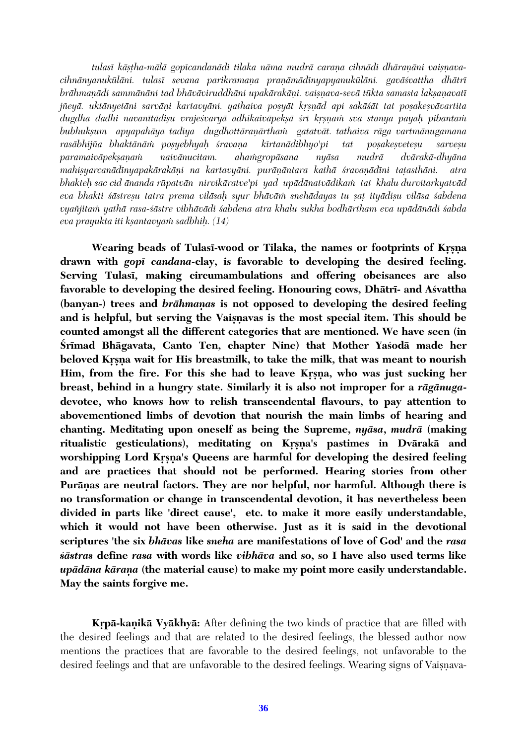*tulasī kāṣṭha-mālā gopīcandanādi tilaka nāma mudrā caraṇa cihnādi dhāraṇāni vaiṣṇava-cihnānyanukūlāni. tulasī sevana parikramaṇa praṇāmādīnyapyanukūlāni. gavāśvattha dhātrī brāhmaṇādi sammānāni tad bhāvāviruddhāni upakārakāṇi. vaiṣṇava-sevā tūkta samasta lakṣaṇavatī jñeyā. uktānyetāni sarvāṇi kartavyāni. yathaiva poṣyāt kṛṣṇād api sakāśāt tat poṣakeṣvāvartita dugdha dadhi navanītādiṣu vrajeśvaryā adhikaivāpekṣā śrī kṛṣṇaṁ sva stanya payaḥ pibantaṁ bubhukṣum apyapahāya tadīya dugdhottāraṇārthaṁ gatatvāt. tathaiva rāga vartmānugamana rasābhijña bhaktānāṁ poṣyebhyaḥ śravaṇa kīrtanādibhyo'pi tat poṣakeṣveteṣu sarveṣu paramaivāpekṣaṇaṁ naivānucitam. ahaṁgropāsana nyāsa mudrā dvārakā-dhyāna mahiṣyarcanādīnyapakārakāṇi na kartavyāni. purāṇāntara kathā śravaṇādīni taṭasthāni. atra bhakteḥ sac cid ānanda rūpatvān nirvikāratve'pi yad upādānatvādikaṁ tat khalu durvitarkyatvād eva bhakti śāstreṣu tatra prema vilāsaḥ syur bhāvāṁ snehādayas tu ṣaṭ ityādiṣu vilāsa śabdena vyañjitaṁ yathā rasa-śāstre vibhāvādi śabdena atra khalu sukha bodhārtham eva upādānādi śabda eva prayukta iti kṣantavyaṁ sadbhiḥ. (14)*

**Wearing beads of Tulasī-wood or Tilaka, the names or footprints of Kṛṣṇa drawn with *gopī candana*-clay, is favorable to developing the desired feeling. Serving Tulasī, making circumambulations and offering obeisances are also favorable to developing the desired feeling. Honouring cows, Dhātrī- and Aśvattha (banyan-) trees and *brāhmaṇas* is not opposed to developing the desired feeling and is helpful, but serving the Vaiṣṇavas is the most special item. This should be counted amongst all the different categories that are mentioned. We have seen (in Śrīmad Bhāgavata, Canto Ten, chapter Nine) that Mother Yaśodā made her beloved Kṛṣṇa wait for His breastmilk, to take the milk, that was meant to nourish Him, from the fire. For this she had to leave Kṛṣṇa, who was just sucking her breast, behind in a hungry state. Similarly it is also not improper for a *rāgānuga*-devotee, who knows how to relish transcendental flavours, to pay attention to abovementioned limbs of devotion that nourish the main limbs of hearing and chanting. Meditating upon oneself as being the Supreme, *nyāsa*, *mudrā* (making ritualistic gesticulations), meditating on Kṛṣṇa's pastimes in Dvārakā and worshipping Lord Kṛṣṇa's Queens are harmful for developing the desired feeling and are practices that should not be performed. Hearing stories from other Purāṇas are neutral factors. They are nor helpful, nor harmful. Although there is no transformation or change in transcendental devotion, it has nevertheless been divided in parts like 'direct cause', etc. to make it more easily understandable, which it would not have been otherwise. Just as it is said in the devotional scriptures 'the six *bhāvas* like *sneha* are manifestations of love of God' and the *rasa śāstras* define *rasa* with words like *vibhāva* and so, so I have also used terms like *upādāna kāraṇa* (the material cause) to make my point more easily understandable. May the saints forgive me.**

**Kṛpā-kaṇikā Vyākhyā:** After defining the two kinds of practice that are filled with the desired feelings and that are related to the desired feelings, the blessed author now mentions the practices that are favorable to the desired feelings, not unfavorable to the desired feelings and that are unfavorable to the desired feelings. Wearing signs of Vaiṣṇava-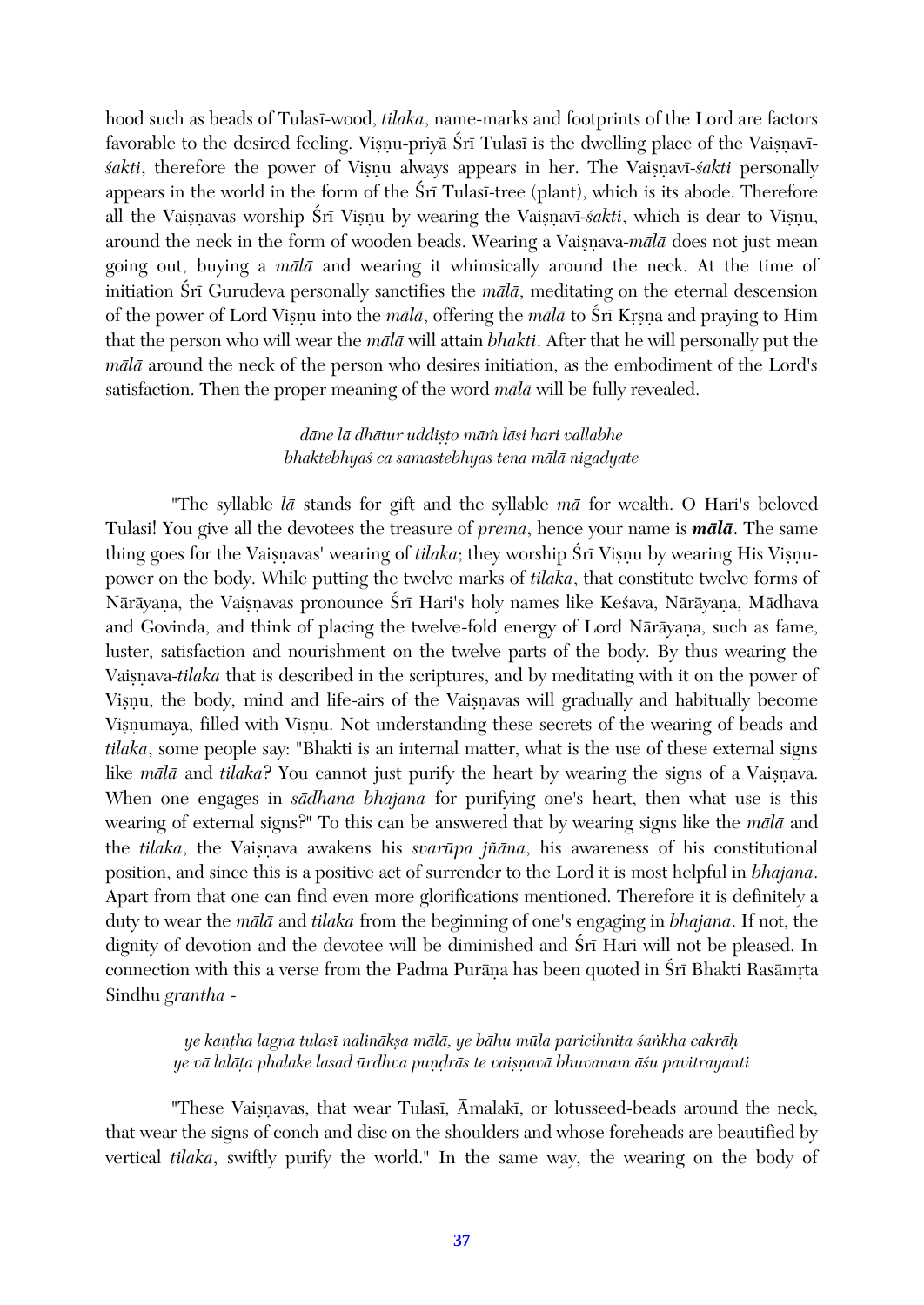hood such as beads of Tulasī-wood, *tilaka*, name-marks and footprints of the Lord are factors favorable to the desired feeling. Viṣṇu-priyā Śrī Tulasī is the dwelling place of the Vaiṣṇavī-*śakti*, therefore the power of Viṣṇu always appears in her. The Vaiṣṇavī-*śakti* personally appears in the world in the form of the Śrī Tulasī-tree (plant), which is its abode. Therefore all the Vaiṣṇavas worship Śrī Viṣṇu by wearing the Vaiṣṇavī-*śakti*, which is dear to Viṣṇu, around the neck in the form of wooden beads. Wearing a Vaiṣṇava-*mālā* does not just mean going out, buying a *mālā* and wearing it whimsically around the neck. At the time of initiation Śrī Gurudeva personally sanctifies the *mālā*, meditating on the eternal descension of the power of Lord Viṣṇu into the *mālā*, offering the *mālā* to Śrī Kṛṣṇa and praying to Him that the person who will wear the *mālā* will attain *bhakti*. After that he will personally put the *mālā* around the neck of the person who desires initiation, as the embodiment of the Lord's satisfaction. Then the proper meaning of the word *mālā* will be fully revealed.

*dāne lā dhātur uddiṣṭo māṁ lāsi hari vallabhe*
*bhaktebhyaś ca samastebhyas tena mālā nigadyate*

"The syllable *lā* stands for gift and the syllable *mā* for wealth. O Hari's beloved Tulasi! You give all the devotees the treasure of *prema*, hence your name is ***mālā***. The same thing goes for the Vaiṣṇavas' wearing of *tilaka*; they worship Śrī Viṣṇu by wearing His Viṣṇu-power on the body. While putting the twelve marks of *tilaka*, that constitute twelve forms of Nārāyaṇa, the Vaiṣṇavas pronounce Śrī Hari's holy names like Keśava, Nārāyaṇa, Mādhava and Govinda, and think of placing the twelve-fold energy of Lord Nārāyaṇa, such as fame, luster, satisfaction and nourishment on the twelve parts of the body. By thus wearing the Vaiṣṇava-*tilaka* that is described in the scriptures, and by meditating with it on the power of Viṣṇu, the body, mind and life-airs of the Vaiṣṇavas will gradually and habitually become Viṣṇumaya, filled with Viṣṇu. Not understanding these secrets of the wearing of beads and *tilaka*, some people say: "Bhakti is an internal matter, what is the use of these external signs like *mālā* and *tilaka*? You cannot just purify the heart by wearing the signs of a Vaiṣṇava. When one engages in *sādhana bhajana* for purifying one's heart, then what use is this wearing of external signs?" To this can be answered that by wearing signs like the *mālā* and the *tilaka*, the Vaiṣṇava awakens his *svarūpa jñāna*, his awareness of his constitutional position, and since this is a positive act of surrender to the Lord it is most helpful in *bhajana*. Apart from that one can find even more glorifications mentioned. Therefore it is definitely a duty to wear the *mālā* and *tilaka* from the beginning of one's engaging in *bhajana*. If not, the dignity of devotion and the devotee will be diminished and Śrī Hari will not be pleased. In connection with this a verse from the Padma Purāṇa has been quoted in Śrī Bhakti Rasāmṛta Sindhu *grantha* -

*ye kaṇṭha lagna tulasī nalinākṣa mālā, ye bāhu mūla paricihnita śaṅkha cakrāḥ*
*ye vā lalāṭa phalake lasad ūrdhva puṇḍrās te vaiṣṇavā bhuvanam āśu pavitrayanti*

"These Vaiṣṇavas, that wear Tulasī, Āmalakī, or lotusseed-beads around the neck, that wear the signs of conch and disc on the shoulders and whose foreheads are beautified by vertical *tilaka*, swiftly purify the world." In the same way, the wearing on the body of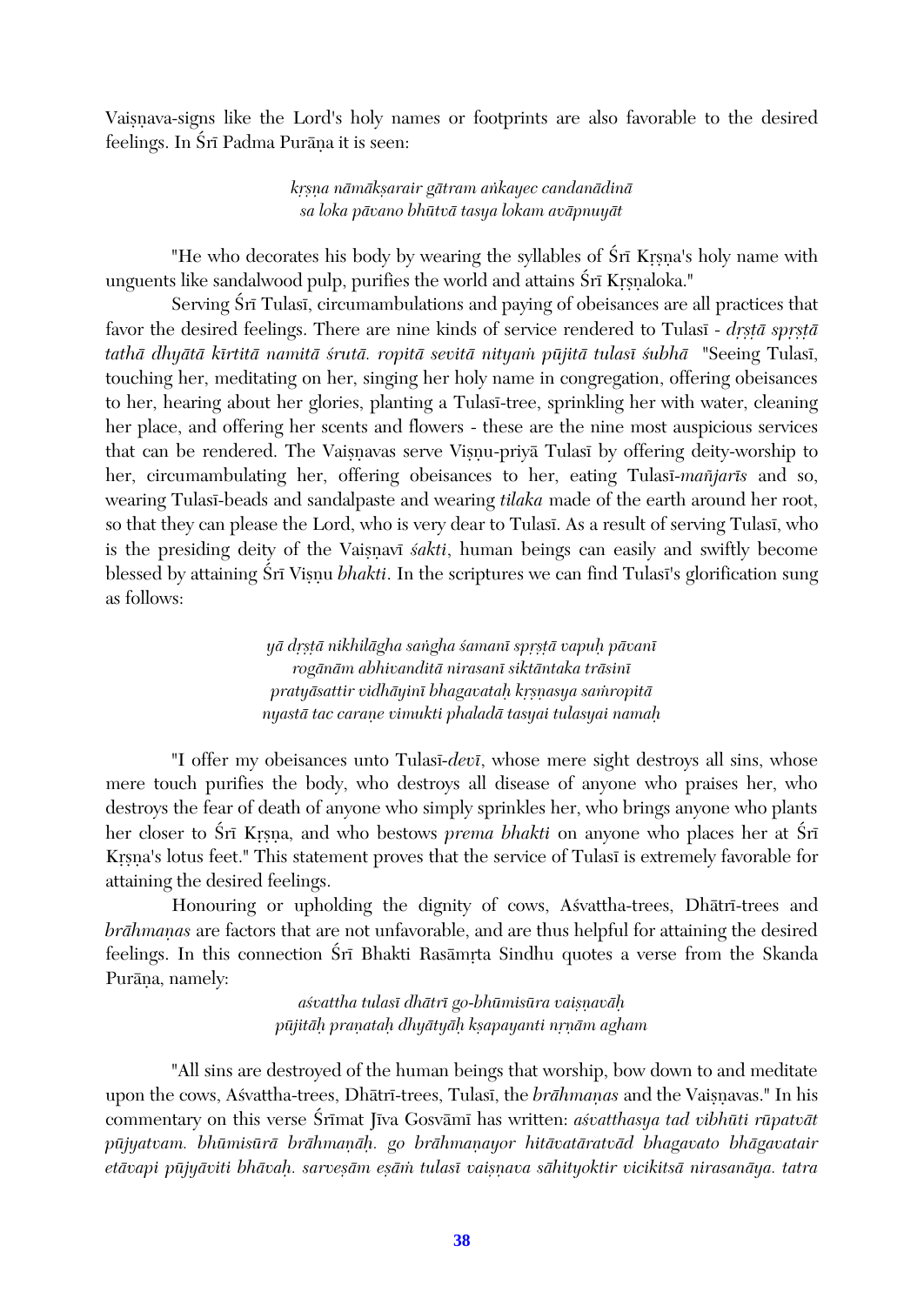Vaiṣṇava-signs like the Lord's holy names or footprints are also favorable to the desired feelings. In Śrī Padma Purāṇa it is seen:

*kṛṣṇa nāmākṣarair gātram aṅkayec candanādinā*
*sa loka pāvano bhūtvā tasya lokam avāpnuyāt*

"He who decorates his body by wearing the syllables of Śrī Kṛṣṇa's holy name with unguents like sandalwood pulp, purifies the world and attains Śrī Kṛṣṇaloka."

Serving Śrī Tulasī, circumambulations and paying of obeisances are all practices that favor the desired feelings. There are nine kinds of service rendered to Tulasī - *dṛṣṭā spṛṣṭā tathā dhyātā kīrtitā namitā śrutā. ropitā sevitā nityaṁ pūjitā tulasī śubhā* "Seeing Tulasī, touching her, meditating on her, singing her holy name in congregation, offering obeisances to her, hearing about her glories, planting a Tulasī-tree, sprinkling her with water, cleaning her place, and offering her scents and flowers - these are the nine most auspicious services that can be rendered. The Vaiṣṇavas serve Viṣṇu-priyā Tulasī by offering deity-worship to her, circumambulating her, offering obeisances to her, eating Tulasī-*mañjarīs* and so, wearing Tulasī-beads and sandalpaste and wearing *tilaka* made of the earth around her root, so that they can please the Lord, who is very dear to Tulasī. As a result of serving Tulasī, who is the presiding deity of the Vaiṣṇavī *śakti*, human beings can easily and swiftly become blessed by attaining Śrī Viṣṇu *bhakti*. In the scriptures we can find Tulasī's glorification sung as follows:

*yā dṛṣṭā nikhilāgha saṅgha śamanī spṛṣṭā vapuḥ pāvanī*
*rogānām abhivanditā nirasanī siktāntaka trāsinī*
*pratyāsattir vidhāyinī bhagavataḥ kṛṣṇasya saṁropitā*
*nyastā tac caraṇe vimukti phaladā tasyai tulasyai namaḥ*

"I offer my obeisances unto Tulasī-*devī*, whose mere sight destroys all sins, whose mere touch purifies the body, who destroys all disease of anyone who praises her, who destroys the fear of death of anyone who simply sprinkles her, who brings anyone who plants her closer to Śrī Kṛṣṇa, and who bestows *prema bhakti* on anyone who places her at Śrī Kṛṣṇa's lotus feet." This statement proves that the service of Tulasī is extremely favorable for attaining the desired feelings.

Honouring or upholding the dignity of cows, Aśvattha-trees, Dhātrī-trees and *brāhmaṇas* are factors that are not unfavorable, and are thus helpful for attaining the desired feelings. In this connection Śrī Bhakti Rasāmṛta Sindhu quotes a verse from the Skanda Purāṇa, namely:

*aśvattha tulasī dhātrī go-bhūmisūra vaiṣṇavāḥ*
*pūjitāḥ praṇataḥ dhyātyāḥ kṣapayanti nṛṇām agham*

"All sins are destroyed of the human beings that worship, bow down to and meditate upon the cows, Aśvattha-trees, Dhātrī-trees, Tulasī, the *brāhmaṇas* and the Vaiṣṇavas." In his commentary on this verse Śrīmat Jīva Gosvāmī has written: *aśvatthasya tad vibhūti rūpatvāt pūjyatvam. bhūmisūrā brāhmaṇāḥ. go brāhmaṇayor hitāvatāratvād bhagavato bhāgavatair etāvapi pūjyāviti bhāvaḥ. sarveṣām eṣāṁ tulasī vaiṣṇava sāhityoktir vicikitsā nirasanāya. tatra*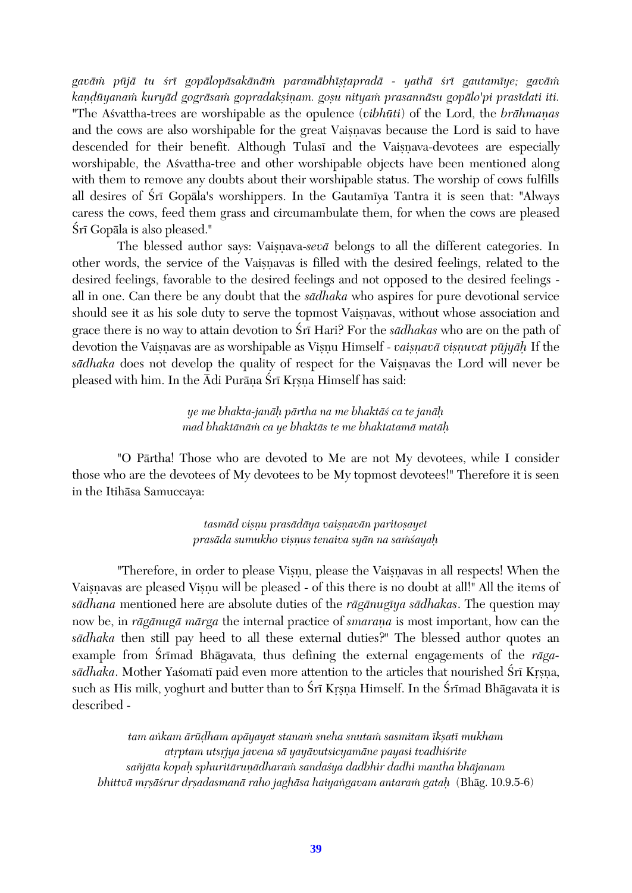*gavāṁ pūjā tu śrī gopālopāsakānāṁ paramābhīṣṭapradā - yathā śrī gautamīye; gavāṁ kaṇḍūyanaṁ kuryād gogrāsaṁ gopradakṣiṇam. goṣu nityaṁ prasannāsu gopālo'pi prasīdati iti.* "The Aśvattha-trees are worshipable as the opulence (*vibhūti*) of the Lord, the *brāhmaṇas* and the cows are also worshipable for the great Vaiṣṇavas because the Lord is said to have descended for their benefit. Although Tulasī and the Vaiṣṇava-devotees are especially worshipable, the Aśvattha-tree and other worshipable objects have been mentioned along with them to remove any doubts about their worshipable status. The worship of cows fulfills all desires of Śrī Gopāla's worshippers. In the Gautamīya Tantra it is seen that: "Always caress the cows, feed them grass and circumambulate them, for when the cows are pleased Śrī Gopāla is also pleased."

The blessed author says: Vaiṣṇava-*sevā* belongs to all the different categories. In other words, the service of the Vaiṣṇavas is filled with the desired feelings, related to the desired feelings, favorable to the desired feelings and not opposed to the desired feelings - all in one. Can there be any doubt that the *sādhaka* who aspires for pure devotional service should see it as his sole duty to serve the topmost Vaiṣṇavas, without whose association and grace there is no way to attain devotion to Śrī Hari? For the *sādhakas* who are on the path of devotion the Vaiṣṇavas are as worshipable as Viṣṇu Himself - *vaiṣṇavā viṣṇuvat pūjyāḥ* If the *sādhaka* does not develop the quality of respect for the Vaiṣṇavas the Lord will never be pleased with him. In the Ādi Purāṇa Śrī Kṛṣṇa Himself has said:

*ye me bhakta-janāḥ pārtha na me bhaktāś ca te janāḥ*
*mad bhaktānāṁ ca ye bhaktās te me bhaktatamā matāḥ*

"O Pārtha! Those who are devoted to Me are not My devotees, while I consider those who are the devotees of My devotees to be My topmost devotees!" Therefore it is seen in the Itihāsa Samuccaya:

*tasmād viṣṇu prasādāya vaiṣṇavān paritoṣayet*
*prasāda sumukho viṣṇus tenaiva syān na saṁśayaḥ*

"Therefore, in order to please Viṣṇu, please the Vaiṣṇavas in all respects! When the Vaiṣṇavas are pleased Viṣṇu will be pleased - of this there is no doubt at all!" All the items of *sādhana* mentioned here are absolute duties of the *rāgānugīya sādhakas*. The question may now be, in *rāgānugā mārga* the internal practice of *smaraṇa* is most important, how can the *sādhaka* then still pay heed to all these external duties?" The blessed author quotes an example from Śrīmad Bhāgavata, thus defining the external engagements of the *rāga-sādhaka*. Mother Yaśomatī paid even more attention to the articles that nourished Śrī Kṛṣṇa, such as His milk, yoghurt and butter than to Śrī Kṛṣṇa Himself. In the Śrīmad Bhāgavata it is described -

*tam aṅkam ārūḍham apāyayat stanaṁ sneha snutaṁ sasmitam īkṣatī mukham*
*atṛptam utsṛjya javena sā yayāvutsicyamāne payasi tvadhiśrite*
*sañjāta kopaḥ sphuritāruṇādharaṁ sandaśya dadbhir dadhi mantha bhājanam*
*bhittvā mṛṣāśrur dṛṣadasmanā raho jaghāsa haiyaṅgavam antaraṁ gataḥ* (Bhāg. 10.9.5-6)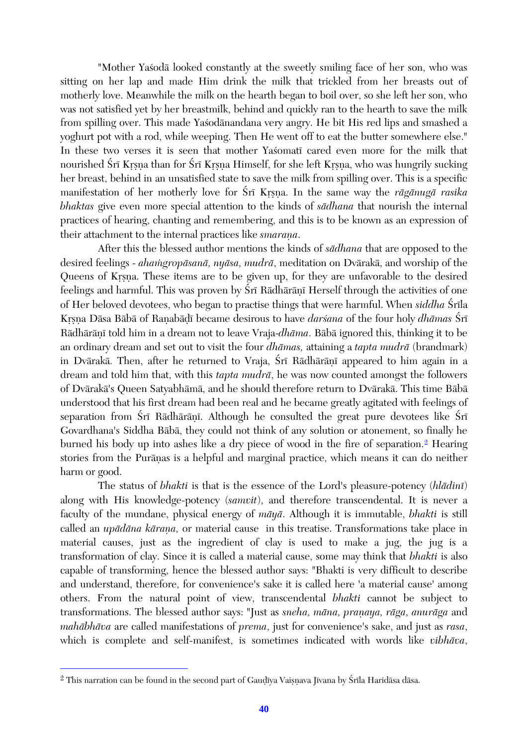"Mother Yaśodā looked constantly at the sweetly smiling face of her son, who was sitting on her lap and made Him drink the milk that trickled from her breasts out of motherly love. Meanwhile the milk on the hearth began to boil over, so she left her son, who was not satisfied yet by her breastmilk, behind and quickly ran to the hearth to save the milk from spilling over. This made Yaśodānandana very angry. He bit His red lips and smashed a yoghurt pot with a rod, while weeping. Then He went off to eat the butter somewhere else." In these two verses it is seen that mother Yaśomatī cared even more for the milk that nourished Śrī Kṛṣṇa than for Śrī Kṛṣṇa Himself, for she left Kṛṣṇa, who was hungrily sucking her breast, behind in an unsatisfied state to save the milk from spilling over. This is a specific manifestation of her motherly love for Śrī Kṛṣṇa. In the same way the *rāgānugā rasika bhaktas* give even more special attention to the kinds of *sādhana* that nourish the internal practices of hearing, chanting and remembering, and this is to be known as an expression of their attachment to the internal practices like *smaraṇa*.

After this the blessed author mentions the kinds of *sādhana* that are opposed to the desired feelings - *ahaṁgropāsanā, nyāsa, mudrā*, meditation on Dvārakā, and worship of the Queens of Kṛṣṇa. These items are to be given up, for they are unfavorable to the desired feelings and harmful. This was proven by Śrī Rādhārāṇī Herself through the activities of one of Her beloved devotees, who began to practise things that were harmful. When *siddha* Śrīla Kṛṣṇa Dāsa Bābā of Raṇabāḍī became desirous to have *darśana* of the four holy *dhāmas* Śrī Rādhārāṇī told him in a dream not to leave Vraja-*dhāma*. Bābā ignored this, thinking it to be an ordinary dream and set out to visit the four *dhāmas,* attaining a *tapta mudrā* (brandmark) in Dvārakā. Then, after he returned to Vraja, Śrī Rādhārāṇī appeared to him again in a dream and told him that, with this *tapta mudrā*, he was now counted amongst the followers of Dvārakā's Queen Satyabhāmā, and he should therefore return to Dvārakā. This time Bābā understood that his first dream had been real and he became greatly agitated with feelings of separation from Śrī Rādhārāṇī. Although he consulted the great pure devotees like Śrī Govardhana's Siddha Bābā, they could not think of any solution or atonement, so finally he burned his body up into ashes like a dry piece of wood in the fire of separation.[2] Hearing stories from the Purāṇas is a helpful and marginal practice, which means it can do neither harm or good.

The status of *bhakti* is that is the essence of the Lord's pleasure-potency (*hlādinī*) along with His knowledge-potency (*samvit*), and therefore transcendental. It is never a faculty of the mundane, physical energy of *māyā*. Although it is immutable, *bhakti* is still called an *upādāna kāraṇa,* or material cause in this treatise. Transformations take place in material causes, just as the ingredient of clay is used to make a jug, the jug is a transformation of clay. Since it is called a material cause, some may think that *bhakti* is also capable of transforming, hence the blessed author says: "Bhakti is very difficult to describe and understand, therefore, for convenience's sake it is called here 'a material cause' among others. From the natural point of view, transcendental *bhakti* cannot be subject to transformations. The blessed author says: "Just as *sneha, māna, praṇaya, rāga, anurāga* and *mahābhāva* are called manifestations of *prema*, just for convenience's sake, and just as *rasa*, which is complete and self-manifest, is sometimes indicated with words like *vibhāva*,

---

[2] This narration can be found in the second part of Gauḍīya Vaiṣṇava Jīvana by Śrīla Haridāsa dāsa.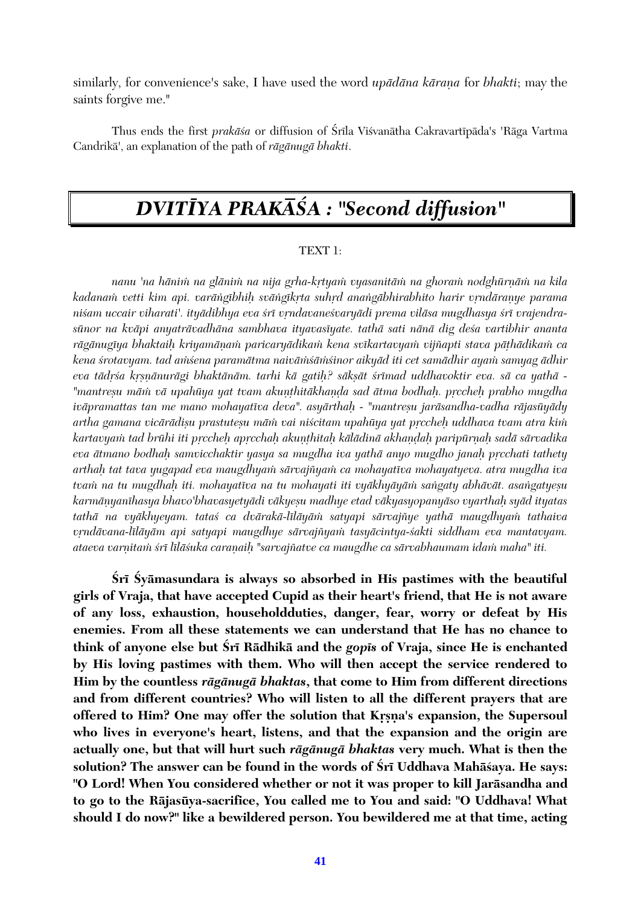similarly, for convenience's sake, I have used the word *upādāna kāraṇa* for *bhakti*; may the saints forgive me."

Thus ends the first *prakāśa* or diffusion of Śrīla Viśvanātha Cakravartīpāda's 'Rāga Vartma Candrikā', an explanation of the path of *rāgānugā bhakti*.

# *DVITĪYA PRAKĀŚA : "Second diffusion"*

TEXT 1:

*nanu 'na hāniṁ na glāniṁ na nija gṛha-kṛtyaṁ vyasanitāṁ na ghoraṁ nodghūrṇāṁ na kila kadanaṁ vetti kim api. varāṅgībhiḥ svāṅgīkṛta suhṛd anaṅgābhirabhito harir vṛndāraṇye parama niśam uccair viharati'. ityādibhya eva śrī vṛndavaneśvaryādi prema vilāsa mugdhasya śrī vrajendra-sūnor na kvāpi anyatrāvadhāna sambhava ityavasīyate. tathā sati nānā dig deśa vartibhir ananta rāgānugīya bhaktaiḥ kriyamāṇaṁ paricaryādikaṁ kena svīkartavyaṁ vijñapti stava pāṭhādikaṁ ca kena śrotavyam. tad aṁśena paramātma naivāṁśāṁśinor aikyād iti cet samādhir ayaṁ samyag ādhir eva tādṛśa kṛṣṇānurāgi bhaktānām. tarhi kā gatiḥ? sākṣāt śrīmad uddhavoktir eva. sā ca yathā - "mantreṣu māṁ vā upahūya yat tvam akuṇṭhitākhaṇḍa sad ātma bodhaḥ. pṛccheḥ prabho mugdha ivāpramattas tan me mano mohayatīva deva". asyārthaḥ - "mantreṣu jarāsandha-vadha rājasūyādy artha gamana vicārādiṣu prastuteṣu māṁ vai niścitam upahūya yat pṛccheḥ uddhava tvam atra kiṁ kartavyaṁ tad brūhi iti pṛccheḥ apṛcchaḥ akuṇṭhitaḥ kālādinā akhaṇḍaḥ paripūrṇaḥ sadā sārvadika eva ātmano bodhaḥ samvicchaktir yasya sa mugdha iva yathā anyo mugdho janaḥ pṛcchati tathety arthaḥ tat tava yugapad eva maugdhyaṁ sārvajñyaṁ ca mohayatīva mohayatyeva. atra mugdha iva tvaṁ na tu mugdhaḥ iti. mohayatīva na tu mohayati iti vyākhyāyāṁ saṅgaty abhāvāt. asaṅgatyeṣu karmāṇyanīhasya bhavo'bhavasyetyādi vākyeṣu madhye etad vākyasyopanyāso vyarthaḥ syād ityatas tathā na vyākhyeyam. tataś ca dvārakā-līlāyāṁ satyapi sārvajñye yathā maugdhyaṁ tathaiva vṛndāvana-līlāyām api satyapi maugdhye sārvajñyaṁ tasyācintya-śakti siddham eva mantavyam. ataeva varṇitaṁ śrī līlāśuka caraṇaiḥ "sarvajñatve ca maugdhe ca sārvabhaumam idaṁ maha" iti.*

**Śrī Śyāmasundara is always so absorbed in His pastimes with the beautiful girls of Vraja, that have accepted Cupid as their heart's friend, that He is not aware of any loss, exhaustion, householdduties, danger, fear, worry or defeat by His enemies. From all these statements we can understand that He has no chance to think of anyone else but Śrī Rādhikā and the *gopīs* of Vraja, since He is enchanted by His loving pastimes with them. Who will then accept the service rendered to Him by the countless *rāgānugā bhaktas*, that come to Him from different directions and from different countries? Who will listen to all the different prayers that are offered to Him? One may offer the solution that Kṛṣṇa's expansion, the Supersoul who lives in everyone's heart, listens, and that the expansion and the origin are actually one, but that will hurt such *rāgānugā bhaktas* very much. What is then the solution? The answer can be found in the words of Śrī Uddhava Mahāśaya. He says: "O Lord! When You considered whether or not it was proper to kill Jarāsandha and to go to the Rājasūya-sacrifice, You called me to You and said: "O Uddhava! What should I do now?" like a bewildered person. You bewildered me at that time, acting**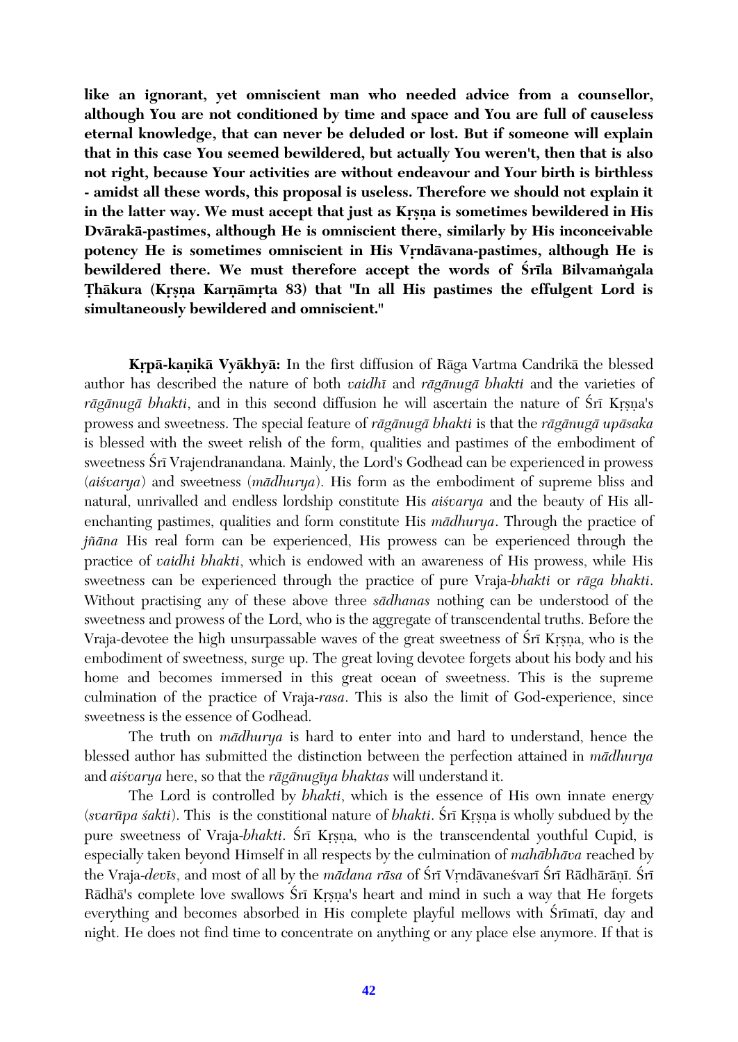**like an ignorant, yet omniscient man who needed advice from a counsellor, although You are not conditioned by time and space and You are full of causeless eternal knowledge, that can never be deluded or lost. But if someone will explain that in this case You seemed bewildered, but actually You weren't, then that is also not right, because Your activities are without endeavour and Your birth is birthless - amidst all these words, this proposal is useless. Therefore we should not explain it in the latter way. We must accept that just as Kṛṣṇa is sometimes bewildered in His Dvārakā-pastimes, although He is omniscient there, similarly by His inconceivable potency He is sometimes omniscient in His Vṛndāvana-pastimes, although He is bewildered there. We must therefore accept the words of Śrīla Bilvamaṅgala Ṭhākura (Kṛṣṇa Karṇāmṛta 83) that "In all His pastimes the effulgent Lord is simultaneously bewildered and omniscient."**

**Kṛpā-kaṇikā Vyākhyā:** In the first diffusion of Rāga Vartma Candrikā the blessed author has described the nature of both *vaidhī* and *rāgānugā bhakti* and the varieties of *rāgānugā bhakti*, and in this second diffusion he will ascertain the nature of Śrī Kṛṣṇa's prowess and sweetness. The special feature of *rāgānugā bhakti* is that the *rāgānugā upāsaka* is blessed with the sweet relish of the form, qualities and pastimes of the embodiment of sweetness Śrī Vrajendranandana. Mainly, the Lord's Godhead can be experienced in prowess (*aiśvarya*) and sweetness (*mādhurya*). His form as the embodiment of supreme bliss and natural, unrivalled and endless lordship constitute His *aiśvarya* and the beauty of His all-enchanting pastimes, qualities and form constitute His *mādhurya*. Through the practice of *jñāna* His real form can be experienced, His prowess can be experienced through the practice of *vaidhi bhakti*, which is endowed with an awareness of His prowess, while His sweetness can be experienced through the practice of pure Vraja-*bhakti* or *rāga bhakti*. Without practising any of these above three *sādhanas* nothing can be understood of the sweetness and prowess of the Lord, who is the aggregate of transcendental truths. Before the Vraja-devotee the high unsurpassable waves of the great sweetness of Śrī Kṛṣṇa, who is the embodiment of sweetness, surge up. The great loving devotee forgets about his body and his home and becomes immersed in this great ocean of sweetness. This is the supreme culmination of the practice of Vraja-*rasa*. This is also the limit of God-experience, since sweetness is the essence of Godhead.

The truth on *mādhurya* is hard to enter into and hard to understand, hence the blessed author has submitted the distinction between the perfection attained in *mādhurya* and *aiśvarya* here, so that the *rāgānugīya bhaktas* will understand it.

The Lord is controlled by *bhakti*, which is the essence of His own innate energy (*svarūpa śakti*). This is the constitional nature of *bhakti*. Śrī Kṛṣṇa is wholly subdued by the pure sweetness of Vraja-*bhakti*. Śrī Kṛṣṇa, who is the transcendental youthful Cupid, is especially taken beyond Himself in all respects by the culmination of *mahābhāva* reached by the Vraja-*devīs*, and most of all by the *mādana rāsa* of Śrī Vṛndāvaneśvarī Śrī Rādhārāṇī. Śrī Rādhā's complete love swallows Śrī Kṛṣṇa's heart and mind in such a way that He forgets everything and becomes absorbed in His complete playful mellows with Śrīmatī, day and night. He does not find time to concentrate on anything or any place else anymore. If that is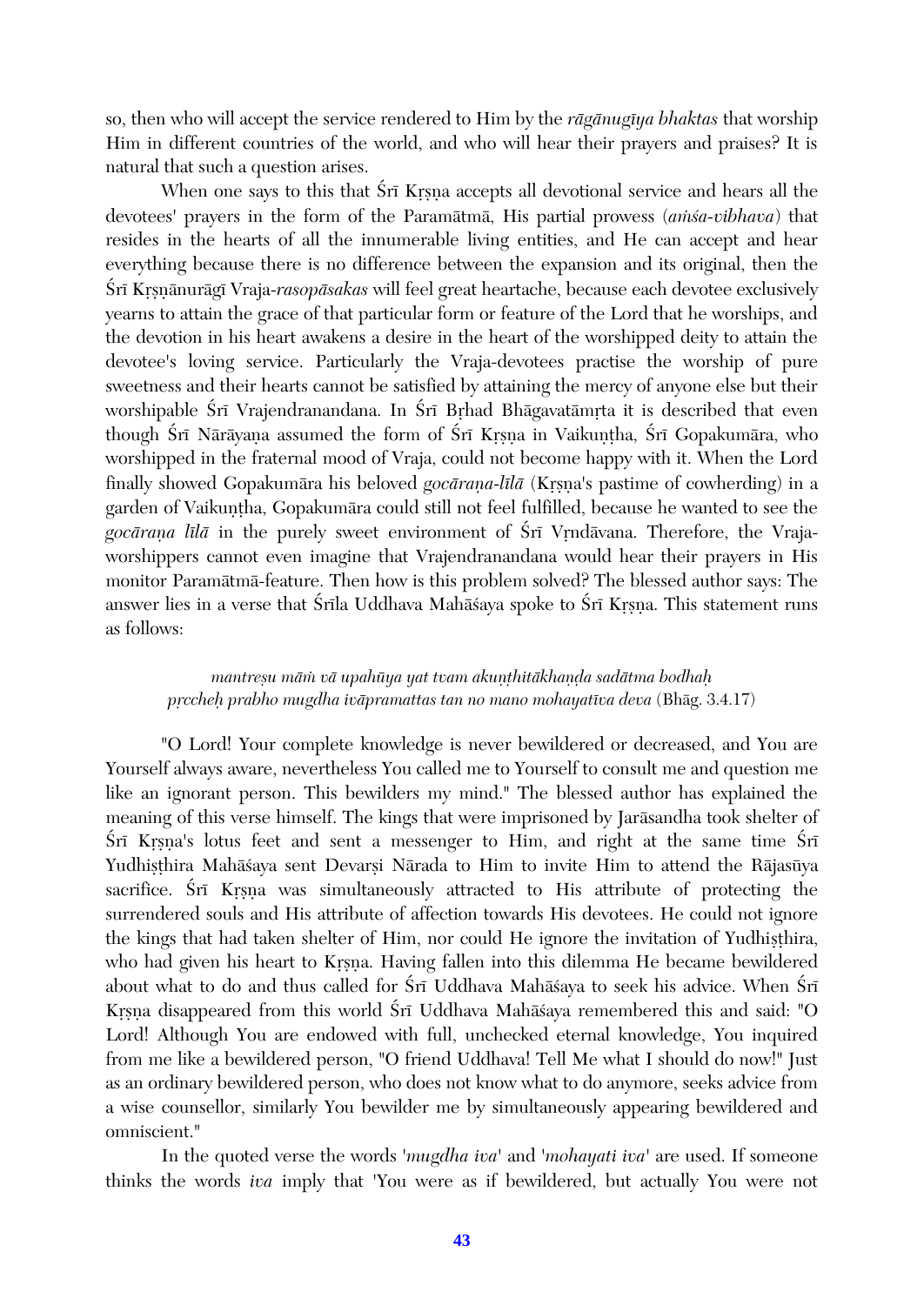so, then who will accept the service rendered to Him by the *rāgānugīya bhaktas* that worship Him in different countries of the world, and who will hear their prayers and praises? It is natural that such a question arises.

When one says to this that Śrī Kṛṣṇa accepts all devotional service and hears all the devotees' prayers in the form of the Paramātmā, His partial prowess (*aṁśa-vibhava*) that resides in the hearts of all the innumerable living entities, and He can accept and hear everything because there is no difference between the expansion and its original, then the Śrī Kṛṣṇānurāgī Vraja-*rasopāsakas* will feel great heartache, because each devotee exclusively yearns to attain the grace of that particular form or feature of the Lord that he worships, and the devotion in his heart awakens a desire in the heart of the worshipped deity to attain the devotee's loving service. Particularly the Vraja-devotees practise the worship of pure sweetness and their hearts cannot be satisfied by attaining the mercy of anyone else but their worshipable Śrī Vrajendranandana. In Śrī Bṛhad Bhāgavatāmṛta it is described that even though Śrī Nārāyaṇa assumed the form of Śrī Kṛṣṇa in Vaikuṇṭha, Śrī Gopakumāra, who worshipped in the fraternal mood of Vraja, could not become happy with it. When the Lord finally showed Gopakumāra his beloved *gocāraṇa-līlā* (Kṛṣṇa's pastime of cowherding) in a garden of Vaikuṇṭha, Gopakumāra could still not feel fulfilled, because he wanted to see the *gocāraṇa līlā* in the purely sweet environment of Śrī Vṛndāvana. Therefore, the Vraja-worshippers cannot even imagine that Vrajendranandana would hear their prayers in His monitor Paramātmā-feature. Then how is this problem solved? The blessed author says: The answer lies in a verse that Śrīla Uddhava Mahāśaya spoke to Śrī Kṛṣṇa. This statement runs as follows:

> *mantreṣu māṁ vā upahūya yat tvam akuṇṭhitākhaṇḍa sadātma bodhaḥ*
> *pṛccheḥ prabho mugdha ivāpramattas tan no mano mohayatīva deva* (Bhāg. 3.4.17)

"O Lord! Your complete knowledge is never bewildered or decreased, and You are Yourself always aware, nevertheless You called me to Yourself to consult me and question me like an ignorant person. This bewilders my mind." The blessed author has explained the meaning of this verse himself. The kings that were imprisoned by Jarāsandha took shelter of Śrī Kṛṣṇa's lotus feet and sent a messenger to Him, and right at the same time Śrī Yudhiṣṭhira Mahāśaya sent Devarṣi Nārada to Him to invite Him to attend the Rājasūya sacrifice. Śrī Kṛṣṇa was simultaneously attracted to His attribute of protecting the surrendered souls and His attribute of affection towards His devotees. He could not ignore the kings that had taken shelter of Him, nor could He ignore the invitation of Yudhiṣṭhira, who had given his heart to Kṛṣṇa. Having fallen into this dilemma He became bewildered about what to do and thus called for Śrī Uddhava Mahāśaya to seek his advice. When Śrī Kṛṣṇa disappeared from this world Śrī Uddhava Mahāśaya remembered this and said: "O Lord! Although You are endowed with full, unchecked eternal knowledge, You inquired from me like a bewildered person, "O friend Uddhava! Tell Me what I should do now!" Just as an ordinary bewildered person, who does not know what to do anymore, seeks advice from a wise counsellor, similarly You bewilder me by simultaneously appearing bewildered and omniscient."

In the quoted verse the words '*mugdha iva*' and '*mohayati iva*' are used. If someone thinks the words *iva* imply that 'You were as if bewildered, but actually You were not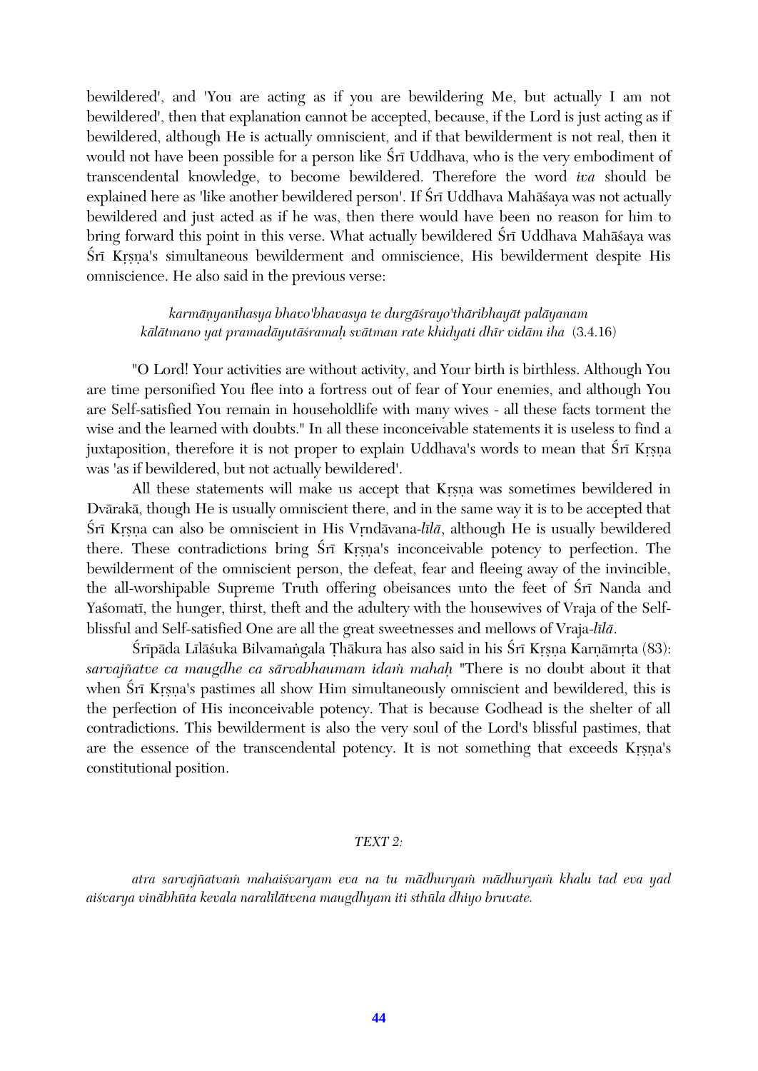bewildered', and 'You are acting as if you are bewildering Me, but actually I am not bewildered', then that explanation cannot be accepted, because, if the Lord is just acting as if bewildered, although He is actually omniscient, and if that bewilderment is not real, then it would not have been possible for a person like Śrī Uddhava, who is the very embodiment of transcendental knowledge, to become bewildered. Therefore the word *iva* should be explained here as 'like another bewildered person'. If Śrī Uddhava Mahāśaya was not actually bewildered and just acted as if he was, then there would have been no reason for him to bring forward this point in this verse. What actually bewildered Śrī Uddhava Mahāśaya was Śrī Kṛṣṇa's simultaneous bewilderment and omniscience, His bewilderment despite His omniscience. He also said in the previous verse:

> *karmāṇyanīhasya bhavo'bhavasya te durgāśrayo'thāribhayāt palāyanam*
> *kālātmano yat pramadāyutāśramaḥ svātman rate khidyati dhīr vidām iha* (3.4.16)

"O Lord! Your activities are without activity, and Your birth is birthless. Although You are time personified You flee into a fortress out of fear of Your enemies, and although You are Self-satisfied You remain in householdlife with many wives - all these facts torment the wise and the learned with doubts." In all these inconceivable statements it is useless to find a juxtaposition, therefore it is not proper to explain Uddhava's words to mean that Śrī Kṛṣṇa was 'as if bewildered, but not actually bewildered'.

All these statements will make us accept that Kṛṣṇa was sometimes bewildered in Dvārakā, though He is usually omniscient there, and in the same way it is to be accepted that Śrī Kṛṣṇa can also be omniscient in His Vṛndāvana-*līlā*, although He is usually bewildered there. These contradictions bring Śrī Kṛṣṇa's inconceivable potency to perfection. The bewilderment of the omniscient person, the defeat, fear and fleeing away of the invincible, the all-worshipable Supreme Truth offering obeisances unto the feet of Śrī Nanda and Yaśomatī, the hunger, thirst, theft and the adultery with the housewives of Vraja of the Self-blissful and Self-satisfied One are all the great sweetnesses and mellows of Vraja-*līlā*.

Śrīpāda Līlāśuka Bilvamaṅgala Ṭhākura has also said in his Śrī Kṛṣṇa Karṇāmṛta (83): *sarvajñatve ca maugdhe ca sārvabhaumam idaṁ mahaḥ* "There is no doubt about it that when Śrī Kṛṣṇa's pastimes all show Him simultaneously omniscient and bewildered, this is the perfection of His inconceivable potency. That is because Godhead is the shelter of all contradictions. This bewilderment is also the very soul of the Lord's blissful pastimes, that are the essence of the transcendental potency. It is not something that exceeds Kṛṣṇa's constitutional position.

*TEXT 2:*

*atra sarvajñatvaṁ mahaiśvaryam eva na tu mādhuryaṁ mādhuryaṁ khalu tad eva yad aiśvarya vinābhūta kevala naralīlātvena maugdhyam iti sthūla dhiyo bruvate.*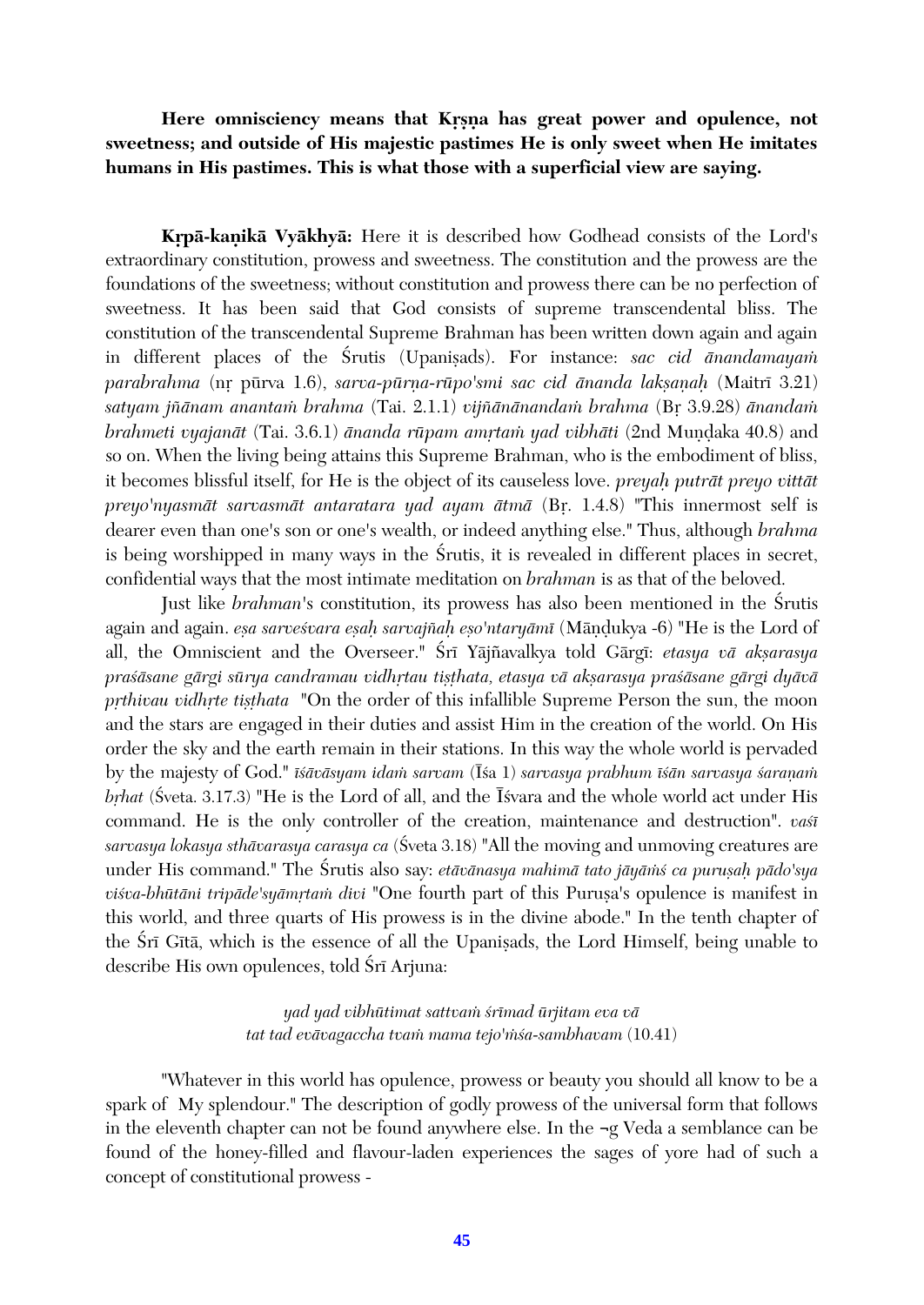**Here omnisciency means that Kṛṣṇa has great power and opulence, not sweetness; and outside of His majestic pastimes He is only sweet when He imitates humans in His pastimes. This is what those with a superficial view are saying.**

**Kṛpā-kaṇikā Vyākhyā:** Here it is described how Godhead consists of the Lord's extraordinary constitution, prowess and sweetness. The constitution and the prowess are the foundations of the sweetness; without constitution and prowess there can be no perfection of sweetness. It has been said that God consists of supreme transcendental bliss. The constitution of the transcendental Supreme Brahman has been written down again and again in different places of the Śrutis (Upaniṣads). For instance: *sac cid ānandamayaṁ parabrahma* (nṛ pūrva 1.6), *sarva-pūrṇa-rūpo'smi sac cid ānanda lakṣaṇaḥ* (Maitrī 3.21) *satyam jñānam anantaṁ brahma* (Tai. 2.1.1) *vijñānānandaṁ brahma* (Bṛ 3.9.28) *ānandaṁ brahmeti vyajanāt* (Tai. 3.6.1) *ānanda rūpam amṛtaṁ yad vibhāti* (2nd Muṇḍaka 40.8) and so on. When the living being attains this Supreme Brahman, who is the embodiment of bliss, it becomes blissful itself, for He is the object of its causeless love. *preyaḥ putrāt preyo vittāt preyo'nyasmāt sarvasmāt antaratara yad ayam ātmā* (Bṛ. 1.4.8) "This innermost self is dearer even than one's son or one's wealth, or indeed anything else." Thus, although *brahma* is being worshipped in many ways in the Śrutis, it is revealed in different places in secret, confidential ways that the most intimate meditation on *brahman* is as that of the beloved.

Just like *brahman*'s constitution, its prowess has also been mentioned in the Śrutis again and again. *eṣa sarveśvara eṣaḥ sarvajñaḥ eṣo'ntaryāmī* (Māṇḍukya -6) "He is the Lord of all, the Omniscient and the Overseer." Śrī Yājñavalkya told Gārgī: *etasya vā akṣarasya praśāsane gārgi sūrya candramau vidhṛtau tiṣṭhata, etasya vā akṣarasya praśāsane gārgi dyāvā pṛthivau vidhṛte tiṣṭhata* "On the order of this infallible Supreme Person the sun, the moon and the stars are engaged in their duties and assist Him in the creation of the world. On His order the sky and the earth remain in their stations. In this way the whole world is pervaded by the majesty of God." *īśāvāsyam idaṁ sarvam* (Īśa 1) *sarvasya prabhum īśān sarvasya śaraṇaṁ bṛhat* (Śveta. 3.17.3) "He is the Lord of all, and the Īśvara and the whole world act under His command. He is the only controller of the creation, maintenance and destruction". *vaśī sarvasya lokasya sthāvarasya carasya ca* (Śveta 3.18) "All the moving and unmoving creatures are under His command." The Śrutis also say: *etāvānasya mahimā tato jāyāṁś ca puruṣaḥ pādo'sya viśva-bhūtāni tripāde'syāmṛtaṁ divi* "One fourth part of this Puruṣa's opulence is manifest in this world, and three quarts of His prowess is in the divine abode." In the tenth chapter of the Śrī Gītā, which is the essence of all the Upaniṣads, the Lord Himself, being unable to describe His own opulences, told Śrī Arjuna:

> *yad yad vibhūtimat sattvaṁ śrīmad ūrjitam eva vā*
> *tat tad evāvagaccha tvaṁ mama tejo'ṁśa-sambhavam* (10.41)

"Whatever in this world has opulence, prowess or beauty you should all know to be a spark of My splendour." The description of godly prowess of the universal form that follows in the eleventh chapter can not be found anywhere else. In the ¬g Veda a semblance can be found of the honey-filled and flavour-laden experiences the sages of yore had of such a concept of constitutional prowess -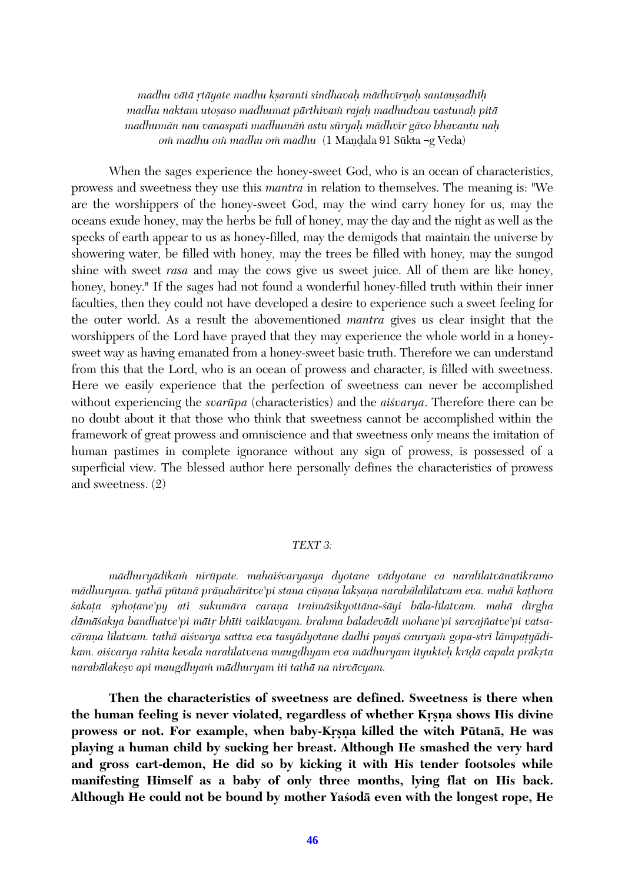*madhu vātā ṛtāyate madhu kṣaranti sindhavaḥ mādhvīrṇaḥ santauṣadhīḥ*
*madhu naktam utoṣaso madhumat pārthivaṁ rajaḥ madhudvau vastunaḥ pitā*
*madhumān nau vanaspati madhumāṅ astu sūryaḥ mādhvīr gāvo bhavantu naḥ*
*oṁ madhu oṁ madhu oṁ madhu* (1 Maṇḍala 91 Sūkta ¬g Veda)

When the sages experience the honey-sweet God, who is an ocean of characteristics, prowess and sweetness they use this *mantra* in relation to themselves. The meaning is: "We are the worshippers of the honey-sweet God, may the wind carry honey for us, may the oceans exude honey, may the herbs be full of honey, may the day and the night as well as the specks of earth appear to us as honey-filled, may the demigods that maintain the universe by showering water, be filled with honey, may the trees be filled with honey, may the sungod shine with sweet *rasa* and may the cows give us sweet juice. All of them are like honey, honey, honey." If the sages had not found a wonderful honey-filled truth within their inner faculties, then they could not have developed a desire to experience such a sweet feeling for the outer world. As a result the abovementioned *mantra* gives us clear insight that the worshippers of the Lord have prayed that they may experience the whole world in a honey-sweet way as having emanated from a honey-sweet basic truth. Therefore we can understand from this that the Lord, who is an ocean of prowess and character, is filled with sweetness. Here we easily experience that the perfection of sweetness can never be accomplished without experiencing the *svarūpa* (characteristics) and the *aiśvarya*. Therefore there can be no doubt about it that those who think that sweetness cannot be accomplished within the framework of great prowess and omniscience and that sweetness only means the imitation of human pastimes in complete ignorance without any sign of prowess, is possessed of a superficial view. The blessed author here personally defines the characteristics of prowess and sweetness. (2)

*TEXT 3:*

*mādhuryādikaṁ nirūpate. mahaiśvaryasya dyotane vādyotane ca naralīlatvānatikramo mādhuryam. yathā pūtanā prāṇahāritve'pi stana cūṣaṇa lakṣaṇa narabālalīlatvam eva. mahā kaṭhora śakaṭa sphoṭane'py ati sukumāra caraṇa traimāsikyottāna-śāyi bāla-līlatvam. mahā dīrgha dāmāśakya bandhatve'pi mātṛ bhīti vaiklavyam. brahma baladevādi mohane'pi sarvajñatve'pi vatsa-cāraṇa līlatvam. tathā aiśvarya sattva eva tasyādyotane dadhi payaś cauryaṁ gopa-strī lāmpaṭyādi-kam. aiśvarya rahita kevala naralīlatvena maugdhyam eva mādhuryam ityukteḥ krīḍā capala prākṛta narabālakeṣv api maugdhyaṁ mādhuryam iti tathā na nirvācyam.*

**Then the characteristics of sweetness are defined. Sweetness is there when the human feeling is never violated, regardless of whether Kṛṣṇa shows His divine prowess or not. For example, when baby-Kṛṣṇa killed the witch Pūtanā, He was playing a human child by sucking her breast. Although He smashed the very hard and gross cart-demon, He did so by kicking it with His tender footsoles while manifesting Himself as a baby of only three months, lying flat on His back. Although He could not be bound by mother Yaśodā even with the longest rope, He**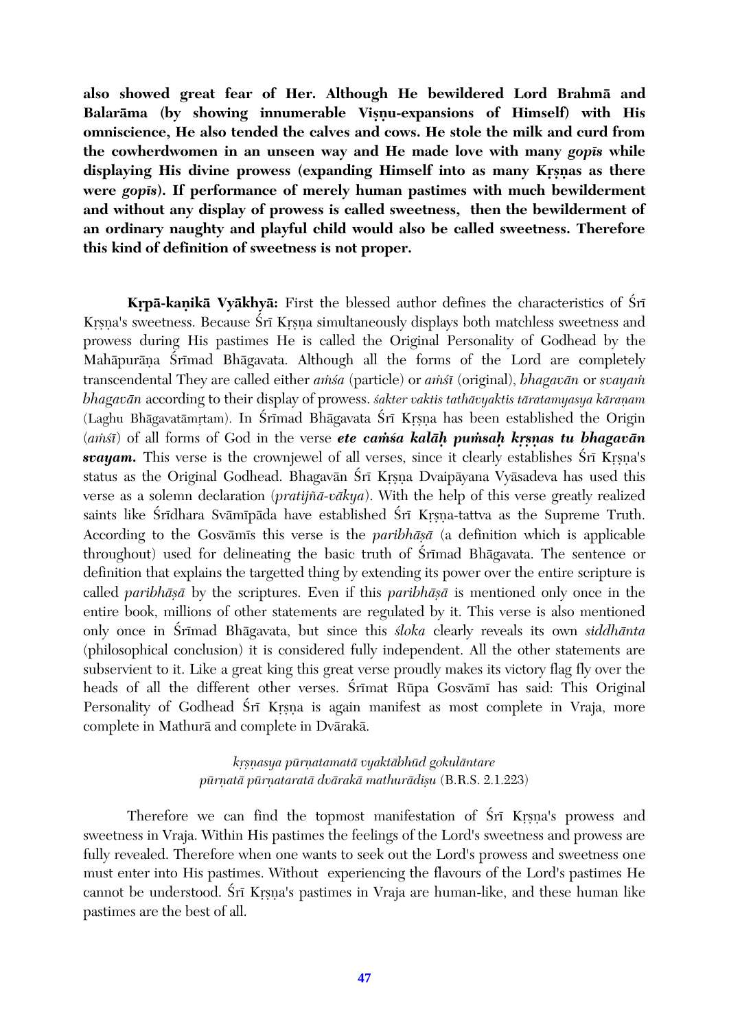**also showed great fear of Her. Although He bewildered Lord Brahmā and Balarāma (by showing innumerable Viṣṇu-expansions of Himself) with His omniscience, He also tended the calves and cows. He stole the milk and curd from the cowherdwomen in an unseen way and He made love with many *gopīs* while displaying His divine prowess (expanding Himself into as many Kṛṣṇas as there were *gopīs*). If performance of merely human pastimes with much bewilderment and without any display of prowess is called sweetness, then the bewilderment of an ordinary naughty and playful child would also be called sweetness. Therefore this kind of definition of sweetness is not proper.**

**Kṛpā-kaṇikā Vyākhyā:** First the blessed author defines the characteristics of Śrī Kṛṣṇa's sweetness. Because Śrī Kṛṣṇa simultaneously displays both matchless sweetness and prowess during His pastimes He is called the Original Personality of Godhead by the Mahāpurāṇa Śrīmad Bhāgavata. Although all the forms of the Lord are completely transcendental They are called either *aṁśa* (particle) or *aṁśī* (original), *bhagavān* or *svayaṁ bhagavān* according to their display of prowess. *śakter vaktis tathāvyaktis tāratamyasya kāraṇam* (Laghu Bhāgavatāmṛtam). In Śrīmad Bhāgavata Śrī Kṛṣṇa has been established the Origin (*aṁśī*) of all forms of God in the verse ***ete caṁśa kalāḥ puṁsaḥ kṛṣṇas tu bhagavān svayam.*** This verse is the crownjewel of all verses, since it clearly establishes Śrī Kṛṣṇa's status as the Original Godhead. Bhagavān Śrī Kṛṣṇa Dvaipāyana Vyāsadeva has used this verse as a solemn declaration (*pratijñā-vākya*). With the help of this verse greatly realized saints like Śrīdhara Svāmīpāda have established Śrī Kṛṣṇa-tattva as the Supreme Truth. According to the Gosvāmīs this verse is the *paribhāṣā* (a definition which is applicable throughout) used for delineating the basic truth of Śrīmad Bhāgavata. The sentence or definition that explains the targetted thing by extending its power over the entire scripture is called *paribhāṣā* by the scriptures. Even if this *paribhāṣā* is mentioned only once in the entire book, millions of other statements are regulated by it. This verse is also mentioned only once in Śrīmad Bhāgavata, but since this *śloka* clearly reveals its own *siddhānta* (philosophical conclusion) it is considered fully independent. All the other statements are subservient to it. Like a great king this great verse proudly makes its victory flag fly over the heads of all the different other verses. Śrīmat Rūpa Gosvāmī has said: This Original Personality of Godhead Śrī Kṛṣṇa is again manifest as most complete in Vraja, more complete in Mathurā and complete in Dvārakā.

*kṛṣṇasya pūrṇatamatā vyaktābhūd gokulāntare*
*pūrṇatā pūrṇataratā dvārakā mathurādiṣu* (B.R.S. 2.1.223)

Therefore we can find the topmost manifestation of Śrī Kṛṣṇa's prowess and sweetness in Vraja. Within His pastimes the feelings of the Lord's sweetness and prowess are fully revealed. Therefore when one wants to seek out the Lord's prowess and sweetness one must enter into His pastimes. Without experiencing the flavours of the Lord's pastimes He cannot be understood. Śrī Kṛṣṇa's pastimes in Vraja are human-like, and these human like pastimes are the best of all.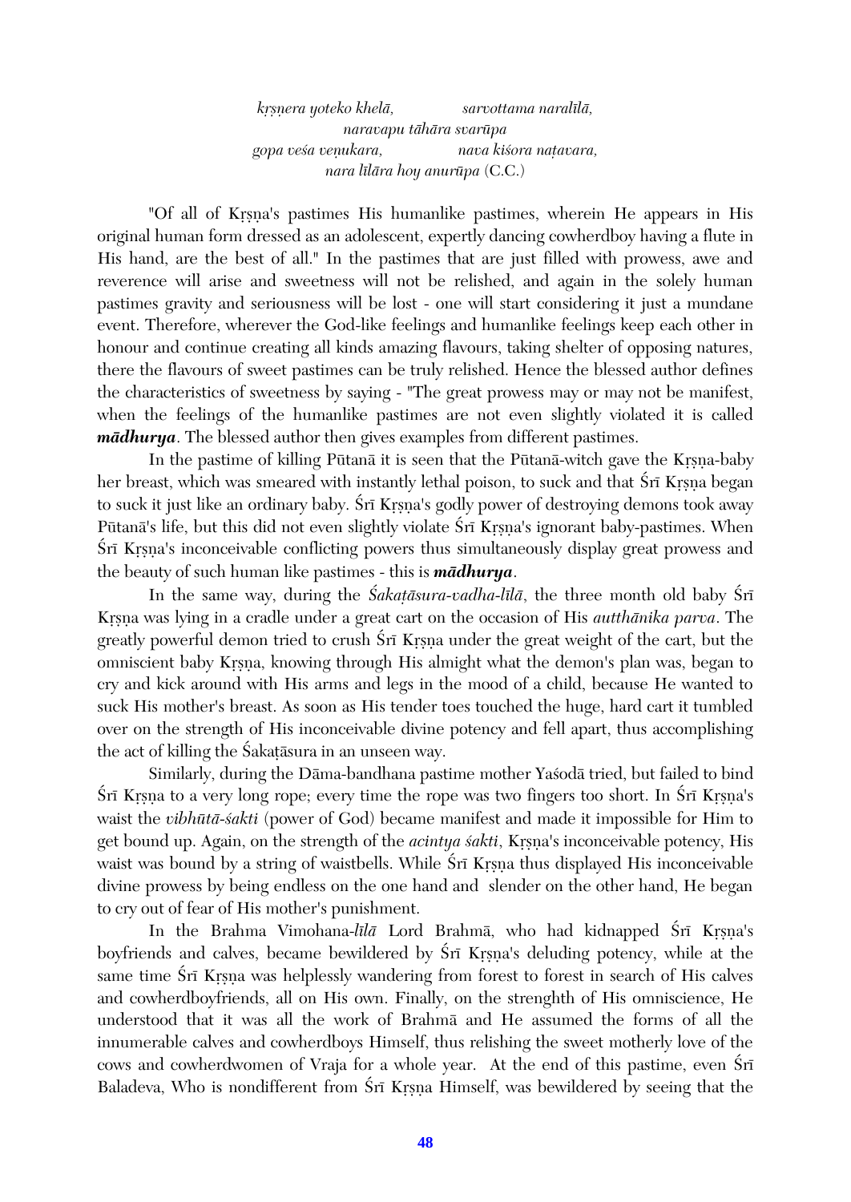*kṛṣṇera yoteko khelā, sarvottama naralīlā,*
*naravapu tāhāra svarūpa*
*gopa veśa veṇukara, nava kiśora naṭavara,*
*nara līlāra hoy anurūpa* (C.C.)

"Of all of Kṛṣṇa's pastimes His humanlike pastimes, wherein He appears in His original human form dressed as an adolescent, expertly dancing cowherdboy having a flute in His hand, are the best of all." In the pastimes that are just filled with prowess, awe and reverence will arise and sweetness will not be relished, and again in the solely human pastimes gravity and seriousness will be lost - one will start considering it just a mundane event. Therefore, wherever the God-like feelings and humanlike feelings keep each other in honour and continue creating all kinds amazing flavours, taking shelter of opposing natures, there the flavours of sweet pastimes can be truly relished. Hence the blessed author defines the characteristics of sweetness by saying - "The great prowess may or may not be manifest, when the feelings of the humanlike pastimes are not even slightly violated it is called ***mādhurya***. The blessed author then gives examples from different pastimes.

In the pastime of killing Pūtanā it is seen that the Pūtanā-witch gave the Kṛṣṇa-baby her breast, which was smeared with instantly lethal poison, to suck and that Śrī Kṛṣṇa began to suck it just like an ordinary baby. Śrī Kṛṣṇa's godly power of destroying demons took away Pūtanā's life, but this did not even slightly violate Śrī Kṛṣṇa's ignorant baby-pastimes. When Śrī Kṛṣṇa's inconceivable conflicting powers thus simultaneously display great prowess and the beauty of such human like pastimes - this is ***mādhurya***.

In the same way, during the *Śakaṭāsura-vadha-līlā*, the three month old baby Śrī Kṛṣṇa was lying in a cradle under a great cart on the occasion of His *autthānika parva*. The greatly powerful demon tried to crush Śrī Kṛṣṇa under the great weight of the cart, but the omniscient baby Kṛṣṇa, knowing through His almight what the demon's plan was, began to cry and kick around with His arms and legs in the mood of a child, because He wanted to suck His mother's breast. As soon as His tender toes touched the huge, hard cart it tumbled over on the strength of His inconceivable divine potency and fell apart, thus accomplishing the act of killing the Śakaṭāsura in an unseen way.

Similarly, during the Dāma-bandhana pastime mother Yaśodā tried, but failed to bind Śrī Kṛṣṇa to a very long rope; every time the rope was two fingers too short. In Śrī Kṛṣṇa's waist the *vibhūtā-śakti* (power of God) became manifest and made it impossible for Him to get bound up. Again, on the strength of the *acintya śakti*, Kṛṣṇa's inconceivable potency, His waist was bound by a string of waistbells. While Śrī Kṛṣṇa thus displayed His inconceivable divine prowess by being endless on the one hand and slender on the other hand, He began to cry out of fear of His mother's punishment.

In the Brahma Vimohana-*līlā* Lord Brahmā, who had kidnapped Śrī Kṛṣṇa's boyfriends and calves, became bewildered by Śrī Kṛṣṇa's deluding potency, while at the same time Śrī Kṛṣṇa was helplessly wandering from forest to forest in search of His calves and cowherdboyfriends, all on His own. Finally, on the strenghth of His omniscience, He understood that it was all the work of Brahmā and He assumed the forms of all the innumerable calves and cowherdboys Himself, thus relishing the sweet motherly love of the cows and cowherdwomen of Vraja for a whole year. At the end of this pastime, even Śrī Baladeva, Who is nondifferent from Śrī Kṛṣṇa Himself, was bewildered by seeing that the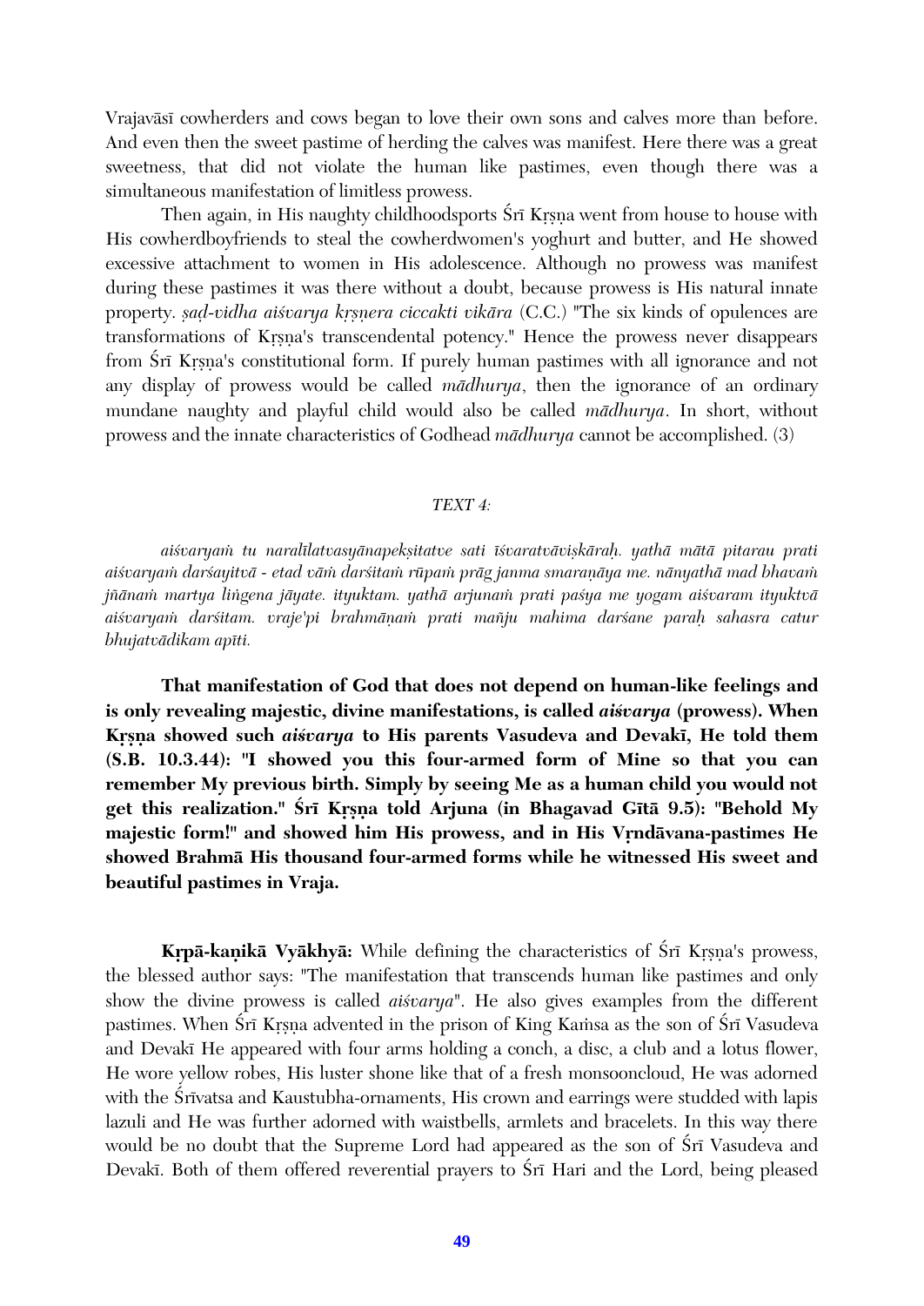Vrajavāsī cowherders and cows began to love their own sons and calves more than before. And even then the sweet pastime of herding the calves was manifest. Here there was a great sweetness, that did not violate the human like pastimes, even though there was a simultaneous manifestation of limitless prowess.

Then again, in His naughty childhoodsports Śrī Kṛṣṇa went from house to house with His cowherdboyfriends to steal the cowherdwomen's yoghurt and butter, and He showed excessive attachment to women in His adolescence. Although no prowess was manifest during these pastimes it was there without a doubt, because prowess is His natural innate property. *ṣaḍ-vidha aiśvarya kṛṣṇera ciccakti vikāra* (C.C.) "The six kinds of opulences are transformations of Kṛṣṇa's transcendental potency." Hence the prowess never disappears from Śrī Kṛṣṇa's constitutional form. If purely human pastimes with all ignorance and not any display of prowess would be called *mādhurya*, then the ignorance of an ordinary mundane naughty and playful child would also be called *mādhurya*. In short, without prowess and the innate characteristics of Godhead *mādhurya* cannot be accomplished. (3)

*TEXT 4:*

*aiśvaryaṁ tu naralīlatvasyānapekṣitatve sati īśvaratvāviṣkāraḥ. yathā mātā pitarau prati aiśvaryaṁ darśayitvā - etad vāṁ darśitaṁ rūpaṁ prāg janma smaraṇāya me. nānyathā mad bhavaṁ jñānaṁ martya liṅgena jāyate. ityuktam. yathā arjunaṁ prati paśya me yogam aiśvaram ityuktvā aiśvaryaṁ darśitam. vraje'pi brahmāṇaṁ prati mañju mahima darśane paraḥ sahasra catur bhujatvādikam apīti.*

**That manifestation of God that does not depend on human-like feelings and is only revealing majestic, divine manifestations, is called *aiśvarya* (prowess). When Kṛṣṇa showed such *aiśvarya* to His parents Vasudeva and Devakī, He told them (S.B. 10.3.44): "I showed you this four-armed form of Mine so that you can remember My previous birth. Simply by seeing Me as a human child you would not get this realization." Śrī Kṛṣṇa told Arjuna (in Bhagavad Gītā 9.5): "Behold My majestic form!" and showed him His prowess, and in His Vṛndāvana-pastimes He showed Brahmā His thousand four-armed forms while he witnessed His sweet and beautiful pastimes in Vraja.**

**Kṛpā-kaṇikā Vyākhyā:** While defining the characteristics of Śrī Kṛṣṇa's prowess, the blessed author says: "The manifestation that transcends human like pastimes and only show the divine prowess is called *aiśvarya*". He also gives examples from the different pastimes. When Śrī Kṛṣṇa advented in the prison of King Kaṁsa as the son of Śrī Vasudeva and Devakī He appeared with four arms holding a conch, a disc, a club and a lotus flower, He wore yellow robes, His luster shone like that of a fresh monsooncloud, He was adorned with the Śrīvatsa and Kaustubha-ornaments, His crown and earrings were studded with lapis lazuli and He was further adorned with waistbells, armlets and bracelets. In this way there would be no doubt that the Supreme Lord had appeared as the son of Śrī Vasudeva and Devakī. Both of them offered reverential prayers to Śrī Hari and the Lord, being pleased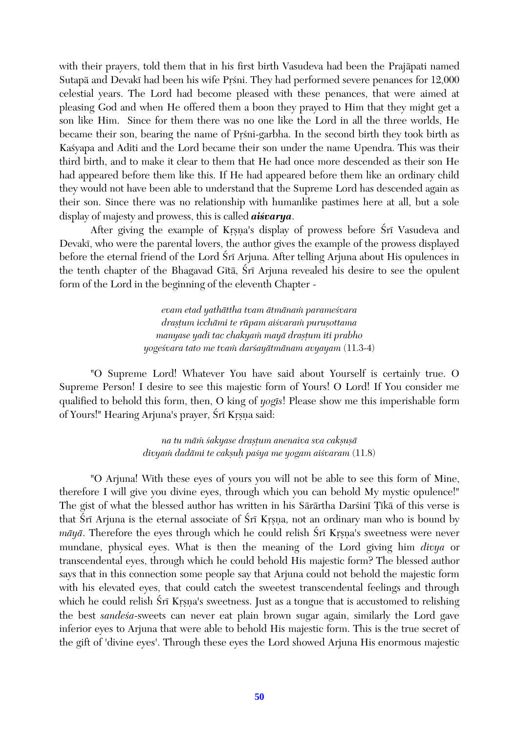with their prayers, told them that in his first birth Vasudeva had been the Prajāpati named Sutapā and Devakī had been his wife Pṛśni. They had performed severe penances for 12,000 celestial years. The Lord had become pleased with these penances, that were aimed at pleasing God and when He offered them a boon they prayed to Him that they might get a son like Him. Since for them there was no one like the Lord in all the three worlds, He became their son, bearing the name of Pṛśni-garbha. In the second birth they took birth as Kaśyapa and Aditi and the Lord became their son under the name Upendra. This was their third birth, and to make it clear to them that He had once more descended as their son He had appeared before them like this. If He had appeared before them like an ordinary child they would not have been able to understand that the Supreme Lord has descended again as their son. Since there was no relationship with humanlike pastimes here at all, but a sole display of majesty and prowess, this is called ***aiśvarya***.

After giving the example of Kṛṣṇa's display of prowess before Śrī Vasudeva and Devakī, who were the parental lovers, the author gives the example of the prowess displayed before the eternal friend of the Lord Śrī Arjuna. After telling Arjuna about His opulences in the tenth chapter of the Bhagavad Gītā, Śrī Arjuna revealed his desire to see the opulent form of the Lord in the beginning of the eleventh Chapter -

> *evam etad yathāttha tvam ātmānaṁ parameśvara*
> *draṣṭum icchāmi te rūpam aiśvaraṁ puruṣottama*
> *manyase yadi tac chakyaṁ mayā draṣṭum iti prabho*
> *yogeśvara tato me tvaṁ darśayātmānam avyayam* (11.3-4)

"O Supreme Lord! Whatever You have said about Yourself is certainly true. O Supreme Person! I desire to see this majestic form of Yours! O Lord! If You consider me qualified to behold this form, then, O king of *yogīs*! Please show me this imperishable form of Yours!" Hearing Arjuna's prayer, Śrī Kṛṣṇa said:

> *na tu māṁ śakyase draṣṭum anenaiva sva cakṣuṣā*
> *divyaṁ dadāmi te cakṣuḥ paśya me yogam aiśvaram* (11.8)

"O Arjuna! With these eyes of yours you will not be able to see this form of Mine, therefore I will give you divine eyes, through which you can behold My mystic opulence!" The gist of what the blessed author has written in his Sārārtha Darśinī Ṭīkā of this verse is that Śrī Arjuna is the eternal associate of Śrī Kṛṣṇa, not an ordinary man who is bound by *māyā*. Therefore the eyes through which he could relish Śrī Kṛṣṇa's sweetness were never mundane, physical eyes. What is then the meaning of the Lord giving him *divya* or transcendental eyes, through which he could behold His majestic form? The blessed author says that in this connection some people say that Arjuna could not behold the majestic form with his elevated eyes, that could catch the sweetest transcendental feelings and through which he could relish Śrī Kṛṣṇa's sweetness. Just as a tongue that is accustomed to relishing the best *sandeśa*-sweets can never eat plain brown sugar again, similarly the Lord gave inferior eyes to Arjuna that were able to behold His majestic form. This is the true secret of the gift of 'divine eyes'. Through these eyes the Lord showed Arjuna His enormous majestic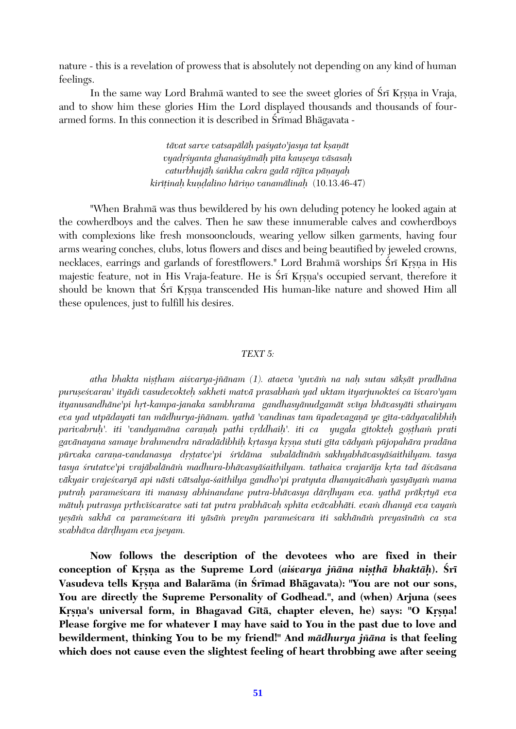nature - this is a revelation of prowess that is absolutely not depending on any kind of human feelings.

In the same way Lord Brahmā wanted to see the sweet glories of Śrī Kṛṣṇa in Vraja, and to show him these glories Him the Lord displayed thousands and thousands of four-armed forms. In this connection it is described in Śrīmad Bhāgavata -

> *tāvat sarve vatsapālāḥ paśyato'jasya tat kṣaṇāt*
> *vyadṛśyanta ghanaśyāmāḥ pīta kauṣeya vāsasaḥ*
> *caturbhujāḥ śaṅkha cakra gadā rājīva pāṇayaḥ*
> *kirīṭinaḥ kuṇḍalino hāriṇo vanamālinaḥ* (10.13.46-47)

"When Brahmā was thus bewildered by his own deluding potency he looked again at the cowherdboys and the calves. Then he saw these innumerable calves and cowherdboys with complexions like fresh monsoonclouds, wearing yellow silken garments, having four arms wearing conches, clubs, lotus flowers and discs and being beautified by jeweled crowns, necklaces, earrings and garlands of forestflowers." Lord Brahmā worships Śrī Kṛṣṇa in His majestic feature, not in His Vraja-feature. He is Śrī Kṛṣṇa's occupied servant, therefore it should be known that Śrī Kṛṣṇa transcended His human-like nature and showed Him all these opulences, just to fulfill his desires.

### *TEXT 5:*

*atha bhakta niṣṭham aiśvarya-jñānam (1). ataeva 'yuvāṁ na naḥ sutau sākṣāt pradhāna puruṣeśvarau' ityādi vasudevokteḥ sakheti matvā prasabhaṁ yad uktam ityarjunokteś ca īśvaro'yam ityanusandhāne'pi hṛt-kampa-janaka sambhrama gandhasyānudgamāt svīya bhāvasyāti sthairyam eva yad utpādayati tan mādhurya-jñānam. yathā 'vandinas tam ūpadevagaṇā ye gīta-vādyavalibhiḥ parivabruḥ'. iti 'vandyamāna caraṇaḥ pathi vṛddhaiḥ'. iti ca yugala gītokteḥ goṣṭhaṁ prati gavānayana samaye brahmendra nāradādibhiḥ kṛtasya kṛṣṇa stuti gīta vādyaṁ pūjopahāra pradāna pūrvaka caraṇa-vandanasya dṛṣṭatve'pi śrīdāma subalādīnāṁ sakhyabhāvasyāśaithilyam. tasya tasya śrutatve'pi vrajābalānāṁ madhura-bhāvasyāśaithilyam. tathaiva vrajarāja kṛta tad āśvāsana vākyair vrajeśvaryā api nāsti vātsalya-śaithilya gandho'pi pratyuta dhanyaivāhaṁ yasyāyaṁ mama putraḥ parameśvara iti manasy abhinandane putra-bhāvasya dārḍhyam eva. yathā prākṛtyā eva mātuḥ putrasya pṛthvīśvaratve sati tat putra prabhāvaḥ sphīta evāvabhāti. evaṁ dhanyā eva vayaṁ yeṣāṁ sakhā ca parameśvara iti yāsāṁ preyān parameśvara iti sakhānāṁ preyasīnāṁ ca sva svabhāva dārḍhyam eva jṣeyam.*

**Now follows the description of the devotees who are fixed in their conception of Kṛṣṇa as the Supreme Lord (*aiśvarya jñāna niṣṭhā bhaktāḥ*). Śrī Vasudeva tells Kṛṣṇa and Balarāma (in Śrīmad Bhāgavata): "You are not our sons, You are directly the Supreme Personality of Godhead.", and (when) Arjuna (sees Kṛṣṇa's universal form, in Bhagavad Gītā, chapter eleven, he) says: "O Kṛṣṇa! Please forgive me for whatever I may have said to You in the past due to love and bewilderment, thinking You to be my friend!" And *mādhurya jñāna* is that feeling which does not cause even the slightest feeling of heart throbbing awe after seeing**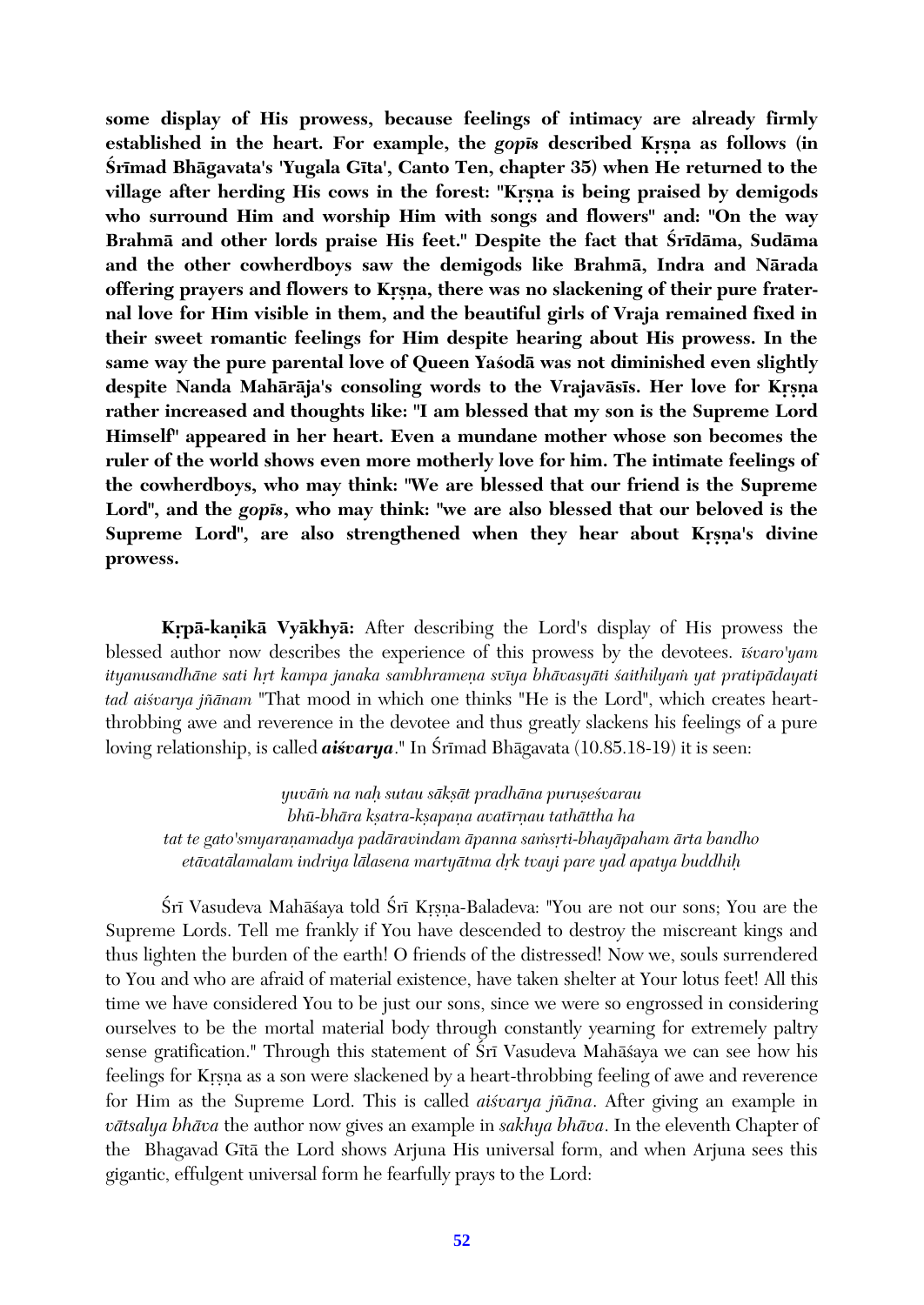**some display of His prowess, because feelings of intimacy are already firmly established in the heart. For example, the *gopīs* described Kṛṣṇa as follows (in Śrīmad Bhāgavata's 'Yugala Gīta', Canto Ten, chapter 35) when He returned to the village after herding His cows in the forest: "Kṛṣṇa is being praised by demigods who surround Him and worship Him with songs and flowers" and: "On the way Brahmā and other lords praise His feet." Despite the fact that Śrīdāma, Sudāma and the other cowherdboys saw the demigods like Brahmā, Indra and Nārada offering prayers and flowers to Kṛṣṇa, there was no slackening of their pure fraternal love for Him visible in them, and the beautiful girls of Vraja remained fixed in their sweet romantic feelings for Him despite hearing about His prowess. In the same way the pure parental love of Queen Yaśodā was not diminished even slightly despite Nanda Mahārāja's consoling words to the Vrajavāsīs. Her love for Kṛṣṇa rather increased and thoughts like: "I am blessed that my son is the Supreme Lord Himself" appeared in her heart. Even a mundane mother whose son becomes the ruler of the world shows even more motherly love for him. The intimate feelings of the cowherdboys, who may think: "We are blessed that our friend is the Supreme Lord", and the *gopīs*, who may think: "we are also blessed that our beloved is the Supreme Lord", are also strengthened when they hear about Kṛṣṇa's divine prowess.**

**Kṛpā-kaṇikā Vyākhyā:** After describing the Lord's display of His prowess the blessed author now describes the experience of this prowess by the devotees. *īśvaro'yam ityanusandhāne sati hṛt kampa janaka sambhrameṇa svīya bhāvasyāti śaithilyaṁ yat pratipādayati tad aiśvarya jñānam* "That mood in which one thinks "He is the Lord", which creates heart-throbbing awe and reverence in the devotee and thus greatly slackens his feelings of a pure loving relationship, is called ***aiśvarya***." In Śrīmad Bhāgavata (10.85.18-19) it is seen:

*yuvāṁ na naḥ sutau sākṣāt pradhāna puruṣeśvarau*
*bhū-bhāra kṣatra-kṣapaṇa avatīrṇau tathāttha ha*
*tat te gato'smyaraṇamadya padāravindam āpanna saṁsṛti-bhayāpaham ārta bandho*
*etāvatālamalam indriya lālasena martyātma dṛk tvayi pare yad apatya buddhiḥ*

Śrī Vasudeva Mahāśaya told Śrī Kṛṣṇa-Baladeva: "You are not our sons; You are the Supreme Lords. Tell me frankly if You have descended to destroy the miscreant kings and thus lighten the burden of the earth! O friends of the distressed! Now we, souls surrendered to You and who are afraid of material existence, have taken shelter at Your lotus feet! All this time we have considered You to be just our sons, since we were so engrossed in considering ourselves to be the mortal material body through constantly yearning for extremely paltry sense gratification." Through this statement of Śrī Vasudeva Mahāśaya we can see how his feelings for Kṛṣṇa as a son were slackened by a heart-throbbing feeling of awe and reverence for Him as the Supreme Lord. This is called *aiśvarya jñāna*. After giving an example in *vātsalya bhāva* the author now gives an example in *sakhya bhāva*. In the eleventh Chapter of the Bhagavad Gītā the Lord shows Arjuna His universal form, and when Arjuna sees this gigantic, effulgent universal form he fearfully prays to the Lord: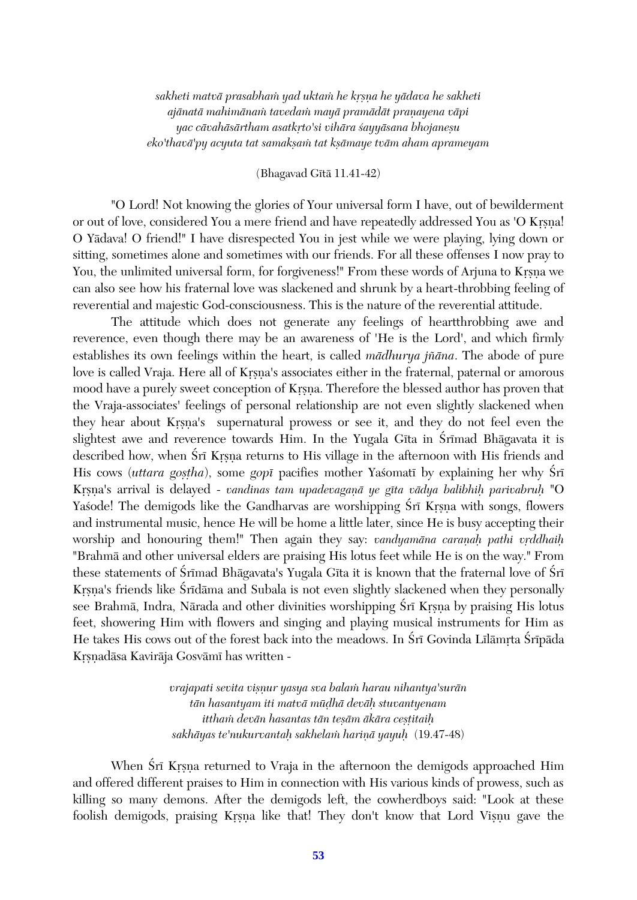*sakheti matvā prasabhaṁ yad uktaṁ he kṛṣṇa he yādava he sakheti*
*ajānatā mahimānaṁ tavedaṁ mayā pramādāt praṇayena vāpi*
*yac cāvahāsārtham asatkṛto'si vihāra śayyāsana bhojaneṣu*
*eko'thavā'py acyuta tat samakṣaṁ tat kṣāmaye tvām aham aprameyam*

(Bhagavad Gītā 11.41-42)

"O Lord! Not knowing the glories of Your universal form I have, out of bewilderment or out of love, considered You a mere friend and have repeatedly addressed You as 'O Kṛṣṇa! O Yādava! O friend!" I have disrespected You in jest while we were playing, lying down or sitting, sometimes alone and sometimes with our friends. For all these offenses I now pray to You, the unlimited universal form, for forgiveness!" From these words of Arjuna to Kṛṣṇa we can also see how his fraternal love was slackened and shrunk by a heart-throbbing feeling of reverential and majestic God-consciousness. This is the nature of the reverential attitude.

The attitude which does not generate any feelings of heartthrobbing awe and reverence, even though there may be an awareness of 'He is the Lord', and which firmly establishes its own feelings within the heart, is called *mādhurya jñāna*. The abode of pure love is called Vraja. Here all of Kṛṣṇa's associates either in the fraternal, paternal or amorous mood have a purely sweet conception of Kṛṣṇa. Therefore the blessed author has proven that the Vraja-associates' feelings of personal relationship are not even slightly slackened when they hear about Kṛṣṇa's supernatural prowess or see it, and they do not feel even the slightest awe and reverence towards Him. In the Yugala Gīta in Śrīmad Bhāgavata it is described how, when Śrī Kṛṣṇa returns to His village in the afternoon with His friends and His cows (*uttara goṣṭha*), some *gopī* pacifies mother Yaśomatī by explaining her why Śrī Kṛṣṇa's arrival is delayed - *vandinas tam upadevagaṇā ye gīta vādya balibhiḥ parivabruḥ* "O Yaśode! The demigods like the Gandharvas are worshipping Śrī Kṛṣṇa with songs, flowers and instrumental music, hence He will be home a little later, since He is busy accepting their worship and honouring them!" Then again they say: *vandyamāna caraṇaḥ pathi vṛddhaiḥ* "Brahmā and other universal elders are praising His lotus feet while He is on the way." From these statements of Śrīmad Bhāgavata's Yugala Gīta it is known that the fraternal love of Śrī Kṛṣṇa's friends like Śrīdāma and Subala is not even slightly slackened when they personally see Brahmā, Indra, Nārada and other divinities worshipping Śrī Kṛṣṇa by praising His lotus feet, showering Him with flowers and singing and playing musical instruments for Him as He takes His cows out of the forest back into the meadows. In Śrī Govinda Līlāmṛta Śrīpāda Kṛṣṇadāsa Kavirāja Gosvāmī has written -

*vrajapati sevita viṣṇur yasya sva balaṁ harau nihantya'surān*
*tān hasantyam iti matvā mūḍhā devāḥ stuvantyenam*
*itthaṁ devān hasantas tān teṣām ākāra ceṣṭitaiḥ*
*sakhāyas te'nukurvantaḥ sakhelaṁ hariṇā yayuḥ* (19.47-48)

When Śrī Kṛṣṇa returned to Vraja in the afternoon the demigods approached Him and offered different praises to Him in connection with His various kinds of prowess, such as killing so many demons. After the demigods left, the cowherdboys said: "Look at these foolish demigods, praising Kṛṣṇa like that! They don't know that Lord Viṣṇu gave the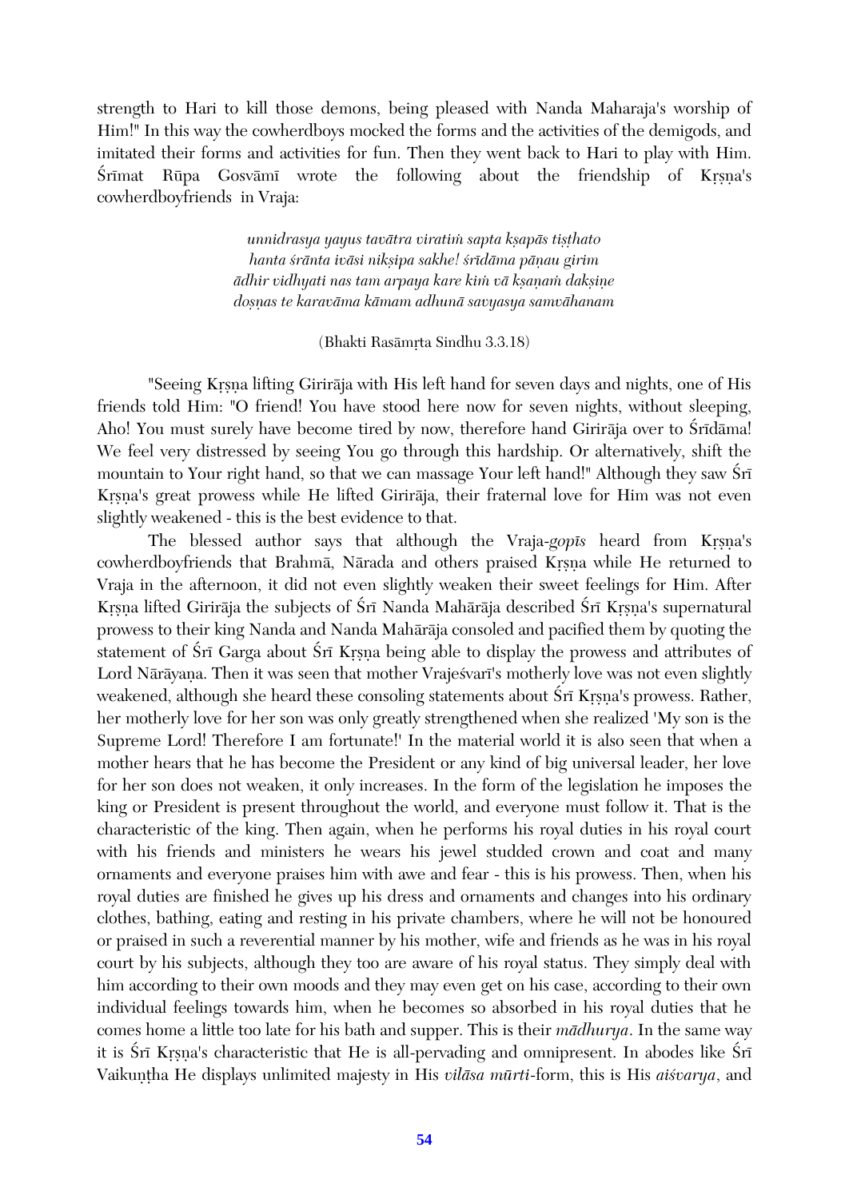strength to Hari to kill those demons, being pleased with Nanda Maharaja's worship of Him!" In this way the cowherdboys mocked the forms and the activities of the demigods, and imitated their forms and activities for fun. Then they went back to Hari to play with Him. Śrīmat Rūpa Gosvāmī wrote the following about the friendship of Kṛṣṇa's cowherdboyfriends in Vraja:

> *unnidrasya yayus tavātra viratiṁ sapta kṣapās tiṣṭhato*
> *hanta śrānta ivāsi nikṣipa sakhe! śrīdāma pāṇau girim*
> *ādhir vidhyati nas tam arpaya kare kiṁ vā kṣaṇaṁ dakṣiṇe*
> *doṣṇas te karavāma kāmam adhunā savyasya saṁvāhanam*
>
> (Bhakti Rasāmṛta Sindhu 3.3.18)

"Seeing Kṛṣṇa lifting Girirāja with His left hand for seven days and nights, one of His friends told Him: "O friend! You have stood here now for seven nights, without sleeping, Aho! You must surely have become tired by now, therefore hand Girirāja over to Śrīdāma! We feel very distressed by seeing You go through this hardship. Or alternatively, shift the mountain to Your right hand, so that we can massage Your left hand!" Although they saw Śrī Kṛṣṇa's great prowess while He lifted Girirāja, their fraternal love for Him was not even slightly weakened - this is the best evidence to that.

The blessed author says that although the Vraja-*gopīs* heard from Kṛṣṇa's cowherdboyfriends that Brahmā, Nārada and others praised Kṛṣṇa while He returned to Vraja in the afternoon, it did not even slightly weaken their sweet feelings for Him. After Kṛṣṇa lifted Girirāja the subjects of Śrī Nanda Mahārāja described Śrī Kṛṣṇa's supernatural prowess to their king Nanda and Nanda Mahārāja consoled and pacified them by quoting the statement of Śrī Garga about Śrī Kṛṣṇa being able to display the prowess and attributes of Lord Nārāyaṇa. Then it was seen that mother Vrajeśvarī's motherly love was not even slightly weakened, although she heard these consoling statements about Śrī Kṛṣṇa's prowess. Rather, her motherly love for her son was only greatly strengthened when she realized 'My son is the Supreme Lord! Therefore I am fortunate!' In the material world it is also seen that when a mother hears that he has become the President or any kind of big universal leader, her love for her son does not weaken, it only increases. In the form of the legislation he imposes the king or President is present throughout the world, and everyone must follow it. That is the characteristic of the king. Then again, when he performs his royal duties in his royal court with his friends and ministers he wears his jewel studded crown and coat and many ornaments and everyone praises him with awe and fear - this is his prowess. Then, when his royal duties are finished he gives up his dress and ornaments and changes into his ordinary clothes, bathing, eating and resting in his private chambers, where he will not be honoured or praised in such a reverential manner by his mother, wife and friends as he was in his royal court by his subjects, although they too are aware of his royal status. They simply deal with him according to their own moods and they may even get on his case, according to their own individual feelings towards him, when he becomes so absorbed in his royal duties that he comes home a little too late for his bath and supper. This is their *mādhurya*. In the same way it is Śrī Kṛṣṇa's characteristic that He is all-pervading and omnipresent. In abodes like Śrī Vaikuṇṭha He displays unlimited majesty in His *vilāsa mūrti*-form, this is His *aiśvarya*, and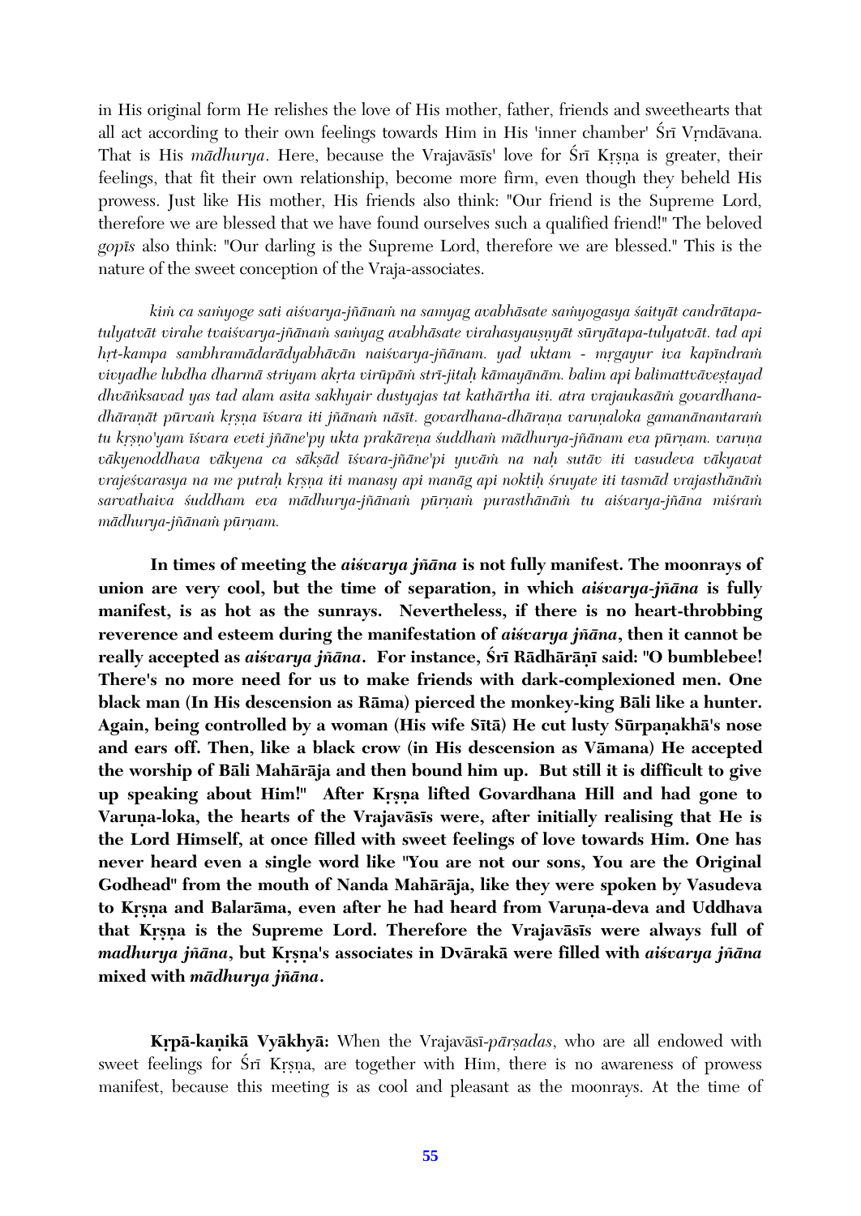in His original form He relishes the love of His mother, father, friends and sweethearts that all act according to their own feelings towards Him in His 'inner chamber' Śrī Vṛndāvana. That is His *mādhurya*. Here, because the Vrajavāsīs' love for Śrī Kṛṣṇa is greater, their feelings, that fit their own relationship, become more firm, even though they beheld His prowess. Just like His mother, His friends also think: "Our friend is the Supreme Lord, therefore we are blessed that we have found ourselves such a qualified friend!" The beloved *gopīs* also think: "Our darling is the Supreme Lord, therefore we are blessed." This is the nature of the sweet conception of the Vraja-associates.

*kiṁ ca saṁyoge sati aiśvarya-jñānaṁ na samyag avabhāsate saṁyogasya śaityāt candrātapa-tulyatvāt virahe tvaiśvarya-jñānaṁ samyag avabhāsate virahasyauṣṇyāt sūryātapa-tulyatvāt. tad api hṛt-kampa sambhramādarādyabhāvān naiśvarya-jñānam. yad uktam - mṛgayur iva kapīndraṁ vivyadhe lubdha dharmā striyam akṛta virūpāṁ strī-jitaḥ kāmayānām. balim api balimattvāveṣṭayad dhvāṅksavad yas tad alam asita sakhyair dustyajas tat kathārtha iti. atra vrajaukasāṁ govardhana-dhāraṇāt pūrvaṁ kṛṣṇa īśvara iti jñānaṁ nāsīt. govardhana-dhāraṇa varuṇaloka gamanānantaraṁ tu kṛṣṇo'yam īśvara eveti jñāne'py ukta prakāreṇa śuddhaṁ mādhurya-jñānam eva pūrṇam. varuṇa vākyenoddhava vākyena ca sākṣād īśvara-jñāne'pi yuvāṁ na naḥ sutāv iti vasudeva vākyavat vrajeśvarasya na me putraḥ kṛṣṇa iti manasy api manāg api noktiḥ śruyate iti tasmād vrajasthānāṁ sarvathaiva śuddham eva mādhurya-jñānaṁ pūrṇaṁ purasthānāṁ tu aiśvarya-jñāna miśraṁ mādhurya-jñānaṁ pūrṇam.*

**In times of meeting the *aiśvarya jñāna* is not fully manifest. The moonrays of union are very cool, but the time of separation, in which *aiśvarya-jñāna* is fully manifest, is as hot as the sunrays. Nevertheless, if there is no heart-throbbing reverence and esteem during the manifestation of *aiśvarya jñāna*, then it cannot be really accepted as *aiśvarya jñāna*. For instance, Śrī Rādhārāṇī said: "O bumblebee! There's no more need for us to make friends with dark-complexioned men. One black man (In His descension as Rāma) pierced the monkey-king Bāli like a hunter. Again, being controlled by a woman (His wife Sītā) He cut lusty Sūrpaṇakhā's nose and ears off. Then, like a black crow (in His descension as Vāmana) He accepted the worship of Bāli Mahārāja and then bound him up. But still it is difficult to give up speaking about Him!" After Kṛṣṇa lifted Govardhana Hill and had gone to Varuṇa-loka, the hearts of the Vrajavāsīs were, after initially realising that He is the Lord Himself, at once filled with sweet feelings of love towards Him. One has never heard even a single word like "You are not our sons, You are the Original Godhead" from the mouth of Nanda Mahārāja, like they were spoken by Vasudeva to Kṛṣṇa and Balarāma, even after he had heard from Varuṇa-deva and Uddhava that Kṛṣṇa is the Supreme Lord. Therefore the Vrajavāsīs were always full of *madhurya jñāna*, but Kṛṣṇa's associates in Dvārakā were filled with *aiśvarya jñāna* mixed with *mādhurya jñāna*.**

**Kṛpā-kaṇikā Vyākhyā:** When the Vrajavāsī-*pārṣadas*, who are all endowed with sweet feelings for Śrī Kṛṣṇa, are together with Him, there is no awareness of prowess manifest, because this meeting is as cool and pleasant as the moonrays. At the time of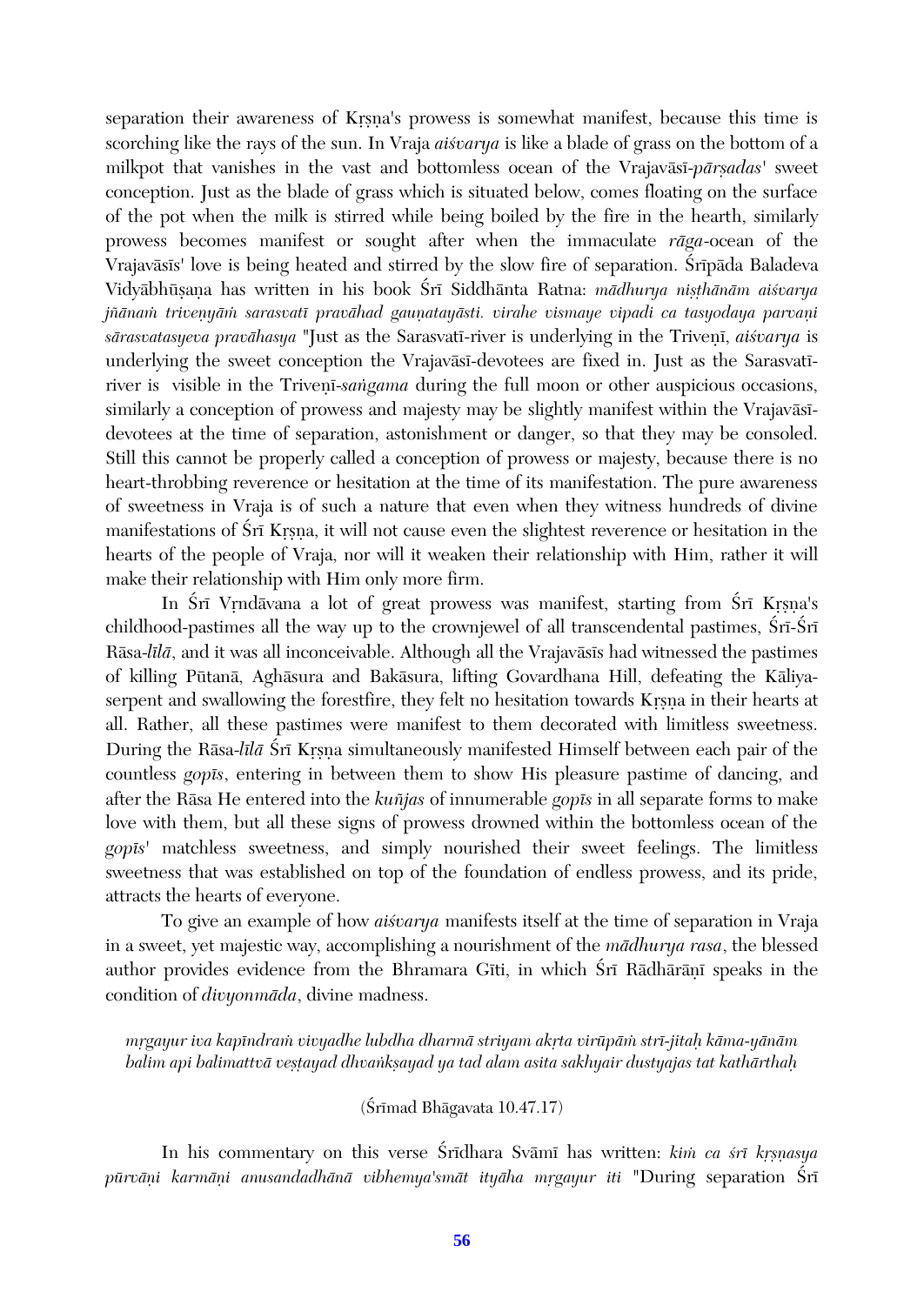separation their awareness of Kṛṣṇa's prowess is somewhat manifest, because this time is scorching like the rays of the sun. In Vraja *aiśvarya* is like a blade of grass on the bottom of a milkpot that vanishes in the vast and bottomless ocean of the Vrajavāsī-*pārṣadas*' sweet conception. Just as the blade of grass which is situated below, comes floating on the surface of the pot when the milk is stirred while being boiled by the fire in the hearth, similarly prowess becomes manifest or sought after when the immaculate *rāga*-ocean of the Vrajavāsīs' love is being heated and stirred by the slow fire of separation. Śrīpāda Baladeva Vidyābhūṣaṇa has written in his book Śrī Siddhānta Ratna: *mādhurya niṣṭhānām aiśvarya jñānaṁ triveṇyāṁ sarasvatī pravāhad gauṇatayāsti. virahe vismaye vipadi ca tasyodaya parvaṇi sārasvatasyeva pravāhasya* "Just as the Sarasvatī-river is underlying in the Triveṇī, *aiśvarya* is underlying the sweet conception the Vrajavāsī-devotees are fixed in. Just as the Sarasvatī-river is visible in the Triveṇī-*saṅgama* during the full moon or other auspicious occasions, similarly a conception of prowess and majesty may be slightly manifest within the Vrajavāsī-devotees at the time of separation, astonishment or danger, so that they may be consoled. Still this cannot be properly called a conception of prowess or majesty, because there is no heart-throbbing reverence or hesitation at the time of its manifestation. The pure awareness of sweetness in Vraja is of such a nature that even when they witness hundreds of divine manifestations of Śrī Kṛṣṇa, it will not cause even the slightest reverence or hesitation in the hearts of the people of Vraja, nor will it weaken their relationship with Him, rather it will make their relationship with Him only more firm.

In Śrī Vṛndāvana a lot of great prowess was manifest, starting from Śrī Kṛṣṇa's childhood-pastimes all the way up to the crownjewel of all transcendental pastimes, Śrī-Śrī Rāsa-*līlā*, and it was all inconceivable. Although all the Vrajavāsīs had witnessed the pastimes of killing Pūtanā, Aghāsura and Bakāsura, lifting Govardhana Hill, defeating the Kāliya-serpent and swallowing the forestfire, they felt no hesitation towards Kṛṣṇa in their hearts at all. Rather, all these pastimes were manifest to them decorated with limitless sweetness. During the Rāsa-*līlā* Śrī Kṛṣṇa simultaneously manifested Himself between each pair of the countless *gopīs*, entering in between them to show His pleasure pastime of dancing, and after the Rāsa He entered into the *kuñjas* of innumerable *gopīs* in all separate forms to make love with them, but all these signs of prowess drowned within the bottomless ocean of the *gopīs*' matchless sweetness, and simply nourished their sweet feelings. The limitless sweetness that was established on top of the foundation of endless prowess, and its pride, attracts the hearts of everyone.

To give an example of how *aiśvarya* manifests itself at the time of separation in Vraja in a sweet, yet majestic way, accomplishing a nourishment of the *mādhurya rasa*, the blessed author provides evidence from the Bhramara Gīti, in which Śrī Rādhārāṇī speaks in the condition of *divyonmāda*, divine madness.

*mṛgayur iva kapīndraṁ vivyadhe lubdha dharmā striyam akṛta virūpāṁ strī-jitaḥ kāma-yānām*
*balim api balimattvā veṣṭayad dhvaṅkṣayad ya tad alam asita sakhyair dustyajas tat kathārthaḥ*

(Śrīmad Bhāgavata 10.47.17)

In his commentary on this verse Śrīdhara Svāmī has written: *kiṁ ca śrī kṛṣṇasya pūrvāṇi karmāṇi anusandadhānā vibhemya'smāt ityāha mṛgayur iti* "During separation Śrī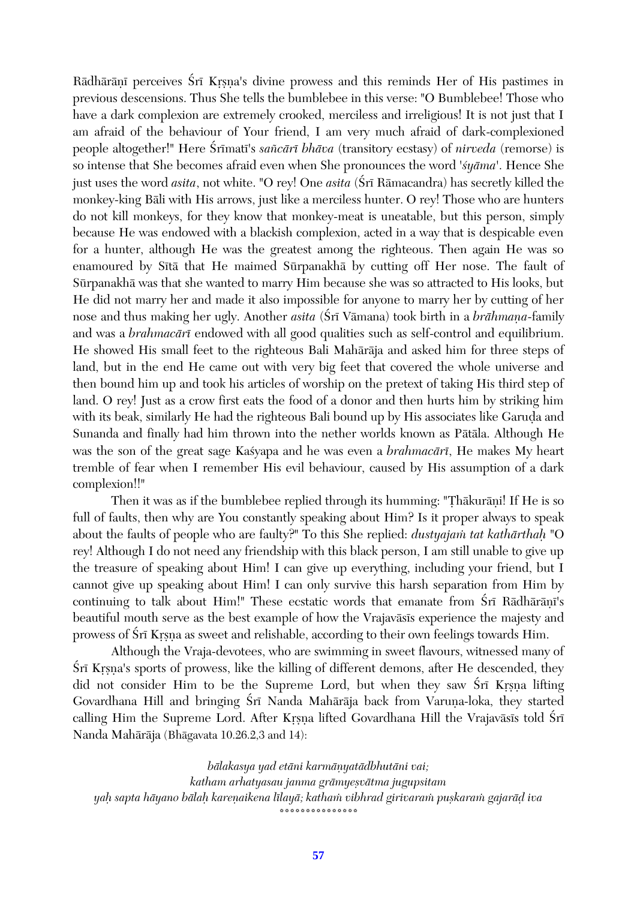Rādhārāṇī perceives Śrī Kṛṣṇa's divine prowess and this reminds Her of His pastimes in previous descensions. Thus She tells the bumblebee in this verse: "O Bumblebee! Those who have a dark complexion are extremely crooked, merciless and irreligious! It is not just that I am afraid of the behaviour of Your friend, I am very much afraid of dark-complexioned people altogether!" Here Śrīmatī's *sañcārī bhāva* (transitory ecstasy) of *nirveda* (remorse) is so intense that She becomes afraid even when She pronounces the word '*śyāma*'. Hence She just uses the word *asita*, not white. "O rey! One *asita* (Śrī Rāmacandra) has secretly killed the monkey-king Bāli with His arrows, just like a merciless hunter. O rey! Those who are hunters do not kill monkeys, for they know that monkey-meat is uneatable, but this person, simply because He was endowed with a blackish complexion, acted in a way that is despicable even for a hunter, although He was the greatest among the righteous. Then again He was so enamoured by Sītā that He maimed Sūrpanakhā by cutting off Her nose. The fault of Sūrpanakhā was that she wanted to marry Him because she was so attracted to His looks, but He did not marry her and made it also impossible for anyone to marry her by cutting of her nose and thus making her ugly. Another *asita* (Śrī Vāmana) took birth in a *brāhmaṇa*-family and was a *brahmacārī* endowed with all good qualities such as self-control and equilibrium. He showed His small feet to the righteous Bali Mahārāja and asked him for three steps of land, but in the end He came out with very big feet that covered the whole universe and then bound him up and took his articles of worship on the pretext of taking His third step of land. O rey! Just as a crow first eats the food of a donor and then hurts him by striking him with its beak, similarly He had the righteous Bali bound up by His associates like Garuḍa and Sunanda and finally had him thrown into the nether worlds known as Pātāla. Although He was the son of the great sage Kaśyapa and he was even a *brahmacārī*, He makes My heart tremble of fear when I remember His evil behaviour, caused by His assumption of a dark complexion!!"

Then it was as if the bumblebee replied through its humming: "Ṭhākurāṇi! If He is so full of faults, then why are You constantly speaking about Him? Is it proper always to speak about the faults of people who are faulty?" To this She replied: *dustyajaṁ tat kathārthaḥ* "O rey! Although I do not need any friendship with this black person, I am still unable to give up the treasure of speaking about Him! I can give up everything, including your friend, but I cannot give up speaking about Him! I can only survive this harsh separation from Him by continuing to talk about Him!" These ecstatic words that emanate from Śrī Rādhārāṇī's beautiful mouth serve as the best example of how the Vrajavāsīs experience the majesty and prowess of Śrī Kṛṣṇa as sweet and relishable, according to their own feelings towards Him.

Although the Vraja-devotees, who are swimming in sweet flavours, witnessed many of Śrī Kṛṣṇa's sports of prowess, like the killing of different demons, after He descended, they did not consider Him to be the Supreme Lord, but when they saw Śrī Kṛṣṇa lifting Govardhana Hill and bringing Śrī Nanda Mahārāja back from Varuṇa-loka, they started calling Him the Supreme Lord. After Kṛṣṇa lifted Govardhana Hill the Vrajavāsīs told Śrī Nanda Mahārāja (Bhāgavata 10.26.2,3 and 14):

*bālakasya yad etāni karmāṇyatādbhutāni vai;*
*katham arhatyasau janma grāmyeṣvātma jugupsitam*
*yaḥ sapta hāyano bālaḥ kareṇaikena līlayā; kathaṁ vibhrad girivaraṁ puṣkaraṁ gajarāḍ iva*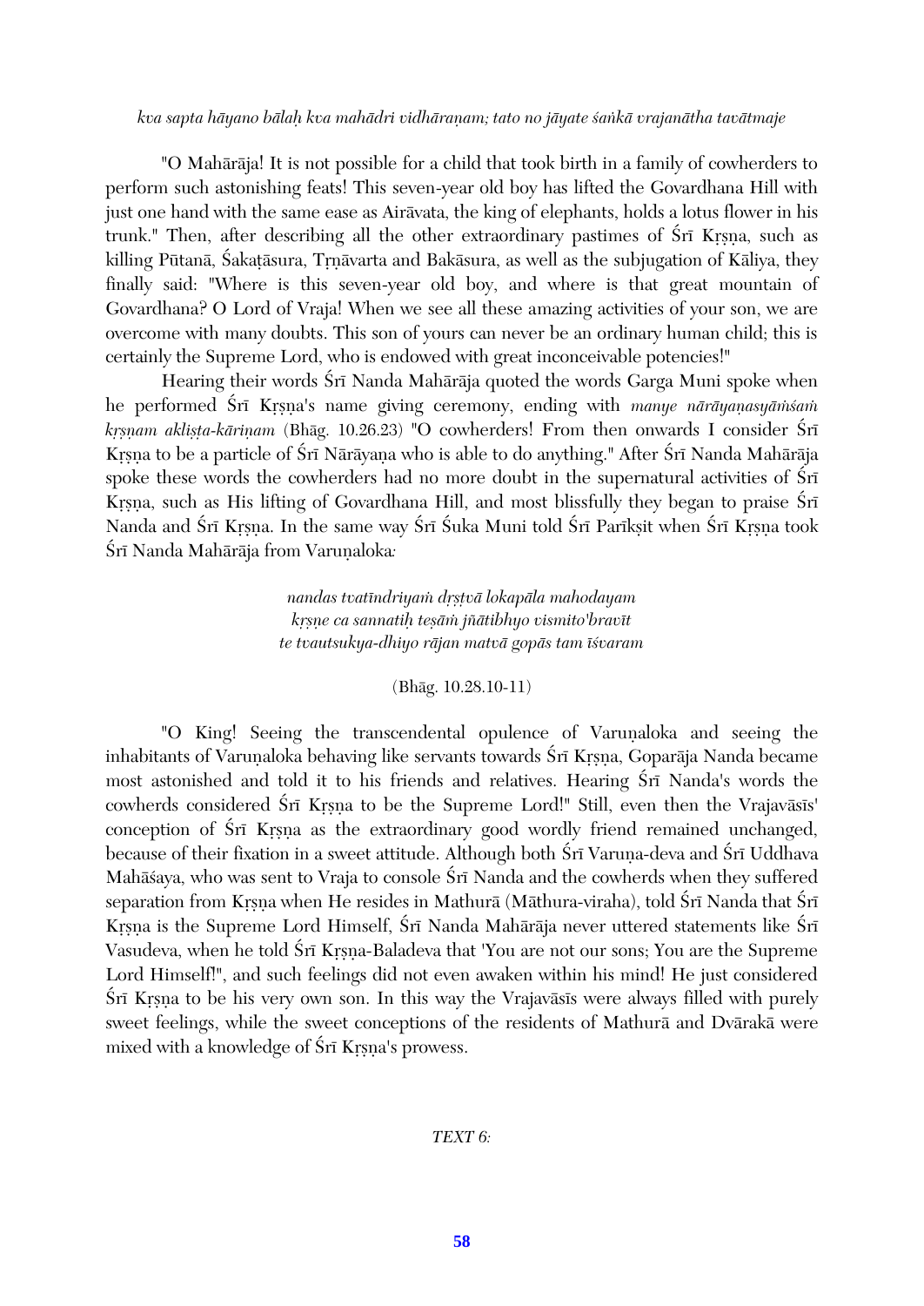*kva sapta hāyano bālaḥ kva mahādri vidhāraṇam; tato no jāyate śaṅkā vrajanātha tavātmaje*

"O Mahārāja! It is not possible for a child that took birth in a family of cowherders to perform such astonishing feats! This seven-year old boy has lifted the Govardhana Hill with just one hand with the same ease as Airāvata, the king of elephants, holds a lotus flower in his trunk." Then, after describing all the other extraordinary pastimes of Śrī Kṛṣṇa, such as killing Pūtanā, Śakaṭāsura, Tṛṇāvarta and Bakāsura, as well as the subjugation of Kāliya, they finally said: "Where is this seven-year old boy, and where is that great mountain of Govardhana? O Lord of Vraja! When we see all these amazing activities of your son, we are overcome with many doubts. This son of yours can never be an ordinary human child; this is certainly the Supreme Lord, who is endowed with great inconceivable potencies!"

Hearing their words Śrī Nanda Mahārāja quoted the words Garga Muni spoke when he performed Śrī Kṛṣṇa's name giving ceremony, ending with *manye nārāyaṇasyāṁśaṁ kṛṣṇam akliṣṭa-kāriṇam* (Bhāg. 10.26.23) "O cowherders! From then onwards I consider Śrī Kṛṣṇa to be a particle of Śrī Nārāyaṇa who is able to do anything." After Śrī Nanda Mahārāja spoke these words the cowherders had no more doubt in the supernatural activities of Śrī Kṛṣṇa, such as His lifting of Govardhana Hill, and most blissfully they began to praise Śrī Nanda and Śrī Kṛṣṇa. In the same way Śrī Śuka Muni told Śrī Parīkṣit when Śrī Kṛṣṇa took Śrī Nanda Mahārāja from Varuṇaloka:

*nandas tvatīndriyaṁ dṛṣṭvā lokapāla mahodayam*
*kṛṣṇe ca sannatiḥ teṣāṁ jñātibhyo vismito'bravīt*
*te tvautsukya-dhiyo rājan matvā gopās tam īśvaram*

(Bhāg. 10.28.10-11)

"O King! Seeing the transcendental opulence of Varuṇaloka and seeing the inhabitants of Varuṇaloka behaving like servants towards Śrī Kṛṣṇa, Goparāja Nanda became most astonished and told it to his friends and relatives. Hearing Śrī Nanda's words the cowherds considered Śrī Kṛṣṇa to be the Supreme Lord!" Still, even then the Vrajavāsīs' conception of Śrī Kṛṣṇa as the extraordinary good wordly friend remained unchanged, because of their fixation in a sweet attitude. Although both Śrī Varuṇa-deva and Śrī Uddhava Mahāśaya, who was sent to Vraja to console Śrī Nanda and the cowherds when they suffered separation from Kṛṣṇa when He resides in Mathurā (Māthura-viraha), told Śrī Nanda that Śrī Kṛṣṇa is the Supreme Lord Himself, Śrī Nanda Mahārāja never uttered statements like Śrī Vasudeva, when he told Śrī Kṛṣṇa-Baladeva that 'You are not our sons; You are the Supreme Lord Himself!", and such feelings did not even awaken within his mind! He just considered Śrī Kṛṣṇa to be his very own son. In this way the Vrajavāsīs were always filled with purely sweet feelings, while the sweet conceptions of the residents of Mathurā and Dvārakā were mixed with a knowledge of Śrī Kṛṣṇa's prowess.

*TEXT 6:*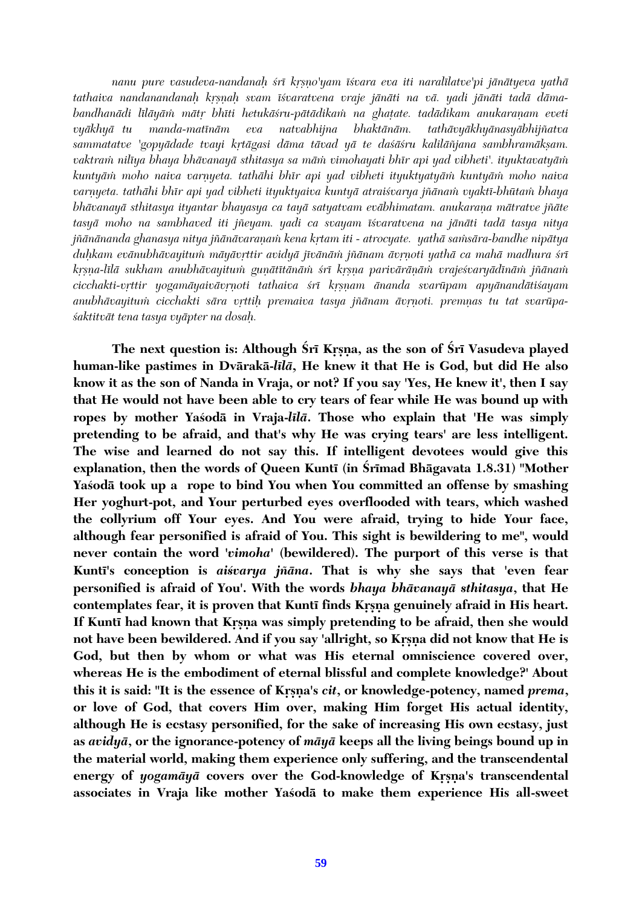*nanu pure vasudeva-nandanaḥ śrī kṛṣṇo'yam īśvara eva iti naralīlatve'pi jānātyeva yathā tathaiva nandanandanaḥ kṛṣṇaḥ svam īśvaratvena vraje jānāti na vā. yadi jānāti tadā dāma-bandhanādi līlāyāṁ mātṛ bhīti hetukāśru-pātādikaṁ na ghaṭate. tadādikam anukaraṇam eveti vyākhyā tu manda-matīnām eva natvabhijna bhaktānām. tathāvyākhyānasyābhijñatva sammatatve 'gopyādade tvayi kṛtāgasi dāma tāvad yā te daśāśru kalilāñjana sambhramākṣam. vaktraṁ nilīya bhaya bhāvanayā sthitasya sa māṁ vimohayati bhīr api yad vibheti'. ityuktavatyāṁ kuntyāṁ moho naiva varṇyeta. tathāhi bhīr api yad vibheti ityuktyatyāṁ kuntyāṁ moho naiva varṇyeta. tathāhi bhīr api yad vibheti ityuktyaiva kuntyā atraiśvarya jñānaṁ vyaktī-bhūtaṁ bhaya bhāvanayā sthitasya ityantar bhayasya ca tayā satyatvam evābhimatam. anukaraṇa mātratve jñāte tasyā moho na sambhaved iti jñeyam. yadi ca svayam īśvaratvena na jānāti tadā tasya nitya jñānānanda ghanasya nitya jñānāvaraṇaṁ kena kṛtam iti - atrocyate. yathā saṁsāra-bandhe nipātya duḥkam evānubhāvayituṁ māyāvṛttir avidyā jīvānāṁ jñānam āvṛnoti yathā ca mahā madhura śrī kṛṣṇa-līlā sukham anubhāvayituṁ guṇātītānāṁ śrī kṛṣṇa parivārāṇāṁ vrajeśvaryādīnāṁ jñānaṁ cicchakti-vṛttir yogamāyaivāvṛnoti tathaiva śrī kṛṣṇam ānanda svarūpam apyānandātiśayam anubhāvayituṁ cicchakti sāra vṛttiḥ premaiva tasya jñānam āvṛnoti. premṇas tu tat svarūpa-śaktitvāt tena tasya vyāpter na dosaḥ.*

**The next question is: Although Śrī Kṛṣṇa, as the son of Śrī Vasudeva played human-like pastimes in Dvārakā-*līlā*, He knew it that He is God, but did He also know it as the son of Nanda in Vraja, or not? If you say 'Yes, He knew it', then I say that He would not have been able to cry tears of fear while He was bound up with ropes by mother Yaśodā in Vraja-*līlā*. Those who explain that 'He was simply pretending to be afraid, and that's why He was crying tears' are less intelligent. The wise and learned do not say this. If intelligent devotees would give this explanation, then the words of Queen Kuntī (in Śrīmad Bhāgavata 1.8.31) "Mother Yaśodā took up a rope to bind You when You committed an offense by smashing Her yoghurt-pot, and Your perturbed eyes overflooded with tears, which washed the collyrium off Your eyes. And You were afraid, trying to hide Your face, although fear personified is afraid of You. This sight is bewildering to me", would never contain the word '*vimoha*' (bewildered). The purport of this verse is that Kuntī's conception is *aiśvarya jñāna*. That is why she says that 'even fear personified is afraid of You'. With the words *bhaya bhāvanayā sthitasya*, that He contemplates fear, it is proven that Kuntī finds Kṛṣṇa genuinely afraid in His heart. If Kuntī had known that Kṛṣṇa was simply pretending to be afraid, then she would not have been bewildered. And if you say 'allright, so Kṛṣṇa did not know that He is God, but then by whom or what was His eternal omniscience covered over, whereas He is the embodiment of eternal blissful and complete knowledge?' About this it is said: "It is the essence of Kṛṣṇa's *cit*, or knowledge-potency, named *prema*, or love of God, that covers Him over, making Him forget His actual identity, although He is ecstasy personified, for the sake of increasing His own ecstasy, just as *avidyā*, or the ignorance-potency of *māyā* keeps all the living beings bound up in the material world, making them experience only suffering, and the transcendental energy of *yogamāyā* covers over the God-knowledge of Kṛṣṇa's transcendental associates in Vraja like mother Yaśodā to make them experience His all-sweet**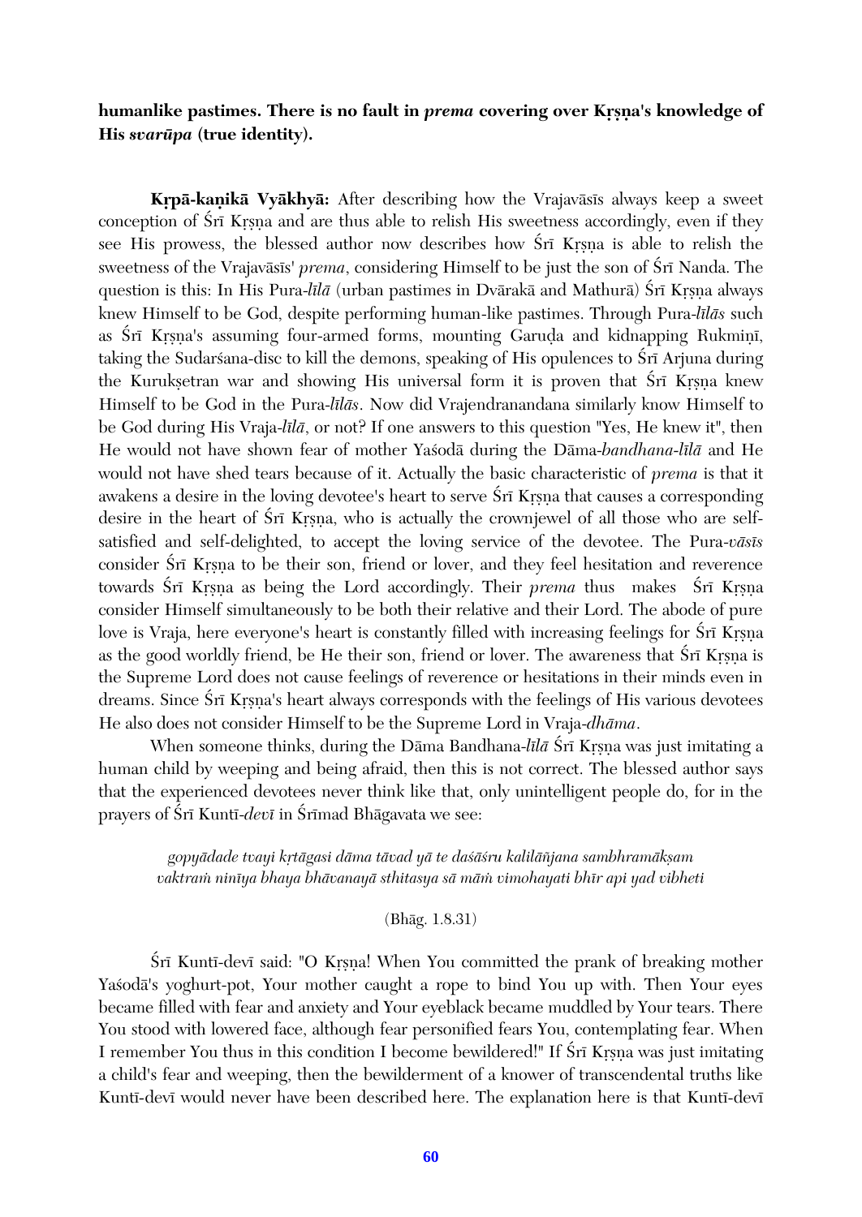**humanlike pastimes. There is no fault in *prema* covering over Kṛṣṇa's knowledge of His *svarūpa* (true identity).**

**Kṛpā-kaṇikā Vyākhyā:** After describing how the Vrajavāsīs always keep a sweet conception of Śrī Kṛṣṇa and are thus able to relish His sweetness accordingly, even if they see His prowess, the blessed author now describes how Śrī Kṛṣṇa is able to relish the sweetness of the Vrajavāsīs' *prema*, considering Himself to be just the son of Śrī Nanda. The question is this: In His Pura-*līlā* (urban pastimes in Dvārakā and Mathurā) Śrī Kṛṣṇa always knew Himself to be God, despite performing human-like pastimes. Through Pura-*līlās* such as Śrī Kṛṣṇa's assuming four-armed forms, mounting Garuḍa and kidnapping Rukmiṇī, taking the Sudarśana-disc to kill the demons, speaking of His opulences to Śrī Arjuna during the Kurukṣetran war and showing His universal form it is proven that Śrī Kṛṣṇa knew Himself to be God in the Pura-*līlās*. Now did Vrajendranandana similarly know Himself to be God during His Vraja-*līlā*, or not? If one answers to this question "Yes, He knew it", then He would not have shown fear of mother Yaśodā during the Dāma-*bandhana-līlā* and He would not have shed tears because of it. Actually the basic characteristic of *prema* is that it awakens a desire in the loving devotee's heart to serve Śrī Kṛṣṇa that causes a corresponding desire in the heart of Śrī Kṛṣṇa, who is actually the crownjewel of all those who are self-satisfied and self-delighted, to accept the loving service of the devotee. The Pura-*vāsīs* consider Śrī Kṛṣṇa to be their son, friend or lover, and they feel hesitation and reverence towards Śrī Kṛṣṇa as being the Lord accordingly. Their *prema* thus makes Śrī Kṛṣṇa consider Himself simultaneously to be both their relative and their Lord. The abode of pure love is Vraja, here everyone's heart is constantly filled with increasing feelings for Śrī Kṛṣṇa as the good worldly friend, be He their son, friend or lover. The awareness that Śrī Kṛṣṇa is the Supreme Lord does not cause feelings of reverence or hesitations in their minds even in dreams. Since Śrī Kṛṣṇa's heart always corresponds with the feelings of His various devotees He also does not consider Himself to be the Supreme Lord in Vraja-*dhāma*.

When someone thinks, during the Dāma Bandhana-*līlā* Śrī Kṛṣṇa was just imitating a human child by weeping and being afraid, then this is not correct. The blessed author says that the experienced devotees never think like that, only unintelligent people do, for in the prayers of Śrī Kuntī-*devī* in Śrīmad Bhāgavata we see:

*gopyādade tvayi kṛtāgasi dāma tāvad yā te daśāśru kalilāñjana sambhramākṣam*
*vaktraṁ ninīya bhaya bhāvanayā sthitasya sā māṁ vimohayati bhīr api yad vibheti*

(Bhāg. 1.8.31)

Śrī Kuntī-devī said: "O Kṛṣṇa! When You committed the prank of breaking mother Yaśodā's yoghurt-pot, Your mother caught a rope to bind You up with. Then Your eyes became filled with fear and anxiety and Your eyeblack became muddled by Your tears. There You stood with lowered face, although fear personified fears You, contemplating fear. When I remember You thus in this condition I become bewildered!" If Śrī Kṛṣṇa was just imitating a child's fear and weeping, then the bewilderment of a knower of transcendental truths like Kuntī-devī would never have been described here. The explanation here is that Kuntī-devī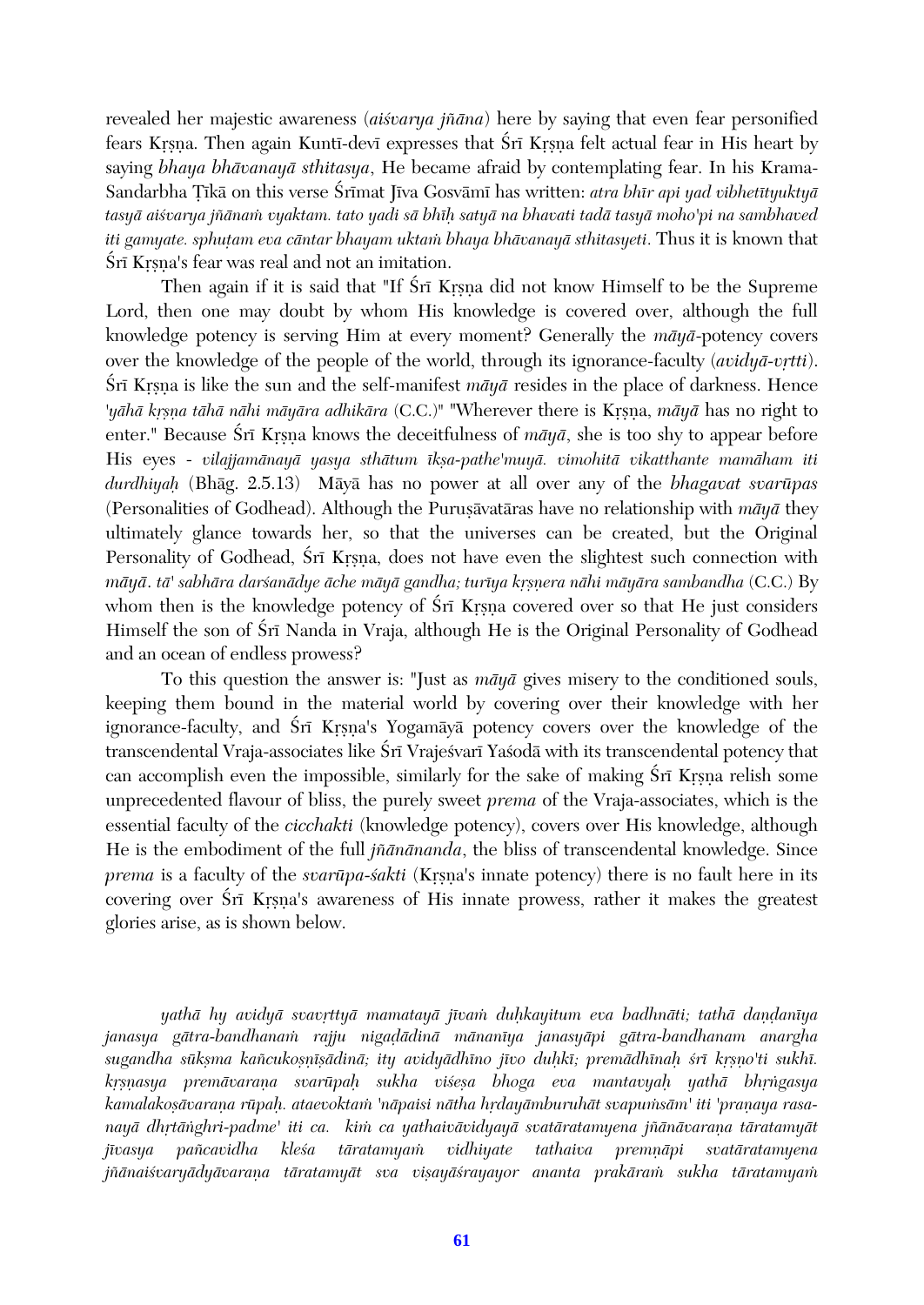revealed her majestic awareness (*aiśvarya jñāna*) here by saying that even fear personified fears Kṛṣṇa. Then again Kuntī-devī expresses that Śrī Kṛṣṇa felt actual fear in His heart by saying *bhaya bhāvanayā sthitasya*, He became afraid by contemplating fear. In his Krama-Sandarbha Ṭīkā on this verse Śrīmat Jīva Gosvāmī has written: *atra bhīr api yad vibhetītyuktyā tasyā aiśvarya jñānaṁ vyaktam. tato yadi sā bhīḥ satyā na bhavati tadā tasyā moho'pi na sambhaved iti gamyate. sphuṭam eva cāntar bhayam uktaṁ bhaya bhāvanayā sthitasyeti*. Thus it is known that Śrī Kṛṣṇa's fear was real and not an imitation.

Then again if it is said that "If Śrī Kṛṣṇa did not know Himself to be the Supreme Lord, then one may doubt by whom His knowledge is covered over, although the full knowledge potency is serving Him at every moment? Generally the *māyā*-potency covers over the knowledge of the people of the world, through its ignorance-faculty (*avidyā-vṛtti*). Śrī Kṛṣṇa is like the sun and the self-manifest *māyā* resides in the place of darkness. Hence '*yāhā kṛṣṇa tāhā nāhi māyāra adhikāra* (C.C.)" "Wherever there is Kṛṣṇa, *māyā* has no right to enter." Because Śrī Kṛṣṇa knows the deceitfulness of *māyā*, she is too shy to appear before His eyes - *vilajjamānayā yasya sthātum īkṣa-pathe'muyā. vimohitā vikatthante mamāham iti durdhiyaḥ* (Bhāg. 2.5.13) Māyā has no power at all over any of the *bhagavat svarūpas* (Personalities of Godhead). Although the Puruṣāvatāras have no relationship with *māyā* they ultimately glance towards her, so that the universes can be created, but the Original Personality of Godhead, Śrī Kṛṣṇa, does not have even the slightest such connection with *māyā*. *tā' sabhāra darśanādye āche māyā gandha; turīya kṛṣṇera nāhi māyāra sambandha* (C.C.) By whom then is the knowledge potency of Śrī Kṛṣṇa covered over so that He just considers Himself the son of Śrī Nanda in Vraja, although He is the Original Personality of Godhead and an ocean of endless prowess?

To this question the answer is: "Just as *māyā* gives misery to the conditioned souls, keeping them bound in the material world by covering over their knowledge with her ignorance-faculty, and Śrī Kṛṣṇa's Yogamāyā potency covers over the knowledge of the transcendental Vraja-associates like Śrī Vrajeśvarī Yaśodā with its transcendental potency that can accomplish even the impossible, similarly for the sake of making Śrī Kṛṣṇa relish some unprecedented flavour of bliss, the purely sweet *prema* of the Vraja-associates, which is the essential faculty of the *cicchakti* (knowledge potency), covers over His knowledge, although He is the embodiment of the full *jñānānanda*, the bliss of transcendental knowledge. Since *prema* is a faculty of the *svarūpa-śakti* (Kṛṣṇa's innate potency) there is no fault here in its covering over Śrī Kṛṣṇa's awareness of His innate prowess, rather it makes the greatest glories arise, as is shown below.

*yathā hy avidyā svavṛttyā mamatayā jīvaṁ duḥkayitum eva badhnāti; tathā daṇḍanīya janasya gātra-bandhanaṁ rajju nigaḍādinā mānanīya janasyāpi gātra-bandhanam anargha sugandha sūkṣma kañcukoṣṇīṣādinā; ity avidyādhīno jīvo duḥkī; premādhīnaḥ śrī kṛṣṇo'ti sukhī. kṛṣṇasya premāvaraṇa svarūpaḥ sukha viśeṣa bhoga eva mantavyaḥ yathā bhṛṅgasya kamalakoṣāvaraṇa rūpaḥ. ataevoktaṁ 'nāpaisi nātha hṛdayāmburuhāt svapuṁsām' iti 'praṇaya rasa-nayā dhṛtāṅghri-padme' iti ca. kiṁ ca yathaivāvidyayā svatāratamyena jñānāvaraṇa tāratamyāt jīvasya pañcavidha kleśa tāratamyaṁ vidhiyate tathaiva premṇāpi svatāratamyena jñānaiśvaryādyāvaraṇa tāratamyāt sva viṣayāśrayayor ananta prakāraṁ sukha tāratamyaṁ*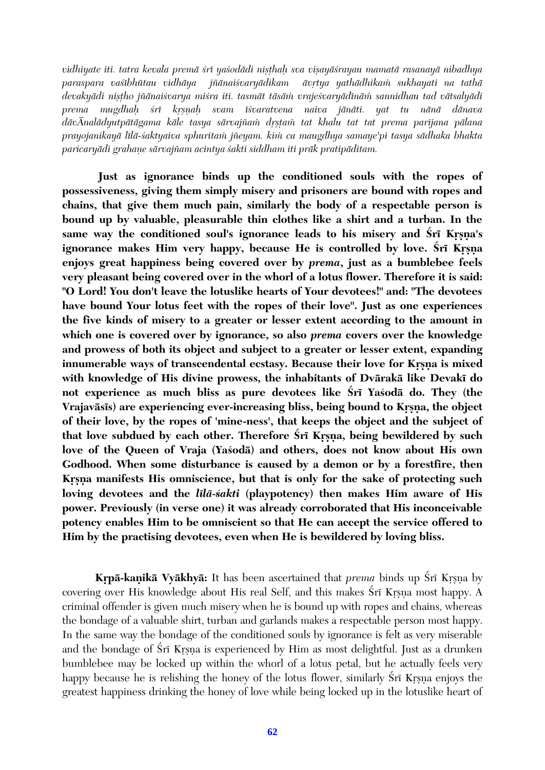*vidhiyate iti. tatra kevala premā śrī yaśodādi niṣṭhaḥ sva viṣayāśrayau mamatā rasanayā nibadhya paraspara vaśībhūtau vidhāya jñānaiśvaryādikam āvṛtya yathādhikaṁ sukhayati na tathā devakyādi niṣṭho jñānaiśvarya miśra iti. tasmāt tāsāṁ vrajeśvaryādīnāṁ sannidhau tad vātsalyādi prema mugdhaḥ śrī kṛṣṇaḥ svam īśvaratvena naiva jānāti. yat tu nānā dānava dāvĀnalādyutpātāgama kāle tasya sārvajñaṁ dṛṣṭaṁ tat khalu tat tat prema parijana pālana prayojanikayā līlā-śaktyaiva sphuritaṁ jñeyam. kiṁ ca maugdhya samaye'pi tasya sādhaka bhakta paricaryādi grahaṇe sārvajñam acintya śakti siddham iti prāk pratipāditam.*

**Just as ignorance binds up the conditioned souls with the ropes of possessiveness, giving them simply misery and prisoners are bound with ropes and chains, that give them much pain, similarly the body of a respectable person is bound up by valuable, pleasurable thin clothes like a shirt and a turban. In the same way the conditioned soul's ignorance leads to his misery and Śrī Kṛṣṇa's ignorance makes Him very happy, because He is controlled by love. Śrī Kṛṣṇa enjoys great happiness being covered over by *prema*, just as a bumblebee feels very pleasant being covered over in the whorl of a lotus flower. Therefore it is said: "O Lord! You don't leave the lotuslike hearts of Your devotees!" and: "The devotees have bound Your lotus feet with the ropes of their love". Just as one experiences the five kinds of misery to a greater or lesser extent according to the amount in which one is covered over by ignorance, so also *prema* covers over the knowledge and prowess of both its object and subject to a greater or lesser extent, expanding innumerable ways of transcendental ecstasy. Because their love for Kṛṣṇa is mixed with knowledge of His divine prowess, the inhabitants of Dvārakā like Devakī do not experience as much bliss as pure devotees like Śrī Yaśodā do. They (the Vrajavāsīs) are experiencing ever-increasing bliss, being bound to Kṛṣṇa, the object of their love, by the ropes of 'mine-ness', that keeps the object and the subject of that love subdued by each other. Therefore Śrī Kṛṣṇa, being bewildered by such love of the Queen of Vraja (Yaśodā) and others, does not know about His own Godhood. When some disturbance is caused by a demon or by a forestfire, then Kṛṣṇa manifests His omniscience, but that is only for the sake of protecting such loving devotees and the *līlā-śakti* (playpotency) then makes Him aware of His power. Previously (in verse one) it was already corroborated that His inconceivable potency enables Him to be omniscient so that He can accept the service offered to Him by the practising devotees, even when He is bewildered by loving bliss.**

**Kṛpā-kaṇikā Vyākhyā:** It has been ascertained that *prema* binds up Śrī Kṛṣṇa by covering over His knowledge about His real Self, and this makes Śrī Kṛṣṇa most happy. A criminal offender is given much misery when he is bound up with ropes and chains, whereas the bondage of a valuable shirt, turban and garlands makes a respectable person most happy. In the same way the bondage of the conditioned souls by ignorance is felt as very miserable and the bondage of Śrī Kṛṣṇa is experienced by Him as most delightful. Just as a drunken bumblebee may be locked up within the whorl of a lotus petal, but he actually feels very happy because he is relishing the honey of the lotus flower, similarly Śrī Kṛṣṇa enjoys the greatest happiness drinking the honey of love while being locked up in the lotuslike heart of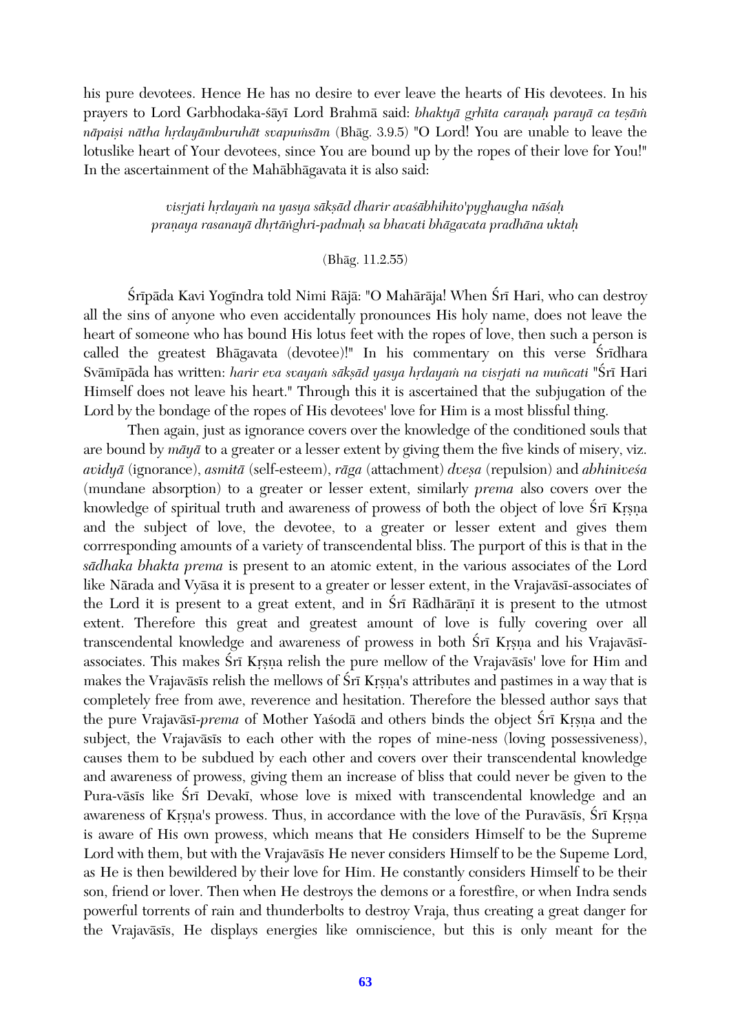his pure devotees. Hence He has no desire to ever leave the hearts of His devotees. In his prayers to Lord Garbhodaka-śāyī Lord Brahmā said: *bhaktyā gṛhīta caraṇaḥ parayā ca teṣāṁ nāpaiṣi nātha hṛdayāmburuhāt svapuṁsām* (Bhāg. 3.9.5) "O Lord! You are unable to leave the lotuslike heart of Your devotees, since You are bound up by the ropes of their love for You!" In the ascertainment of the Mahābhāgavata it is also said:

> *visṛjati hṛdayaṁ na yasya sākṣād dharir avaśābhihito'pyghaugha nāśaḥ*
> *praṇaya rasanayā dhṛtāṅghri-padmaḥ sa bhavati bhāgavata pradhāna uktaḥ*
>
> (Bhāg. 11.2.55)

Śrīpāda Kavi Yogīndra told Nimi Rājā: "O Mahārāja! When Śrī Hari, who can destroy all the sins of anyone who even accidentally pronounces His holy name, does not leave the heart of someone who has bound His lotus feet with the ropes of love, then such a person is called the greatest Bhāgavata (devotee)!" In his commentary on this verse Śrīdhara Svāmīpāda has written: *harir eva svayaṁ sākṣād yasya hṛdayaṁ na visṛjati na muñcati* "Śrī Hari Himself does not leave his heart." Through this it is ascertained that the subjugation of the Lord by the bondage of the ropes of His devotees' love for Him is a most blissful thing.

Then again, just as ignorance covers over the knowledge of the conditioned souls that are bound by *māyā* to a greater or a lesser extent by giving them the five kinds of misery, viz. *avidyā* (ignorance), *asmitā* (self-esteem), *rāga* (attachment) *dveṣa* (repulsion) and *abhiniveśa* (mundane absorption) to a greater or lesser extent, similarly *prema* also covers over the knowledge of spiritual truth and awareness of prowess of both the object of love Śrī Kṛṣṇa and the subject of love, the devotee, to a greater or lesser extent and gives them corrresponding amounts of a variety of transcendental bliss. The purport of this is that in the *sādhaka bhakta prema* is present to an atomic extent, in the various associates of the Lord like Nārada and Vyāsa it is present to a greater or lesser extent, in the Vrajavāsī-associates of the Lord it is present to a great extent, and in Śrī Rādhārāṇī it is present to the utmost extent. Therefore this great and greatest amount of love is fully covering over all transcendental knowledge and awareness of prowess in both Śrī Kṛṣṇa and his Vrajavāsī-associates. This makes Śrī Kṛṣṇa relish the pure mellow of the Vrajavāsīs' love for Him and makes the Vrajavāsīs relish the mellows of Śrī Kṛṣṇa's attributes and pastimes in a way that is completely free from awe, reverence and hesitation. Therefore the blessed author says that the pure Vrajavāsī-*prema* of Mother Yaśodā and others binds the object Śrī Kṛṣṇa and the subject, the Vrajavāsīs to each other with the ropes of mine-ness (loving possessiveness), causes them to be subdued by each other and covers over their transcendental knowledge and awareness of prowess, giving them an increase of bliss that could never be given to the Pura-vāsīs like Śrī Devakī, whose love is mixed with transcendental knowledge and an awareness of Kṛṣṇa's prowess. Thus, in accordance with the love of the Puravāsīs, Śrī Kṛṣṇa is aware of His own prowess, which means that He considers Himself to be the Supreme Lord with them, but with the Vrajavāsīs He never considers Himself to be the Supeme Lord, as He is then bewildered by their love for Him. He constantly considers Himself to be their son, friend or lover. Then when He destroys the demons or a forestfire, or when Indra sends powerful torrents of rain and thunderbolts to destroy Vraja, thus creating a great danger for the Vrajavāsīs, He displays energies like omniscience, but this is only meant for the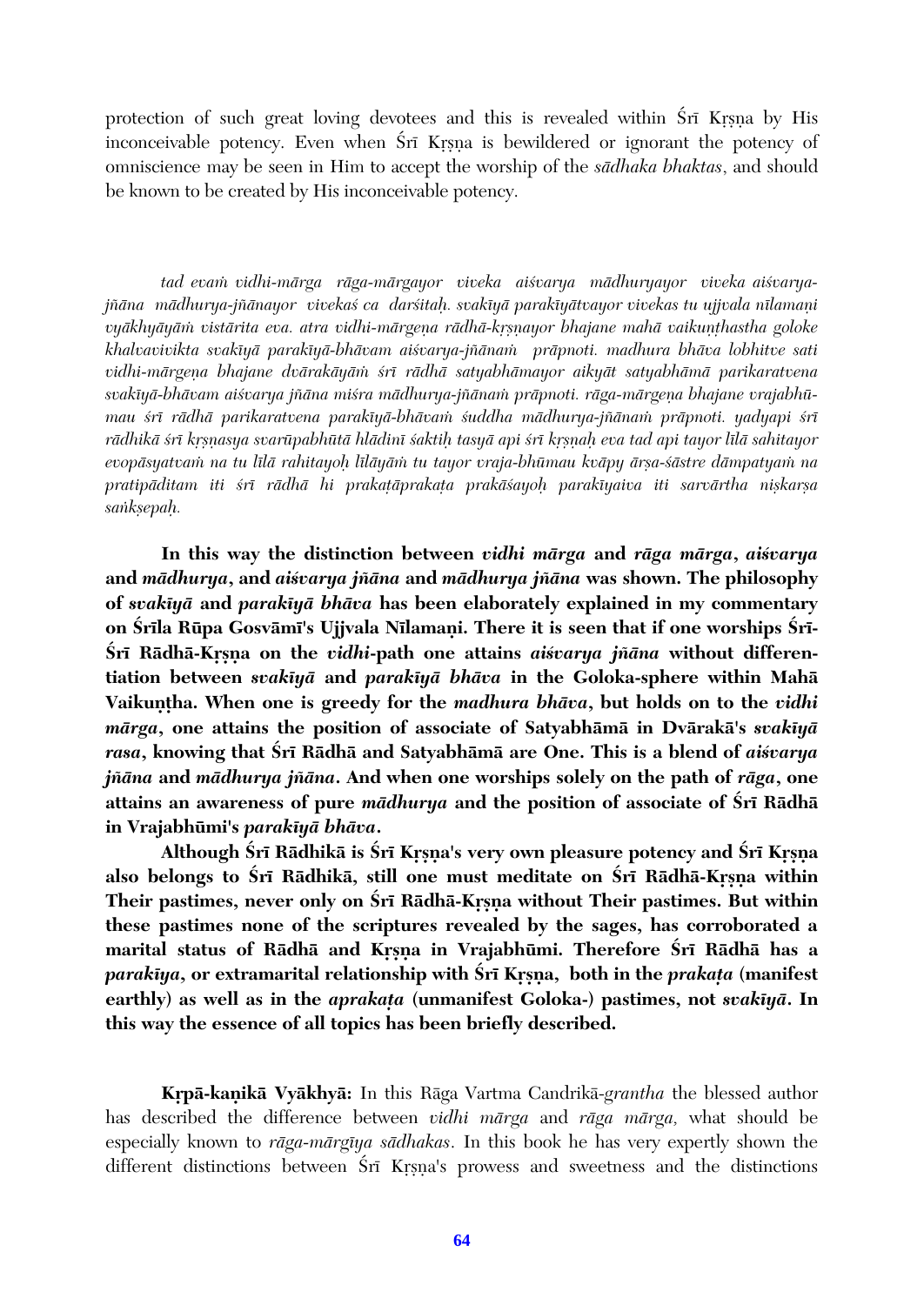protection of such great loving devotees and this is revealed within Śrī Kṛṣṇa by His inconceivable potency. Even when Śrī Kṛṣṇa is bewildered or ignorant the potency of omniscience may be seen in Him to accept the worship of the *sādhaka bhaktas*, and should be known to be created by His inconceivable potency.

*tad evaṁ vidhi-mārga rāga-mārgayor viveka aiśvarya mādhuryayor viveka aiśvarya-jñāna mādhurya-jñānayor vivekaś ca darśitaḥ. svakīyā parakīyātvayor vivekas tu ujjvala nīlamaṇi vyākhyāyāṁ vistārita eva. atra vidhi-mārgeṇa rādhā-kṛṣṇayor bhajane mahā vaikuṇṭhastha goloke khalvavivikta svakīyā parakīyā-bhāvam aiśvarya-jñānaṁ prāpnoti. madhura bhāva lobhitve sati vidhi-mārgeṇa bhajane dvārakāyāṁ śrī rādhā satyabhāmayor aikyāt satyabhāmā parikaratvena svakīyā-bhāvam aiśvarya jñāna miśra mādhurya-jñānaṁ prāpnoti. rāga-mārgeṇa bhajane vrajabhū-mau śrī rādhā parikaratvena parakīyā-bhāvaṁ śuddha mādhurya-jñānaṁ prāpnoti. yadyapi śrī rādhikā śrī kṛṣṇasya svarūpabhūtā hlādinī śaktiḥ tasyā api śrī kṛṣṇaḥ eva tad api tayor līlā sahitayor evopāsyatvaṁ na tu līlā rahitayoḥ līlāyāṁ tu tayor vraja-bhūmau kvāpy ārṣa-śāstre dāmpatyaṁ na pratipāditam iti śrī rādhā hi prakaṭāprakaṭa prakāśayoḥ parakīyaiva iti sarvārtha niṣkarṣa saṅkṣepaḥ.*

**In this way the distinction between *vidhi mārga* and *rāga mārga*, *aiśvarya* and *mādhurya*, and *aiśvarya jñāna* and *mādhurya jñāna* was shown. The philosophy of *svakīyā* and *parakīyā bhāva* has been elaborately explained in my commentary on Śrīla Rūpa Gosvāmī's Ujjvala Nīlamaṇi. There it is seen that if one worships Śrī-Śrī Rādhā-Kṛṣṇa on the *vidhi*-path one attains *aiśvarya jñāna* without differentiation between *svakīyā* and *parakīyā bhāva* in the Goloka-sphere within Mahā Vaikuṇṭha. When one is greedy for the *madhura bhāva*, but holds on to the *vidhi mārga*, one attains the position of associate of Satyabhāmā in Dvārakā's *svakīyā rasa*, knowing that Śrī Rādhā and Satyabhāmā are One. This is a blend of *aiśvarya jñāna* and *mādhurya jñāna*. And when one worships solely on the path of *rāga*, one attains an awareness of pure *mādhurya* and the position of associate of Śrī Rādhā in Vrajabhūmi's *parakīyā bhāva*.**

**Although Śrī Rādhikā is Śrī Kṛṣṇa's very own pleasure potency and Śrī Kṛṣṇa also belongs to Śrī Rādhikā, still one must meditate on Śrī Rādhā-Kṛṣṇa within Their pastimes, never only on Śrī Rādhā-Kṛṣṇa without Their pastimes. But within these pastimes none of the scriptures revealed by the sages, has corroborated a marital status of Rādhā and Kṛṣṇa in Vrajabhūmi. Therefore Śrī Rādhā has a *parakīya*, or extramarital relationship with Śrī Kṛṣṇa, both in the *prakaṭa* (manifest earthly) as well as in the *aprakaṭa* (unmanifest Goloka-) pastimes, not *svakīyā*. In this way the essence of all topics has been briefly described.**

**Kṛpā-kaṇikā Vyākhyā:** In this Rāga Vartma Candrikā-*grantha* the blessed author has described the difference between *vidhi mārga* and *rāga mārga,* what should be especially known to *rāga-mārgīya sādhakas*. In this book he has very expertly shown the different distinctions between Śrī Kṛṣṇa's prowess and sweetness and the distinctions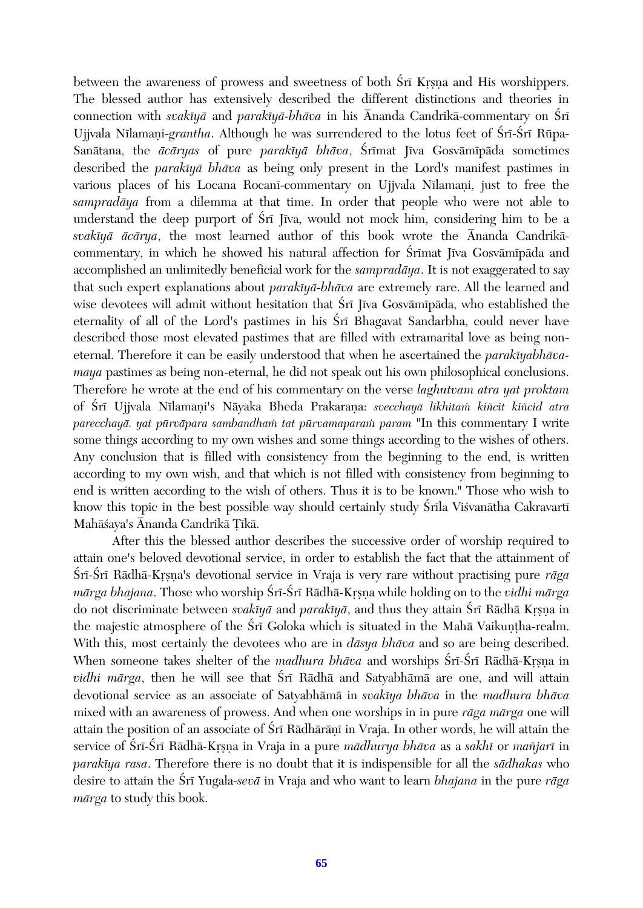between the awareness of prowess and sweetness of both Śrī Kṛṣṇa and His worshippers. The blessed author has extensively described the different distinctions and theories in connection with *svakīyā* and *parakīyā-bhāva* in his Ānanda Candrikā-commentary on Śrī Ujjvala Nīlamaṇi-*grantha*. Although he was surrendered to the lotus feet of Śrī-Śrī Rūpa-Sanātana, the *ācāryas* of pure *parakīyā bhāva*, Śrīmat Jīva Gosvāmīpāda sometimes described the *parakīyā bhāva* as being only present in the Lord's manifest pastimes in various places of his Locana Rocanī-commentary on Ujjvala Nīlamaṇi, just to free the *sampradāya* from a dilemma at that time. In order that people who were not able to understand the deep purport of Śrī Jīva, would not mock him, considering him to be a *svakīyā ācārya*, the most learned author of this book wrote the Ānanda Candrikā-commentary, in which he showed his natural affection for Śrīmat Jīva Gosvāmīpāda and accomplished an unlimitedly beneficial work for the *sampradāya*. It is not exaggerated to say that such expert explanations about *parakīyā-bhāva* are extremely rare. All the learned and wise devotees will admit without hesitation that Śrī Jīva Gosvāmīpāda, who established the eternality of all of the Lord's pastimes in his Śrī Bhagavat Sandarbha, could never have described those most elevated pastimes that are filled with extramarital love as being non-eternal. Therefore it can be easily understood that when he ascertained the *parakīyabhāva-maya* pastimes as being non-eternal, he did not speak out his own philosophical conclusions. Therefore he wrote at the end of his commentary on the verse *laghutvam atra yat proktam* of Śrī Ujjvala Nīlamaṇi's Nāyaka Bheda Prakaraṇa: *svecchayā likhitaṁ kiñcit kiñcid atra parecchayā. yat pūrvāpara sambandhaṁ tat pūrvamaparaṁ param* "In this commentary I write some things according to my own wishes and some things according to the wishes of others. Any conclusion that is filled with consistency from the beginning to the end, is written according to my own wish, and that which is not filled with consistency from beginning to end is written according to the wish of others. Thus it is to be known." Those who wish to know this topic in the best possible way should certainly study Śrīla Viśvanātha Cakravartī Mahāśaya's Ānanda Candrikā Ṭīkā.

After this the blessed author describes the successive order of worship required to attain one's beloved devotional service, in order to establish the fact that the attainment of Śrī-Śrī Rādhā-Kṛṣṇa's devotional service in Vraja is very rare without practising pure *rāga mārga bhajana*. Those who worship Śrī-Śrī Rādhā-Kṛṣṇa while holding on to the *vidhi mārga* do not discriminate between *svakīyā* and *parakīyā*, and thus they attain Śrī Rādhā Kṛṣṇa in the majestic atmosphere of the Śrī Goloka which is situated in the Mahā Vaikuṇṭha-realm. With this, most certainly the devotees who are in *dāsya bhāva* and so are being described. When someone takes shelter of the *madhura bhāva* and worships Śrī-Śrī Rādhā-Kṛṣṇa in *vidhi mārga*, then he will see that Śrī Rādhā and Satyabhāmā are one, and will attain devotional service as an associate of Satyabhāmā in *svakīya bhāva* in the *madhura bhāva* mixed with an awareness of prowess. And when one worships in in pure *rāga mārga* one will attain the position of an associate of Śrī Rādhārāṇī in Vraja. In other words, he will attain the service of Śrī-Śrī Rādhā-Kṛṣṇa in Vraja in a pure *mādhurya bhāva* as a *sakhī* or *mañjarī* in *parakīya rasa*. Therefore there is no doubt that it is indispensible for all the *sādhakas* who desire to attain the Śrī Yugala-*sevā* in Vraja and who want to learn *bhajana* in the pure *rāga mārga* to study this book.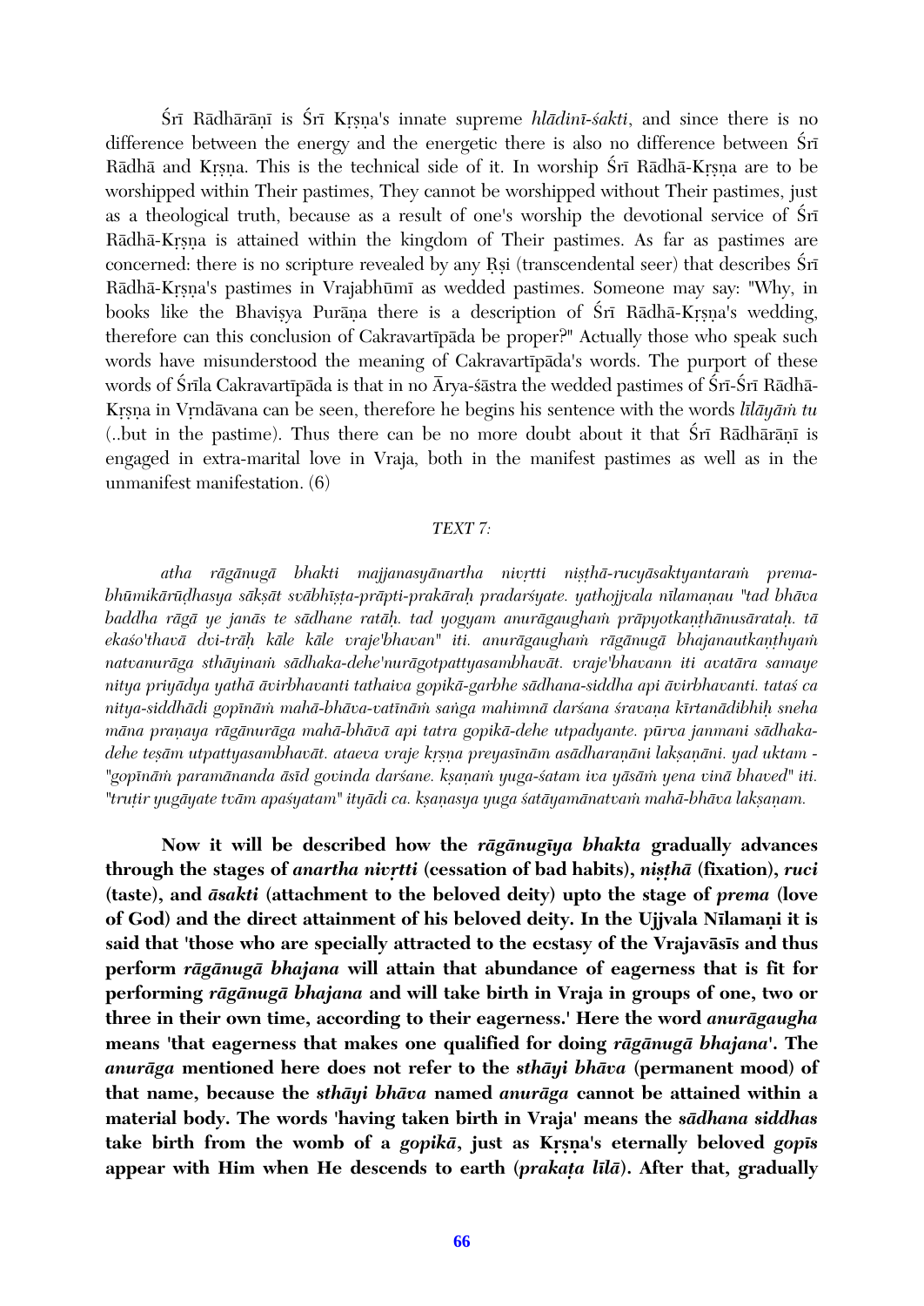Śrī Rādhārāṇī is Śrī Kṛṣṇa's innate supreme *hlādinī-śakti*, and since there is no difference between the energy and the energetic there is also no difference between Śrī Rādhā and Kṛṣṇa. This is the technical side of it. In worship Śrī Rādhā-Kṛṣṇa are to be worshipped within Their pastimes, They cannot be worshipped without Their pastimes, just as a theological truth, because as a result of one's worship the devotional service of Śrī Rādhā-Kṛṣṇa is attained within the kingdom of Their pastimes. As far as pastimes are concerned: there is no scripture revealed by any Ṛṣi (transcendental seer) that describes Śrī Rādhā-Kṛṣṇa's pastimes in Vrajabhūmī as wedded pastimes. Someone may say: "Why, in books like the Bhaviṣya Purāṇa there is a description of Śrī Rādhā-Kṛṣṇa's wedding, therefore can this conclusion of Cakravartīpāda be proper?" Actually those who speak such words have misunderstood the meaning of Cakravartīpāda's words. The purport of these words of Śrīla Cakravartīpāda is that in no Ārya-śāstra the wedded pastimes of Śrī-Śrī Rādhā-Kṛṣṇa in Vṛndāvana can be seen, therefore he begins his sentence with the words *līlāyāṁ tu* (..but in the pastime). Thus there can be no more doubt about it that Śrī Rādhārāṇī is engaged in extra-marital love in Vraja, both in the manifest pastimes as well as in the unmanifest manifestation. (6)

*TEXT 7:*

*atha rāgānugā bhakti majjanasyānartha nivṛtti niṣṭhā-rucyāsaktyantaraṁ prema-bhūmikārūḍhasya sākṣāt svābhīṣṭa-prāpti-prakāraḥ pradarśyate. yathojjvala nīlamaṇau "tad bhāva baddha rāgā ye janās te sādhane ratāḥ. tad yogyam anurāgaughaṁ prāpyotkaṇṭhānusārataḥ. tā ekaśo'thavā dvi-trāḥ kāle kāle vraje'bhavan" iti. anurāgaughaṁ rāgānugā bhajanautkaṇṭhyaṁ natvanurāga sthāyinaṁ sādhaka-dehe'nurāgotpattyasambhavāt. vraje'bhavann iti avatāra samaye nitya priyādya yathā āvirbhavanti tathaiva gopikā-garbhe sādhana-siddha api āvirbhavanti. tataś ca nitya-siddhādi gopīnāṁ mahā-bhāva-vatīnāṁ saṅga mahimnā darśana śravaṇa kīrtanādibhiḥ sneha māna praṇaya rāgānurāga mahā-bhāvā api tatra gopikā-dehe utpadyante. pūrva janmani sādhaka-dehe teṣām utpattyasambhavāt. ataeva vraje kṛṣṇa preyasīnām asādharaṇāni lakṣaṇāni. yad uktam - "gopīnāṁ paramānanda āsīd govinda darśane. kṣaṇaṁ yuga-śatam iva yāsāṁ yena vinā bhaved" iti. "truṭir yugāyate tvām apaśyatam" ityādi ca. kṣaṇasya yuga śatāyamānatvaṁ mahā-bhāva lakṣaṇam.*

**Now it will be described how the *rāgānugīya bhakta* gradually advances through the stages of *anartha nivṛtti* (cessation of bad habits), *niṣṭhā* (fixation), *ruci* (taste), and *āsakti* (attachment to the beloved deity) upto the stage of *prema* (love of God) and the direct attainment of his beloved deity. In the Ujjvala Nīlamaṇi it is said that 'those who are specially attracted to the ecstasy of the Vrajavāsīs and thus perform *rāgānugā bhajana* will attain that abundance of eagerness that is fit for performing *rāgānugā bhajana* and will take birth in Vraja in groups of one, two or three in their own time, according to their eagerness.' Here the word *anurāgaugha* means 'that eagerness that makes one qualified for doing *rāgānugā bhajana*'. The *anurāga* mentioned here does not refer to the *sthāyi bhāva* (permanent mood) of that name, because the *sthāyi bhāva* named *anurāga* cannot be attained within a material body. The words 'having taken birth in Vraja' means the *sādhana siddhas* take birth from the womb of a *gopikā*, just as Kṛṣṇa's eternally beloved *gopīs* appear with Him when He descends to earth (*prakaṭa līlā*). After that, gradually**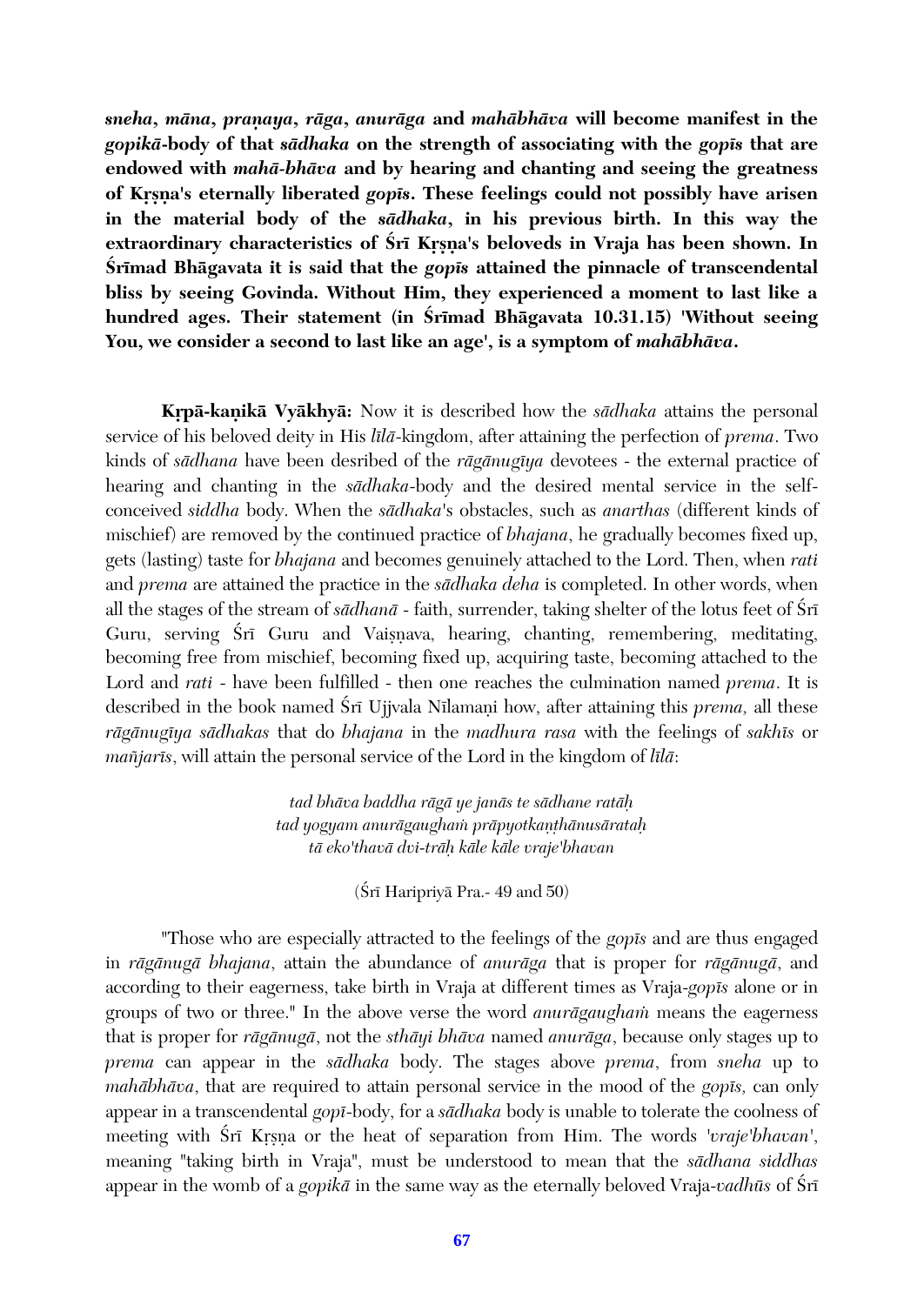***sneha*, *māna*, *praṇaya*, *rāga*, *anurāga* and *mahābhāva* will become manifest in the *gopikā*-body of that *sādhaka* on the strength of associating with the *gopīs* that are endowed with *mahā-bhāva* and by hearing and chanting and seeing the greatness of Kṛṣṇa's eternally liberated *gopīs*. These feelings could not possibly have arisen in the material body of the *sādhaka*, in his previous birth. In this way the extraordinary characteristics of Śrī Kṛṣṇa's beloveds in Vraja has been shown. In Śrīmad Bhāgavata it is said that the *gopīs* attained the pinnacle of transcendental bliss by seeing Govinda. Without Him, they experienced a moment to last like a hundred ages. Their statement (in Śrīmad Bhāgavata 10.31.15) 'Without seeing You, we consider a second to last like an age', is a symptom of *mahābhāva*.**

**Kṛpā-kaṇikā Vyākhyā:** Now it is described how the *sādhaka* attains the personal service of his beloved deity in His *līlā*-kingdom, after attaining the perfection of *prema*. Two kinds of *sādhana* have been desribed of the *rāgānugīya* devotees - the external practice of hearing and chanting in the *sādhaka*-body and the desired mental service in the self-conceived *siddha* body. When the *sādhaka*'s obstacles, such as *anarthas* (different kinds of mischief) are removed by the continued practice of *bhajana*, he gradually becomes fixed up, gets (lasting) taste for *bhajana* and becomes genuinely attached to the Lord. Then, when *rati* and *prema* are attained the practice in the *sādhaka deha* is completed. In other words, when all the stages of the stream of *sādhanā* - faith, surrender, taking shelter of the lotus feet of Śrī Guru, serving Śrī Guru and Vaiṣṇava, hearing, chanting, remembering, meditating, becoming free from mischief, becoming fixed up, acquiring taste, becoming attached to the Lord and *rati* - have been fulfilled - then one reaches the culmination named *prema*. It is described in the book named Śrī Ujjvala Nīlamaṇi how, after attaining this *prema,* all these *rāgānugīya sādhakas* that do *bhajana* in the *madhura rasa* with the feelings of *sakhīs* or *mañjarīs*, will attain the personal service of the Lord in the kingdom of *līlā*:

*tad bhāva baddha rāgā ye janās te sādhane ratāḥ*
*tad yogyam anurāgaughaṁ prāpyotkaṇṭhānusārataḥ*
*tā eko'thavā dvi-trāḥ kāle kāle vraje'bhavan*

(Śrī Haripriyā Pra.- 49 and 50)

"Those who are especially attracted to the feelings of the *gopīs* and are thus engaged in *rāgānugā bhajana*, attain the abundance of *anurāga* that is proper for *rāgānugā*, and according to their eagerness, take birth in Vraja at different times as Vraja-*gopīs* alone or in groups of two or three." In the above verse the word *anurāgaughaṁ* means the eagerness that is proper for *rāgānugā*, not the *sthāyi bhāva* named *anurāga*, because only stages up to *prema* can appear in the *sādhaka* body. The stages above *prema*, from *sneha* up to *mahābhāva*, that are required to attain personal service in the mood of the *gopīs,* can only appear in a transcendental *gopī*-body, for a *sādhaka* body is unable to tolerate the coolness of meeting with Śrī Kṛṣṇa or the heat of separation from Him. The words '*vraje'bhavan*', meaning "taking birth in Vraja", must be understood to mean that the *sādhana siddhas* appear in the womb of a *gopikā* in the same way as the eternally beloved Vraja-*vadhūs* of Śrī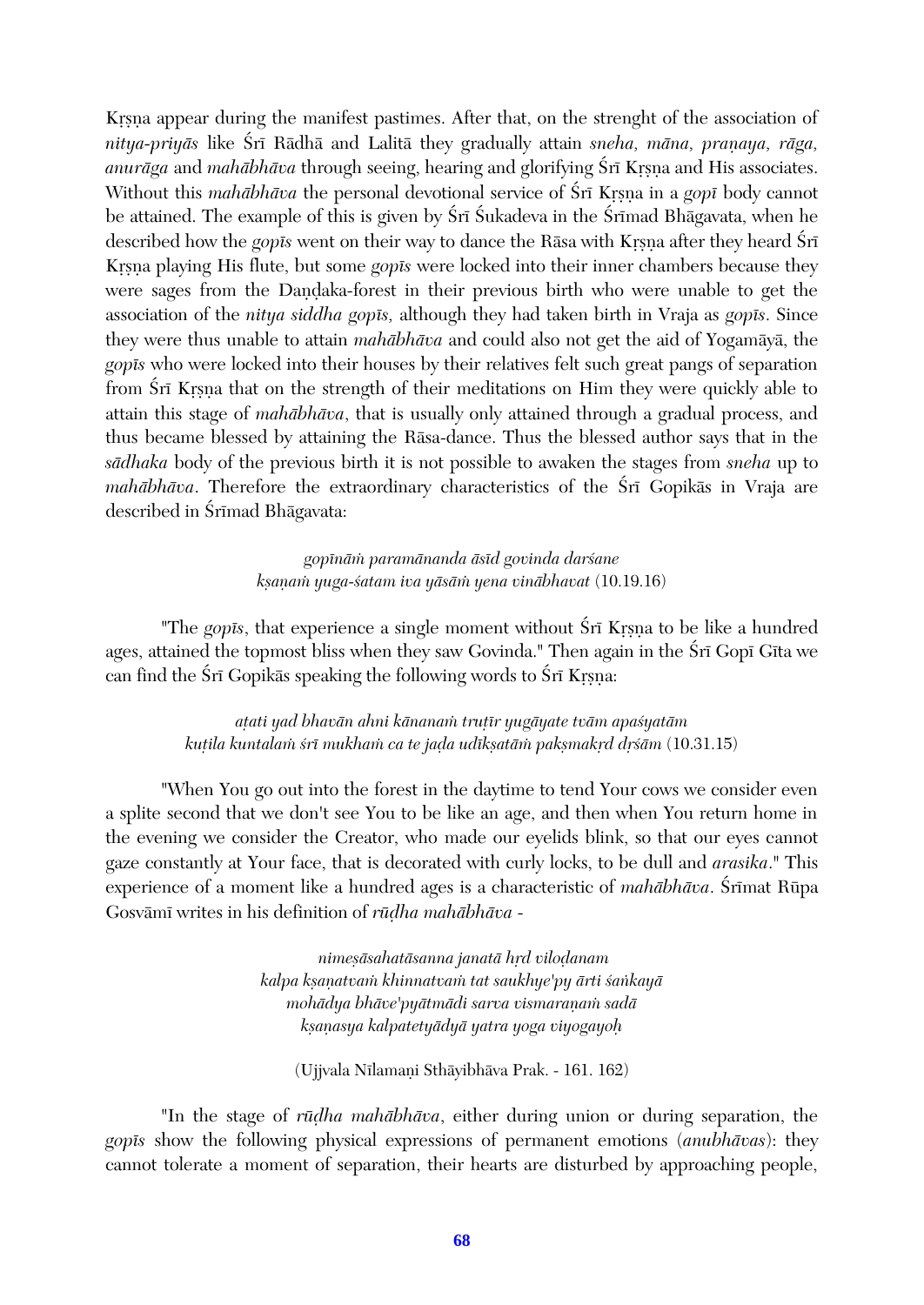Kṛṣṇa appear during the manifest pastimes. After that, on the strenght of the association of *nitya-priyās* like Śrī Rādhā and Lalitā they gradually attain *sneha, māna, praṇaya, rāga, anurāga* and *mahābhāva* through seeing, hearing and glorifying Śrī Kṛṣṇa and His associates. Without this *mahābhāva* the personal devotional service of Śrī Kṛṣṇa in a *gopī* body cannot be attained. The example of this is given by Śrī Śukadeva in the Śrīmad Bhāgavata, when he described how the *gopīs* went on their way to dance the Rāsa with Kṛṣṇa after they heard Śrī Kṛṣṇa playing His flute, but some *gopīs* were locked into their inner chambers because they were sages from the Daṇḍaka-forest in their previous birth who were unable to get the association of the *nitya siddha gopīs,* although they had taken birth in Vraja as *gopīs*. Since they were thus unable to attain *mahābhāva* and could also not get the aid of Yogamāyā, the *gopīs* who were locked into their houses by their relatives felt such great pangs of separation from Śrī Kṛṣṇa that on the strength of their meditations on Him they were quickly able to attain this stage of *mahābhāva*, that is usually only attained through a gradual process, and thus became blessed by attaining the Rāsa-dance. Thus the blessed author says that in the *sādhaka* body of the previous birth it is not possible to awaken the stages from *sneha* up to *mahābhāva*. Therefore the extraordinary characteristics of the Śrī Gopikās in Vraja are described in Śrīmad Bhāgavata:

> *gopīnāṁ paramānanda āsīd govinda darśane*
> *kṣaṇaṁ yuga-śatam iva yāsāṁ yena vinābhavat* (10.19.16)

"The *gopīs*, that experience a single moment without Śrī Kṛṣṇa to be like a hundred ages, attained the topmost bliss when they saw Govinda." Then again in the Śrī Gopī Gīta we can find the Śrī Gopikās speaking the following words to Śrī Kṛṣṇa:

> *aṭati yad bhavān ahni kānanaṁ truṭīr yugāyate tvām apaśyatām*
> *kuṭila kuntalaṁ śrī mukhaṁ ca te jaḍa udīkṣatāṁ pakṣmakṛd dṛśām* (10.31.15)

"When You go out into the forest in the daytime to tend Your cows we consider even a splite second that we don't see You to be like an age, and then when You return home in the evening we consider the Creator, who made our eyelids blink, so that our eyes cannot gaze constantly at Your face, that is decorated with curly locks, to be dull and *arasika*." This experience of a moment like a hundred ages is a characteristic of *mahābhāva*. Śrīmat Rūpa Gosvāmī writes in his definition of *rūḍha mahābhāva* -

> *nimeṣāsahatāsanna janatā hṛd viloḍanam*
> *kalpa kṣaṇatvaṁ khinnatvaṁ tat saukhye'py ārti śaṅkayā*
> *mohādya bhāve'pyātmādi sarva vismaraṇaṁ sadā*
> *kṣaṇasya kalpatetyādyā yatra yoga viyogayoḥ*
>
> (Ujjvala Nīlamaṇi Sthāyibhāva Prak. - 161. 162)

"In the stage of *rūḍha mahābhāva*, either during union or during separation, the *gopīs* show the following physical expressions of permanent emotions (*anubhāvas*): they cannot tolerate a moment of separation, their hearts are disturbed by approaching people,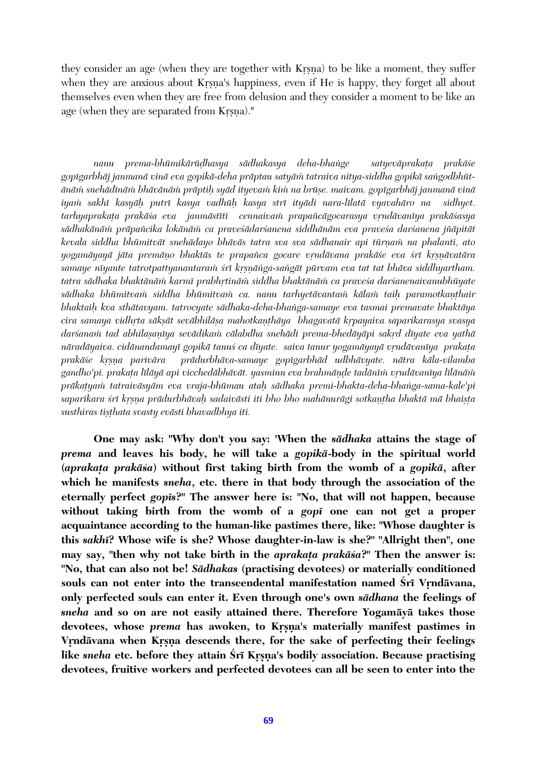they consider an age (when they are together with Kṛṣṇa) to be like a moment, they suffer when they are anxious about Kṛṣṇa's happiness, even if He is happy, they forget all about themselves even when they are free from delusion and they consider a moment to be like an age (when they are separated from Kṛṣṇa)."

*nanu prema-bhūmikārūḍhasya sādhakasya deha-bhaṅge satyevāprakaṭa prakāśe gopīgarbhāj janmanā vinā eva gopikā-deha prāptau satyāṁ tatraiva nitya-siddha gopikā saṅgodbhūtānāṁ snehādīnāṁ bhāvānāṁ prāptiḥ syād ityevaṁ kiṁ na brūṣe. maivam. gopīgarbhāj janmanā vinā iyaṁ sakhī kasyāḥ putrī kasya vadhūḥ kasya strī ityādi nara-līlatā vyavahāro na sidhyet. tarhyaprakaṭa prakāśa eva janmāstīti cennaivaṁ prapañcāgocarasya vṛndāvanīya prakāśasya sādhakānāṁ prāpañcika lokānāṁ ca praveśādarśanena siddhānām eva praveśa darśanena jñāpitāt kevala siddha bhūmitvāt snehādayo bhāvās tatra sva sva sādhanair api tūrṇaṁ na phalanti, ato yogamāyayā jāta premāṇo bhaktās te prapañca gocare vṛndāvana prakāśe eva śrī kṛṣṇāvatāra samaye nīyante tatrotpattyanantaraṁ śrī kṛṣṇāṅga-saṅgāt pūrvam eva tat tat bhāva siddhyartham. tatra sādhaka bhaktānāṁ karmī prabhṛtināṁ siddha bhaktānāṁ ca praveśa darśanenaivanubhūyate sādhaka bhūmitvaṁ siddha bhūmitvaṁ ca. nanu tarhyetāvantaṁ kālaṁ taiḥ paramotkaṇṭhair bhaktaiḥ kva sthātavyam. tatrocyate sādhaka-deha-bhaṅga-samaye eva tasmai premavate bhaktāya cira samaya vidhṛta sākṣāt sevābhilāṣa mahotkaṇṭhāya bhagavatā kṛpayaiva saparikarasya svasya darśanaṁ tad abhilaṣaṇīya sevādikaṁ cālabdha snehādi prema-bhedāyāpi sakṛd dīyate eva yathā nāradāyaiva. cidānandamayī gopikā tanuś ca dīyate. saiva tanur yogamāyayā vṛndāvanīya prakaṭa prakāśe kṛṣṇa parivāra prādurbhāva-samaye gopīgarbhād udbhāvyate. nātra kāla-vilamba gandho'pi. prakaṭa līlāyā api vicchedābhāvāt. yasminn eva brahmāṇḍe tadānīṁ vṛndāvanīya līlānāṁ prākaṭyaṁ tatraivāsyām eva vraja-bhūmau ataḥ sādhaka premi-bhakta-deha-bhaṅga-sama-kale'pi saparikara śrī kṛṣṇa prādurbhāvaḥ sadaivāsti iti bho bho mahānurāgi sotkaṇṭha bhaktā mā bhaiṣṭa susthiras tiṣṭhata svasty evāsti bhavadbhya iti.*

**One may ask: "Why don't you say: 'When the *sādhaka* attains the stage of *prema* and leaves his body, he will take a *gopikā*-body in the spiritual world (*aprakaṭa prakāśa*) without first taking birth from the womb of a *gopikā*, after which he manifests *sneha*, etc. there in that body through the association of the eternally perfect *gopīs*?" The answer here is: "No, that will not happen, because without taking birth from the womb of a *gopī* one can not get a proper acquaintance according to the human-like pastimes there, like: "Whose daughter is this *sakhī*? Whose wife is she? Whose daughter-in-law is she?" "Allright then", one may say, "then why not take birth in the *aprakaṭa prakāśa*?" Then the answer is: "No, that can also not be! *Sādhakas* (practising devotees) or materially conditioned souls can not enter into the transcendental manifestation named Śrī Vṛndāvana, only perfected souls can enter it. Even through one's own *sādhana* the feelings of *sneha* and so on are not easily attained there. Therefore Yogamāyā takes those devotees, whose *prema* has awoken, to Kṛṣṇa's materially manifest pastimes in Vṛndāvana when Kṛṣṇa descends there, for the sake of perfecting their feelings like *sneha* etc. before they attain Śrī Kṛṣṇa's bodily association. Because practising devotees, fruitive workers and perfected devotees can all be seen to enter into the**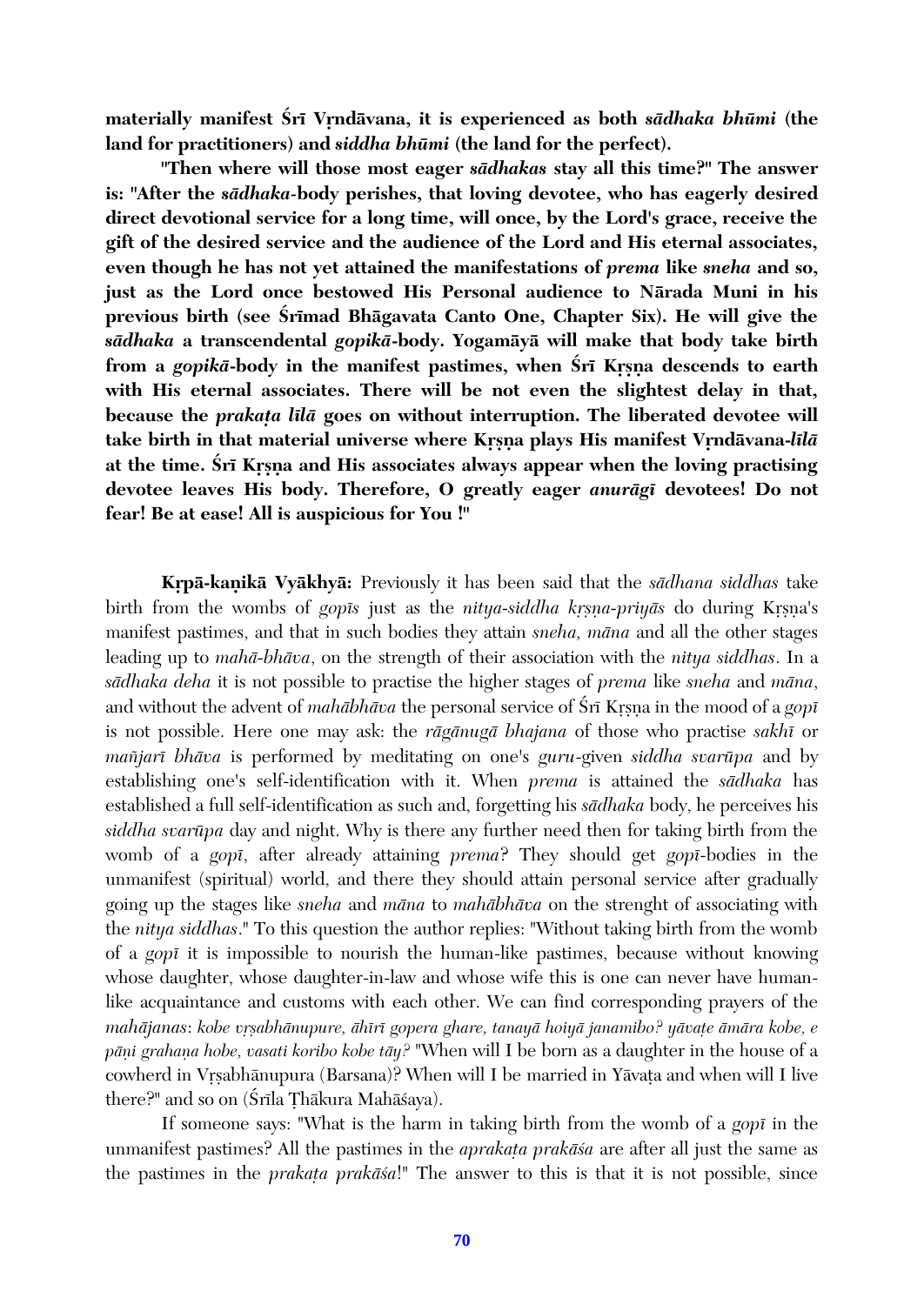**materially manifest Śrī Vṛndāvana, it is experienced as both *sādhaka bhūmi* (the land for practitioners) and *siddha bhūmi* (the land for the perfect).**

**"Then where will those most eager *sādhakas* stay all this time?" The answer is: "After the *sādhaka*-body perishes, that loving devotee, who has eagerly desired direct devotional service for a long time, will once, by the Lord's grace, receive the gift of the desired service and the audience of the Lord and His eternal associates, even though he has not yet attained the manifestations of *prema* like *sneha* and so, just as the Lord once bestowed His Personal audience to Nārada Muni in his previous birth (see Śrīmad Bhāgavata Canto One, Chapter Six). He will give the *sādhaka* a transcendental *gopikā*-body. Yogamāyā will make that body take birth from a *gopikā*-body in the manifest pastimes, when Śrī Kṛṣṇa descends to earth with His eternal associates. There will be not even the slightest delay in that, because the *prakaṭa līlā* goes on without interruption. The liberated devotee will take birth in that material universe where Kṛṣṇa plays His manifest Vṛndāvana-*līlā* at the time. Śrī Kṛṣṇa and His associates always appear when the loving practising devotee leaves His body. Therefore, O greatly eager *anurāgī* devotees! Do not fear! Be at ease! All is auspicious for You !"**

**Kṛpā-kaṇikā Vyākhyā:** Previously it has been said that the *sādhana siddhas* take birth from the wombs of *gopīs* just as the *nitya-siddha kṛṣṇa-priyās* do during Kṛṣṇa's manifest pastimes, and that in such bodies they attain *sneha, māna* and all the other stages leading up to *mahā-bhāva*, on the strength of their association with the *nitya siddhas*. In a *sādhaka deha* it is not possible to practise the higher stages of *prema* like *sneha* and *māna*, and without the advent of *mahābhāva* the personal service of Śrī Kṛṣṇa in the mood of a *gopī* is not possible. Here one may ask: the *rāgānugā bhajana* of those who practise *sakhī* or *mañjarī bhāva* is performed by meditating on one's *guru*-given *siddha svarūpa* and by establishing one's self-identification with it. When *prema* is attained the *sādhaka* has established a full self-identification as such and, forgetting his *sādhaka* body, he perceives his *siddha svarūpa* day and night. Why is there any further need then for taking birth from the womb of a *gopī*, after already attaining *prema*? They should get *gopī*-bodies in the unmanifest (spiritual) world, and there they should attain personal service after gradually going up the stages like *sneha* and *māna* to *mahābhāva* on the strenght of associating with the *nitya siddhas*." To this question the author replies: "Without taking birth from the womb of a *gopī* it is impossible to nourish the human-like pastimes, because without knowing whose daughter, whose daughter-in-law and whose wife this is one can never have human-like acquaintance and customs with each other. We can find corresponding prayers of the *mahājanas*: *kobe vṛṣabhānupure, āhīrī gopera ghare, tanayā hoiyā janamibo? yāvaṭe āmāra kobe, e pāṇi grahaṇa hobe, vasati koribo kobe tāy?* "When will I be born as a daughter in the house of a cowherd in Vṛṣabhānupura (Barsana)? When will I be married in Yāvaṭa and when will I live there?" and so on (Śrīla Ṭhākura Mahāśaya).

If someone says: "What is the harm in taking birth from the womb of a *gopī* in the unmanifest pastimes? All the pastimes in the *aprakaṭa prakāśa* are after all just the same as the pastimes in the *prakaṭa prakāśa*!" The answer to this is that it is not possible, since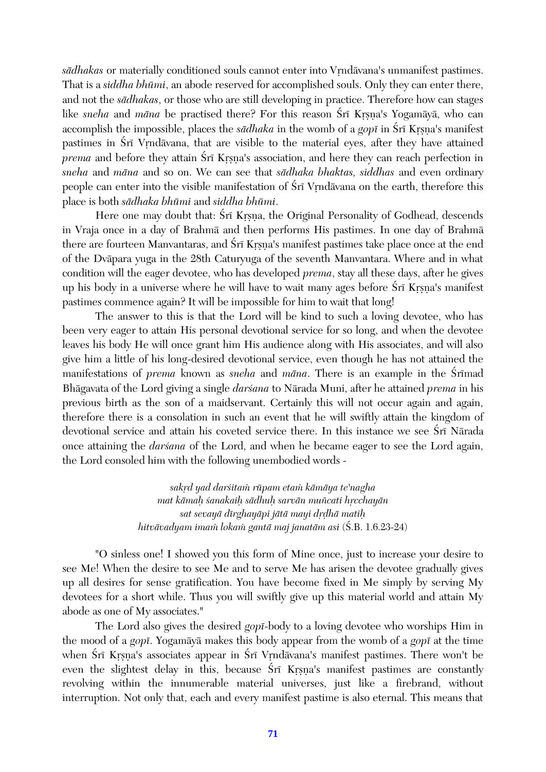*sādhakas* or materially conditioned souls cannot enter into Vṛndāvana's unmanifest pastimes. That is a *siddha bhūmi*, an abode reserved for accomplished souls. Only they can enter there, and not the *sādhakas*, or those who are still developing in practice. Therefore how can stages like *sneha* and *māna* be practised there? For this reason Śrī Kṛṣṇa's Yogamāyā, who can accomplish the impossible, places the *sādhaka* in the womb of a *gopī* in Śrī Kṛṣṇa's manifest pastimes in Śrī Vṛndāvana, that are visible to the material eyes, after they have attained *prema* and before they attain Śrī Kṛṣṇa's association, and here they can reach perfection in *sneha* and *māna* and so on. We can see that *sādhaka bhaktas, siddhas* and even ordinary people can enter into the visible manifestation of Śrī Vṛndāvana on the earth, therefore this place is both *sādhaka bhūmi* and *siddha bhūmi*.

Here one may doubt that: Śrī Kṛṣṇa, the Original Personality of Godhead, descends in Vraja once in a day of Brahmā and then performs His pastimes. In one day of Brahmā there are fourteen Manvantaras, and Śrī Kṛṣṇa's manifest pastimes take place once at the end of the Dvāpara yuga in the 28th Caturyuga of the seventh Manvantara. Where and in what condition will the eager devotee, who has developed *prema*, stay all these days, after he gives up his body in a universe where he will have to wait many ages before Śrī Kṛṣṇa's manifest pastimes commence again? It will be impossible for him to wait that long!

The answer to this is that the Lord will be kind to such a loving devotee, who has been very eager to attain His personal devotional service for so long, and when the devotee leaves his body He will once grant him His audience along with His associates, and will also give him a little of his long-desired devotional service, even though he has not attained the manifestations of *prema* known as *sneha* and *māna*. There is an example in the Śrīmad Bhāgavata of the Lord giving a single *darśana* to Nārada Muni, after he attained *prema* in his previous birth as the son of a maidservant. Certainly this will not occur again and again, therefore there is a consolation in such an event that he will swiftly attain the kingdom of devotional service and attain his coveted service there. In this instance we see Śrī Nārada once attaining the *darśana* of the Lord, and when he became eager to see the Lord again, the Lord consoled him with the following unembodied words -

*sakṛd yad darśitaṁ rūpam etaṁ kāmāya te'nagha*
*mat kāmaḥ śanakaiḥ sādhuḥ sarvān muñcati hṛcchayān*
*sat sevayā dīrghayāpi jātā mayi dṛḍhā matiḥ*
*hitvāvadyam imaṁ lokaṁ gantā maj janatām asi* (Ś.B. 1.6.23-24)

"O sinless one! I showed you this form of Mine once, just to increase your desire to see Me! When the desire to see Me and to serve Me has arisen the devotee gradually gives up all desires for sense gratification. You have become fixed in Me simply by serving My devotees for a short while. Thus you will swiftly give up this material world and attain My abode as one of My associates."

The Lord also gives the desired *gopī*-body to a loving devotee who worships Him in the mood of a *gopī*. Yogamāyā makes this body appear from the womb of a *gopī* at the time when Śrī Kṛṣṇa's associates appear in Śrī Vṛndāvana's manifest pastimes. There won't be even the slightest delay in this, because Śrī Kṛṣṇa's manifest pastimes are constantly revolving within the innumerable material universes, just like a firebrand, without interruption. Not only that, each and every manifest pastime is also eternal. This means that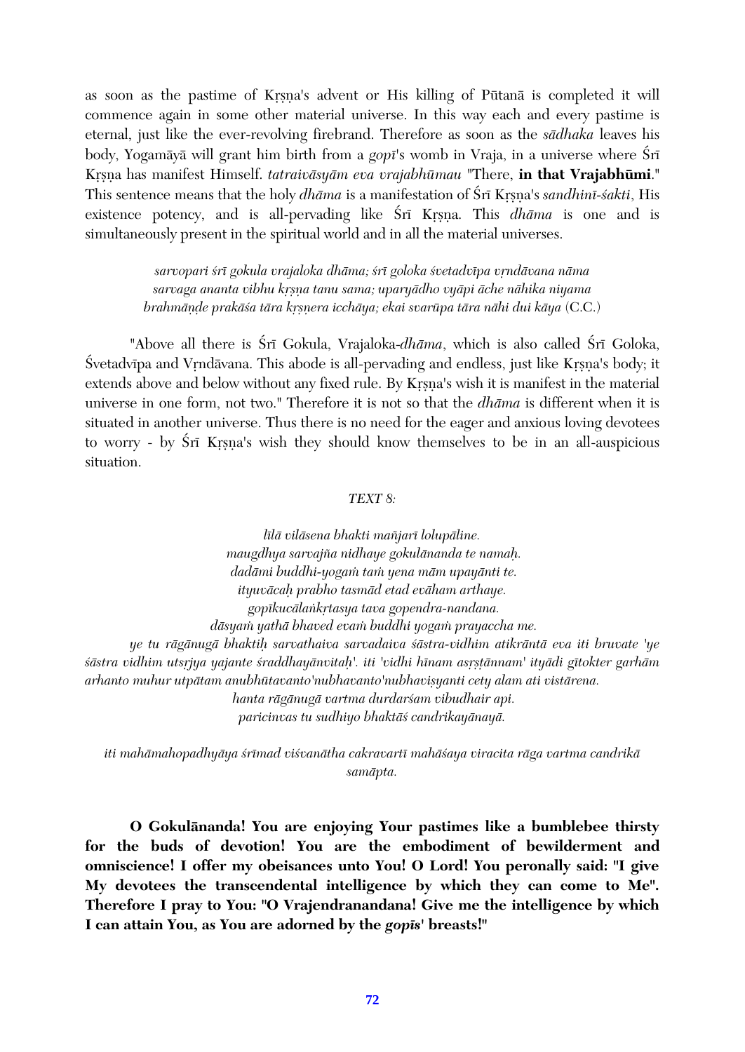as soon as the pastime of Kṛṣṇa's advent or His killing of Pūtanā is completed it will commence again in some other material universe. In this way each and every pastime is eternal, just like the ever-revolving firebrand. Therefore as soon as the *sādhaka* leaves his body, Yogamāyā will grant him birth from a *gopī*'s womb in Vraja, in a universe where Śrī Kṛṣṇa has manifest Himself. *tatraivāsyām eva vrajabhūmau* "There, **in that Vrajabhūmi**." This sentence means that the holy *dhāma* is a manifestation of Śrī Kṛṣṇa's *sandhinī-śakti*, His existence potency, and is all-pervading like Śrī Kṛṣṇa. This *dhāma* is one and is simultaneously present in the spiritual world and in all the material universes.

*sarvopari śrī gokula vrajaloka dhāma; śrī goloka śvetadvīpa vṛndāvana nāma*
*sarvaga ananta vibhu kṛṣṇa tanu sama; uparyādho vyāpi āche nāhika niyama*
*brahmāṇḍe prakāśa tāra kṛṣṇera icchāya; ekai svarūpa tāra nāhi dui kāya* (C.C.)

"Above all there is Śrī Gokula, Vrajaloka-*dhāma*, which is also called Śrī Goloka, Śvetadvīpa and Vṛndāvana. This abode is all-pervading and endless, just like Kṛṣṇa's body; it extends above and below without any fixed rule. By Kṛṣṇa's wish it is manifest in the material universe in one form, not two." Therefore it is not so that the *dhāma* is different when it is situated in another universe. Thus there is no need for the eager and anxious loving devotees to worry - by Śrī Kṛṣṇa's wish they should know themselves to be in an all-auspicious situation.

*TEXT 8:*

*līlā vilāsena bhakti mañjarī lolupāline.*
*maugdhya sarvajña nidhaye gokulānanda te namaḥ.*
*dadāmi buddhi-yogaṁ taṁ yena mām upayānti te.*
*ityuvācaḥ prabho tasmād etad evāham arthaye.*
*gopīkucālaṅkṛtasya tava gopendra-nandana.*
*dāsyaṁ yathā bhaved evaṁ buddhi yogaṁ prayaccha me.*

*ye tu rāgānugā bhaktiḥ sarvathaiva sarvadaiva śāstra-vidhim atikrāntā eva iti bruvate 'ye śāstra vidhim utsṛjya yajante śraddhayānvitaḥ'. iti 'vidhi hīnam asṛṣṭānnam' ityādi gītokter garhām arhanto muhur utpātam anubhūtavanto'nubhavanto'nubhaviṣyanti cety alam ati vistārena.*

*hanta rāgānugā vartma durdarśam vibudhair api.*
*paricinvas tu sudhiyo bhaktāś candrikayānayā.*

*iti mahāmahopadhyāya śrīmad viśvanātha cakravartī mahāśaya viracita rāga vartma candrikā samāpta.*

**O Gokulānanda! You are enjoying Your pastimes like a bumblebee thirsty for the buds of devotion! You are the embodiment of bewilderment and omniscience! I offer my obeisances unto You! O Lord! You peronally said: "I give My devotees the transcendental intelligence by which they can come to Me". Therefore I pray to You: "O Vrajendranandana! Give me the intelligence by which I can attain You, as You are adorned by the *gopīs*' breasts!"**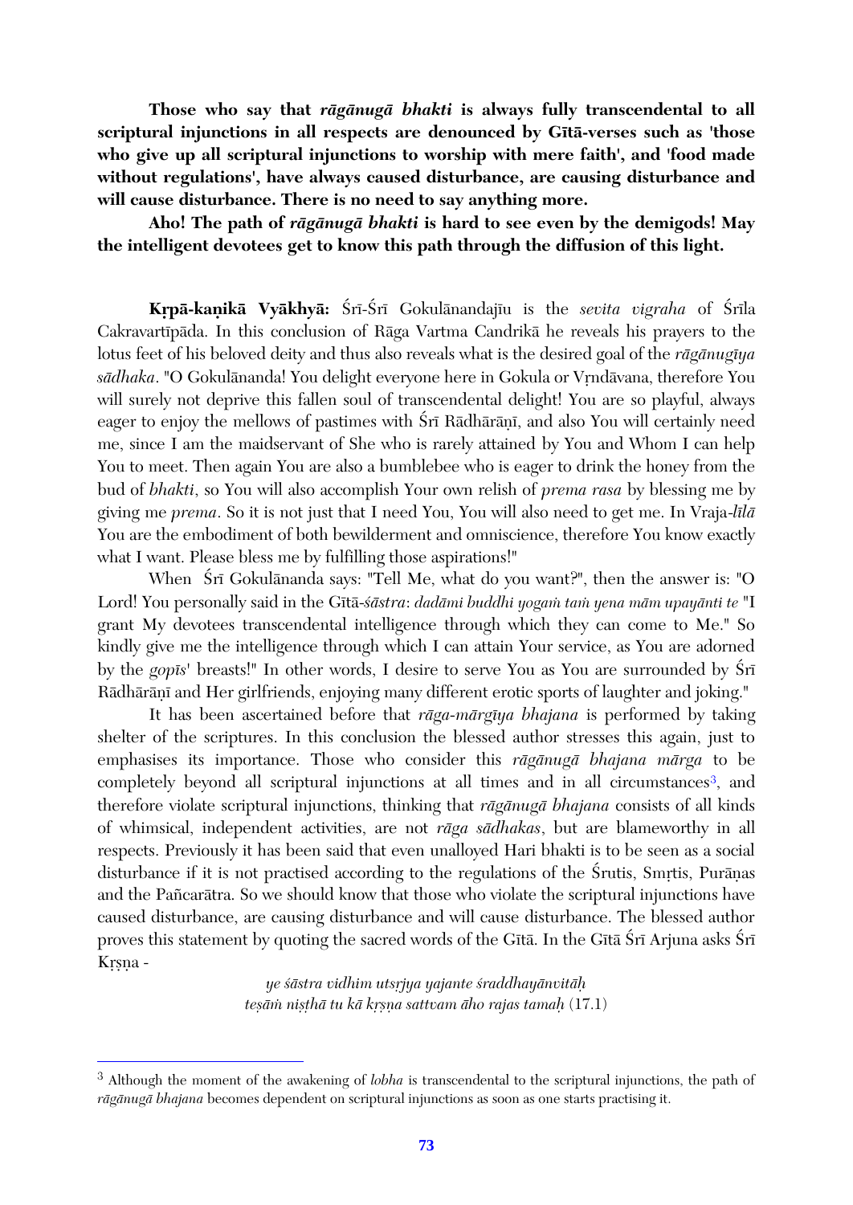**Those who say that *rāgānugā bhakti* is always fully transcendental to all scriptural injunctions in all respects are denounced by Gītā-verses such as 'those who give up all scriptural injunctions to worship with mere faith', and 'food made without regulations', have always caused disturbance, are causing disturbance and will cause disturbance. There is no need to say anything more.**

**Aho! The path of *rāgānugā bhakti* is hard to see even by the demigods! May the intelligent devotees get to know this path through the diffusion of this light.**

**Kṛpā-kaṇikā Vyākhyā:** Śrī-Śrī Gokulānandajīu is the *sevita vigraha* of Śrīla Cakravartīpāda. In this conclusion of Rāga Vartma Candrikā he reveals his prayers to the lotus feet of his beloved deity and thus also reveals what is the desired goal of the *rāgānugīya sādhaka*. "O Gokulānanda! You delight everyone here in Gokula or Vṛndāvana, therefore You will surely not deprive this fallen soul of transcendental delight! You are so playful, always eager to enjoy the mellows of pastimes with Śrī Rādhārāṇī, and also You will certainly need me, since I am the maidservant of She who is rarely attained by You and Whom I can help You to meet. Then again You are also a bumblebee who is eager to drink the honey from the bud of *bhakti*, so You will also accomplish Your own relish of *prema rasa* by blessing me by giving me *prema*. So it is not just that I need You, You will also need to get me. In Vraja-*līlā* You are the embodiment of both bewilderment and omniscience, therefore You know exactly what I want. Please bless me by fulfilling those aspirations!"

When Śrī Gokulānanda says: "Tell Me, what do you want?", then the answer is: "O Lord! You personally said in the Gītā-*śāstra*: *dadāmi buddhi yogaṁ taṁ yena mām upayānti te* "I grant My devotees transcendental intelligence through which they can come to Me." So kindly give me the intelligence through which I can attain Your service, as You are adorned by the *gopīs*' breasts!" In other words, I desire to serve You as You are surrounded by Śrī Rādhārāṇī and Her girlfriends, enjoying many different erotic sports of laughter and joking."

It has been ascertained before that *rāga-mārgīya bhajana* is performed by taking shelter of the scriptures. In this conclusion the blessed author stresses this again, just to emphasises its importance. Those who consider this *rāgānugā bhajana mārga* to be completely beyond all scriptural injunctions at all times and in all circumstances[3], and therefore violate scriptural injunctions, thinking that *rāgānugā bhajana* consists of all kinds of whimsical, independent activities, are not *rāga sādhakas*, but are blameworthy in all respects. Previously it has been said that even unalloyed Hari bhakti is to be seen as a social disturbance if it is not practised according to the regulations of the Śrutis, Smṛtis, Purāṇas and the Pañcarātra. So we should know that those who violate the scriptural injunctions have caused disturbance, are causing disturbance and will cause disturbance. The blessed author proves this statement by quoting the sacred words of the Gītā. In the Gītā Śrī Arjuna asks Śrī Kṛṣṇa -

*ye śāstra vidhim utsṛjya yajante śraddhayānvitāḥ*
*teṣāṁ niṣṭhā tu kā kṛṣṇa sattvam āho rajas tamaḥ* (17.1)

[3] Although the moment of the awakening of *lobha* is transcendental to the scriptural injunctions, the path of *rāgānugā bhajana* becomes dependent on scriptural injunctions as soon as one starts practising it.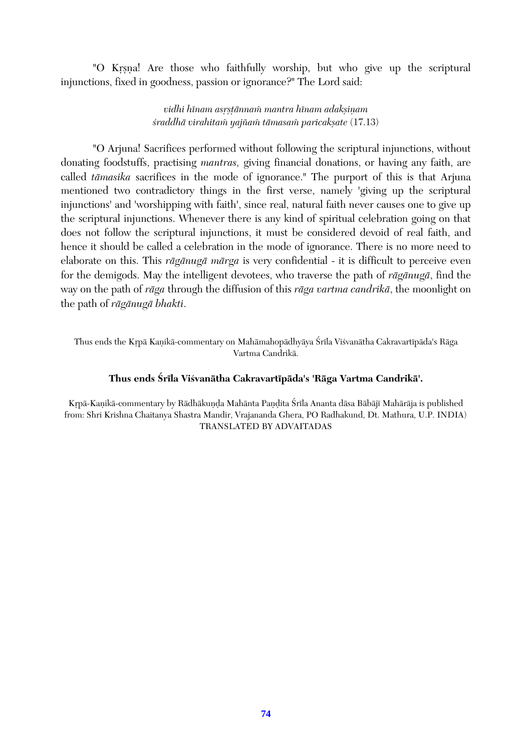"O Kṛṣṇa! Are those who faithfully worship, but who give up the scriptural injunctions, fixed in goodness, passion or ignorance?" The Lord said:

*vidhi hīnam asṛṣṭānnaṁ mantra hīnam adakṣiṇam*
*śraddhā virahitaṁ yajñaṁ tāmasaṁ paricakṣate* (17.13)

"O Arjuna! Sacrifices performed without following the scriptural injunctions, without donating foodstuffs, practising *mantras,* giving financial donations, or having any faith, are called *tāmasika* sacrifices in the mode of ignorance." The purport of this is that Arjuna mentioned two contradictory things in the first verse, namely 'giving up the scriptural injunctions' and 'worshipping with faith', since real, natural faith never causes one to give up the scriptural injunctions. Whenever there is any kind of spiritual celebration going on that does not follow the scriptural injunctions, it must be considered devoid of real faith, and hence it should be called a celebration in the mode of ignorance. There is no more need to elaborate on this. This *rāgānugā mārga* is very confidential - it is difficult to perceive even for the demigods. May the intelligent devotees, who traverse the path of *rāgānugā*, find the way on the path of *rāga* through the diffusion of this *rāga vartma candrikā*, the moonlight on the path of *rāgānugā bhakti*.

Thus ends the Kṛpā Kaṇikā-commentary on Mahāmahopādhyāya Śrīla Viśvanātha Cakravartīpāda's Rāga Vartma Candrikā.

**Thus ends Śrīla Viśvanātha Cakravartīpāda's 'Rāga Vartma Candrikā'.**

Kṛpā-Kaṇikā-commentary by Rādhākuṇḍa Mahānta Paṇḍita Śrīla Ananta dāsa Bābājī Mahārāja is published from: Shri Krishna Chaitanya Shastra Mandir, Vrajananda Ghera, PO Radhakund, Dt. Mathura, U.P. INDIA)
TRANSLATED BY ADVAITADAS